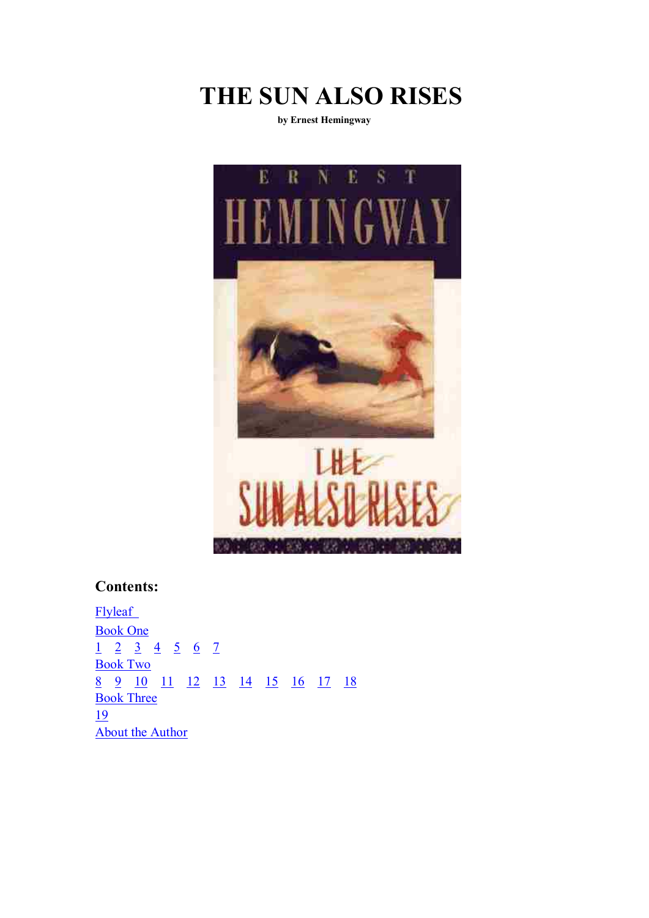# THE SUN ALSO RISES

**by Ernest Hemingway**

## Contents:

Flyleaf

Book One

1 2 3 4 5 6 7

Book Two

8 9 10 11 12 13 14 15 16 17 18

Book Three

19

About the Author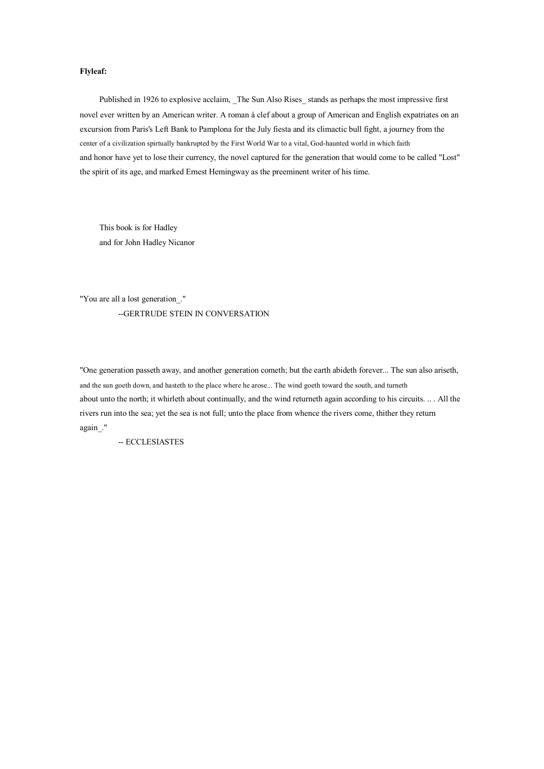**Flyleaf:**

Published in 1926 to explosive acclaim, _The Sun Also Rises_ stands as perhaps the most impressive first novel ever written by an American writer. A roman à clef about a group of American and English expatriates on an excursion from Paris's Left Bank to Pamplona for the July fiesta and its climactic bull fight, a journey from the center of a civilization spirtually bankrupted by the First World War to a vital, God-haunted world in which faith and honor have yet to lose their currency, the novel captured for the generation that would come to be called "Lost" the spirit of its age, and marked Ernest Hemingway as the preeminent writer of his time.

This book is for Hadley
and for John Hadley Nicanor

"You are all a lost generation_."

--GERTRUDE STEIN IN CONVERSATION

"One generation passeth away, and another generation cometh; but the earth abideth forever... The sun also ariseth, and the sun goeth down, and hasteth to the place where he arose... The wind goeth toward the south, and turneth about unto the north; it whirleth about continually, and the wind returneth again according to his circuits. .. . All the rivers run into the sea; yet the sea is not full; unto the place from whence the rivers come, thither they return again_."

-- ECCLESIASTES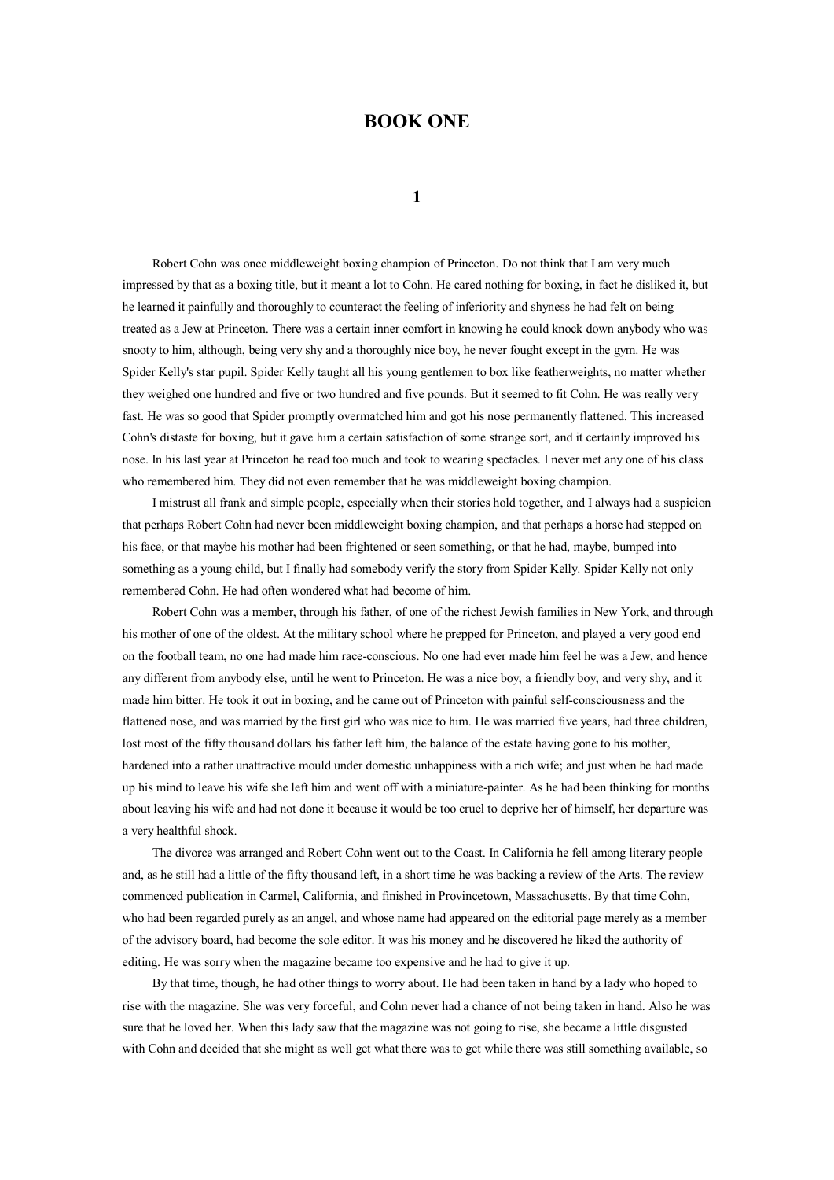# BOOK ONE

## 1

Robert Cohn was once middleweight boxing champion of Princeton. Do not think that I am very much impressed by that as a boxing title, but it meant a lot to Cohn. He cared nothing for boxing, in fact he disliked it, but he learned it painfully and thoroughly to counteract the feeling of inferiority and shyness he had felt on being treated as a Jew at Princeton. There was a certain inner comfort in knowing he could knock down anybody who was snooty to him, although, being very shy and a thoroughly nice boy, he never fought except in the gym. He was Spider Kelly's star pupil. Spider Kelly taught all his young gentlemen to box like featherweights, no matter whether they weighed one hundred and five or two hundred and five pounds. But it seemed to fit Cohn. He was really very fast. He was so good that Spider promptly overmatched him and got his nose permanently flattened. This increased Cohn's distaste for boxing, but it gave him a certain satisfaction of some strange sort, and it certainly improved his nose. In his last year at Princeton he read too much and took to wearing spectacles. I never met any one of his class who remembered him. They did not even remember that he was middleweight boxing champion.

I mistrust all frank and simple people, especially when their stories hold together, and I always had a suspicion that perhaps Robert Cohn had never been middleweight boxing champion, and that perhaps a horse had stepped on his face, or that maybe his mother had been frightened or seen something, or that he had, maybe, bumped into something as a young child, but I finally had somebody verify the story from Spider Kelly. Spider Kelly not only remembered Cohn. He had often wondered what had become of him.

Robert Cohn was a member, through his father, of one of the richest Jewish families in New York, and through his mother of one of the oldest. At the military school where he prepped for Princeton, and played a very good end on the football team, no one had made him race-conscious. No one had ever made him feel he was a Jew, and hence any different from anybody else, until he went to Princeton. He was a nice boy, a friendly boy, and very shy, and it made him bitter. He took it out in boxing, and he came out of Princeton with painful self-consciousness and the flattened nose, and was married by the first girl who was nice to him. He was married five years, had three children, lost most of the fifty thousand dollars his father left him, the balance of the estate having gone to his mother, hardened into a rather unattractive mould under domestic unhappiness with a rich wife; and just when he had made up his mind to leave his wife she left him and went off with a miniature-painter. As he had been thinking for months about leaving his wife and had not done it because it would be too cruel to deprive her of himself, her departure was a very healthful shock.

The divorce was arranged and Robert Cohn went out to the Coast. In California he fell among literary people and, as he still had a little of the fifty thousand left, in a short time he was backing a review of the Arts. The review commenced publication in Carmel, California, and finished in Provincetown, Massachusetts. By that time Cohn, who had been regarded purely as an angel, and whose name had appeared on the editorial page merely as a member of the advisory board, had become the sole editor. It was his money and he discovered he liked the authority of editing. He was sorry when the magazine became too expensive and he had to give it up.

By that time, though, he had other things to worry about. He had been taken in hand by a lady who hoped to rise with the magazine. She was very forceful, and Cohn never had a chance of not being taken in hand. Also he was sure that he loved her. When this lady saw that the magazine was not going to rise, she became a little disgusted with Cohn and decided that she might as well get what there was to get while there was still something available, so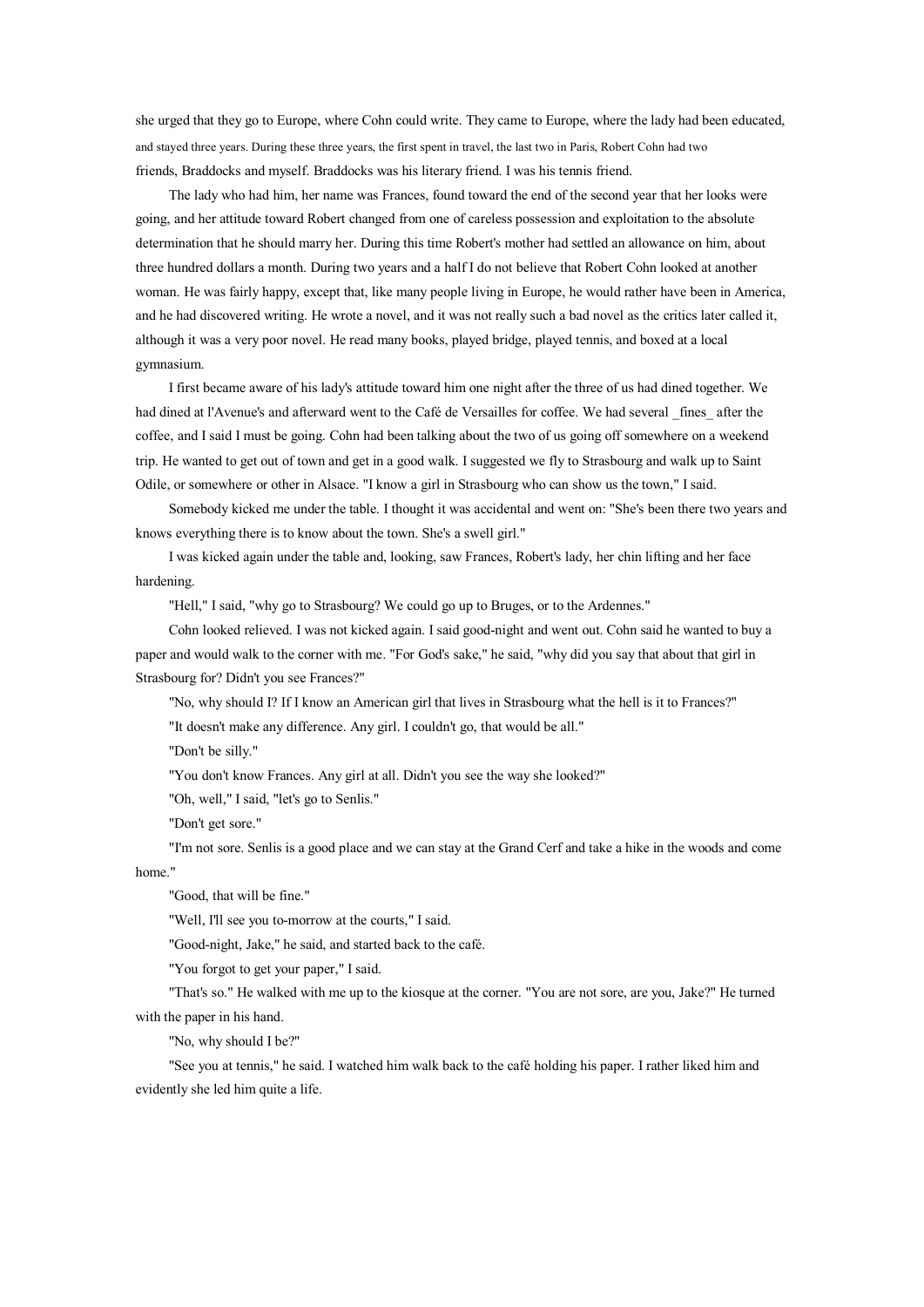she urged that they go to Europe, where Cohn could write. They came to Europe, where the lady had been educated, and stayed three years. During these three years, the first spent in travel, the last two in Paris, Robert Cohn had two friends, Braddocks and myself. Braddocks was his literary friend. I was his tennis friend.

The lady who had him, her name was Frances, found toward the end of the second year that her looks were going, and her attitude toward Robert changed from one of careless possession and exploitation to the absolute determination that he should marry her. During this time Robert's mother had settled an allowance on him, about three hundred dollars a month. During two years and a half I do not believe that Robert Cohn looked at another woman. He was fairly happy, except that, like many people living in Europe, he would rather have been in America, and he had discovered writing. He wrote a novel, and it was not really such a bad novel as the critics later called it, although it was a very poor novel. He read many books, played bridge, played tennis, and boxed at a local gymnasium.

I first became aware of his lady's attitude toward him one night after the three of us had dined together. We had dined at l'Avenue's and afterward went to the Café de Versailles for coffee. We had several _fines_ after the coffee, and I said I must be going. Cohn had been talking about the two of us going off somewhere on a weekend trip. He wanted to get out of town and get in a good walk. I suggested we fly to Strasbourg and walk up to Saint Odile, or somewhere or other in Alsace. "I know a girl in Strasbourg who can show us the town," I said.

Somebody kicked me under the table. I thought it was accidental and went on: "She's been there two years and knows everything there is to know about the town. She's a swell girl."

I was kicked again under the table and, looking, saw Frances, Robert's lady, her chin lifting and her face hardening.

"Hell," I said, "why go to Strasbourg? We could go up to Bruges, or to the Ardennes."

Cohn looked relieved. I was not kicked again. I said good-night and went out. Cohn said he wanted to buy a paper and would walk to the corner with me. "For God's sake," he said, "why did you say that about that girl in Strasbourg for? Didn't you see Frances?"

"No, why should I? If I know an American girl that lives in Strasbourg what the hell is it to Frances?"

"It doesn't make any difference. Any girl. I couldn't go, that would be all."

"Don't be silly."

"You don't know Frances. Any girl at all. Didn't you see the way she looked?"

"Oh, well," I said, "let's go to Senlis."

"Don't get sore."

"I'm not sore. Senlis is a good place and we can stay at the Grand Cerf and take a hike in the woods and come home."

"Good, that will be fine."

"Well, I'll see you to-morrow at the courts," I said.

"Good-night, Jake," he said, and started back to the café.

"You forgot to get your paper," I said.

"That's so." He walked with me up to the kiosque at the corner. "You are not sore, are you, Jake?" He turned with the paper in his hand.

"No, why should I be?"

"See you at tennis," he said. I watched him walk back to the café holding his paper. I rather liked him and evidently she led him quite a life.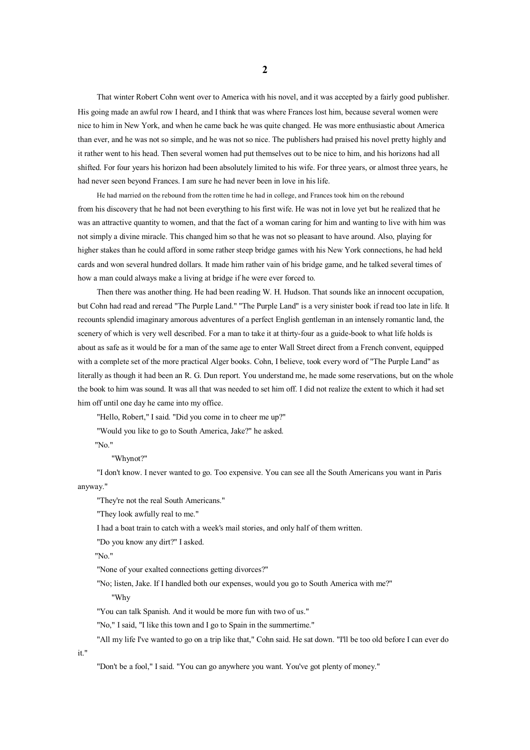## 2

That winter Robert Cohn went over to America with his novel, and it was accepted by a fairly good publisher. His going made an awful row I heard, and I think that was where Frances lost him, because several women were nice to him in New York, and when he came back he was quite changed. He was more enthusiastic about America than ever, and he was not so simple, and he was not so nice. The publishers had praised his novel pretty highly and it rather went to his head. Then several women had put themselves out to be nice to him, and his horizons had all shifted. For four years his horizon had been absolutely limited to his wife. For three years, or almost three years, he had never seen beyond Frances. I am sure he had never been in love in his life.

He had married on the rebound from the rotten time he had in college, and Frances took him on the rebound from his discovery that he had not been everything to his first wife. He was not in love yet but he realized that he was an attractive quantity to women, and that the fact of a woman caring for him and wanting to live with him was not simply a divine miracle. This changed him so that he was not so pleasant to have around. Also, playing for higher stakes than he could afford in some rather steep bridge games with his New York connections, he had held cards and won several hundred dollars. It made him rather vain of his bridge game, and he talked several times of how a man could always make a living at bridge if he were ever forced to.

Then there was another thing. He had been reading W. H. Hudson. That sounds like an innocent occupation, but Cohn had read and reread "The Purple Land." "The Purple Land" is a very sinister book if read too late in life. It recounts splendid imaginary amorous adventures of a perfect English gentleman in an intensely romantic land, the scenery of which is very well described. For a man to take it at thirty-four as a guide-book to what life holds is about as safe as it would be for a man of the same age to enter Wall Street direct from a French convent, equipped with a complete set of the more practical Alger books. Cohn, I believe, took every word of "The Purple Land" as literally as though it had been an R. G. Dun report. You understand me, he made some reservations, but on the whole the book to him was sound. It was all that was needed to set him off. I did not realize the extent to which it had set him off until one day he came into my office.

"Hello, Robert," I said. "Did you come in to cheer me up?"

"Would you like to go to South America, Jake?" he asked.

"No."

"Whynot?"

"I don't know. I never wanted to go. Too expensive. You can see all the South Americans you want in Paris anyway."

"They're not the real South Americans."

"They look awfully real to me."

I had a boat train to catch with a week's mail stories, and only half of them written.

"Do you know any dirt?" I asked.

"No."

"None of your exalted connections getting divorces?"

"No; listen, Jake. If I handled both our expenses, would you go to South America with me?"

"Why

"You can talk Spanish. And it would be more fun with two of us."

"No," I said, "I like this town and I go to Spain in the summertime."

"All my life I've wanted to go on a trip like that," Cohn said. He sat down. "I'll be too old before I can ever do it."

"Don't be a fool," I said. "You can go anywhere you want. You've got plenty of money."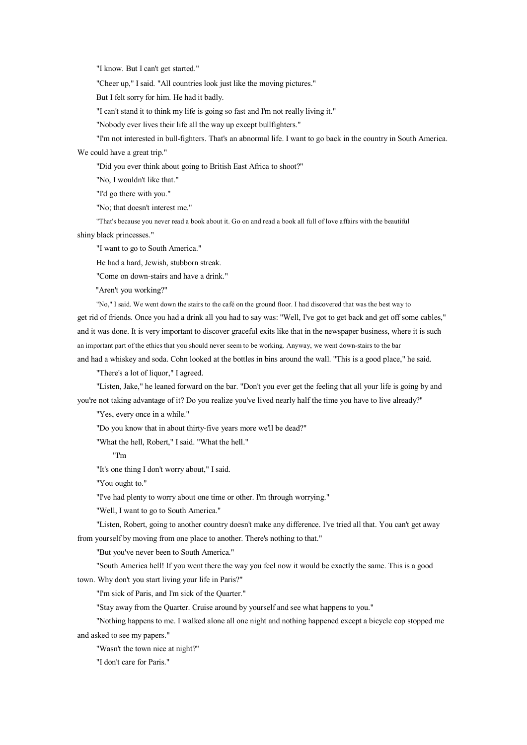"I know. But I can't get started."

"Cheer up," I said. "All countries look just like the moving pictures."

But I felt sorry for him. He had it badly.

"I can't stand it to think my life is going so fast and I'm not really living it."

"Nobody ever lives their life all the way up except bullfighters."

"I'm not interested in bull-fighters. That's an abnormal life. I want to go back in the country in South America. We could have a great trip."

"Did you ever think about going to British East Africa to shoot?"

"No, I wouldn't like that."

"I'd go there with you."

"No; that doesn't interest me."

"That's because you never read a book about it. Go on and read a book all full of love affairs with the beautiful shiny black princesses."

"I want to go to South America."

He had a hard, Jewish, stubborn streak.

"Come on down-stairs and have a drink."

"Aren't you working?"

"No," I said. We went down the stairs to the café on the ground floor. I had discovered that was the best way to get rid of friends. Once you had a drink all you had to say was: "Well, I've got to get back and get off some cables," and it was done. It is very important to discover graceful exits like that in the newspaper business, where it is such an important part of the ethics that you should never seem to be working. Anyway, we went down-stairs to the bar and had a whiskey and soda. Cohn looked at the bottles in bins around the wall. "This is a good place," he said.

"There's a lot of liquor," I agreed.

"Listen, Jake," he leaned forward on the bar. "Don't you ever get the feeling that all your life is going by and you're not taking advantage of it? Do you realize you've lived nearly half the time you have to live already?"

"Yes, every once in a while."

"Do you know that in about thirty-five years more we'll be dead?"

"What the hell, Robert," I said. "What the hell."

"I'm

"It's one thing I don't worry about," I said.

"You ought to."

"I've had plenty to worry about one time or other. I'm through worrying."

"Well, I want to go to South America."

"Listen, Robert, going to another country doesn't make any difference. I've tried all that. You can't get away from yourself by moving from one place to another. There's nothing to that."

"But you've never been to South America."

"South America hell! If you went there the way you feel now it would be exactly the same. This is a good town. Why don't you start living your life in Paris?"

"I'm sick of Paris, and I'm sick of the Quarter."

"Stay away from the Quarter. Cruise around by yourself and see what happens to you."

"Nothing happens to me. I walked alone all one night and nothing happened except a bicycle cop stopped me and asked to see my papers."

"Wasn't the town nice at night?"

"I don't care for Paris."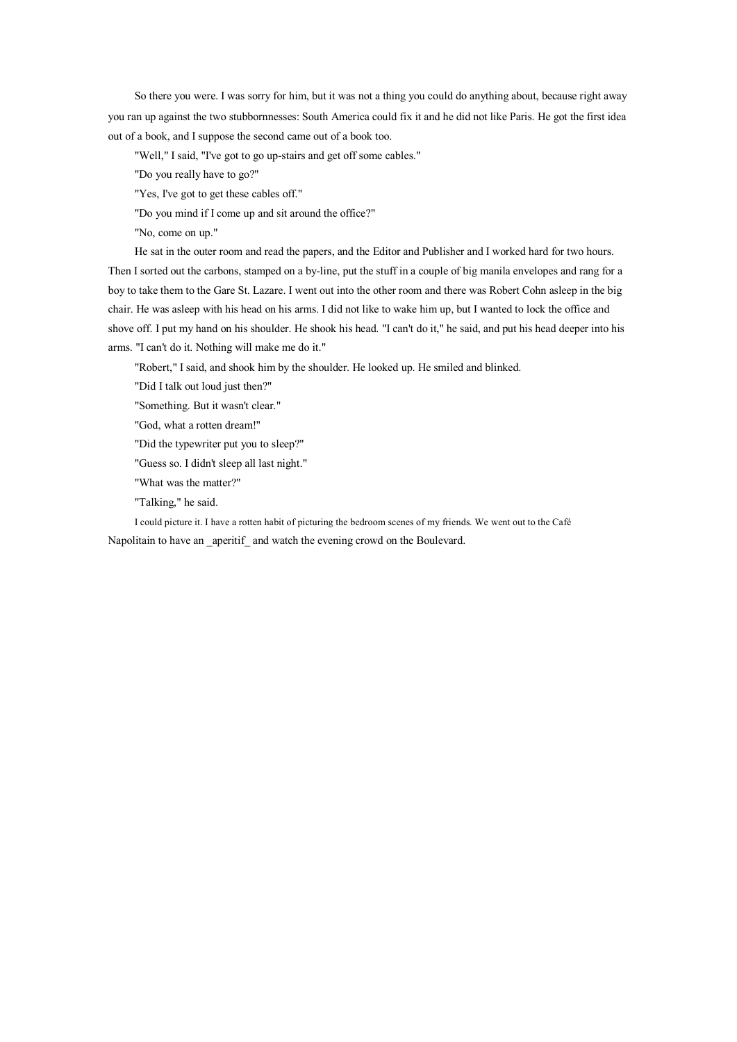So there you were. I was sorry for him, but it was not a thing you could do anything about, because right away you ran up against the two stubbornnesses: South America could fix it and he did not like Paris. He got the first idea out of a book, and I suppose the second came out of a book too.

"Well," I said, "I've got to go up-stairs and get off some cables."

"Do you really have to go?"

"Yes, I've got to get these cables off."

"Do you mind if I come up and sit around the office?"

"No, come on up."

He sat in the outer room and read the papers, and the Editor and Publisher and I worked hard for two hours. Then I sorted out the carbons, stamped on a by-line, put the stuff in a couple of big manila envelopes and rang for a boy to take them to the Gare St. Lazare. I went out into the other room and there was Robert Cohn asleep in the big chair. He was asleep with his head on his arms. I did not like to wake him up, but I wanted to lock the office and shove off. I put my hand on his shoulder. He shook his head. "I can't do it," he said, and put his head deeper into his arms. "I can't do it. Nothing will make me do it."

"Robert," I said, and shook him by the shoulder. He looked up. He smiled and blinked.

"Did I talk out loud just then?"

"Something. But it wasn't clear."

"God, what a rotten dream!"

"Did the typewriter put you to sleep?"

"Guess so. I didn't sleep all last night."

"What was the matter?"

"Talking," he said.

I could picture it. I have a rotten habit of picturing the bedroom scenes of my friends. We went out to the Café Napolitain to have an _aperitif_ and watch the evening crowd on the Boulevard.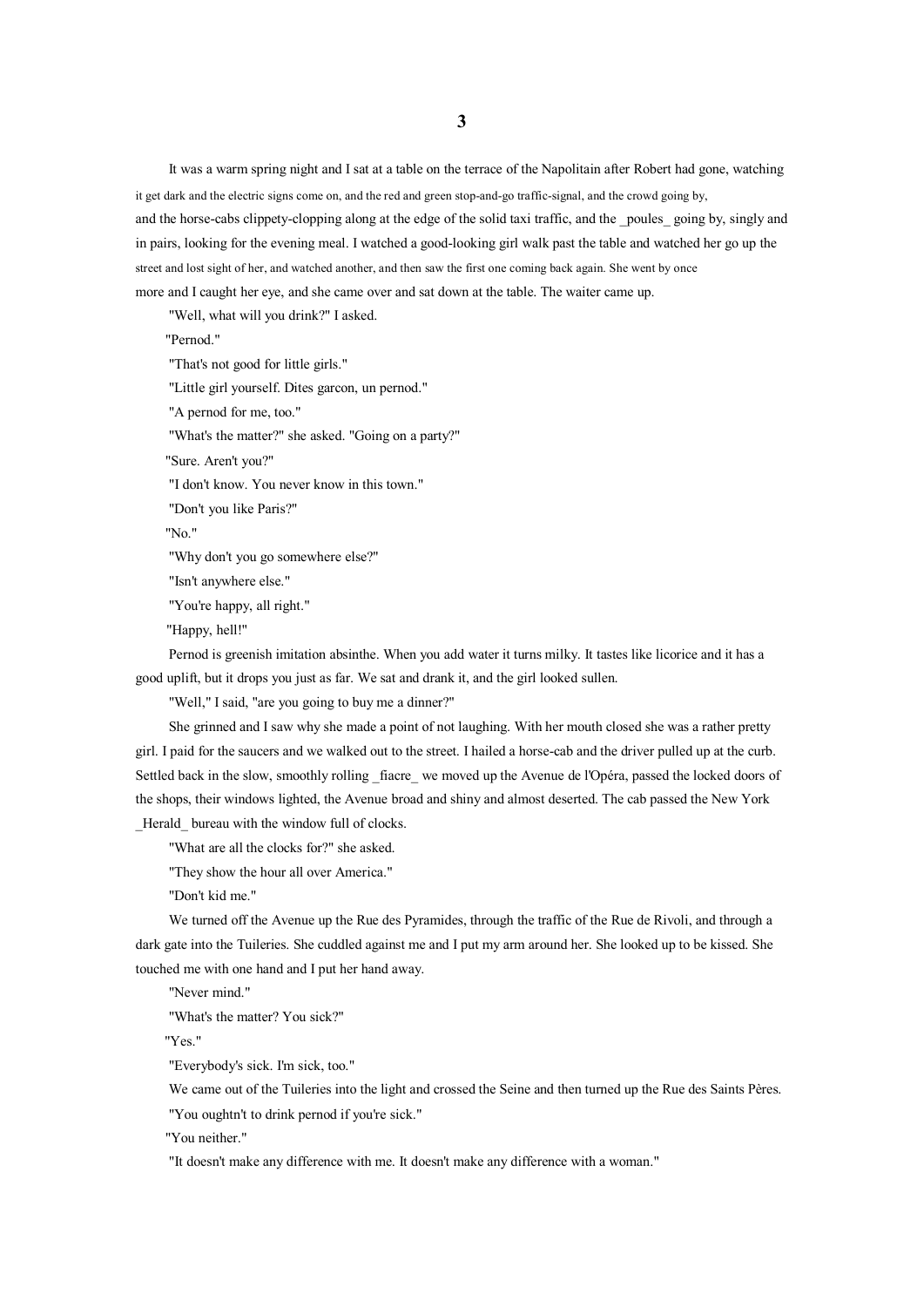## 3

It was a warm spring night and I sat at a table on the terrace of the Napolitain after Robert had gone, watching it get dark and the electric signs come on, and the red and green stop-and-go traffic-signal, and the crowd going by, and the horse-cabs clippety-clopping along at the edge of the solid taxi traffic, and the _poules_ going by, singly and in pairs, looking for the evening meal. I watched a good-looking girl walk past the table and watched her go up the street and lost sight of her, and watched another, and then saw the first one coming back again. She went by once more and I caught her eye, and she came over and sat down at the table. The waiter came up.

"Well, what will you drink?" I asked.

"Pernod."

"That's not good for little girls."

"Little girl yourself. Dites garcon, un pernod."

"A pernod for me, too."

"What's the matter?" she asked. "Going on a party?"

"Sure. Aren't you?"

"I don't know. You never know in this town."

"Don't you like Paris?"

"No."

"Why don't you go somewhere else?"

"Isn't anywhere else."

"You're happy, all right."

"Happy, hell!"

Pernod is greenish imitation absinthe. When you add water it turns milky. It tastes like licorice and it has a good uplift, but it drops you just as far. We sat and drank it, and the girl looked sullen.

"Well," I said, "are you going to buy me a dinner?"

She grinned and I saw why she made a point of not laughing. With her mouth closed she was a rather pretty girl. I paid for the saucers and we walked out to the street. I hailed a horse-cab and the driver pulled up at the curb. Settled back in the slow, smoothly rolling _fiacre_ we moved up the Avenue de l'Opéra, passed the locked doors of the shops, their windows lighted, the Avenue broad and shiny and almost deserted. The cab passed the New York _Herald_ bureau with the window full of clocks.

"What are all the clocks for?" she asked.

"They show the hour all over America."

"Don't kid me."

We turned off the Avenue up the Rue des Pyramides, through the traffic of the Rue de Rivoli, and through a dark gate into the Tuileries. She cuddled against me and I put my arm around her. She looked up to be kissed. She touched me with one hand and I put her hand away.

"Never mind."

"What's the matter? You sick?"

"Yes."

"Everybody's sick. I'm sick, too."

We came out of the Tuileries into the light and crossed the Seine and then turned up the Rue des Saints Pères.

"You oughtn't to drink pernod if you're sick."

"You neither."

"It doesn't make any difference with me. It doesn't make any difference with a woman."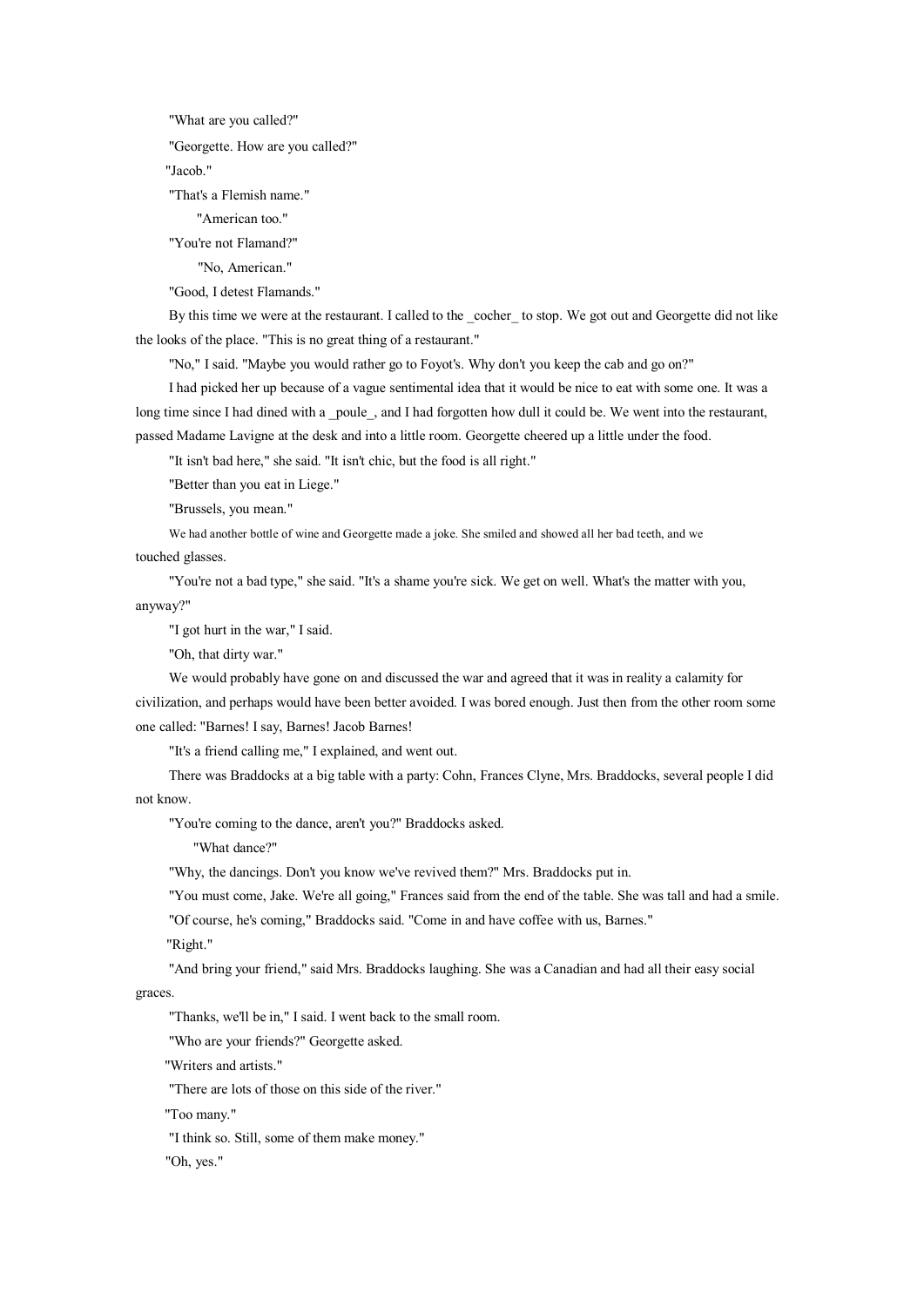"What are you called?"

"Georgette. How are you called?"

"Jacob."

"That's a Flemish name."

"American too."

"You're not Flamand?"

"No, American."

"Good, I detest Flamands."

By this time we were at the restaurant. I called to the _cocher_ to stop. We got out and Georgette did not like the looks of the place. "This is no great thing of a restaurant."

"No," I said. "Maybe you would rather go to Foyot's. Why don't you keep the cab and go on?"

I had picked her up because of a vague sentimental idea that it would be nice to eat with some one. It was a long time since I had dined with a _poule_, and I had forgotten how dull it could be. We went into the restaurant, passed Madame Lavigne at the desk and into a little room. Georgette cheered up a little under the food.

"It isn't bad here," she said. "It isn't chic, but the food is all right."

"Better than you eat in Liege."

"Brussels, you mean."

We had another bottle of wine and Georgette made a joke. She smiled and showed all her bad teeth, and we touched glasses.

"You're not a bad type," she said. "It's a shame you're sick. We get on well. What's the matter with you, anyway?"

"I got hurt in the war," I said.

"Oh, that dirty war."

We would probably have gone on and discussed the war and agreed that it was in reality a calamity for civilization, and perhaps would have been better avoided. I was bored enough. Just then from the other room some one called: "Barnes! I say, Barnes! Jacob Barnes!

"It's a friend calling me," I explained, and went out.

There was Braddocks at a big table with a party: Cohn, Frances Clyne, Mrs. Braddocks, several people I did not know.

"You're coming to the dance, aren't you?" Braddocks asked.

"What dance?"

"Why, the dancings. Don't you know we've revived them?" Mrs. Braddocks put in.

"You must come, Jake. We're all going," Frances said from the end of the table. She was tall and had a smile.

"Of course, he's coming," Braddocks said. "Come in and have coffee with us, Barnes."

"Right."

"And bring your friend," said Mrs. Braddocks laughing. She was a Canadian and had all their easy social graces.

"Thanks, we'll be in," I said. I went back to the small room.

"Who are your friends?" Georgette asked.

"Writers and artists."

"There are lots of those on this side of the river."

"Too many."

"I think so. Still, some of them make money."

"Oh, yes."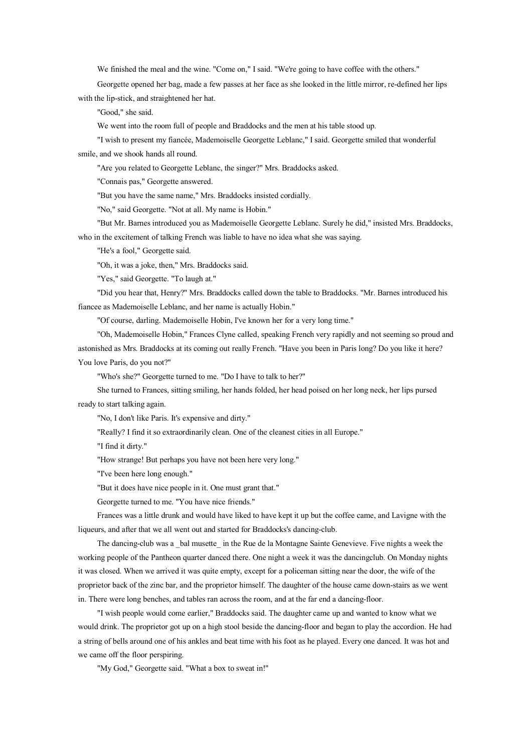We finished the meal and the wine. "Come on," I said. "We're going to have coffee with the others."

Georgette opened her bag, made a few passes at her face as she looked in the little mirror, re-defined her lips with the lip-stick, and straightened her hat.

"Good," she said.

We went into the room full of people and Braddocks and the men at his table stood up.

"I wish to present my fiancée, Mademoiselle Georgette Leblanc," I said. Georgette smiled that wonderful smile, and we shook hands all round.

"Are you related to Georgette Leblanc, the singer?" Mrs. Braddocks asked.

"Connais pas," Georgette answered.

"But you have the same name," Mrs. Braddocks insisted cordially.

"No," said Georgette. "Not at all. My name is Hobin."

"But Mr. Barnes introduced you as Mademoiselle Georgette Leblanc. Surely he did," insisted Mrs. Braddocks, who in the excitement of talking French was liable to have no idea what she was saying.

"He's a fool," Georgette said.

"Oh, it was a joke, then," Mrs. Braddocks said.

"Yes," said Georgette. "To laugh at."

"Did you hear that, Henry?" Mrs. Braddocks called down the table to Braddocks. "Mr. Barnes introduced his fiancee as Mademoiselle Leblanc, and her name is actually Hobin."

"Of course, darling. Mademoiselle Hobin, I've known her for a very long time."

"Oh, Mademoiselle Hobin," Frances Clyne called, speaking French very rapidly and not seeming so proud and astonished as Mrs. Braddocks at its coming out really French. "Have you been in Paris long? Do you like it here? You love Paris, do you not?"

"Who's she?" Georgette turned to me. "Do I have to talk to her?"

She turned to Frances, sitting smiling, her hands folded, her head poised on her long neck, her lips pursed ready to start talking again.

"No, I don't like Paris. It's expensive and dirty."

"Really? I find it so extraordinarily clean. One of the cleanest cities in all Europe."

"I find it dirty."

"How strange! But perhaps you have not been here very long."

"I've been here long enough."

"But it does have nice people in it. One must grant that."

Georgette turned to me. "You have nice friends."

Frances was a little drunk and would have liked to have kept it up but the coffee came, and Lavigne with the liqueurs, and after that we all went out and started for Braddocks's dancing-club.

The dancing-club was a _bal musette_ in the Rue de la Montagne Sainte Genevieve. Five nights a week the working people of the Pantheon quarter danced there. One night a week it was the dancingclub. On Monday nights it was closed. When we arrived it was quite empty, except for a policeman sitting near the door, the wife of the proprietor back of the zinc bar, and the proprietor himself. The daughter of the house came down-stairs as we went in. There were long benches, and tables ran across the room, and at the far end a dancing-floor.

"I wish people would come earlier," Braddocks said. The daughter came up and wanted to know what we would drink. The proprietor got up on a high stool beside the dancing-floor and began to play the accordion. He had a string of bells around one of his ankles and beat time with his foot as he played. Every one danced. It was hot and we came off the floor perspiring.

"My God," Georgette said. "What a box to sweat in!"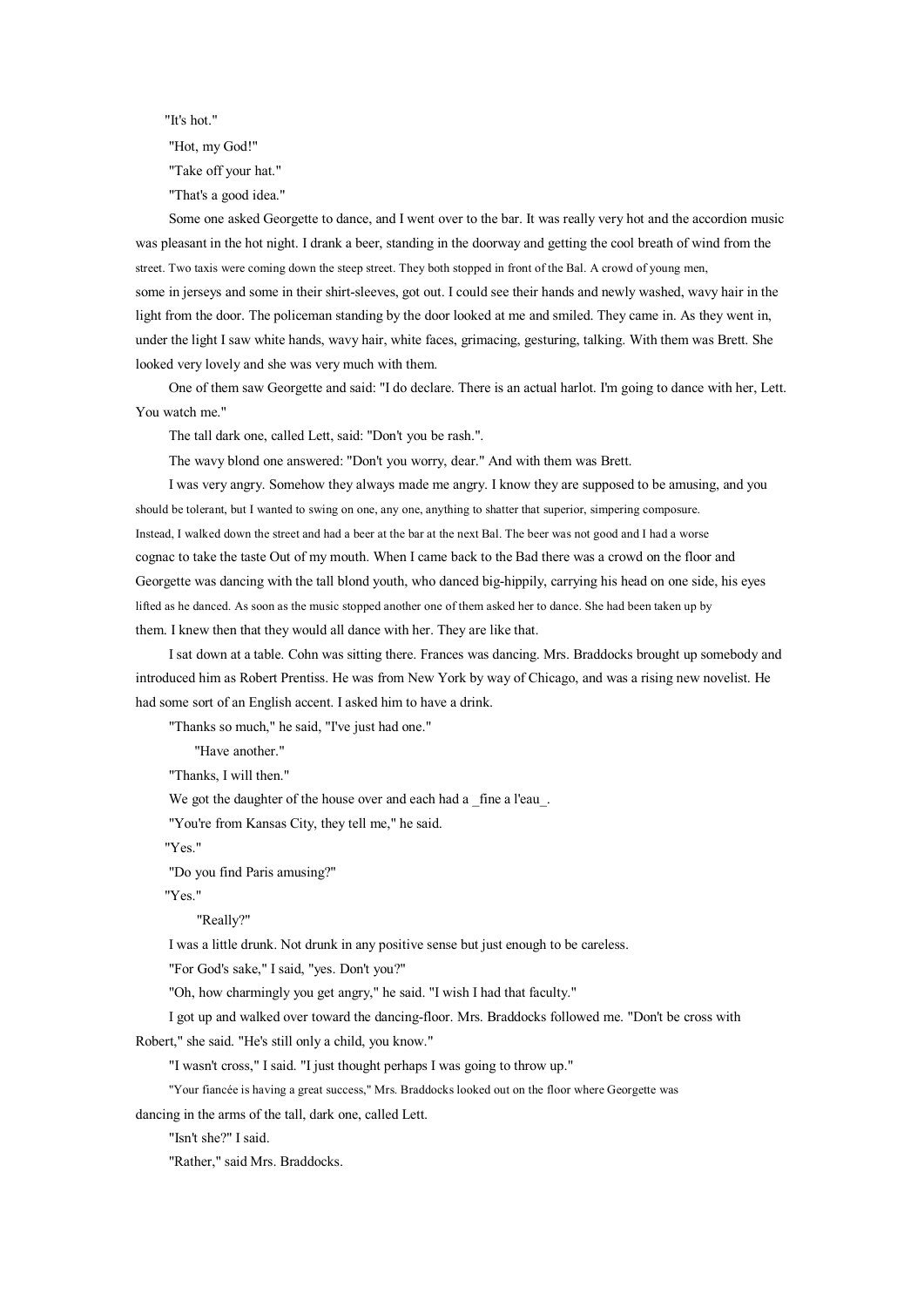"It's hot."

"Hot, my God!"

"Take off your hat."

"That's a good idea."

Some one asked Georgette to dance, and I went over to the bar. It was really very hot and the accordion music was pleasant in the hot night. I drank a beer, standing in the doorway and getting the cool breath of wind from the street. Two taxis were coming down the steep street. They both stopped in front of the Bal. A crowd of young men, some in jerseys and some in their shirt-sleeves, got out. I could see their hands and newly washed, wavy hair in the light from the door. The policeman standing by the door looked at me and smiled. They came in. As they went in, under the light I saw white hands, wavy hair, white faces, grimacing, gesturing, talking. With them was Brett. She looked very lovely and she was very much with them.

One of them saw Georgette and said: "I do declare. There is an actual harlot. I'm going to dance with her, Lett. You watch me."

The tall dark one, called Lett, said: "Don't you be rash.".

The wavy blond one answered: "Don't you worry, dear." And with them was Brett.

I was very angry. Somehow they always made me angry. I know they are supposed to be amusing, and you should be tolerant, but I wanted to swing on one, any one, anything to shatter that superior, simpering composure. Instead, I walked down the street and had a beer at the bar at the next Bal. The beer was not good and I had a worse cognac to take the taste Out of my mouth. When I came back to the Bad there was a crowd on the floor and Georgette was dancing with the tall blond youth, who danced big-hippily, carrying his head on one side, his eyes lifted as he danced. As soon as the music stopped another one of them asked her to dance. She had been taken up by them. I knew then that they would all dance with her. They are like that.

I sat down at a table. Cohn was sitting there. Frances was dancing. Mrs. Braddocks brought up somebody and introduced him as Robert Prentiss. He was from New York by way of Chicago, and was a rising new novelist. He had some sort of an English accent. I asked him to have a drink.

"Thanks so much," he said, "I've just had one."

"Have another."

"Thanks, I will then."

We got the daughter of the house over and each had a _fine a l'eau_.

"You're from Kansas City, they tell me," he said.

"Yes."

"Do you find Paris amusing?"

"Yes."

"Really?"

I was a little drunk. Not drunk in any positive sense but just enough to be careless.

"For God's sake," I said, "yes. Don't you?"

"Oh, how charmingly you get angry," he said. "I wish I had that faculty."

I got up and walked over toward the dancing-floor. Mrs. Braddocks followed me. "Don't be cross with Robert," she said. "He's still only a child, you know."

"I wasn't cross," I said. "I just thought perhaps I was going to throw up."

"Your fiancée is having a great success," Mrs. Braddocks looked out on the floor where Georgette was dancing in the arms of the tall, dark one, called Lett.

"Isn't she?" I said.

"Rather," said Mrs. Braddocks.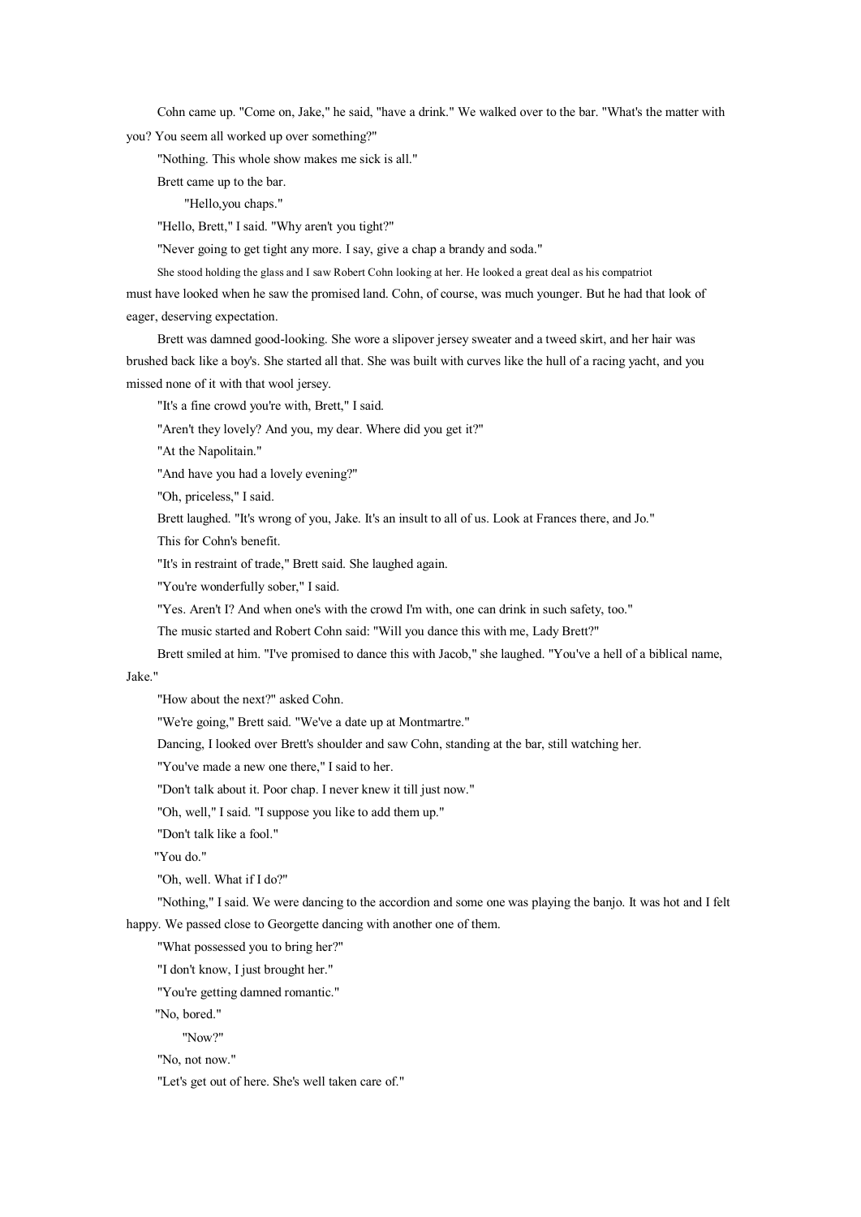Cohn came up. "Come on, Jake," he said, "have a drink." We walked over to the bar. "What's the matter with you? You seem all worked up over something?"

"Nothing. This whole show makes me sick is all."

Brett came up to the bar.

"Hello,you chaps."

"Hello, Brett," I said. "Why aren't you tight?"

"Never going to get tight any more. I say, give a chap a brandy and soda."

She stood holding the glass and I saw Robert Cohn looking at her. He looked a great deal as his compatriot must have looked when he saw the promised land. Cohn, of course, was much younger. But he had that look of eager, deserving expectation.

Brett was damned good-looking. She wore a slipover jersey sweater and a tweed skirt, and her hair was brushed back like a boy's. She started all that. She was built with curves like the hull of a racing yacht, and you missed none of it with that wool jersey.

"It's a fine crowd you're with, Brett," I said.

"Aren't they lovely? And you, my dear. Where did you get it?"

"At the Napolitain."

"And have you had a lovely evening?"

"Oh, priceless," I said.

Brett laughed. "It's wrong of you, Jake. It's an insult to all of us. Look at Frances there, and Jo."

This for Cohn's benefit.

"It's in restraint of trade," Brett said. She laughed again.

"You're wonderfully sober," I said.

"Yes. Aren't I? And when one's with the crowd I'm with, one can drink in such safety, too."

The music started and Robert Cohn said: "Will you dance this with me, Lady Brett?"

Brett smiled at him. "I've promised to dance this with Jacob," she laughed. "You've a hell of a biblical name, Jake."

"How about the next?" asked Cohn.

"We're going," Brett said. "We've a date up at Montmartre."

Dancing, I looked over Brett's shoulder and saw Cohn, standing at the bar, still watching her.

"You've made a new one there," I said to her.

"Don't talk about it. Poor chap. I never knew it till just now."

"Oh, well," I said. "I suppose you like to add them up."

"Don't talk like a fool."

"You do."

"Oh, well. What if I do?"

"Nothing," I said. We were dancing to the accordion and some one was playing the banjo. It was hot and I felt happy. We passed close to Georgette dancing with another one of them.

"What possessed you to bring her?"

"I don't know, I just brought her."

"You're getting damned romantic."

"No, bored."

"Now?"

"No, not now."

"Let's get out of here. She's well taken care of."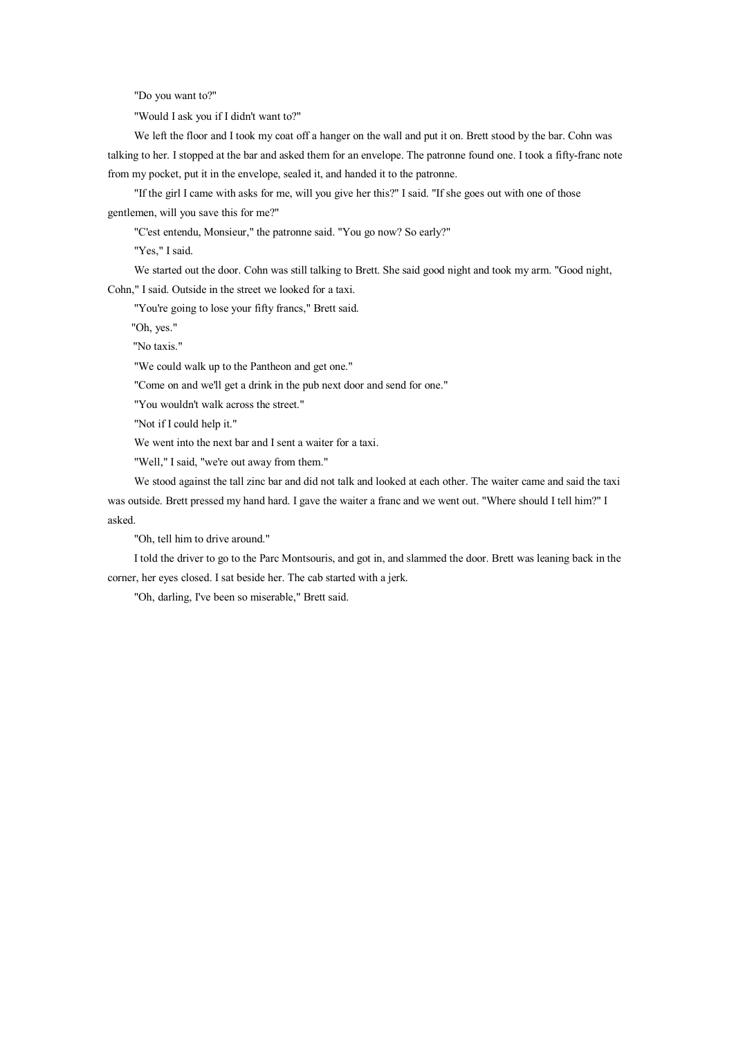"Do you want to?"

"Would I ask you if I didn't want to?"

We left the floor and I took my coat off a hanger on the wall and put it on. Brett stood by the bar. Cohn was talking to her. I stopped at the bar and asked them for an envelope. The patronne found one. I took a fifty-franc note from my pocket, put it in the envelope, sealed it, and handed it to the patronne.

"If the girl I came with asks for me, will you give her this?" I said. "If she goes out with one of those gentlemen, will you save this for me?"

"C'est entendu, Monsieur," the patronne said. "You go now? So early?"

"Yes," I said.

We started out the door. Cohn was still talking to Brett. She said good night and took my arm. "Good night, Cohn," I said. Outside in the street we looked for a taxi.

"You're going to lose your fifty francs," Brett said.

"Oh, yes."

"No taxis."

"We could walk up to the Pantheon and get one."

"Come on and we'll get a drink in the pub next door and send for one."

"You wouldn't walk across the street."

"Not if I could help it."

We went into the next bar and I sent a waiter for a taxi.

"Well," I said, "we're out away from them."

We stood against the tall zinc bar and did not talk and looked at each other. The waiter came and said the taxi was outside. Brett pressed my hand hard. I gave the waiter a franc and we went out. "Where should I tell him?" I asked.

"Oh, tell him to drive around."

I told the driver to go to the Parc Montsouris, and got in, and slammed the door. Brett was leaning back in the corner, her eyes closed. I sat beside her. The cab started with a jerk.

"Oh, darling, I've been so miserable," Brett said.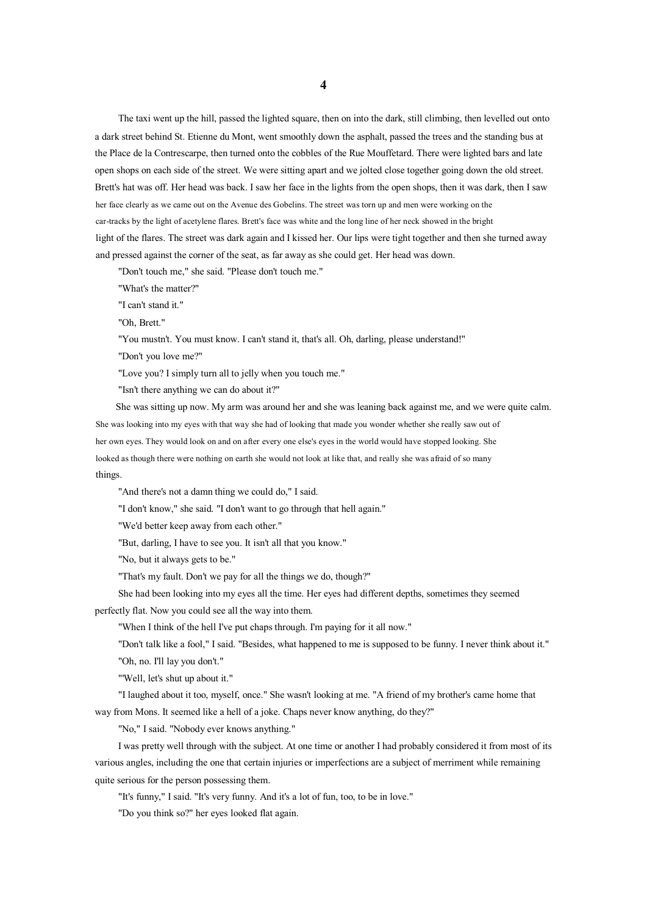# 4

The taxi went up the hill, passed the lighted square, then on into the dark, still climbing, then levelled out onto a dark street behind St. Etienne du Mont, went smoothly down the asphalt, passed the trees and the standing bus at the Place de la Contrescarpe, then turned onto the cobbles of the Rue Mouffetard. There were lighted bars and late open shops on each side of the street. We were sitting apart and we jolted close together going down the old street. Brett's hat was off. Her head was back. I saw her face in the lights from the open shops, then it was dark, then I saw her face clearly as we came out on the Avenue des Gobelins. The street was torn up and men were working on the car-tracks by the light of acetylene flares. Brett's face was white and the long line of her neck showed in the bright light of the flares. The street was dark again and I kissed her. Our lips were tight together and then she turned away and pressed against the corner of the seat, as far away as she could get. Her head was down.

"Don't touch me," she said. "Please don't touch me."

"What's the matter?"

"I can't stand it."

"Oh, Brett."

"You mustn't. You must know. I can't stand it, that's all. Oh, darling, please understand!"

"Don't you love me?"

"Love you? I simply turn all to jelly when you touch me."

"Isn't there anything we can do about it?"

She was sitting up now. My arm was around her and she was leaning back against me, and we were quite calm. She was looking into my eyes with that way she had of looking that made you wonder whether she really saw out of her own eyes. They would look on and on after every one else's eyes in the world would have stopped looking. She looked as though there were nothing on earth she would not look at like that, and really she was afraid of so many things.

"And there's not a damn thing we could do," I said.

"I don't know," she said. "I don't want to go through that hell again."

"We'd better keep away from each other."

"But, darling, I have to see you. It isn't all that you know."

"No, but it always gets to be."

"That's my fault. Don't we pay for all the things we do, though?"

She had been looking into my eyes all the time. Her eyes had different depths, sometimes they seemed perfectly flat. Now you could see all the way into them.

"When I think of the hell I've put chaps through. I'm paying for it all now."

"Don't talk like a fool," I said. "Besides, what happened to me is supposed to be funny. I never think about it."

"Oh, no. I'll lay you don't."

"'Well, let's shut up about it."

"I laughed about it too, myself, once." She wasn't looking at me. "A friend of my brother's came home that way from Mons. It seemed like a hell of a joke. Chaps never know anything, do they?"

"No," I said. "Nobody ever knows anything."

I was pretty well through with the subject. At one time or another I had probably considered it from most of its various angles, including the one that certain injuries or imperfections are a subject of merriment while remaining quite serious for the person possessing them.

"It's funny," I said. "It's very funny. And it's a lot of fun, too, to be in love."

"Do you think so?" her eyes looked flat again.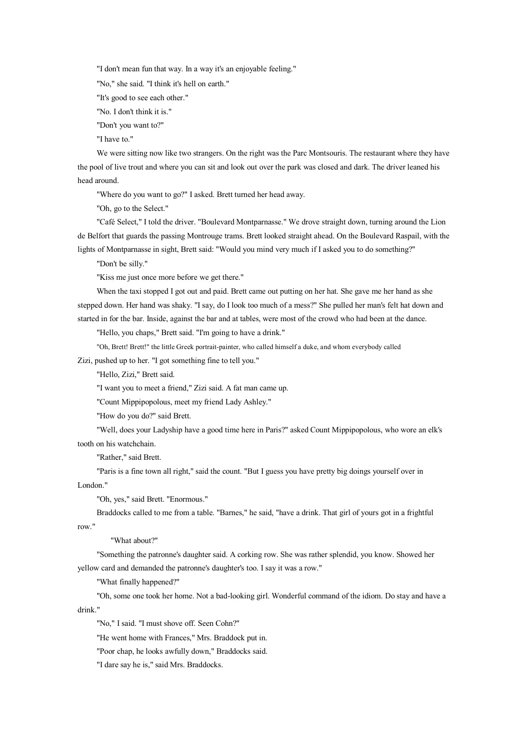"I don't mean fun that way. In a way it's an enjoyable feeling."

"No," she said. "I think it's hell on earth."

"It's good to see each other."

"No. I don't think it is."

"Don't you want to?"

"I have to."

We were sitting now like two strangers. On the right was the Parc Montsouris. The restaurant where they have the pool of live trout and where you can sit and look out over the park was closed and dark. The driver leaned his head around.

"Where do you want to go?" I asked. Brett turned her head away.

"Oh, go to the Select."

"Café Select," I told the driver. "Boulevard Montparnasse." We drove straight down, turning around the Lion de Belfort that guards the passing Montrouge trams. Brett looked straight ahead. On the Boulevard Raspail, with the lights of Montparnasse in sight, Brett said: "Would you mind very much if I asked you to do something?"

"Don't be silly."

"Kiss me just once more before we get there."

When the taxi stopped I got out and paid. Brett came out putting on her hat. She gave me her hand as she stepped down. Her hand was shaky. "I say, do I look too much of a mess?" She pulled her man's felt hat down and started in for the bar. Inside, against the bar and at tables, were most of the crowd who had been at the dance.

"Hello, you chaps," Brett said. "I'm going to have a drink."

"Oh, Brett! Brett!" the little Greek portrait-painter, who called himself a duke, and whom everybody called Zizi, pushed up to her. "I got something fine to tell you."

"Hello, Zizi," Brett said.

"I want you to meet a friend," Zizi said. A fat man came up.

"Count Mippipopolous, meet my friend Lady Ashley."

"How do you do?" said Brett.

"Well, does your Ladyship have a good time here in Paris?" asked Count Mippipopolous, who wore an elk's tooth on his watchchain.

"Rather," said Brett.

"Paris is a fine town all right," said the count. "But I guess you have pretty big doings yourself over in London."

"Oh, yes," said Brett. "Enormous."

Braddocks called to me from a table. "Barnes," he said, "have a drink. That girl of yours got in a frightful row."

"What about?"

"Something the patronne's daughter said. A corking row. She was rather splendid, you know. Showed her yellow card and demanded the patronne's daughter's too. I say it was a row."

"What finally happened?"

"Oh, some one took her home. Not a bad-looking girl. Wonderful command of the idiom. Do stay and have a drink."

"No," I said. "I must shove off. Seen Cohn?"

"He went home with Frances," Mrs. Braddock put in.

"Poor chap, he looks awfully down," Braddocks said.

"I dare say he is," said Mrs. Braddocks.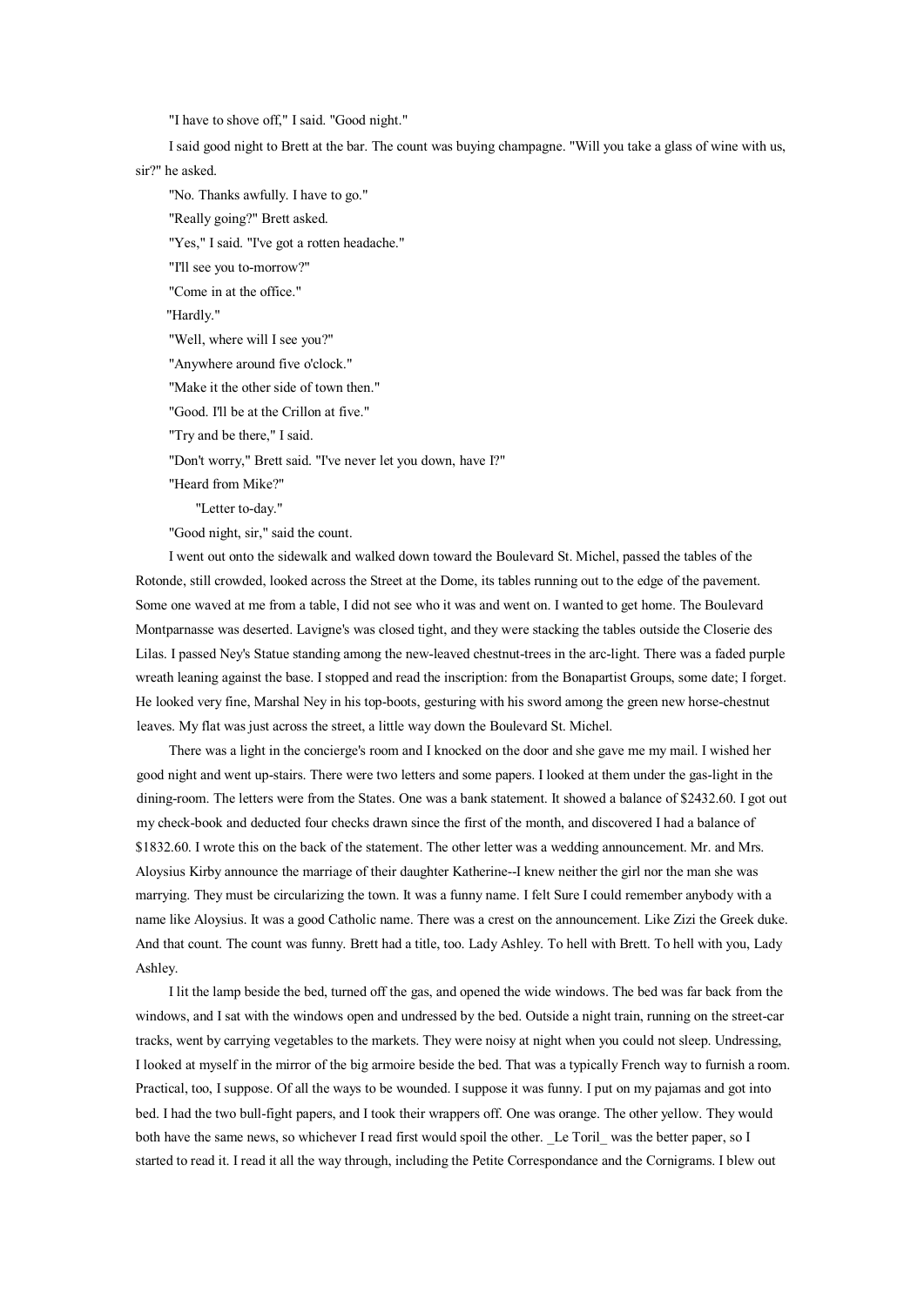"I have to shove off," I said. "Good night."

I said good night to Brett at the bar. The count was buying champagne. "Will you take a glass of wine with us, sir?" he asked.

"No. Thanks awfully. I have to go."

"Really going?" Brett asked.

"Yes," I said. "I've got a rotten headache."

"I'll see you to-morrow?"

"Come in at the office."

"Hardly."

"Well, where will I see you?"

"Anywhere around five o'clock."

"Make it the other side of town then."

"Good. I'll be at the Crillon at five."

"Try and be there," I said.

"Don't worry," Brett said. "I've never let you down, have I?"

"Heard from Mike?"

"Letter to-day."

"Good night, sir," said the count.

I went out onto the sidewalk and walked down toward the Boulevard St. Michel, passed the tables of the Rotonde, still crowded, looked across the Street at the Dome, its tables running out to the edge of the pavement. Some one waved at me from a table, I did not see who it was and went on. I wanted to get home. The Boulevard Montparnasse was deserted. Lavigne's was closed tight, and they were stacking the tables outside the Closerie des Lilas. I passed Ney's Statue standing among the new-leaved chestnut-trees in the arc-light. There was a faded purple wreath leaning against the base. I stopped and read the inscription: from the Bonapartist Groups, some date; I forget. He looked very fine, Marshal Ney in his top-boots, gesturing with his sword among the green new horse-chestnut leaves. My flat was just across the street, a little way down the Boulevard St. Michel.

There was a light in the concierge's room and I knocked on the door and she gave me my mail. I wished her good night and went up-stairs. There were two letters and some papers. I looked at them under the gas-light in the dining-room. The letters were from the States. One was a bank statement. It showed a balance of $2432.60. I got out my check-book and deducted four checks drawn since the first of the month, and discovered I had a balance of $1832.60. I wrote this on the back of the statement. The other letter was a wedding announcement. Mr. and Mrs. Aloysius Kirby announce the marriage of their daughter Katherine--I knew neither the girl nor the man she was marrying. They must be circularizing the town. It was a funny name. I felt Sure I could remember anybody with a name like Aloysius. It was a good Catholic name. There was a crest on the announcement. Like Zizi the Greek duke. And that count. The count was funny. Brett had a title, too. Lady Ashley. To hell with Brett. To hell with you, Lady Ashley.

I lit the lamp beside the bed, turned off the gas, and opened the wide windows. The bed was far back from the windows, and I sat with the windows open and undressed by the bed. Outside a night train, running on the street-car tracks, went by carrying vegetables to the markets. They were noisy at night when you could not sleep. Undressing, I looked at myself in the mirror of the big armoire beside the bed. That was a typically French way to furnish a room. Practical, too, I suppose. Of all the ways to be wounded. I suppose it was funny. I put on my pajamas and got into bed. I had the two bull-fight papers, and I took their wrappers off. One was orange. The other yellow. They would both have the same news, so whichever I read first would spoil the other. _Le Toril_ was the better paper, so I started to read it. I read it all the way through, including the Petite Correspondance and the Cornigrams. I blew out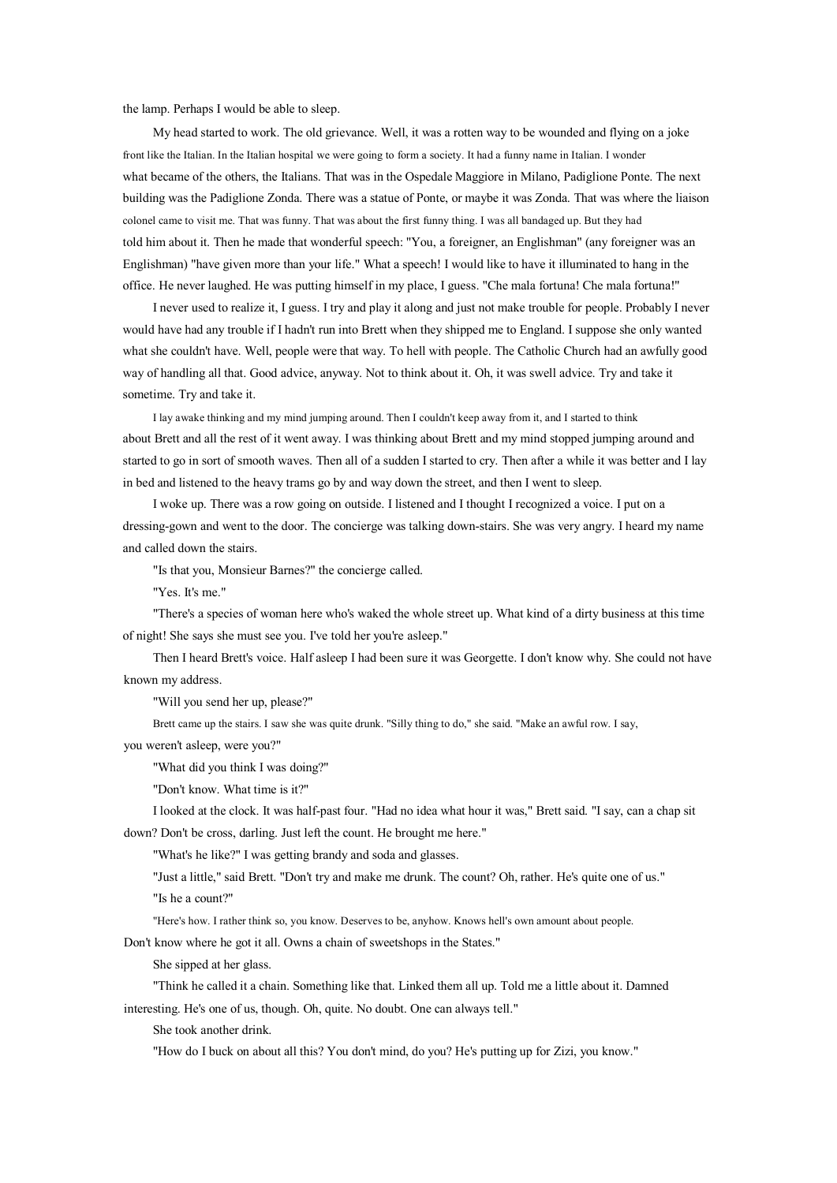the lamp. Perhaps I would be able to sleep.

My head started to work. The old grievance. Well, it was a rotten way to be wounded and flying on a joke front like the Italian. In the Italian hospital we were going to form a society. It had a funny name in Italian. I wonder what became of the others, the Italians. That was in the Ospedale Maggiore in Milano, Padiglione Ponte. The next building was the Padiglione Zonda. There was a statue of Ponte, or maybe it was Zonda. That was where the liaison colonel came to visit me. That was funny. That was about the first funny thing. I was all bandaged up. But they had told him about it. Then he made that wonderful speech: "You, a foreigner, an Englishman" (any foreigner was an Englishman) "have given more than your life." What a speech! I would like to have it illuminated to hang in the office. He never laughed. He was putting himself in my place, I guess. "Che mala fortuna! Che mala fortuna!"

I never used to realize it, I guess. I try and play it along and just not make trouble for people. Probably I never would have had any trouble if I hadn't run into Brett when they shipped me to England. I suppose she only wanted what she couldn't have. Well, people were that way. To hell with people. The Catholic Church had an awfully good way of handling all that. Good advice, anyway. Not to think about it. Oh, it was swell advice. Try and take it sometime. Try and take it.

I lay awake thinking and my mind jumping around. Then I couldn't keep away from it, and I started to think about Brett and all the rest of it went away. I was thinking about Brett and my mind stopped jumping around and started to go in sort of smooth waves. Then all of a sudden I started to cry. Then after a while it was better and I lay in bed and listened to the heavy trams go by and way down the street, and then I went to sleep.

I woke up. There was a row going on outside. I listened and I thought I recognized a voice. I put on a dressing-gown and went to the door. The concierge was talking down-stairs. She was very angry. I heard my name and called down the stairs.

"Is that you, Monsieur Barnes?" the concierge called.

"Yes. It's me."

"There's a species of woman here who's waked the whole street up. What kind of a dirty business at this time of night! She says she must see you. I've told her you're asleep."

Then I heard Brett's voice. Half asleep I had been sure it was Georgette. I don't know why. She could not have known my address.

"Will you send her up, please?"

Brett came up the stairs. I saw she was quite drunk. "Silly thing to do," she said. "Make an awful row. I say, you weren't asleep, were you?"

"What did you think I was doing?"

"Don't know. What time is it?"

I looked at the clock. It was half-past four. "Had no idea what hour it was," Brett said. "I say, can a chap sit down? Don't be cross, darling. Just left the count. He brought me here."

"What's he like?" I was getting brandy and soda and glasses.

"Just a little," said Brett. "Don't try and make me drunk. The count? Oh, rather. He's quite one of us."

"Is he a count?"

"Here's how. I rather think so, you know. Deserves to be, anyhow. Knows hell's own amount about people. Don't know where he got it all. Owns a chain of sweetshops in the States."

She sipped at her glass.

"Think he called it a chain. Something like that. Linked them all up. Told me a little about it. Damned interesting. He's one of us, though. Oh, quite. No doubt. One can always tell."

She took another drink.

"How do I buck on about all this? You don't mind, do you? He's putting up for Zizi, you know."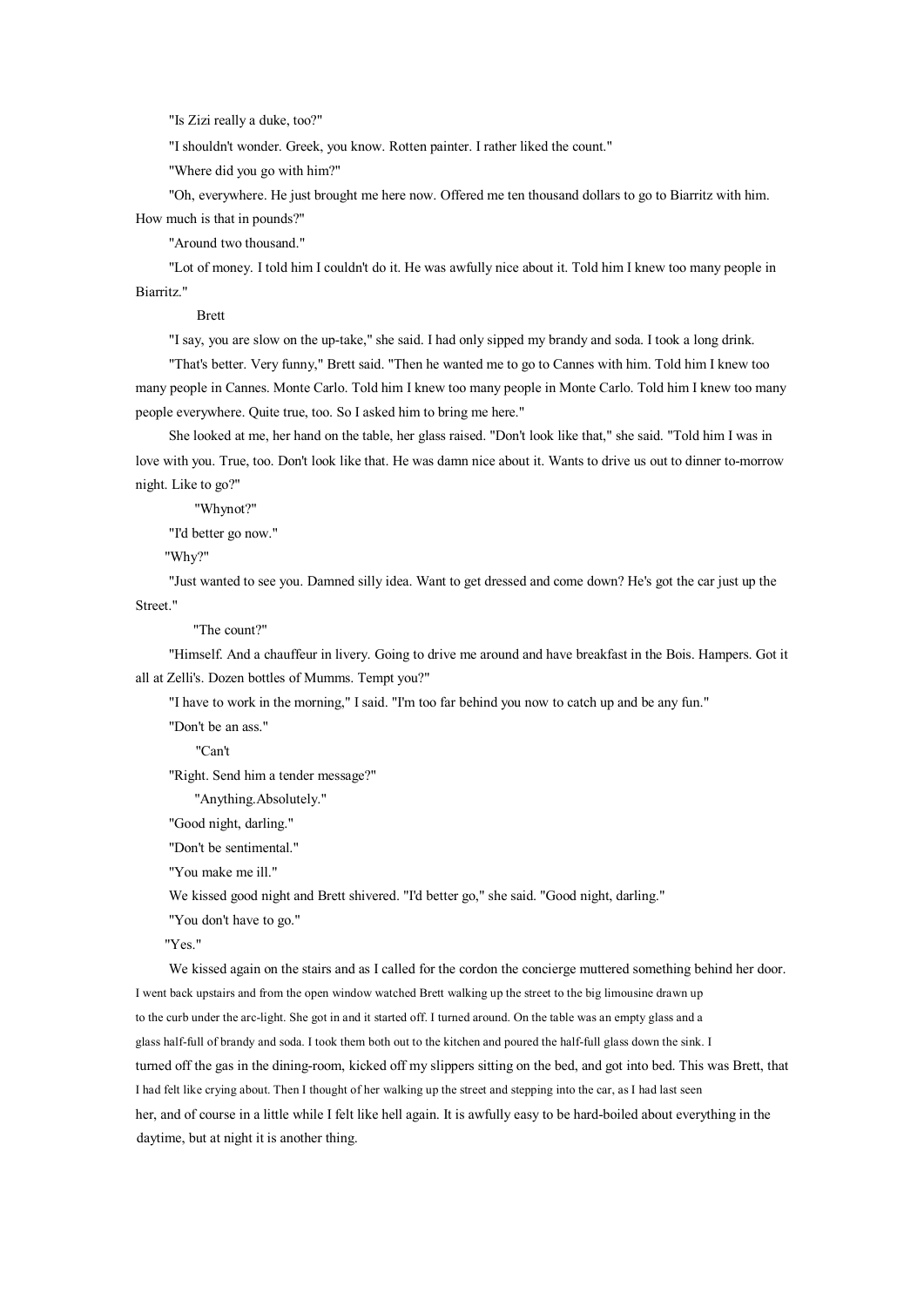"Is Zizi really a duke, too?"

"I shouldn't wonder. Greek, you know. Rotten painter. I rather liked the count."

"Where did you go with him?"

"Oh, everywhere. He just brought me here now. Offered me ten thousand dollars to go to Biarritz with him. How much is that in pounds?"

"Around two thousand."

"Lot of money. I told him I couldn't do it. He was awfully nice about it. Told him I knew too many people in Biarritz."

Brett

"I say, you are slow on the up-take," she said. I had only sipped my brandy and soda. I took a long drink.

"That's better. Very funny," Brett said. "Then he wanted me to go to Cannes with him. Told him I knew too many people in Cannes. Monte Carlo. Told him I knew too many people in Monte Carlo. Told him I knew too many people everywhere. Quite true, too. So I asked him to bring me here."

She looked at me, her hand on the table, her glass raised. "Don't look like that," she said. "Told him I was in love with you. True, too. Don't look like that. He was damn nice about it. Wants to drive us out to dinner to-morrow night. Like to go?"

"Whynot?"

"I'd better go now."

"Why?"

"Just wanted to see you. Damned silly idea. Want to get dressed and come down? He's got the car just up the Street."

"The count?"

"Himself. And a chauffeur in livery. Going to drive me around and have breakfast in the Bois. Hampers. Got it all at Zelli's. Dozen bottles of Mumms. Tempt you?"

"I have to work in the morning," I said. "I'm too far behind you now to catch up and be any fun."

"Don't be an ass."

"Can't

"Right. Send him a tender message?"

"Anything.Absolutely."

"Good night, darling."

"Don't be sentimental."

"You make me ill."

We kissed good night and Brett shivered. "I'd better go," she said. "Good night, darling."

"You don't have to go."

"Yes."

We kissed again on the stairs and as I called for the cordon the concierge muttered something behind her door. I went back upstairs and from the open window watched Brett walking up the street to the big limousine drawn up to the curb under the arc-light. She got in and it started off. I turned around. On the table was an empty glass and a glass half-full of brandy and soda. I took them both out to the kitchen and poured the half-full glass down the sink. I turned off the gas in the dining-room, kicked off my slippers sitting on the bed, and got into bed. This was Brett, that I had felt like crying about. Then I thought of her walking up the street and stepping into the car, as I had last seen her, and of course in a little while I felt like hell again. It is awfully easy to be hard-boiled about everything in the daytime, but at night it is another thing.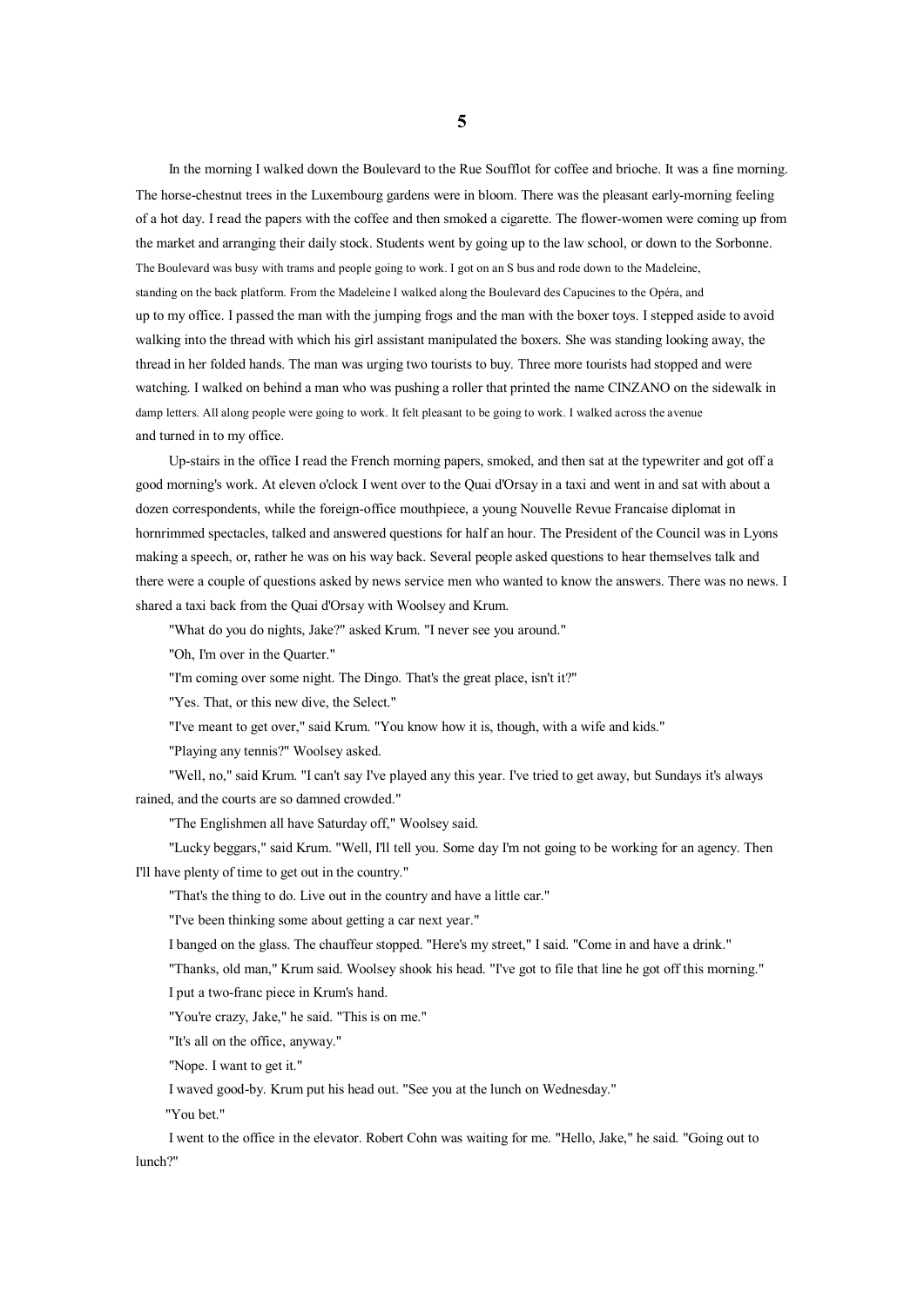# 5

In the morning I walked down the Boulevard to the Rue Soufflot for coffee and brioche. It was a fine morning. The horse-chestnut trees in the Luxembourg gardens were in bloom. There was the pleasant early-morning feeling of a hot day. I read the papers with the coffee and then smoked a cigarette. The flower-women were coming up from the market and arranging their daily stock. Students went by going up to the law school, or down to the Sorbonne. The Boulevard was busy with trams and people going to work. I got on an S bus and rode down to the Madeleine, standing on the back platform. From the Madeleine I walked along the Boulevard des Capucines to the Opéra, and up to my office. I passed the man with the jumping frogs and the man with the boxer toys. I stepped aside to avoid walking into the thread with which his girl assistant manipulated the boxers. She was standing looking away, the thread in her folded hands. The man was urging two tourists to buy. Three more tourists had stopped and were watching. I walked on behind a man who was pushing a roller that printed the name CINZANO on the sidewalk in damp letters. All along people were going to work. It felt pleasant to be going to work. I walked across the avenue and turned in to my office.

Up-stairs in the office I read the French morning papers, smoked, and then sat at the typewriter and got off a good morning's work. At eleven o'clock I went over to the Quai d'Orsay in a taxi and went in and sat with about a dozen correspondents, while the foreign-office mouthpiece, a young Nouvelle Revue Francaise diplomat in hornrimmed spectacles, talked and answered questions for half an hour. The President of the Council was in Lyons making a speech, or, rather he was on his way back. Several people asked questions to hear themselves talk and there were a couple of questions asked by news service men who wanted to know the answers. There was no news. I shared a taxi back from the Quai d'Orsay with Woolsey and Krum.

"What do you do nights, Jake?" asked Krum. "I never see you around."

"Oh, I'm over in the Quarter."

"I'm coming over some night. The Dingo. That's the great place, isn't it?"

"Yes. That, or this new dive, the Select."

"I've meant to get over," said Krum. "You know how it is, though, with a wife and kids."

"Playing any tennis?" Woolsey asked.

"Well, no," said Krum. "I can't say I've played any this year. I've tried to get away, but Sundays it's always rained, and the courts are so damned crowded."

"The Englishmen all have Saturday off," Woolsey said.

"Lucky beggars," said Krum. "Well, I'll tell you. Some day I'm not going to be working for an agency. Then I'll have plenty of time to get out in the country."

"That's the thing to do. Live out in the country and have a little car."

"I've been thinking some about getting a car next year."

I banged on the glass. The chauffeur stopped. "Here's my street," I said. "Come in and have a drink."

"Thanks, old man," Krum said. Woolsey shook his head. "I've got to file that line he got off this morning."

I put a two-franc piece in Krum's hand.

"You're crazy, Jake," he said. "This is on me."

"It's all on the office, anyway."

"Nope. I want to get it."

I waved good-by. Krum put his head out. "See you at the lunch on Wednesday."

"You bet."

I went to the office in the elevator. Robert Cohn was waiting for me. "Hello, Jake," he said. "Going out to lunch?"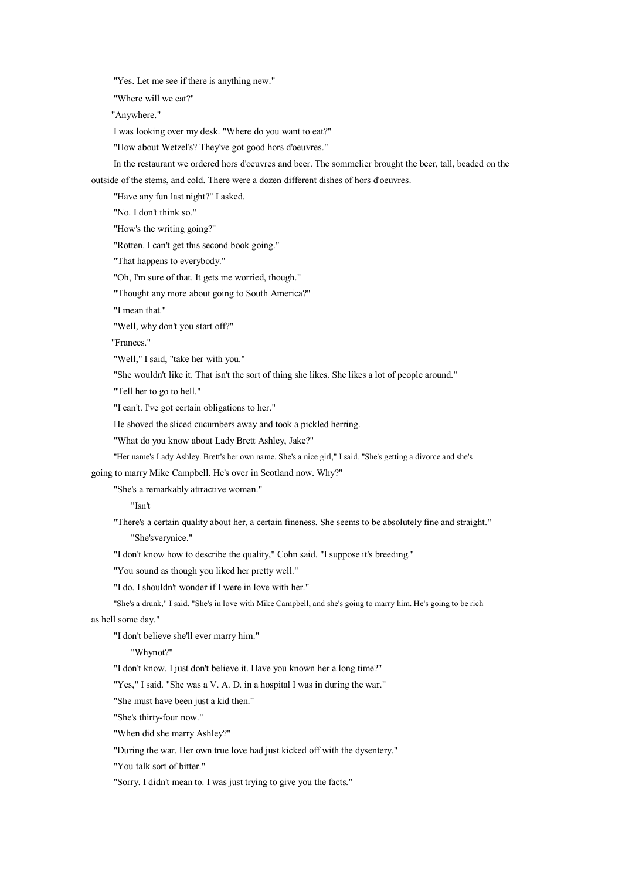"Yes. Let me see if there is anything new."

"Where will we eat?"

"Anywhere."

I was looking over my desk. "Where do you want to eat?"

"How about Wetzel's? They've got good hors d'oeuvres."

In the restaurant we ordered hors d'oeuvres and beer. The sommelier brought the beer, tall, beaded on the outside of the stems, and cold. There were a dozen different dishes of hors d'oeuvres.

"Have any fun last night?" I asked.

"No. I don't think so."

"How's the writing going?"

"Rotten. I can't get this second book going."

"That happens to everybody."

"Oh, I'm sure of that. It gets me worried, though."

"Thought any more about going to South America?"

"I mean that."

"Well, why don't you start off?"

"Frances."

"Well," I said, "take her with you."

"She wouldn't like it. That isn't the sort of thing she likes. She likes a lot of people around."

"Tell her to go to hell."

"I can't. I've got certain obligations to her."

He shoved the sliced cucumbers away and took a pickled herring.

"What do you know about Lady Brett Ashley, Jake?"

"Her name's Lady Ashley. Brett's her own name. She's a nice girl," I said. "She's getting a divorce and she's going to marry Mike Campbell. He's over in Scotland now. Why?"

"She's a remarkably attractive woman."

"Isn't

"There's a certain quality about her, a certain fineness. She seems to be absolutely fine and straight."

"She'sverynice."

"I don't know how to describe the quality," Cohn said. "I suppose it's breeding."

"You sound as though you liked her pretty well."

"I do. I shouldn't wonder if I were in love with her."

"She's a drunk," I said. "She's in love with Mike Campbell, and she's going to marry him. He's going to be rich as hell some day."

"I don't believe she'll ever marry him."

"Whynot?"

"I don't know. I just don't believe it. Have you known her a long time?"

"Yes," I said. "She was a V. A. D. in a hospital I was in during the war."

"She must have been just a kid then."

"She's thirty-four now."

"When did she marry Ashley?"

"During the war. Her own true love had just kicked off with the dysentery."

"You talk sort of bitter."

"Sorry. I didn't mean to. I was just trying to give you the facts."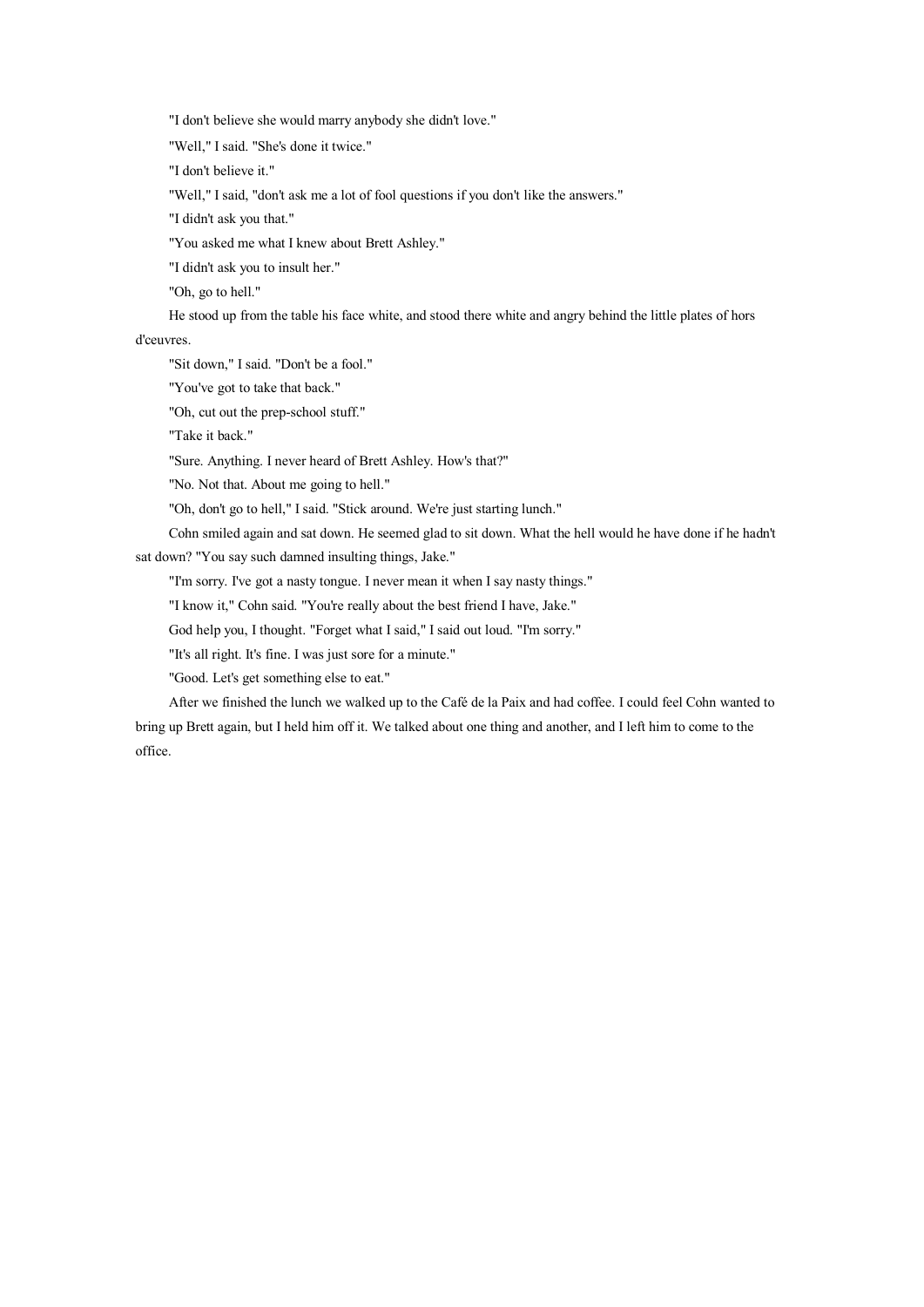"I don't believe she would marry anybody she didn't love."

"Well," I said. "She's done it twice."

"I don't believe it."

"Well," I said, "don't ask me a lot of fool questions if you don't like the answers."

"I didn't ask you that."

"You asked me what I knew about Brett Ashley."

"I didn't ask you to insult her."

"Oh, go to hell."

He stood up from the table his face white, and stood there white and angry behind the little plates of hors d'ceuvres.

"Sit down," I said. "Don't be a fool."

"You've got to take that back."

"Oh, cut out the prep-school stuff."

"Take it back."

"Sure. Anything. I never heard of Brett Ashley. How's that?"

"No. Not that. About me going to hell."

"Oh, don't go to hell," I said. "Stick around. We're just starting lunch."

Cohn smiled again and sat down. He seemed glad to sit down. What the hell would he have done if he hadn't sat down? "You say such damned insulting things, Jake."

"I'm sorry. I've got a nasty tongue. I never mean it when I say nasty things."

"I know it," Cohn said. "You're really about the best friend I have, Jake."

God help you, I thought. "Forget what I said," I said out loud. "I'm sorry."

"It's all right. It's fine. I was just sore for a minute."

"Good. Let's get something else to eat."

After we finished the lunch we walked up to the Café de la Paix and had coffee. I could feel Cohn wanted to bring up Brett again, but I held him off it. We talked about one thing and another, and I left him to come to the office.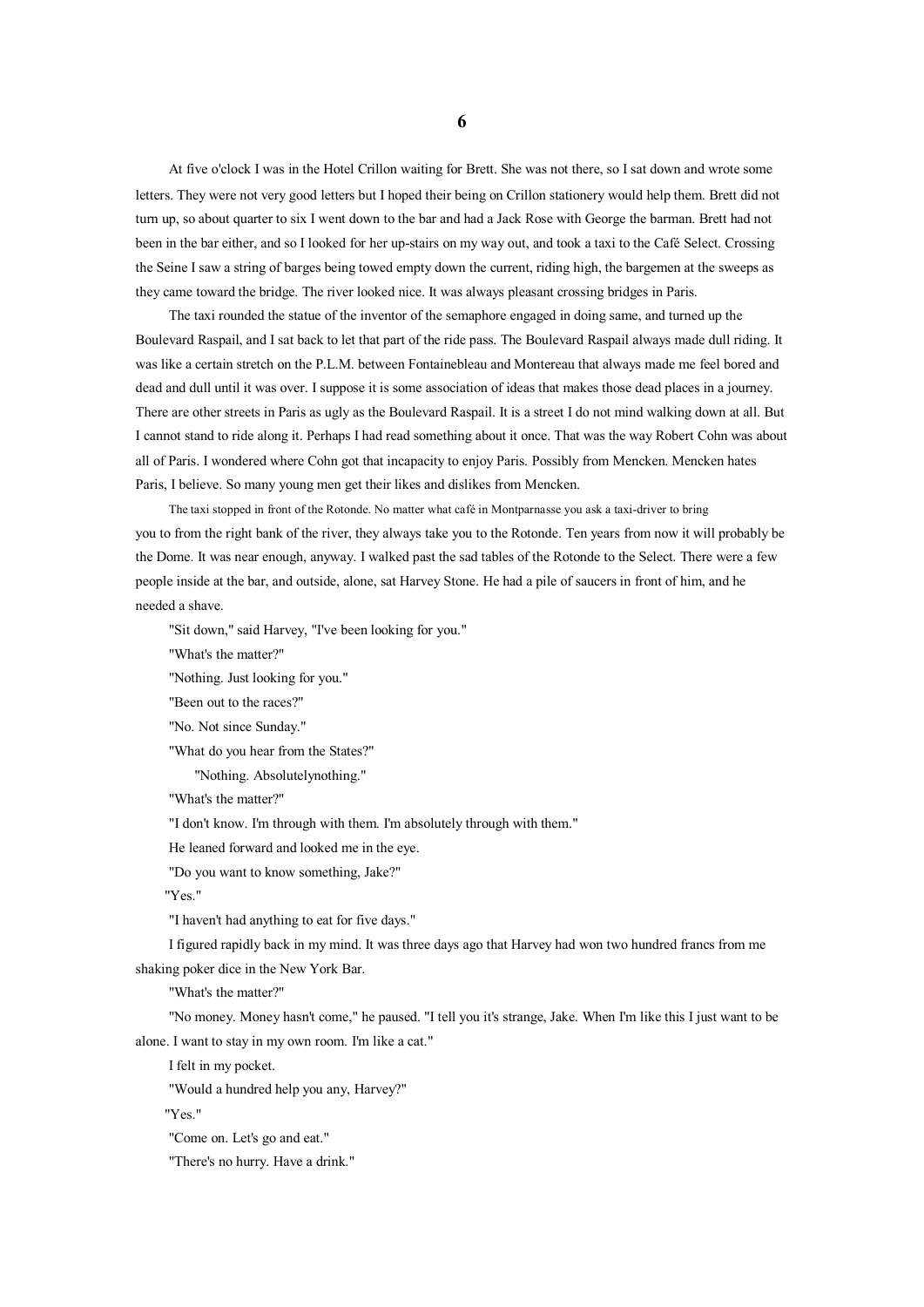# 6

At five o'clock I was in the Hotel Crillon waiting for Brett. She was not there, so I sat down and wrote some letters. They were not very good letters but I hoped their being on Crillon stationery would help them. Brett did not turn up, so about quarter to six I went down to the bar and had a Jack Rose with George the barman. Brett had not been in the bar either, and so I looked for her up-stairs on my way out, and took a taxi to the Café Select. Crossing the Seine I saw a string of barges being towed empty down the current, riding high, the bargemen at the sweeps as they came toward the bridge. The river looked nice. It was always pleasant crossing bridges in Paris.

The taxi rounded the statue of the inventor of the semaphore engaged in doing same, and turned up the Boulevard Raspail, and I sat back to let that part of the ride pass. The Boulevard Raspail always made dull riding. It was like a certain stretch on the P.L.M. between Fontainebleau and Montereau that always made me feel bored and dead and dull until it was over. I suppose it is some association of ideas that makes those dead places in a journey. There are other streets in Paris as ugly as the Boulevard Raspail. It is a street I do not mind walking down at all. But I cannot stand to ride along it. Perhaps I had read something about it once. That was the way Robert Cohn was about all of Paris. I wondered where Cohn got that incapacity to enjoy Paris. Possibly from Mencken. Mencken hates Paris, I believe. So many young men get their likes and dislikes from Mencken.

The taxi stopped in front of the Rotonde. No matter what café in Montparnasse you ask a taxi-driver to bring you to from the right bank of the river, they always take you to the Rotonde. Ten years from now it will probably be the Dome. It was near enough, anyway. I walked past the sad tables of the Rotonde to the Select. There were a few people inside at the bar, and outside, alone, sat Harvey Stone. He had a pile of saucers in front of him, and he needed a shave.

"Sit down," said Harvey, "I've been looking for you."

"What's the matter?"

"Nothing. Just looking for you."

"Been out to the races?"

"No. Not since Sunday."

"What do you hear from the States?"

"Nothing. Absolutelynothing."

"What's the matter?"

"I don't know. I'm through with them. I'm absolutely through with them."

He leaned forward and looked me in the eye.

"Do you want to know something, Jake?"

"Yes."

"I haven't had anything to eat for five days."

I figured rapidly back in my mind. It was three days ago that Harvey had won two hundred francs from me shaking poker dice in the New York Bar.

"What's the matter?"

"No money. Money hasn't come," he paused. "I tell you it's strange, Jake. When I'm like this I just want to be alone. I want to stay in my own room. I'm like a cat."

I felt in my pocket.

"Would a hundred help you any, Harvey?"

"Yes."

"Come on. Let's go and eat."

"There's no hurry. Have a drink."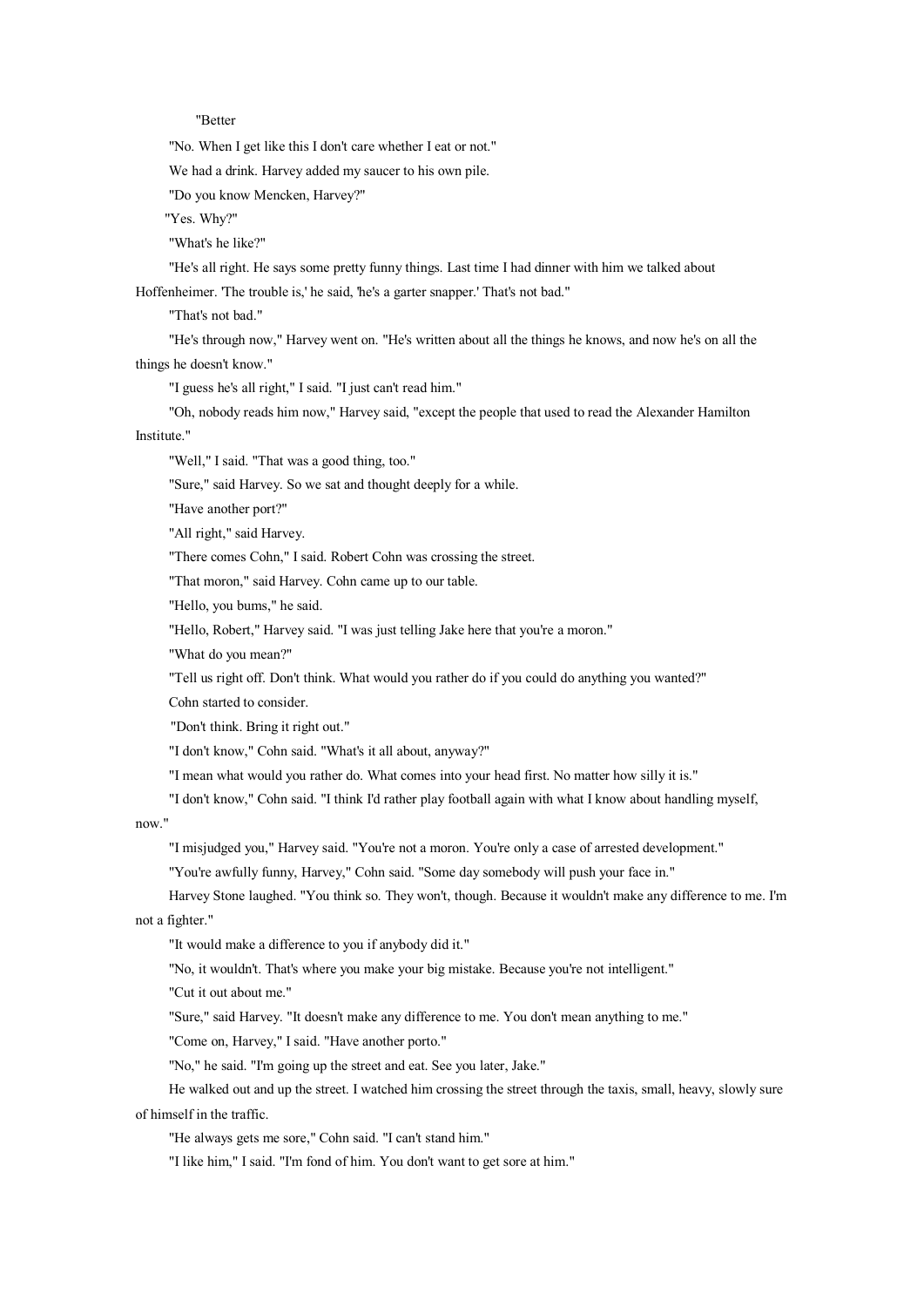"Better

"No. When I get like this I don't care whether I eat or not."

We had a drink. Harvey added my saucer to his own pile.

"Do you know Mencken, Harvey?"

"Yes. Why?"

"What's he like?"

"He's all right. He says some pretty funny things. Last time I had dinner with him we talked about Hoffenheimer. 'The trouble is,' he said, 'he's a garter snapper.' That's not bad."

"That's not bad."

"He's through now," Harvey went on. "He's written about all the things he knows, and now he's on all the things he doesn't know."

"I guess he's all right," I said. "I just can't read him."

"Oh, nobody reads him now," Harvey said, "except the people that used to read the Alexander Hamilton Institute."

"Well," I said. "That was a good thing, too."

"Sure," said Harvey. So we sat and thought deeply for a while.

"Have another port?"

"All right," said Harvey.

"There comes Cohn," I said. Robert Cohn was crossing the street.

"That moron," said Harvey. Cohn came up to our table.

"Hello, you bums," he said.

"Hello, Robert," Harvey said. "I was just telling Jake here that you're a moron."

"What do you mean?"

"Tell us right off. Don't think. What would you rather do if you could do anything you wanted?"

Cohn started to consider.

"Don't think. Bring it right out."

"I don't know," Cohn said. "What's it all about, anyway?"

"I mean what would you rather do. What comes into your head first. No matter how silly it is."

"I don't know," Cohn said. "I think I'd rather play football again with what I know about handling myself, now."

"I misjudged you," Harvey said. "You're not a moron. You're only a case of arrested development."

"You're awfully funny, Harvey," Cohn said. "Some day somebody will push your face in."

Harvey Stone laughed. "You think so. They won't, though. Because it wouldn't make any difference to me. I'm not a fighter."

"It would make a difference to you if anybody did it."

"No, it wouldn't. That's where you make your big mistake. Because you're not intelligent."

"Cut it out about me."

"Sure," said Harvey. "It doesn't make any difference to me. You don't mean anything to me."

"Come on, Harvey," I said. "Have another porto."

"No," he said. "I'm going up the street and eat. See you later, Jake."

He walked out and up the street. I watched him crossing the street through the taxis, small, heavy, slowly sure of himself in the traffic.

"He always gets me sore," Cohn said. "I can't stand him."

"I like him," I said. "I'm fond of him. You don't want to get sore at him."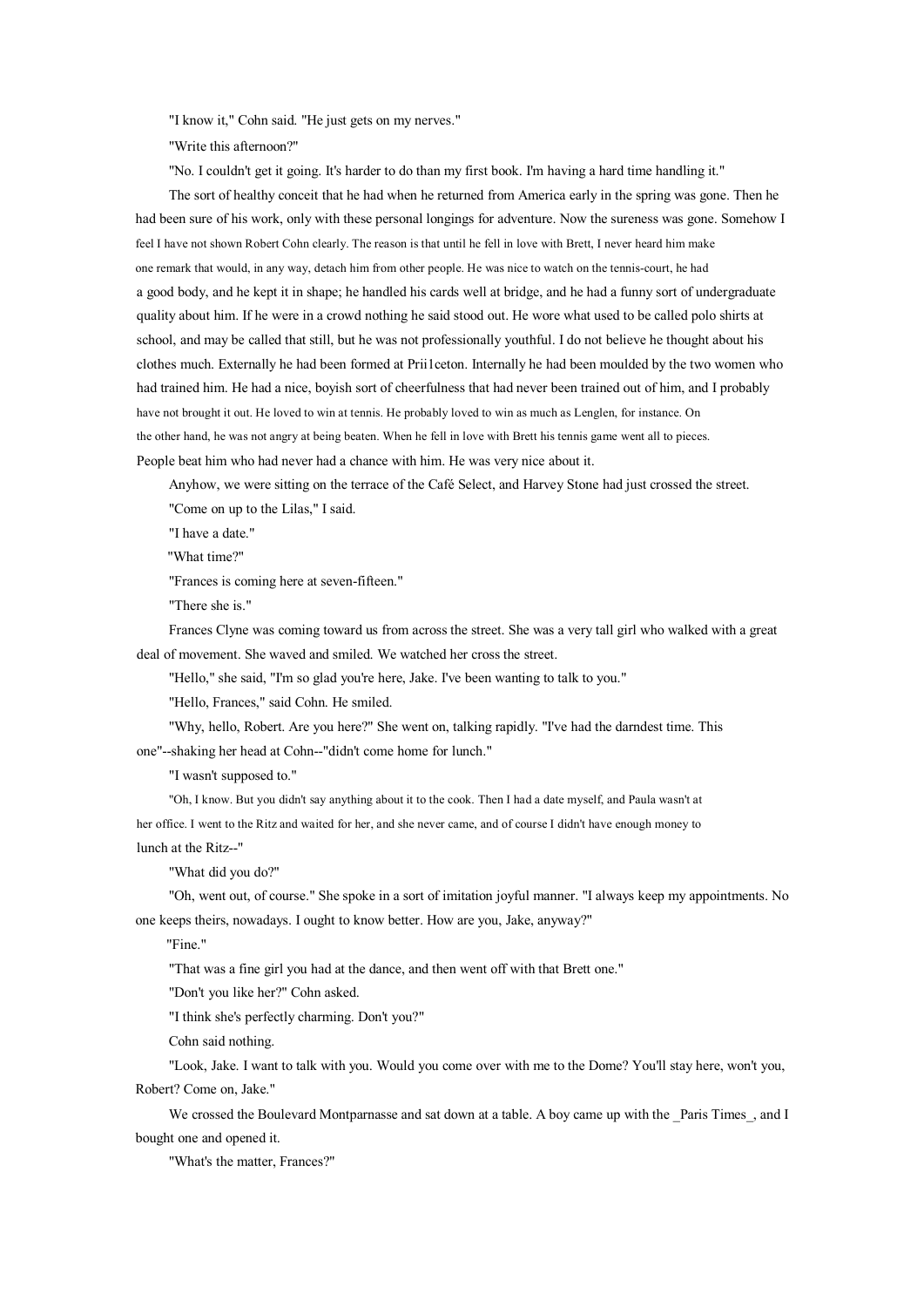"I know it," Cohn said. "He just gets on my nerves."

"Write this afternoon?"

"No. I couldn't get it going. It's harder to do than my first book. I'm having a hard time handling it."

The sort of healthy conceit that he had when he returned from America early in the spring was gone. Then he had been sure of his work, only with these personal longings for adventure. Now the sureness was gone. Somehow I feel I have not shown Robert Cohn clearly. The reason is that until he fell in love with Brett, I never heard him make one remark that would, in any way, detach him from other people. He was nice to watch on the tennis-court, he had a good body, and he kept it in shape; he handled his cards well at bridge, and he had a funny sort of undergraduate quality about him. If he were in a crowd nothing he said stood out. He wore what used to be called polo shirts at school, and may be called that still, but he was not professionally youthful. I do not believe he thought about his clothes much. Externally he had been formed at Prii1ceton. Internally he had been moulded by the two women who had trained him. He had a nice, boyish sort of cheerfulness that had never been trained out of him, and I probably have not brought it out. He loved to win at tennis. He probably loved to win as much as Lenglen, for instance. On the other hand, he was not angry at being beaten. When he fell in love with Brett his tennis game went all to pieces. People beat him who had never had a chance with him. He was very nice about it.

Anyhow, we were sitting on the terrace of the Café Select, and Harvey Stone had just crossed the street.

"Come on up to the Lilas," I said.

"I have a date."

"What time?"

"Frances is coming here at seven-fifteen."

"There she is."

Frances Clyne was coming toward us from across the street. She was a very tall girl who walked with a great deal of movement. She waved and smiled. We watched her cross the street.

"Hello," she said, "I'm so glad you're here, Jake. I've been wanting to talk to you."

"Hello, Frances," said Cohn. He smiled.

"Why, hello, Robert. Are you here?" She went on, talking rapidly. "I've had the darndest time. This one"--shaking her head at Cohn--"didn't come home for lunch."

"I wasn't supposed to."

"Oh, I know. But you didn't say anything about it to the cook. Then I had a date myself, and Paula wasn't at her office. I went to the Ritz and waited for her, and she never came, and of course I didn't have enough money to lunch at the Ritz--"

"What did you do?"

"Oh, went out, of course." She spoke in a sort of imitation joyful manner. "I always keep my appointments. No one keeps theirs, nowadays. I ought to know better. How are you, Jake, anyway?"

"Fine."

"That was a fine girl you had at the dance, and then went off with that Brett one."

"Don't you like her?" Cohn asked.

"I think she's perfectly charming. Don't you?"

Cohn said nothing.

"Look, Jake. I want to talk with you. Would you come over with me to the Dome? You'll stay here, won't you, Robert? Come on, Jake."

We crossed the Boulevard Montparnasse and sat down at a table. A boy came up with the _Paris Times_, and I bought one and opened it.

"What's the matter, Frances?"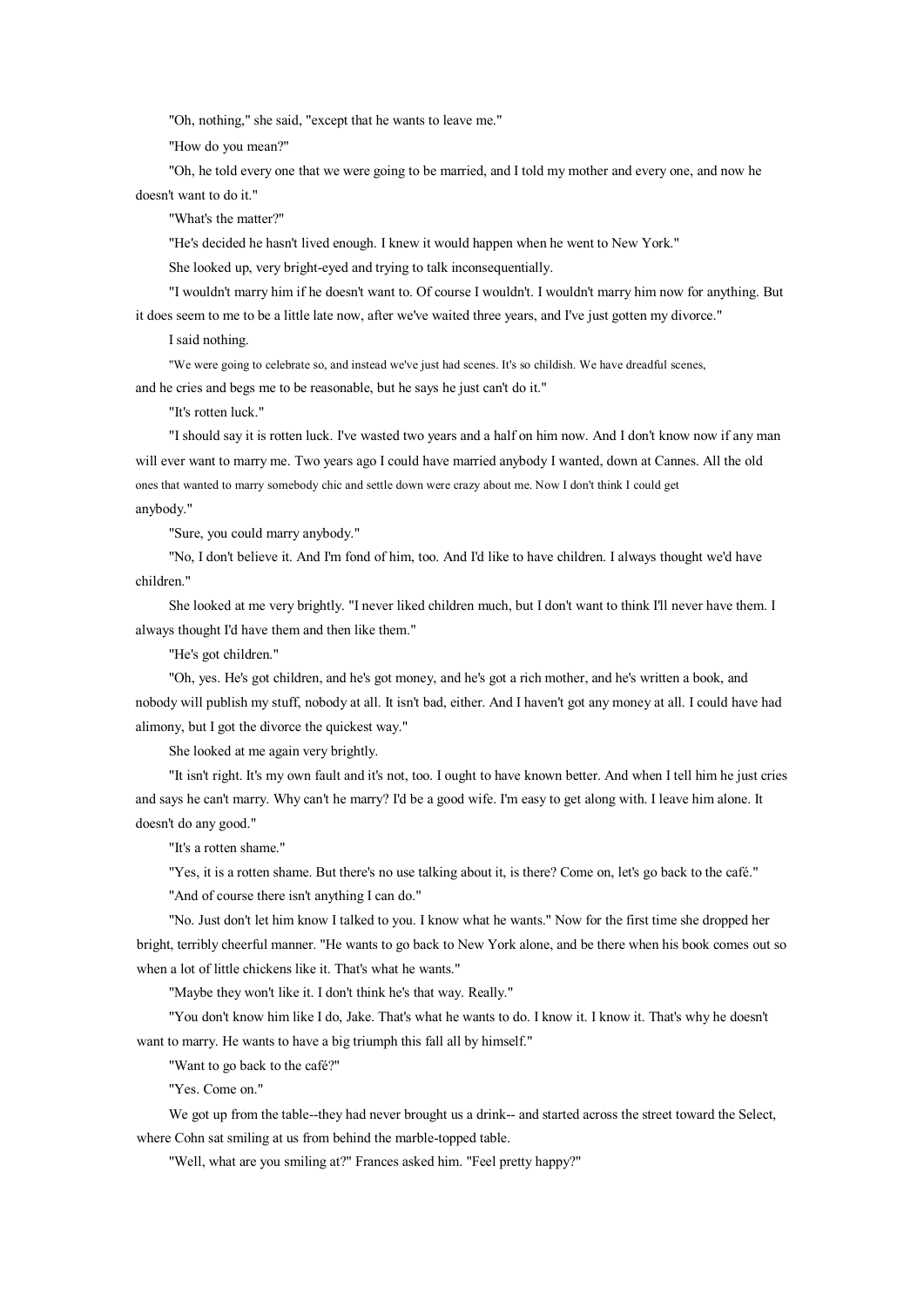"Oh, nothing," she said, "except that he wants to leave me."

"How do you mean?"

"Oh, he told every one that we were going to be married, and I told my mother and every one, and now he doesn't want to do it."

"What's the matter?"

"He's decided he hasn't lived enough. I knew it would happen when he went to New York."

She looked up, very bright-eyed and trying to talk inconsequentially.

"I wouldn't marry him if he doesn't want to. Of course I wouldn't. I wouldn't marry him now for anything. But it does seem to me to be a little late now, after we've waited three years, and I've just gotten my divorce."

I said nothing.

"We were going to celebrate so, and instead we've just had scenes. It's so childish. We have dreadful scenes, and he cries and begs me to be reasonable, but he says he just can't do it."

"It's rotten luck."

"I should say it is rotten luck. I've wasted two years and a half on him now. And I don't know now if any man will ever want to marry me. Two years ago I could have married anybody I wanted, down at Cannes. All the old ones that wanted to marry somebody chic and settle down were crazy about me. Now I don't think I could get anybody."

"Sure, you could marry anybody."

"No, I don't believe it. And I'm fond of him, too. And I'd like to have children. I always thought we'd have children."

She looked at me very brightly. "I never liked children much, but I don't want to think I'll never have them. I always thought I'd have them and then like them."

"He's got children."

"Oh, yes. He's got children, and he's got money, and he's got a rich mother, and he's written a book, and nobody will publish my stuff, nobody at all. It isn't bad, either. And I haven't got any money at all. I could have had alimony, but I got the divorce the quickest way."

She looked at me again very brightly.

"It isn't right. It's my own fault and it's not, too. I ought to have known better. And when I tell him he just cries and says he can't marry. Why can't he marry? I'd be a good wife. I'm easy to get along with. I leave him alone. It doesn't do any good."

"It's a rotten shame."

"Yes, it is a rotten shame. But there's no use talking about it, is there? Come on, let's go back to the café."

"And of course there isn't anything I can do."

"No. Just don't let him know I talked to you. I know what he wants." Now for the first time she dropped her bright, terribly cheerful manner. "He wants to go back to New York alone, and be there when his book comes out so when a lot of little chickens like it. That's what he wants."

"Maybe they won't like it. I don't think he's that way. Really."

"You don't know him like I do, Jake. That's what he wants to do. I know it. I know it. That's why he doesn't want to marry. He wants to have a big triumph this fall all by himself."

"Want to go back to the café?"

"Yes. Come on."

We got up from the table--they had never brought us a drink-- and started across the street toward the Select, where Cohn sat smiling at us from behind the marble-topped table.

"Well, what are you smiling at?" Frances asked him. "Feel pretty happy?"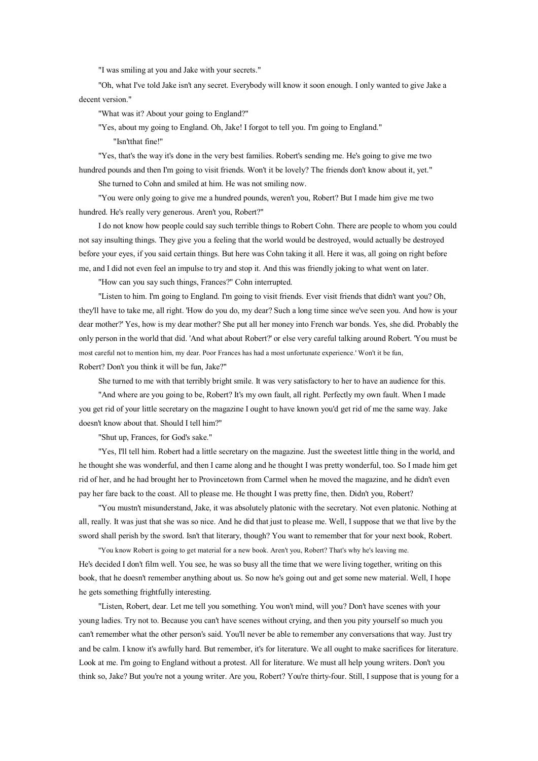"I was smiling at you and Jake with your secrets."

"Oh, what I've told Jake isn't any secret. Everybody will know it soon enough. I only wanted to give Jake a decent version."

"What was it? About your going to England?"

"Yes, about my going to England. Oh, Jake! I forgot to tell you. I'm going to England."

"Isn'tthat fine!"

"Yes, that's the way it's done in the very best families. Robert's sending me. He's going to give me two hundred pounds and then I'm going to visit friends. Won't it be lovely? The friends don't know about it, yet."

She turned to Cohn and smiled at him. He was not smiling now.

"You were only going to give me a hundred pounds, weren't you, Robert? But I made him give me two hundred. He's really very generous. Aren't you, Robert?"

I do not know how people could say such terrible things to Robert Cohn. There are people to whom you could not say insulting things. They give you a feeling that the world would be destroyed, would actually be destroyed before your eyes, if you said certain things. But here was Cohn taking it all. Here it was, all going on right before me, and I did not even feel an impulse to try and stop it. And this was friendly joking to what went on later.

"How can you say such things, Frances?" Cohn interrupted.

"Listen to him. I'm going to England. I'm going to visit friends. Ever visit friends that didn't want you? Oh, they'll have to take me, all right. 'How do you do, my dear? Such a long time since we've seen you. And how is your dear mother?' Yes, how is my dear mother? She put all her money into French war bonds. Yes, she did. Probably the only person in the world that did. 'And what about Robert?' or else very careful talking around Robert. 'You must be most careful not to mention him, my dear. Poor Frances has had a most unfortunate experience.' Won't it be fun, Robert? Don't you think it will be fun, Jake?"

She turned to me with that terribly bright smile. It was very satisfactory to her to have an audience for this.

"And where are you going to be, Robert? It's my own fault, all right. Perfectly my own fault. When I made you get rid of your little secretary on the magazine I ought to have known you'd get rid of me the same way. Jake doesn't know about that. Should I tell him?"

"Shut up, Frances, for God's sake."

"Yes, I'll tell him. Robert had a little secretary on the magazine. Just the sweetest little thing in the world, and he thought she was wonderful, and then I came along and he thought I was pretty wonderful, too. So I made him get rid of her, and he had brought her to Provincetown from Carmel when he moved the magazine, and he didn't even pay her fare back to the coast. All to please me. He thought I was pretty fine, then. Didn't you, Robert?

"You mustn't misunderstand, Jake, it was absolutely platonic with the secretary. Not even platonic. Nothing at all, really. It was just that she was so nice. And he did that just to please me. Well, I suppose that we that live by the sword shall perish by the sword. Isn't that literary, though? You want to remember that for your next book, Robert.

"You know Robert is going to get material for a new book. Aren't you, Robert? That's why he's leaving me. He's decided I don't film well. You see, he was so busy all the time that we were living together, writing on this book, that he doesn't remember anything about us. So now he's going out and get some new material. Well, I hope he gets something frightfully interesting.

"Listen, Robert, dear. Let me tell you something. You won't mind, will you? Don't have scenes with your young ladies. Try not to. Because you can't have scenes without crying, and then you pity yourself so much you can't remember what the other person's said. You'll never be able to remember any conversations that way. Just try and be calm. I know it's awfully hard. But remember, it's for literature. We all ought to make sacrifices for literature. Look at me. I'm going to England without a protest. All for literature. We must all help young writers. Don't you think so, Jake? But you're not a young writer. Are you, Robert? You're thirty-four. Still, I suppose that is young for a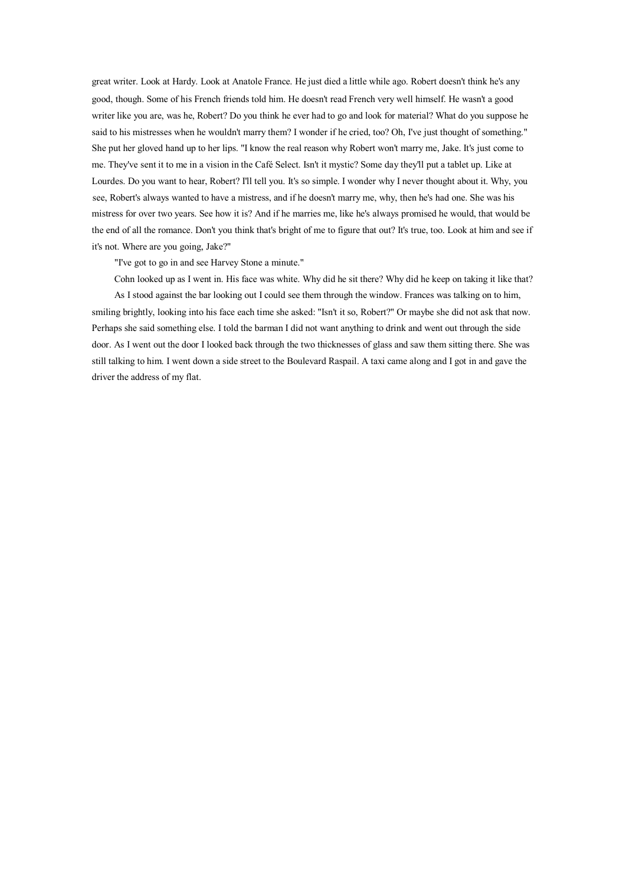great writer. Look at Hardy. Look at Anatole France. He just died a little while ago. Robert doesn't think he's any good, though. Some of his French friends told him. He doesn't read French very well himself. He wasn't a good writer like you are, was he, Robert? Do you think he ever had to go and look for material? What do you suppose he said to his mistresses when he wouldn't marry them? I wonder if he cried, too? Oh, I've just thought of something." She put her gloved hand up to her lips. "I know the real reason why Robert won't marry me, Jake. It's just come to me. They've sent it to me in a vision in the Café Select. Isn't it mystic? Some day they'll put a tablet up. Like at Lourdes. Do you want to hear, Robert? I'll tell you. It's so simple. I wonder why I never thought about it. Why, you see, Robert's always wanted to have a mistress, and if he doesn't marry me, why, then he's had one. She was his mistress for over two years. See how it is? And if he marries me, like he's always promised he would, that would be the end of all the romance. Don't you think that's bright of me to figure that out? It's true, too. Look at him and see if it's not. Where are you going, Jake?"

"I've got to go in and see Harvey Stone a minute."

Cohn looked up as I went in. His face was white. Why did he sit there? Why did he keep on taking it like that?

As I stood against the bar looking out I could see them through the window. Frances was talking on to him, smiling brightly, looking into his face each time she asked: "Isn't it so, Robert?" Or maybe she did not ask that now. Perhaps she said something else. I told the barman I did not want anything to drink and went out through the side door. As I went out the door I looked back through the two thicknesses of glass and saw them sitting there. She was still talking to him. I went down a side street to the Boulevard Raspail. A taxi came along and I got in and gave the driver the address of my flat.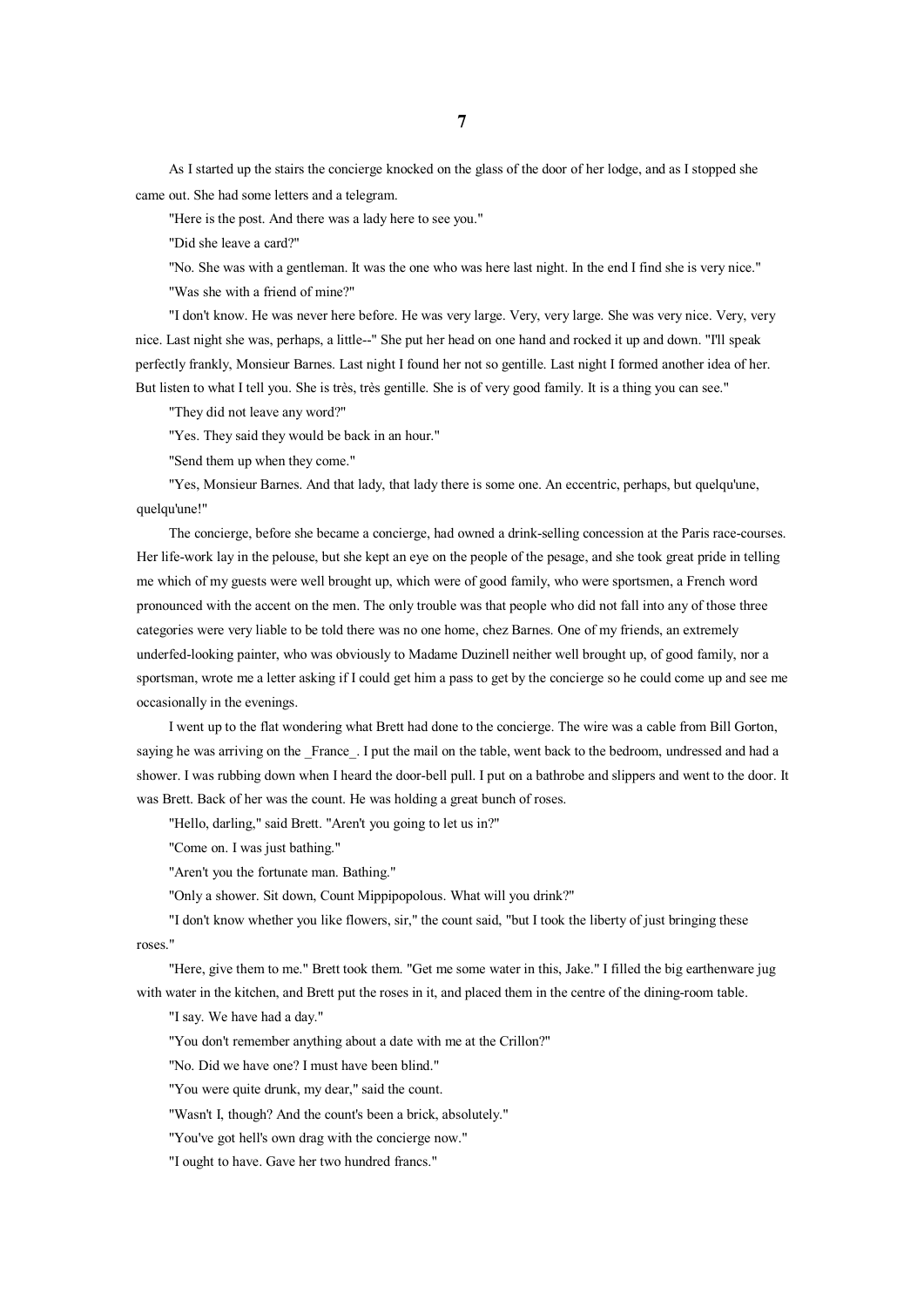# 7

As I started up the stairs the concierge knocked on the glass of the door of her lodge, and as I stopped she came out. She had some letters and a telegram.

"Here is the post. And there was a lady here to see you."

"Did she leave a card?"

"No. She was with a gentleman. It was the one who was here last night. In the end I find she is very nice."

"Was she with a friend of mine?"

"I don't know. He was never here before. He was very large. Very, very large. She was very nice. Very, very nice. Last night she was, perhaps, a little--" She put her head on one hand and rocked it up and down. "I'll speak perfectly frankly, Monsieur Barnes. Last night I found her not so gentille. Last night I formed another idea of her. But listen to what I tell you. She is très, très gentille. She is of very good family. It is a thing you can see."

"They did not leave any word?"

"Yes. They said they would be back in an hour."

"Send them up when they come."

"Yes, Monsieur Barnes. And that lady, that lady there is some one. An eccentric, perhaps, but quelqu'une, quelqu'une!"

The concierge, before she became a concierge, had owned a drink-selling concession at the Paris race-courses. Her life-work lay in the pelouse, but she kept an eye on the people of the pesage, and she took great pride in telling me which of my guests were well brought up, which were of good family, who were sportsmen, a French word pronounced with the accent on the men. The only trouble was that people who did not fall into any of those three categories were very liable to be told there was no one home, chez Barnes. One of my friends, an extremely underfed-looking painter, who was obviously to Madame Duzinell neither well brought up, of good family, nor a sportsman, wrote me a letter asking if I could get him a pass to get by the concierge so he could come up and see me occasionally in the evenings.

I went up to the flat wondering what Brett had done to the concierge. The wire was a cable from Bill Gorton, saying he was arriving on the _France_. I put the mail on the table, went back to the bedroom, undressed and had a shower. I was rubbing down when I heard the door-bell pull. I put on a bathrobe and slippers and went to the door. It was Brett. Back of her was the count. He was holding a great bunch of roses.

"Hello, darling," said Brett. "Aren't you going to let us in?"

"Come on. I was just bathing."

"Aren't you the fortunate man. Bathing."

"Only a shower. Sit down, Count Mippipopolous. What will you drink?"

"I don't know whether you like flowers, sir," the count said, "but I took the liberty of just bringing these roses."

"Here, give them to me." Brett took them. "Get me some water in this, Jake." I filled the big earthenware jug with water in the kitchen, and Brett put the roses in it, and placed them in the centre of the dining-room table.

"I say. We have had a day."

"You don't remember anything about a date with me at the Crillon?"

"No. Did we have one? I must have been blind."

"You were quite drunk, my dear," said the count.

"Wasn't I, though? And the count's been a brick, absolutely."

"You've got hell's own drag with the concierge now."

"I ought to have. Gave her two hundred francs."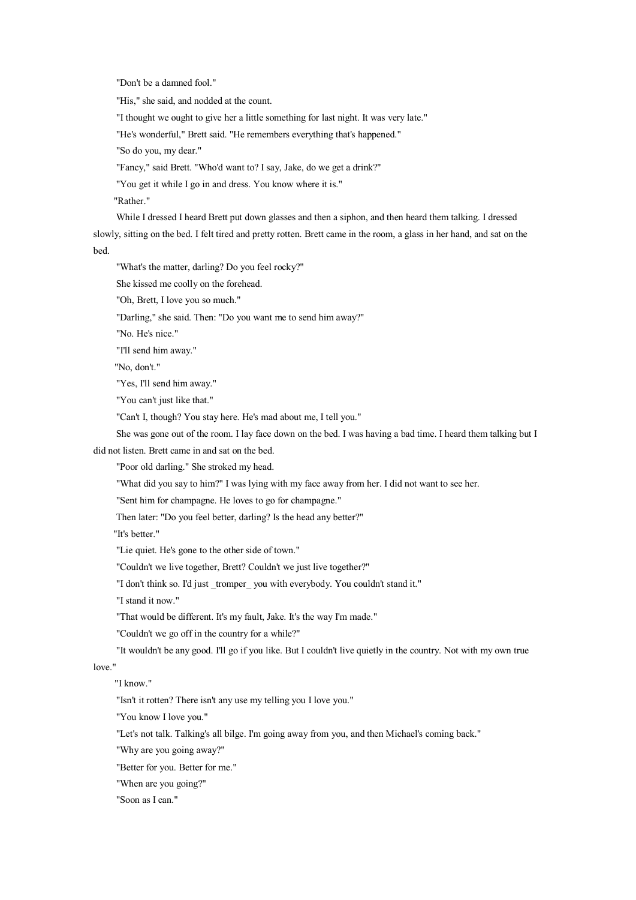"Don't be a damned fool."

"His," she said, and nodded at the count.

"I thought we ought to give her a little something for last night. It was very late."

"He's wonderful," Brett said. "He remembers everything that's happened."

"So do you, my dear."

"Fancy," said Brett. "Who'd want to? I say, Jake, do we get a drink?"

"You get it while I go in and dress. You know where it is."

"Rather."

While I dressed I heard Brett put down glasses and then a siphon, and then heard them talking. I dressed slowly, sitting on the bed. I felt tired and pretty rotten. Brett came in the room, a glass in her hand, and sat on the bed.

"What's the matter, darling? Do you feel rocky?"

She kissed me coolly on the forehead.

"Oh, Brett, I love you so much."

"Darling," she said. Then: "Do you want me to send him away?"

"No. He's nice."

"I'll send him away."

"No, don't."

"Yes, I'll send him away."

"You can't just like that."

"Can't I, though? You stay here. He's mad about me, I tell you."

She was gone out of the room. I lay face down on the bed. I was having a bad time. I heard them talking but I did not listen. Brett came in and sat on the bed.

"Poor old darling." She stroked my head.

"What did you say to him?" I was lying with my face away from her. I did not want to see her.

"Sent him for champagne. He loves to go for champagne."

Then later: "Do you feel better, darling? Is the head any better?"

"It's better."

"Lie quiet. He's gone to the other side of town."

"Couldn't we live together, Brett? Couldn't we just live together?"

"I don't think so. I'd just _tromper_ you with everybody. You couldn't stand it."

"I stand it now."

"That would be different. It's my fault, Jake. It's the way I'm made."

"Couldn't we go off in the country for a while?"

"It wouldn't be any good. I'll go if you like. But I couldn't live quietly in the country. Not with my own true love."

"I know."

"Isn't it rotten? There isn't any use my telling you I love you."

"You know I love you."

"Let's not talk. Talking's all bilge. I'm going away from you, and then Michael's coming back."

"Why are you going away?"

"Better for you. Better for me."

"When are you going?"

"Soon as I can."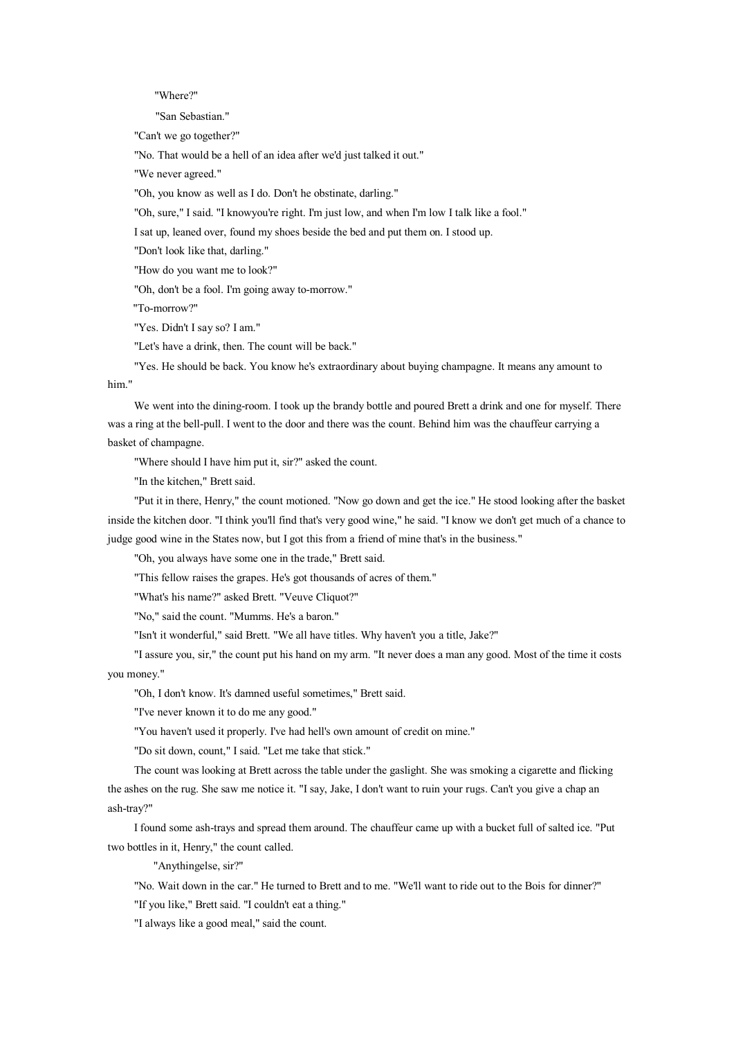"Where?"

"San Sebastian."

"Can't we go together?"

"No. That would be a hell of an idea after we'd just talked it out."

"We never agreed."

"Oh, you know as well as I do. Don't he obstinate, darling."

"Oh, sure," I said. "I knowyou're right. I'm just low, and when I'm low I talk like a fool."

I sat up, leaned over, found my shoes beside the bed and put them on. I stood up.

"Don't look like that, darling."

"How do you want me to look?"

"Oh, don't be a fool. I'm going away to-morrow."

"To-morrow?"

"Yes. Didn't I say so? I am."

"Let's have a drink, then. The count will be back."

"Yes. He should be back. You know he's extraordinary about buying champagne. It means any amount to him."

We went into the dining-room. I took up the brandy bottle and poured Brett a drink and one for myself. There was a ring at the bell-pull. I went to the door and there was the count. Behind him was the chauffeur carrying a basket of champagne.

"Where should I have him put it, sir?" asked the count.

"In the kitchen," Brett said.

"Put it in there, Henry," the count motioned. "Now go down and get the ice." He stood looking after the basket inside the kitchen door. "I think you'll find that's very good wine," he said. "I know we don't get much of a chance to judge good wine in the States now, but I got this from a friend of mine that's in the business."

"Oh, you always have some one in the trade," Brett said.

"This fellow raises the grapes. He's got thousands of acres of them."

"What's his name?" asked Brett. "Veuve Cliquot?"

"No," said the count. "Mumms. He's a baron."

"Isn't it wonderful," said Brett. "We all have titles. Why haven't you a title, Jake?"

"I assure you, sir," the count put his hand on my arm. "It never does a man any good. Most of the time it costs you money."

"Oh, I don't know. It's damned useful sometimes," Brett said.

"I've never known it to do me any good."

"You haven't used it properly. I've had hell's own amount of credit on mine."

"Do sit down, count," I said. "Let me take that stick."

The count was looking at Brett across the table under the gaslight. She was smoking a cigarette and flicking the ashes on the rug. She saw me notice it. "I say, Jake, I don't want to ruin your rugs. Can't you give a chap an ash-tray?"

I found some ash-trays and spread them around. The chauffeur came up with a bucket full of salted ice. "Put two bottles in it, Henry," the count called.

"Anythingelse, sir?"

"No. Wait down in the car." He turned to Brett and to me. "We'll want to ride out to the Bois for dinner?"

"If you like," Brett said. "I couldn't eat a thing."

"I always like a good meal," said the count.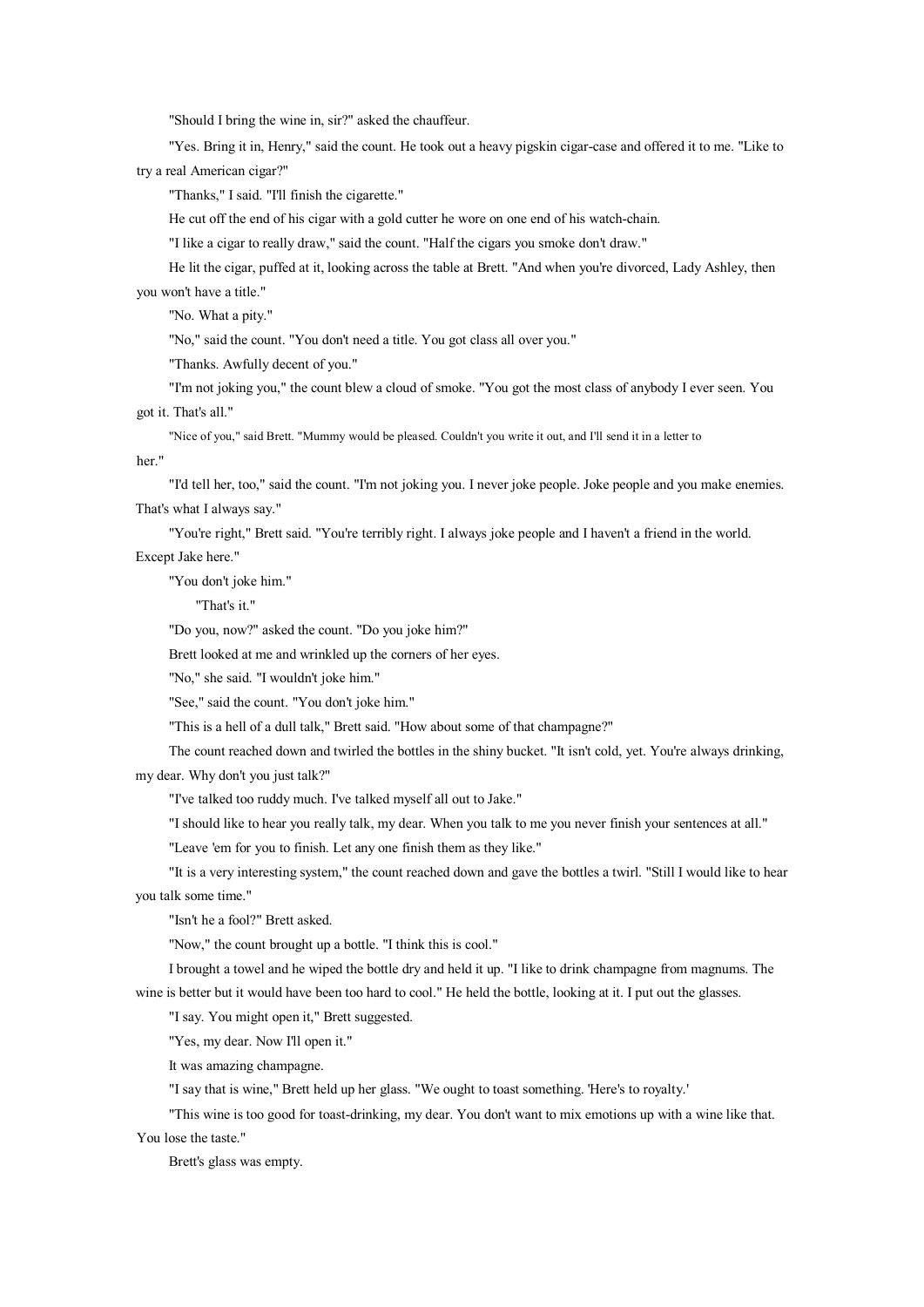"Should I bring the wine in, sir?" asked the chauffeur.

"Yes. Bring it in, Henry," said the count. He took out a heavy pigskin cigar-case and offered it to me. "Like to try a real American cigar?"

"Thanks," I said. "I'll finish the cigarette."

He cut off the end of his cigar with a gold cutter he wore on one end of his watch-chain.

"I like a cigar to really draw," said the count. "Half the cigars you smoke don't draw."

He lit the cigar, puffed at it, looking across the table at Brett. "And when you're divorced, Lady Ashley, then you won't have a title."

"No. What a pity."

"No," said the count. "You don't need a title. You got class all over you."

"Thanks. Awfully decent of you."

"I'm not joking you," the count blew a cloud of smoke. "You got the most class of anybody I ever seen. You got it. That's all."

"Nice of you," said Brett. "Mummy would be pleased. Couldn't you write it out, and I'll send it in a letter to her."

"I'd tell her, too," said the count. "I'm not joking you. I never joke people. Joke people and you make enemies. That's what I always say."

"You're right," Brett said. "You're terribly right. I always joke people and I haven't a friend in the world. Except Jake here."

"You don't joke him."

"That's it."

"Do you, now?" asked the count. "Do you joke him?"

Brett looked at me and wrinkled up the corners of her eyes.

"No," she said. "I wouldn't joke him."

"See," said the count. "You don't joke him."

"This is a hell of a dull talk," Brett said. "How about some of that champagne?"

The count reached down and twirled the bottles in the shiny bucket. "It isn't cold, yet. You're always drinking, my dear. Why don't you just talk?"

"I've talked too ruddy much. I've talked myself all out to Jake."

"I should like to hear you really talk, my dear. When you talk to me you never finish your sentences at all."

"Leave 'em for you to finish. Let any one finish them as they like."

"It is a very interesting system," the count reached down and gave the bottles a twirl. "Still I would like to hear you talk some time."

"Isn't he a fool?" Brett asked.

"Now," the count brought up a bottle. "I think this is cool."

I brought a towel and he wiped the bottle dry and held it up. "I like to drink champagne from magnums. The wine is better but it would have been too hard to cool." He held the bottle, looking at it. I put out the glasses.

"I say. You might open it," Brett suggested.

"Yes, my dear. Now I'll open it."

It was amazing champagne.

"I say that is wine," Brett held up her glass. "We ought to toast something. 'Here's to royalty.'

"This wine is too good for toast-drinking, my dear. You don't want to mix emotions up with a wine like that. You lose the taste."

Brett's glass was empty.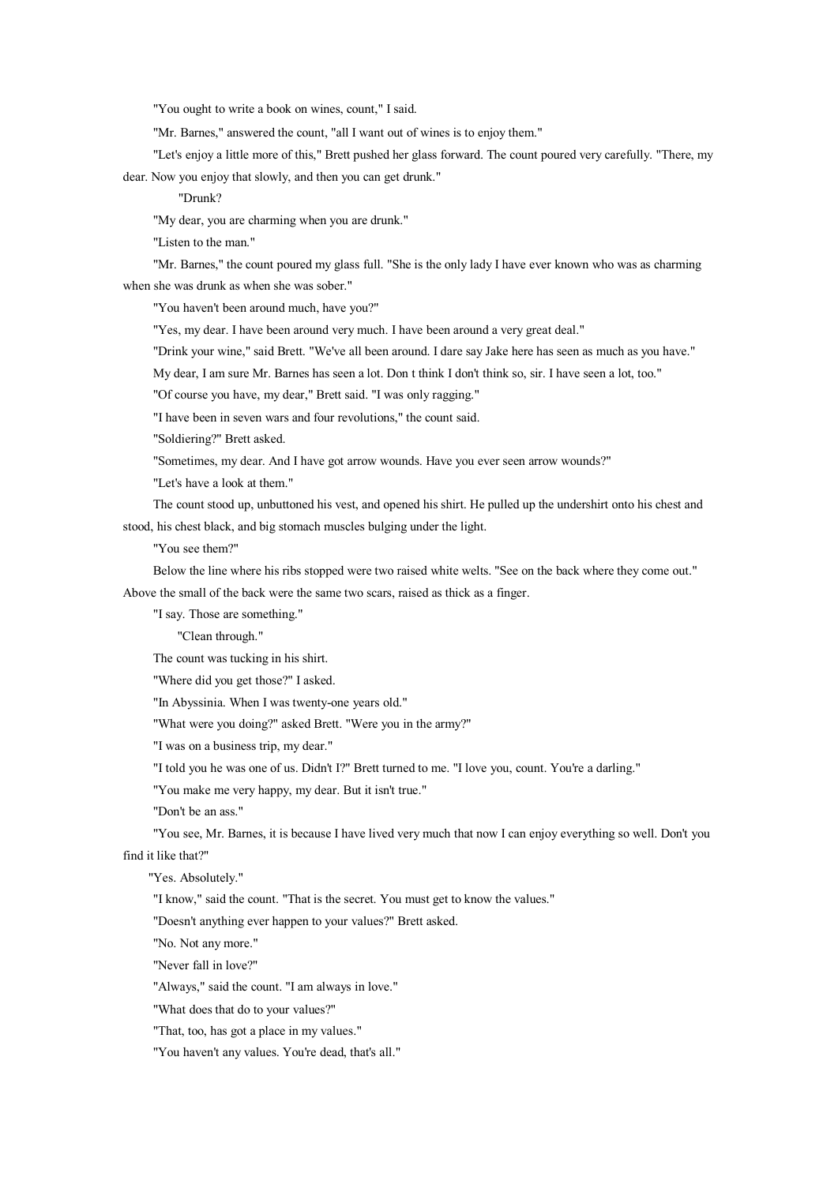"You ought to write a book on wines, count," I said.

"Mr. Barnes," answered the count, "all I want out of wines is to enjoy them."

"Let's enjoy a little more of this," Brett pushed her glass forward. The count poured very carefully. "There, my dear. Now you enjoy that slowly, and then you can get drunk."

"Drunk?

"My dear, you are charming when you are drunk."

"Listen to the man."

"Mr. Barnes," the count poured my glass full. "She is the only lady I have ever known who was as charming when she was drunk as when she was sober."

"You haven't been around much, have you?"

"Yes, my dear. I have been around very much. I have been around a very great deal."

"Drink your wine," said Brett. "We've all been around. I dare say Jake here has seen as much as you have."

My dear, I am sure Mr. Barnes has seen a lot. Don t think I don't think so, sir. I have seen a lot, too."

"Of course you have, my dear," Brett said. "I was only ragging."

"I have been in seven wars and four revolutions," the count said.

"Soldiering?" Brett asked.

"Sometimes, my dear. And I have got arrow wounds. Have you ever seen arrow wounds?"

"Let's have a look at them."

The count stood up, unbuttoned his vest, and opened his shirt. He pulled up the undershirt onto his chest and stood, his chest black, and big stomach muscles bulging under the light.

"You see them?"

Below the line where his ribs stopped were two raised white welts. "See on the back where they come out." Above the small of the back were the same two scars, raised as thick as a finger.

"I say. Those are something."

"Clean through."

The count was tucking in his shirt.

"Where did you get those?" I asked.

"In Abyssinia. When I was twenty-one years old."

"What were you doing?" asked Brett. "Were you in the army?"

"I was on a business trip, my dear."

"I told you he was one of us. Didn't I?" Brett turned to me. "I love you, count. You're a darling."

"You make me very happy, my dear. But it isn't true."

"Don't be an ass."

"You see, Mr. Barnes, it is because I have lived very much that now I can enjoy everything so well. Don't you find it like that?"

"Yes. Absolutely."

"I know," said the count. "That is the secret. You must get to know the values."

"Doesn't anything ever happen to your values?" Brett asked.

"No. Not any more."

"Never fall in love?"

"Always," said the count. "I am always in love."

"What does that do to your values?"

"That, too, has got a place in my values."

"You haven't any values. You're dead, that's all."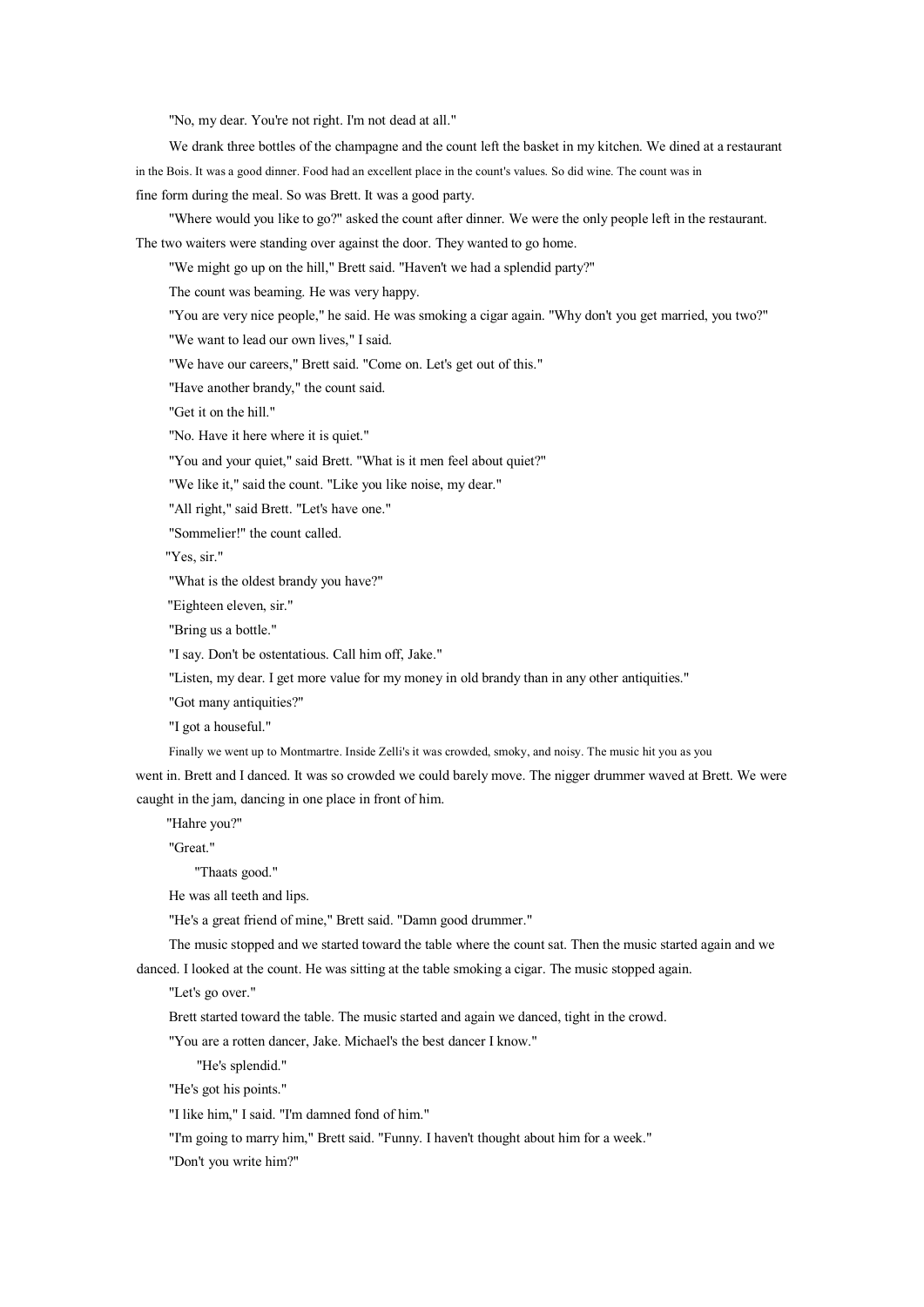"No, my dear. You're not right. I'm not dead at all."

We drank three bottles of the champagne and the count left the basket in my kitchen. We dined at a restaurant in the Bois. It was a good dinner. Food had an excellent place in the count's values. So did wine. The count was in fine form during the meal. So was Brett. It was a good party.

"Where would you like to go?" asked the count after dinner. We were the only people left in the restaurant. The two waiters were standing over against the door. They wanted to go home.

"We might go up on the hill," Brett said. "Haven't we had a splendid party?"

The count was beaming. He was very happy.

"You are very nice people," he said. He was smoking a cigar again. "Why don't you get married, you two?"

"We want to lead our own lives," I said.

"We have our careers," Brett said. "Come on. Let's get out of this."

"Have another brandy," the count said.

"Get it on the hill."

"No. Have it here where it is quiet."

"You and your quiet," said Brett. "What is it men feel about quiet?"

"We like it," said the count. "Like you like noise, my dear."

"All right," said Brett. "Let's have one."

"Sommelier!" the count called.

"Yes, sir."

"What is the oldest brandy you have?"

"Eighteen eleven, sir."

"Bring us a bottle."

"I say. Don't be ostentatious. Call him off, Jake."

"Listen, my dear. I get more value for my money in old brandy than in any other antiquities."

"Got many antiquities?"

"I got a houseful."

Finally we went up to Montmartre. Inside Zelli's it was crowded, smoky, and noisy. The music hit you as you went in. Brett and I danced. It was so crowded we could barely move. The nigger drummer waved at Brett. We were caught in the jam, dancing in one place in front of him.

"Hahre you?"

"Great."

"Thaats good."

He was all teeth and lips.

"He's a great friend of mine," Brett said. "Damn good drummer."

The music stopped and we started toward the table where the count sat. Then the music started again and we danced. I looked at the count. He was sitting at the table smoking a cigar. The music stopped again.

"Let's go over."

Brett started toward the table. The music started and again we danced, tight in the crowd.

"You are a rotten dancer, Jake. Michael's the best dancer I know."

"He's splendid."

"He's got his points."

"I like him," I said. "I'm damned fond of him."

"I'm going to marry him," Brett said. "Funny. I haven't thought about him for a week."

"Don't you write him?"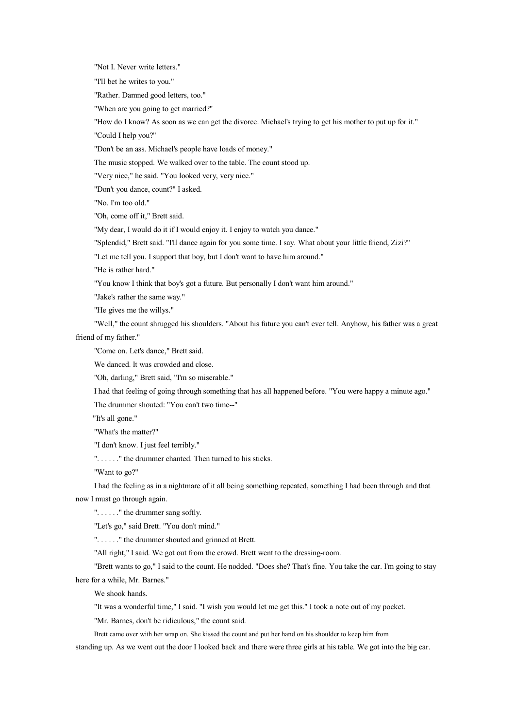"Not I. Never write letters."

"I'll bet he writes to you."

"Rather. Damned good letters, too."

"When are you going to get married?"

"How do I know? As soon as we can get the divorce. Michael's trying to get his mother to put up for it."

"Could I help you?"

"Don't be an ass. Michael's people have loads of money."

The music stopped. We walked over to the table. The count stood up.

"Very nice," he said. "You looked very, very nice."

"Don't you dance, count?" I asked.

"No. I'm too old."

"Oh, come off it," Brett said.

"My dear, I would do it if I would enjoy it. I enjoy to watch you dance."

"Splendid," Brett said. "I'll dance again for you some time. I say. What about your little friend, Zizi?"

"Let me tell you. I support that boy, but I don't want to have him around."

"He is rather hard."

"You know I think that boy's got a future. But personally I don't want him around."

"Jake's rather the same way."

"He gives me the willys."

"Well," the count shrugged his shoulders. "About his future you can't ever tell. Anyhow, his father was a great friend of my father."

"Come on. Let's dance," Brett said.

We danced. It was crowded and close.

"Oh, darling," Brett said, "I'm so miserable."

I had that feeling of going through something that has all happened before. "You were happy a minute ago."

The drummer shouted: "You can't two time--"

"It's all gone."

"What's the matter?"

"I don't know. I just feel terribly."

". . . . . ." the drummer chanted. Then turned to his sticks.

"Want to go?"

I had the feeling as in a nightmare of it all being something repeated, something I had been through and that now I must go through again.

". . . . . ." the drummer sang softly.

"Let's go," said Brett. "You don't mind."

". . . . . ." the drummer shouted and grinned at Brett.

"All right," I said. We got out from the crowd. Brett went to the dressing-room.

"Brett wants to go," I said to the count. He nodded. "Does she? That's fine. You take the car. I'm going to stay here for a while, Mr. Barnes."

We shook hands.

"It was a wonderful time," I said. "I wish you would let me get this." I took a note out of my pocket.

"Mr. Barnes, don't be ridiculous," the count said.

Brett came over with her wrap on. She kissed the count and put her hand on his shoulder to keep him from standing up. As we went out the door I looked back and there were three girls at his table. We got into the big car.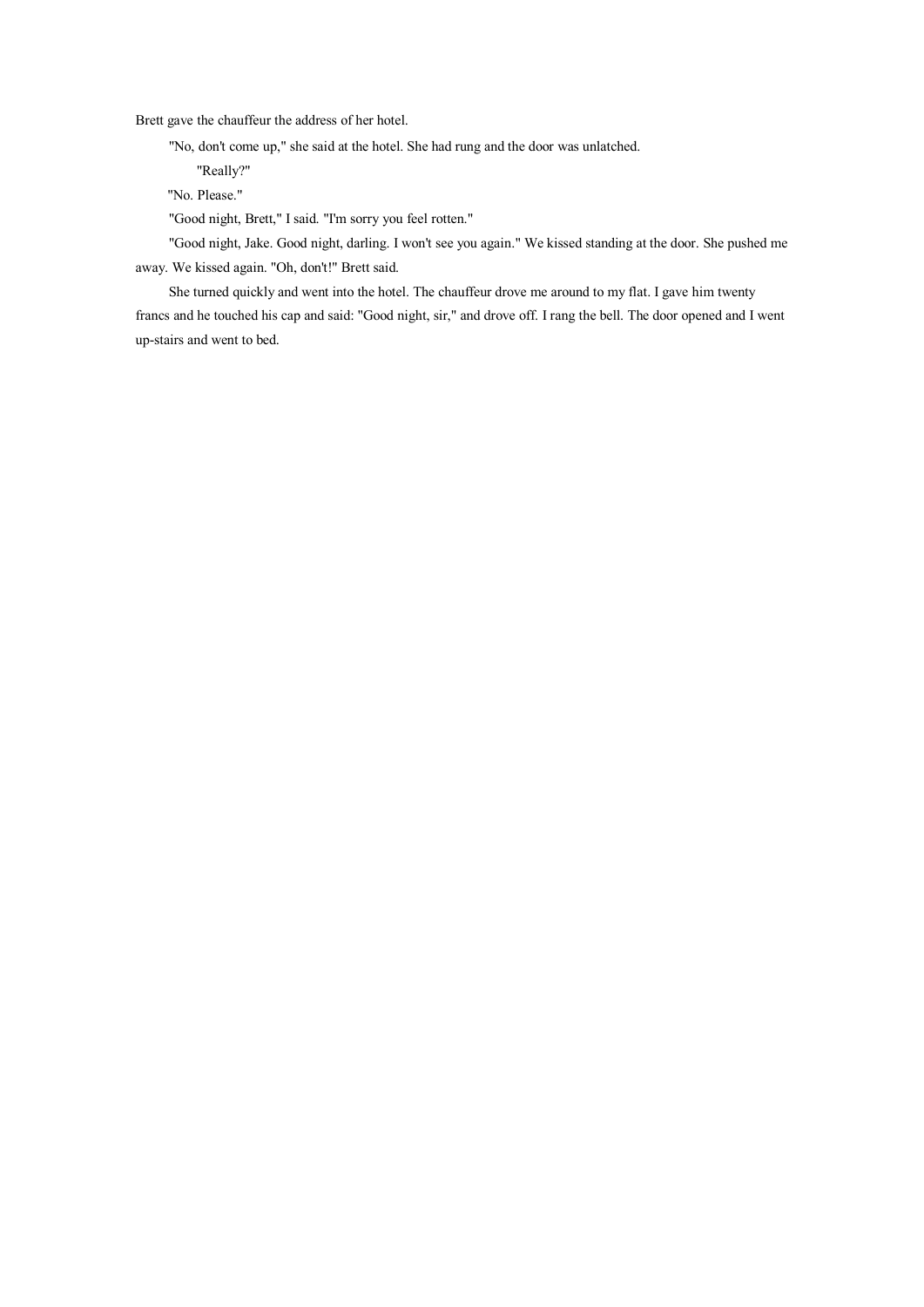Brett gave the chauffeur the address of her hotel.

"No, don't come up," she said at the hotel. She had rung and the door was unlatched.

"Really?"

"No. Please."

"Good night, Brett," I said. "I'm sorry you feel rotten."

"Good night, Jake. Good night, darling. I won't see you again." We kissed standing at the door. She pushed me away. We kissed again. "Oh, don't!" Brett said.

She turned quickly and went into the hotel. The chauffeur drove me around to my flat. I gave him twenty francs and he touched his cap and said: "Good night, sir," and drove off. I rang the bell. The door opened and I went up-stairs and went to bed.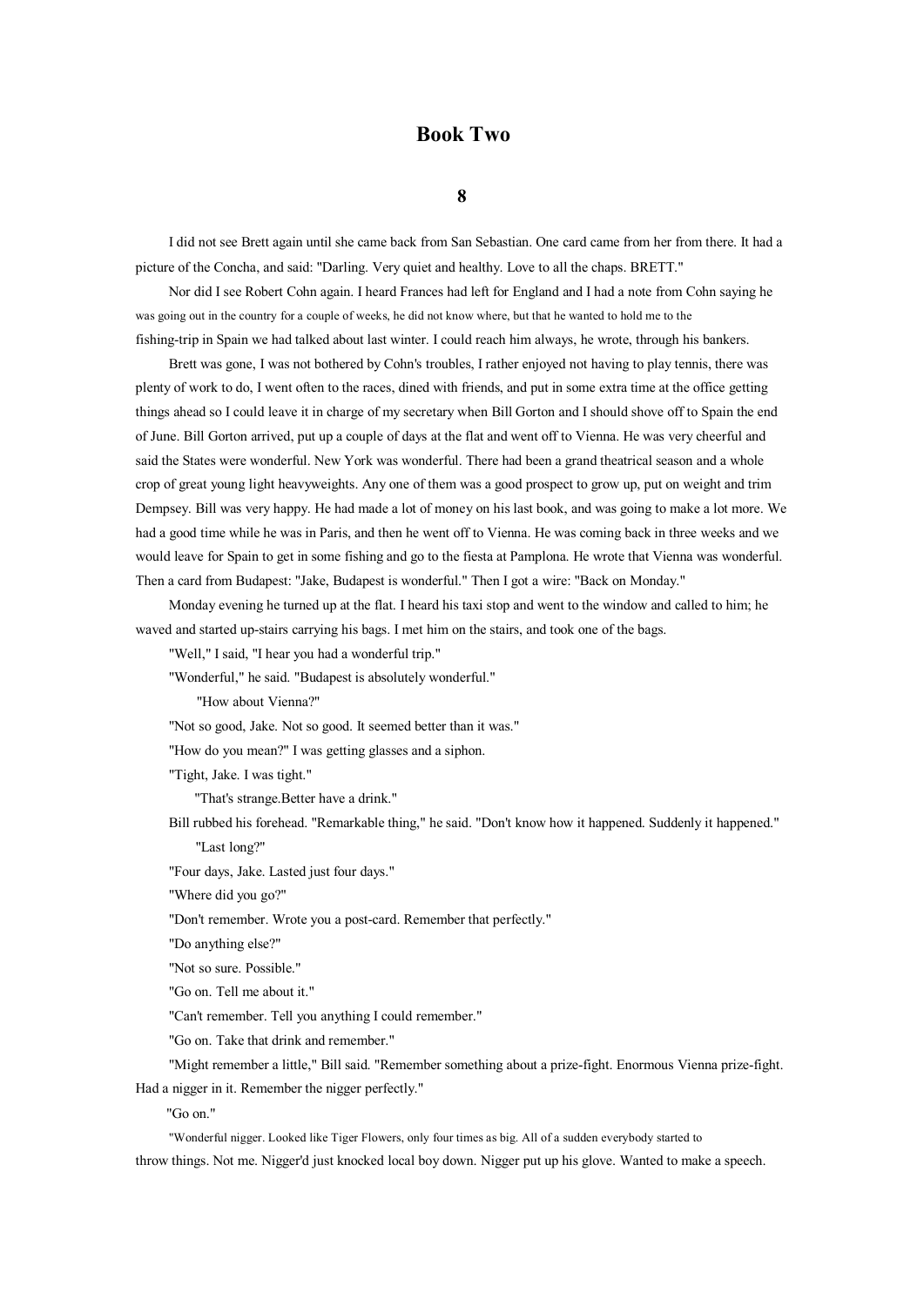# Book Two

## 8

I did not see Brett again until she came back from San Sebastian. One card came from her from there. It had a picture of the Concha, and said: "Darling. Very quiet and healthy. Love to all the chaps. BRETT."

Nor did I see Robert Cohn again. I heard Frances had left for England and I had a note from Cohn saying he was going out in the country for a couple of weeks, he did not know where, but that he wanted to hold me to the fishing-trip in Spain we had talked about last winter. I could reach him always, he wrote, through his bankers.

Brett was gone, I was not bothered by Cohn's troubles, I rather enjoyed not having to play tennis, there was plenty of work to do, I went often to the races, dined with friends, and put in some extra time at the office getting things ahead so I could leave it in charge of my secretary when Bill Gorton and I should shove off to Spain the end of June. Bill Gorton arrived, put up a couple of days at the flat and went off to Vienna. He was very cheerful and said the States were wonderful. New York was wonderful. There had been a grand theatrical season and a whole crop of great young light heavyweights. Any one of them was a good prospect to grow up, put on weight and trim Dempsey. Bill was very happy. He had made a lot of money on his last book, and was going to make a lot more. We had a good time while he was in Paris, and then he went off to Vienna. He was coming back in three weeks and we would leave for Spain to get in some fishing and go to the fiesta at Pamplona. He wrote that Vienna was wonderful. Then a card from Budapest: "Jake, Budapest is wonderful." Then I got a wire: "Back on Monday."

Monday evening he turned up at the flat. I heard his taxi stop and went to the window and called to him; he waved and started up-stairs carrying his bags. I met him on the stairs, and took one of the bags.

"Well," I said, "I hear you had a wonderful trip."

"Wonderful," he said. "Budapest is absolutely wonderful."

"How about Vienna?"

"Not so good, Jake. Not so good. It seemed better than it was."

"How do you mean?" I was getting glasses and a siphon.

"Tight, Jake. I was tight."

"That's strange.Better have a drink."

Bill rubbed his forehead. "Remarkable thing," he said. "Don't know how it happened. Suddenly it happened."

"Last long?"

"Four days, Jake. Lasted just four days."

"Where did you go?"

"Don't remember. Wrote you a post-card. Remember that perfectly."

"Do anything else?"

"Not so sure. Possible."

"Go on. Tell me about it."

"Can't remember. Tell you anything I could remember."

"Go on. Take that drink and remember."

"Might remember a little," Bill said. "Remember something about a prize-fight. Enormous Vienna prize-fight. Had a nigger in it. Remember the nigger perfectly."

"Go on."

"Wonderful nigger. Looked like Tiger Flowers, only four times as big. All of a sudden everybody started to throw things. Not me. Nigger'd just knocked local boy down. Nigger put up his glove. Wanted to make a speech.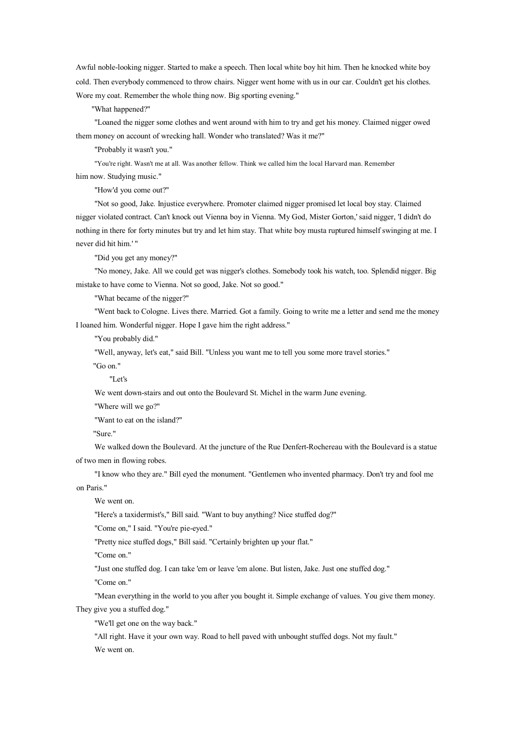Awful noble-looking nigger. Started to make a speech. Then local white boy hit him. Then he knocked white boy cold. Then everybody commenced to throw chairs. Nigger went home with us in our car. Couldn't get his clothes. Wore my coat. Remember the whole thing now. Big sporting evening."

"What happened?"

"Loaned the nigger some clothes and went around with him to try and get his money. Claimed nigger owed them money on account of wrecking hall. Wonder who translated? Was it me?"

"Probably it wasn't you."

"You're right. Wasn't me at all. Was another fellow. Think we called him the local Harvard man. Remember him now. Studying music."

"How'd you come out?"

"Not so good, Jake. Injustice everywhere. Promoter claimed nigger promised let local boy stay. Claimed nigger violated contract. Can't knock out Vienna boy in Vienna. 'My God, Mister Gorton,' said nigger, 'I didn't do nothing in there for forty minutes but try and let him stay. That white boy musta ruptured himself swinging at me. I never did hit him.' "

"Did you get any money?"

"No money, Jake. All we could get was nigger's clothes. Somebody took his watch, too. Splendid nigger. Big mistake to have come to Vienna. Not so good, Jake. Not so good."

"What became of the nigger?"

"Went back to Cologne. Lives there. Married. Got a family. Going to write me a letter and send me the money I loaned him. Wonderful nigger. Hope I gave him the right address."

"You probably did."

"Well, anyway, let's eat," said Bill. "Unless you want me to tell you some more travel stories."

"Go on."

"Let's

We went down-stairs and out onto the Boulevard St. Michel in the warm June evening.

"Where will we go?"

"Want to eat on the island?"

"Sure."

We walked down the Boulevard. At the juncture of the Rue Denfert-Rochereau with the Boulevard is a statue of two men in flowing robes.

"I know who they are." Bill eyed the monument. "Gentlemen who invented pharmacy. Don't try and fool me on Paris."

We went on.

"Here's a taxidermist's," Bill said. "Want to buy anything? Nice stuffed dog?"

"Come on," I said. "You're pie-eyed."

"Pretty nice stuffed dogs," Bill said. "Certainly brighten up your flat."

"Come on."

"Just one stuffed dog. I can take 'em or leave 'em alone. But listen, Jake. Just one stuffed dog."

"Come on."

"Mean everything in the world to you after you bought it. Simple exchange of values. You give them money. They give you a stuffed dog."

"We'll get one on the way back."

"All right. Have it your own way. Road to hell paved with unbought stuffed dogs. Not my fault."

We went on.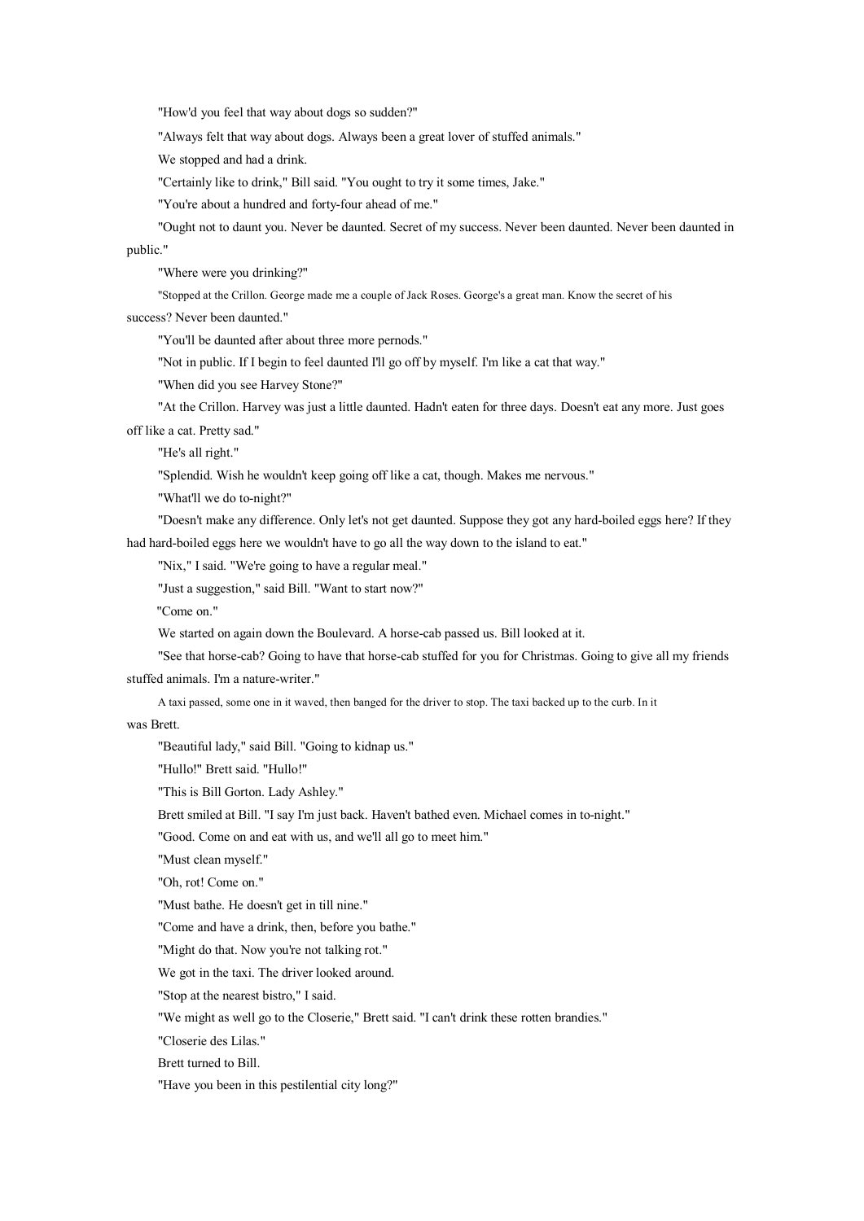"How'd you feel that way about dogs so sudden?"

"Always felt that way about dogs. Always been a great lover of stuffed animals."

We stopped and had a drink.

"Certainly like to drink," Bill said. "You ought to try it some times, Jake."

"You're about a hundred and forty-four ahead of me."

"Ought not to daunt you. Never be daunted. Secret of my success. Never been daunted. Never been daunted in public."

"Where were you drinking?"

"Stopped at the Crillon. George made me a couple of Jack Roses. George's a great man. Know the secret of his success? Never been daunted."

"You'll be daunted after about three more pernods."

"Not in public. If I begin to feel daunted I'll go off by myself. I'm like a cat that way."

"When did you see Harvey Stone?"

"At the Crillon. Harvey was just a little daunted. Hadn't eaten for three days. Doesn't eat any more. Just goes off like a cat. Pretty sad."

"He's all right."

"Splendid. Wish he wouldn't keep going off like a cat, though. Makes me nervous."

"What'll we do to-night?"

"Doesn't make any difference. Only let's not get daunted. Suppose they got any hard-boiled eggs here? If they had hard-boiled eggs here we wouldn't have to go all the way down to the island to eat."

"Nix," I said. "We're going to have a regular meal."

"Just a suggestion," said Bill. "Want to start now?"

"Come on."

We started on again down the Boulevard. A horse-cab passed us. Bill looked at it.

"See that horse-cab? Going to have that horse-cab stuffed for you for Christmas. Going to give all my friends stuffed animals. I'm a nature-writer."

A taxi passed, some one in it waved, then banged for the driver to stop. The taxi backed up to the curb. In it was Brett.

"Beautiful lady," said Bill. "Going to kidnap us."

"Hullo!" Brett said. "Hullo!"

"This is Bill Gorton. Lady Ashley."

Brett smiled at Bill. "I say I'm just back. Haven't bathed even. Michael comes in to-night."

"Good. Come on and eat with us, and we'll all go to meet him."

"Must clean myself."

"Oh, rot! Come on."

"Must bathe. He doesn't get in till nine."

"Come and have a drink, then, before you bathe."

"Might do that. Now you're not talking rot."

We got in the taxi. The driver looked around.

"Stop at the nearest bistro," I said.

"We might as well go to the Closerie," Brett said. "I can't drink these rotten brandies."

"Closerie des Lilas."

Brett turned to Bill.

"Have you been in this pestilential city long?"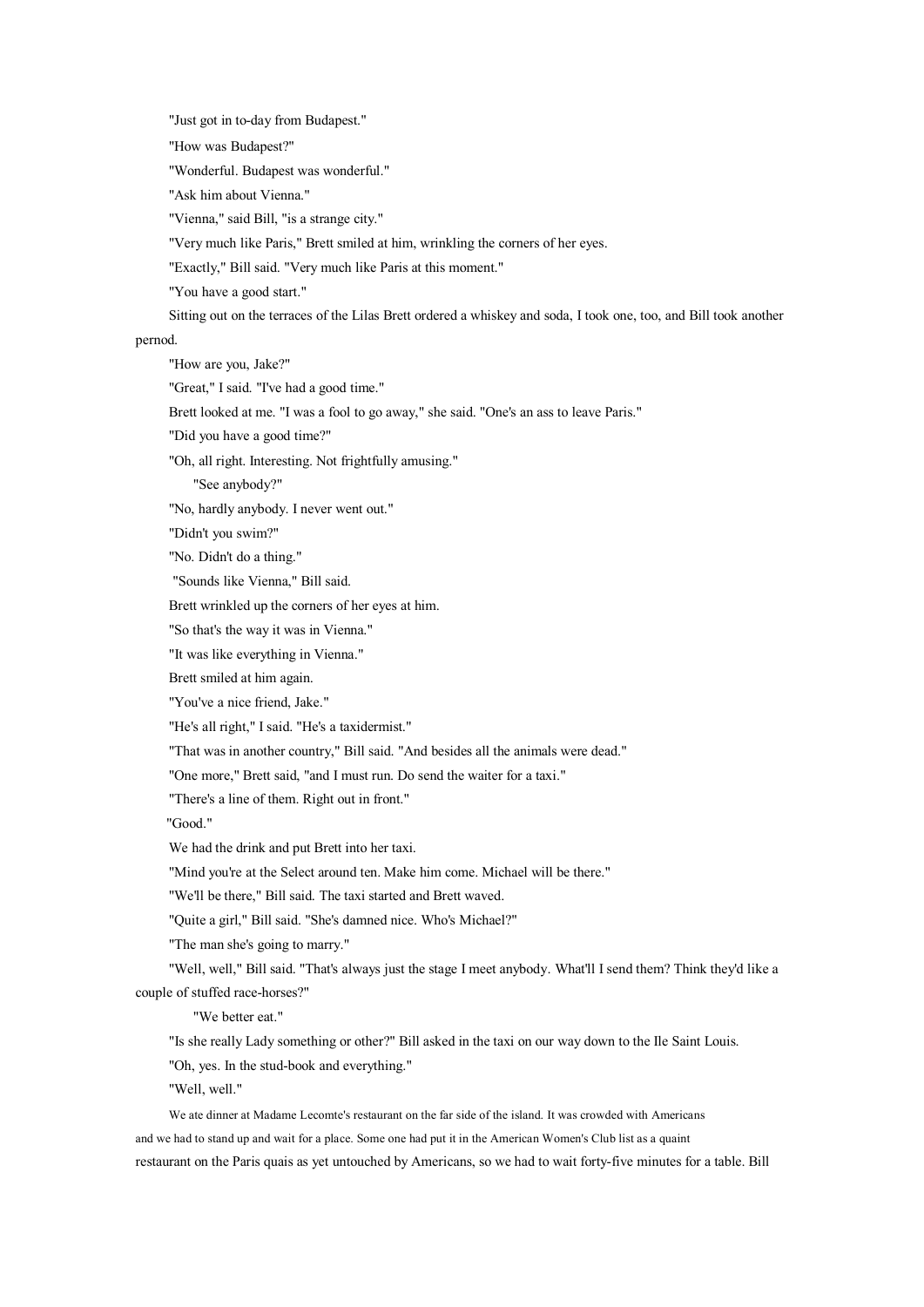"Just got in to-day from Budapest."

"How was Budapest?"

"Wonderful. Budapest was wonderful."

"Ask him about Vienna."

"Vienna," said Bill, "is a strange city."

"Very much like Paris," Brett smiled at him, wrinkling the corners of her eyes.

"Exactly," Bill said. "Very much like Paris at this moment."

"You have a good start."

Sitting out on the terraces of the Lilas Brett ordered a whiskey and soda, I took one, too, and Bill took another pernod.

"How are you, Jake?"

"Great," I said. "I've had a good time."

Brett looked at me. "I was a fool to go away," she said. "One's an ass to leave Paris."

"Did you have a good time?"

"Oh, all right. Interesting. Not frightfully amusing."

"See anybody?"

"No, hardly anybody. I never went out."

"Didn't you swim?"

"No. Didn't do a thing."

"Sounds like Vienna," Bill said.

Brett wrinkled up the corners of her eyes at him.

"So that's the way it was in Vienna."

"It was like everything in Vienna."

Brett smiled at him again.

"You've a nice friend, Jake."

"He's all right," I said. "He's a taxidermist."

"That was in another country," Bill said. "And besides all the animals were dead."

"One more," Brett said, "and I must run. Do send the waiter for a taxi."

"There's a line of them. Right out in front."

"Good."

We had the drink and put Brett into her taxi.

"Mind you're at the Select around ten. Make him come. Michael will be there."

"We'll be there," Bill said. The taxi started and Brett waved.

"Quite a girl," Bill said. "She's damned nice. Who's Michael?"

"The man she's going to marry."

"Well, well," Bill said. "That's always just the stage I meet anybody. What'll I send them? Think they'd like a couple of stuffed race-horses?"

"We better eat."

"Is she really Lady something or other?" Bill asked in the taxi on our way down to the Ile Saint Louis.

"Oh, yes. In the stud-book and everything."

"Well, well."

We ate dinner at Madame Lecomte's restaurant on the far side of the island. It was crowded with Americans and we had to stand up and wait for a place. Some one had put it in the American Women's Club list as a quaint restaurant on the Paris quais as yet untouched by Americans, so we had to wait forty-five minutes for a table. Bill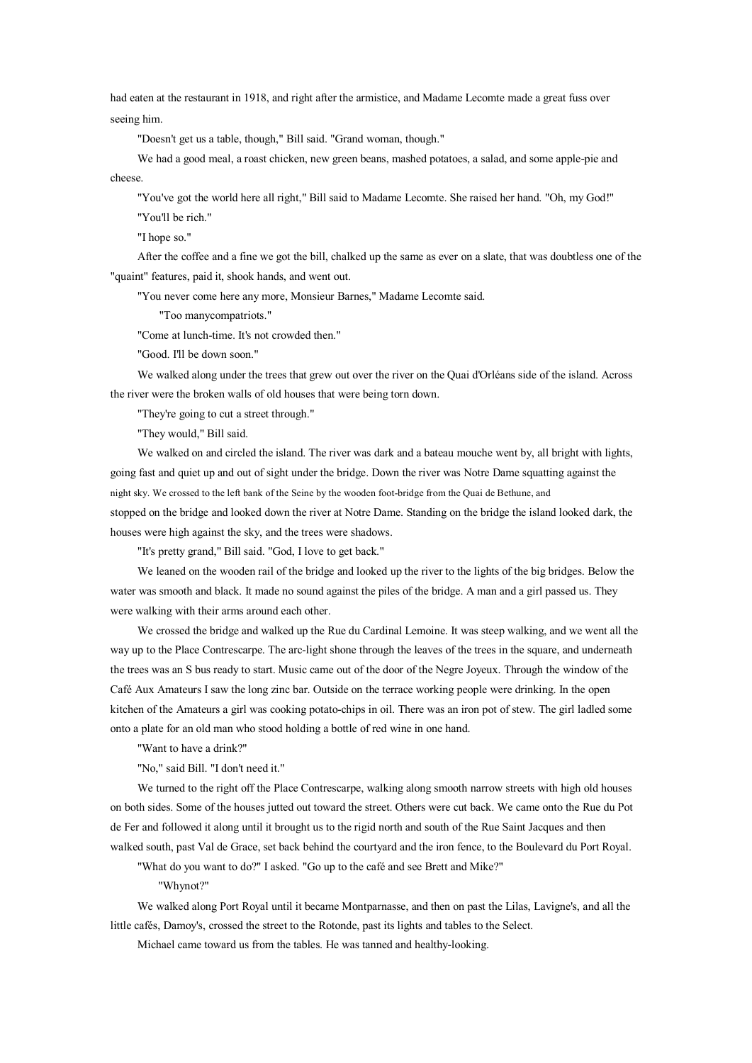had eaten at the restaurant in 1918, and right after the armistice, and Madame Lecomte made a great fuss over seeing him.

"Doesn't get us a table, though," Bill said. "Grand woman, though."

We had a good meal, a roast chicken, new green beans, mashed potatoes, a salad, and some apple-pie and cheese.

"You've got the world here all right," Bill said to Madame Lecomte. She raised her hand. "Oh, my God!"

"You'll be rich."

"I hope so."

After the coffee and a fine we got the bill, chalked up the same as ever on a slate, that was doubtless one of the "quaint" features, paid it, shook hands, and went out.

"You never come here any more, Monsieur Barnes," Madame Lecomte said.

"Too manycompatriots."

"Come at lunch-time. It's not crowded then."

"Good. I'll be down soon."

We walked along under the trees that grew out over the river on the Quai d'Orléans side of the island. Across the river were the broken walls of old houses that were being torn down.

"They're going to cut a street through."

"They would," Bill said.

We walked on and circled the island. The river was dark and a bateau mouche went by, all bright with lights, going fast and quiet up and out of sight under the bridge. Down the river was Notre Dame squatting against the night sky. We crossed to the left bank of the Seine by the wooden foot-bridge from the Quai de Bethune, and stopped on the bridge and looked down the river at Notre Dame. Standing on the bridge the island looked dark, the houses were high against the sky, and the trees were shadows.

"It's pretty grand," Bill said. "God, I love to get back."

We leaned on the wooden rail of the bridge and looked up the river to the lights of the big bridges. Below the water was smooth and black. It made no sound against the piles of the bridge. A man and a girl passed us. They were walking with their arms around each other.

We crossed the bridge and walked up the Rue du Cardinal Lemoine. It was steep walking, and we went all the way up to the Place Contrescarpe. The arc-light shone through the leaves of the trees in the square, and underneath the trees was an S bus ready to start. Music came out of the door of the Negre Joyeux. Through the window of the Café Aux Amateurs I saw the long zinc bar. Outside on the terrace working people were drinking. In the open kitchen of the Amateurs a girl was cooking potato-chips in oil. There was an iron pot of stew. The girl ladled some onto a plate for an old man who stood holding a bottle of red wine in one hand.

"Want to have a drink?"

"No," said Bill. "I don't need it."

We turned to the right off the Place Contrescarpe, walking along smooth narrow streets with high old houses on both sides. Some of the houses jutted out toward the street. Others were cut back. We came onto the Rue du Pot de Fer and followed it along until it brought us to the rigid north and south of the Rue Saint Jacques and then walked south, past Val de Grace, set back behind the courtyard and the iron fence, to the Boulevard du Port Royal.

"What do you want to do?" I asked. "Go up to the café and see Brett and Mike?"

"Whynot?"

We walked along Port Royal until it became Montparnasse, and then on past the Lilas, Lavigne's, and all the little cafés, Damoy's, crossed the street to the Rotonde, past its lights and tables to the Select.

Michael came toward us from the tables. He was tanned and healthy-looking.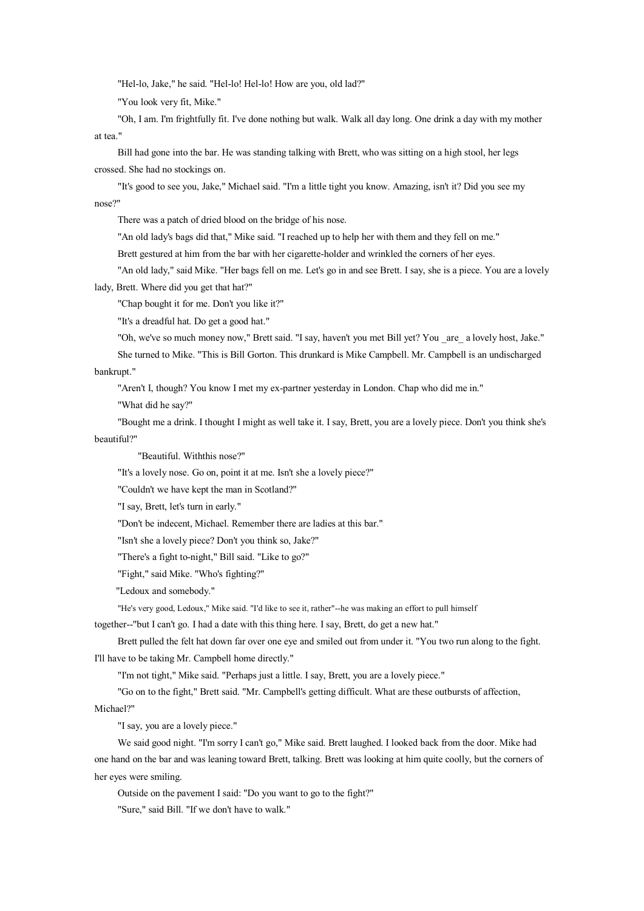"Hel-lo, Jake," he said. "Hel-lo! Hel-lo! How are you, old lad?"

"You look very fit, Mike."

"Oh, I am. I'm frightfully fit. I've done nothing but walk. Walk all day long. One drink a day with my mother at tea."

Bill had gone into the bar. He was standing talking with Brett, who was sitting on a high stool, her legs crossed. She had no stockings on.

"It's good to see you, Jake," Michael said. "I'm a little tight you know. Amazing, isn't it? Did you see my nose?"

There was a patch of dried blood on the bridge of his nose.

"An old lady's bags did that," Mike said. "I reached up to help her with them and they fell on me."

Brett gestured at him from the bar with her cigarette-holder and wrinkled the corners of her eyes.

"An old lady," said Mike. "Her bags fell on me. Let's go in and see Brett. I say, she is a piece. You are a lovely lady, Brett. Where did you get that hat?"

"Chap bought it for me. Don't you like it?"

"It's a dreadful hat. Do get a good hat."

"Oh, we've so much money now," Brett said. "I say, haven't you met Bill yet? You _are_ a lovely host, Jake."

She turned to Mike. "This is Bill Gorton. This drunkard is Mike Campbell. Mr. Campbell is an undischarged bankrupt."

"Aren't I, though? You know I met my ex-partner yesterday in London. Chap who did me in."

"What did he say?"

"Bought me a drink. I thought I might as well take it. I say, Brett, you are a lovely piece. Don't you think she's beautiful?"

"Beautiful. Withthis nose?"

"It's a lovely nose. Go on, point it at me. Isn't she a lovely piece?"

"Couldn't we have kept the man in Scotland?"

"I say, Brett, let's turn in early."

"Don't be indecent, Michael. Remember there are ladies at this bar."

"Isn't she a lovely piece? Don't you think so, Jake?"

"There's a fight to-night," Bill said. "Like to go?"

"Fight," said Mike. "Who's fighting?"

"Ledoux and somebody."

"He's very good, Ledoux," Mike said. "I'd like to see it, rather"--he was making an effort to pull himself together--"but I can't go. I had a date with this thing here. I say, Brett, do get a new hat."

Brett pulled the felt hat down far over one eye and smiled out from under it. "You two run along to the fight. I'll have to be taking Mr. Campbell home directly."

"I'm not tight," Mike said. "Perhaps just a little. I say, Brett, you are a lovely piece."

"Go on to the fight," Brett said. "Mr. Campbell's getting difficult. What are these outbursts of affection, Michael?"

"I say, you are a lovely piece."

We said good night. "I'm sorry I can't go," Mike said. Brett laughed. I looked back from the door. Mike had one hand on the bar and was leaning toward Brett, talking. Brett was looking at him quite coolly, but the corners of her eyes were smiling.

Outside on the pavement I said: "Do you want to go to the fight?"

"Sure," said Bill. "If we don't have to walk."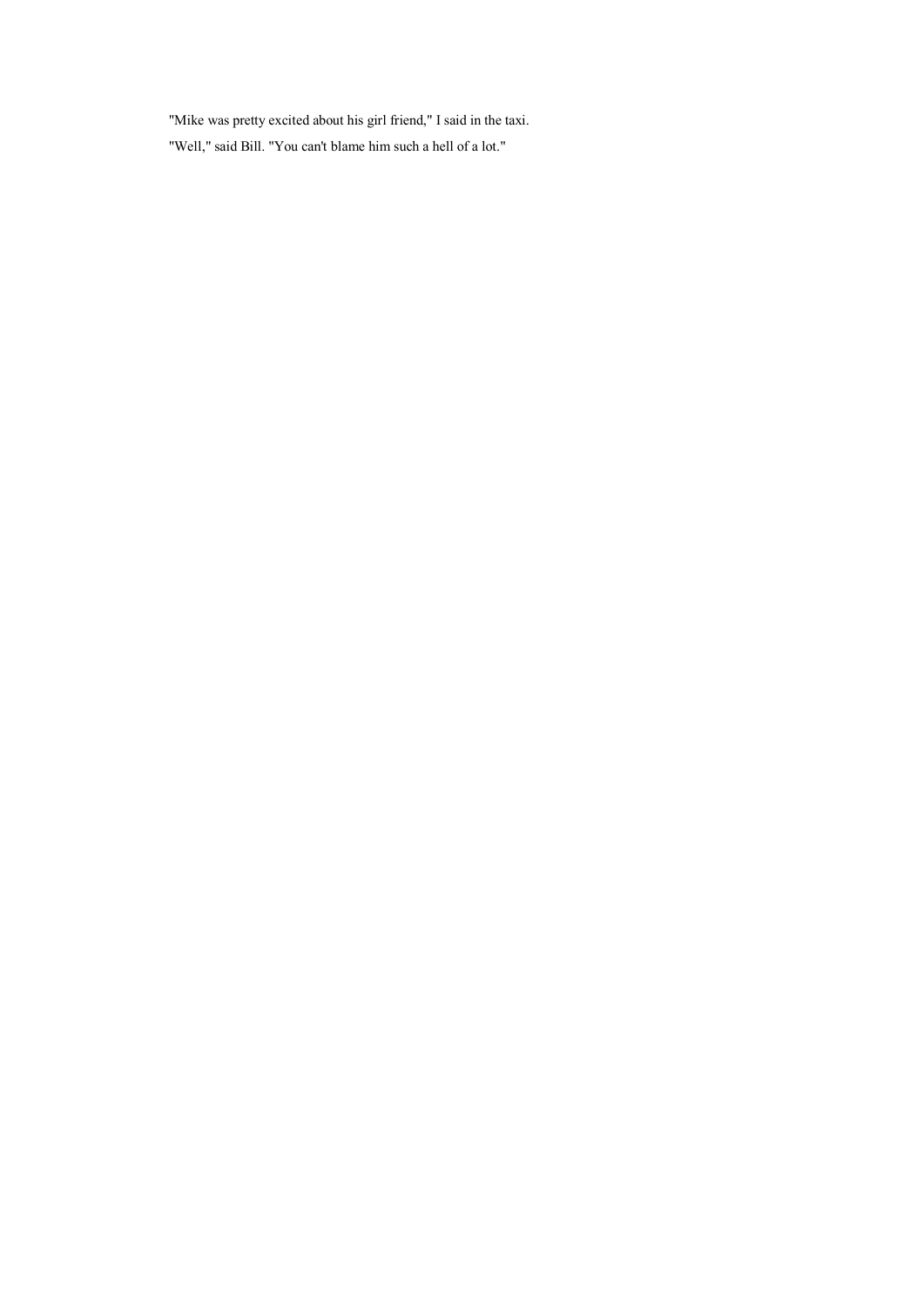"Mike was pretty excited about his girl friend," I said in the taxi.

"Well," said Bill. "You can't blame him such a hell of a lot."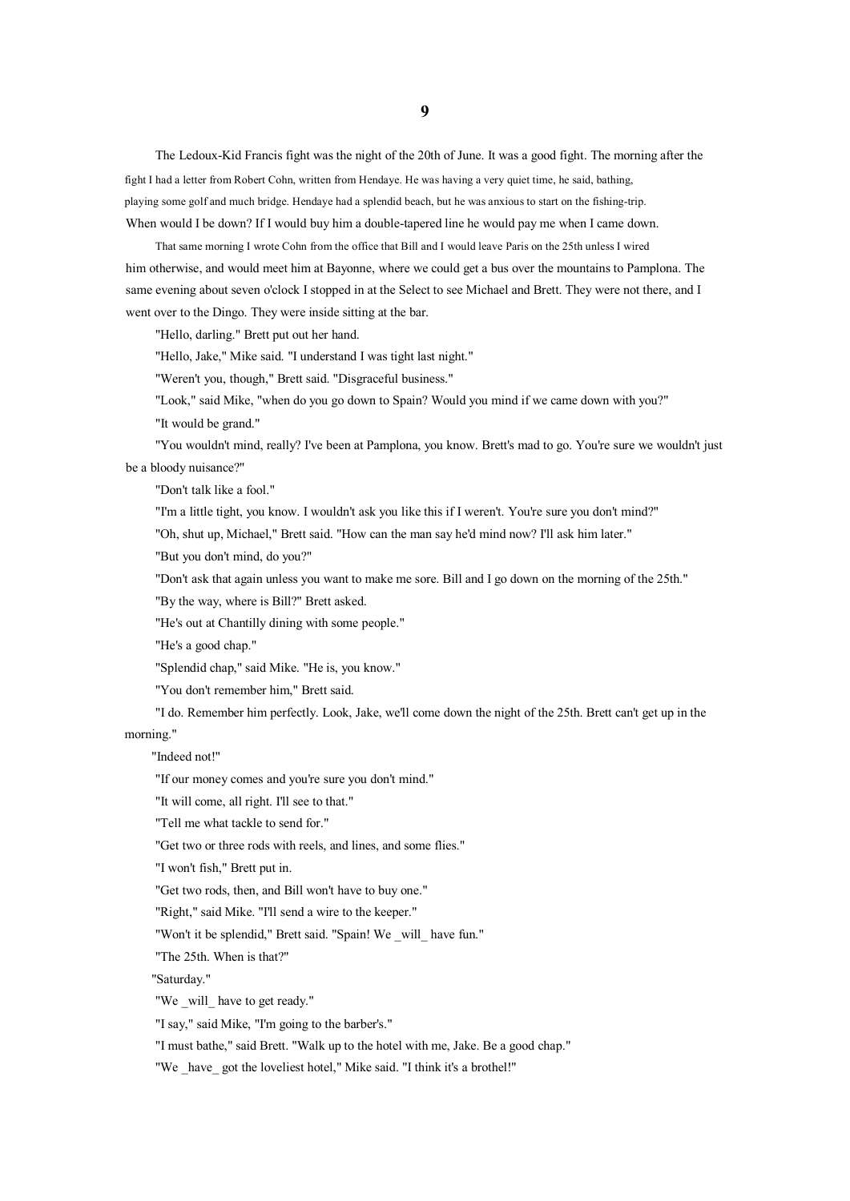# 9

The Ledoux-Kid Francis fight was the night of the 20th of June. It was a good fight. The morning after the fight I had a letter from Robert Cohn, written from Hendaye. He was having a very quiet time, he said, bathing, playing some golf and much bridge. Hendaye had a splendid beach, but he was anxious to start on the fishing-trip. When would I be down? If I would buy him a double-tapered line he would pay me when I came down.

That same morning I wrote Cohn from the office that Bill and I would leave Paris on the 25th unless I wired him otherwise, and would meet him at Bayonne, where we could get a bus over the mountains to Pamplona. The same evening about seven o'clock I stopped in at the Select to see Michael and Brett. They were not there, and I went over to the Dingo. They were inside sitting at the bar.

"Hello, darling." Brett put out her hand.

"Hello, Jake," Mike said. "I understand I was tight last night."

"Weren't you, though," Brett said. "Disgraceful business."

"Look," said Mike, "when do you go down to Spain? Would you mind if we came down with you?"

"It would be grand."

"You wouldn't mind, really? I've been at Pamplona, you know. Brett's mad to go. You're sure we wouldn't just be a bloody nuisance?"

"Don't talk like a fool."

"I'm a little tight, you know. I wouldn't ask you like this if I weren't. You're sure you don't mind?"

"Oh, shut up, Michael," Brett said. "How can the man say he'd mind now? I'll ask him later."

"But you don't mind, do you?"

"Don't ask that again unless you want to make me sore. Bill and I go down on the morning of the 25th."

"By the way, where is Bill?" Brett asked.

"He's out at Chantilly dining with some people."

"He's a good chap."

"Splendid chap," said Mike. "He is, you know."

"You don't remember him," Brett said.

"I do. Remember him perfectly. Look, Jake, we'll come down the night of the 25th. Brett can't get up in the morning."

"Indeed not!"

"If our money comes and you're sure you don't mind."

"It will come, all right. I'll see to that."

"Tell me what tackle to send for."

"Get two or three rods with reels, and lines, and some flies."

"I won't fish," Brett put in.

"Get two rods, then, and Bill won't have to buy one."

"Right," said Mike. "I'll send a wire to the keeper."

"Won't it be splendid," Brett said. "Spain! We _will_ have fun."

"The 25th. When is that?"

"Saturday."

"We _will_ have to get ready."

"I say," said Mike, "I'm going to the barber's."

"I must bathe," said Brett. "Walk up to the hotel with me, Jake. Be a good chap."

"We _have_ got the loveliest hotel," Mike said. "I think it's a brothel!"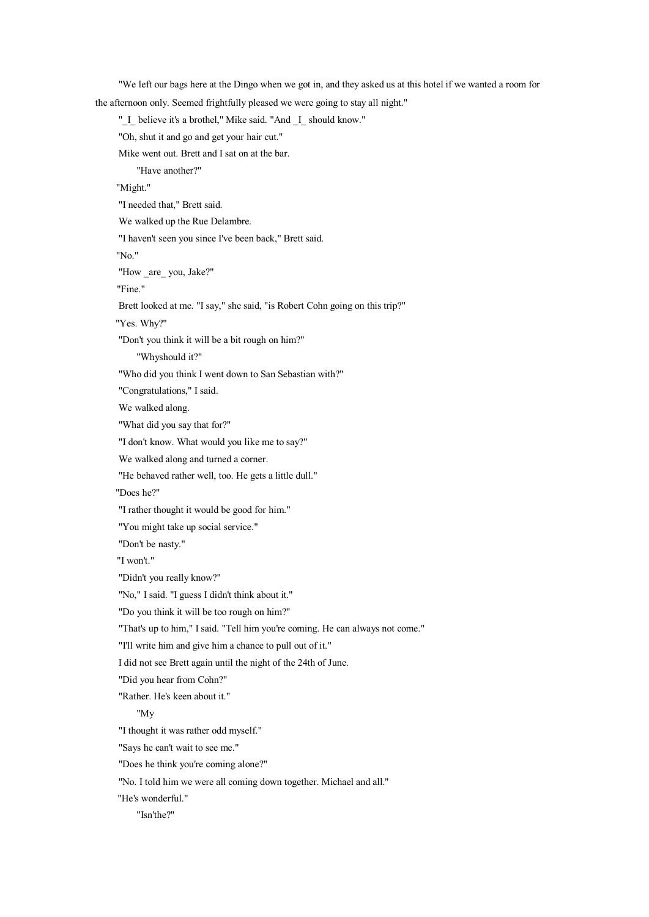"We left our bags here at the Dingo when we got in, and they asked us at this hotel if we wanted a room for the afternoon only. Seemed frightfully pleased we were going to stay all night."

"_I_ believe it's a brothel," Mike said. "And _I_ should know."

"Oh, shut it and go and get your hair cut."

Mike went out. Brett and I sat on at the bar.

"Have another?"

"Might."

"I needed that," Brett said.

We walked up the Rue Delambre.

"I haven't seen you since I've been back," Brett said.

"No."

"How _are_ you, Jake?"

"Fine."

Brett looked at me. "I say," she said, "is Robert Cohn going on this trip?"

"Yes. Why?"

"Don't you think it will be a bit rough on him?"

"Whyshould it?"

"Who did you think I went down to San Sebastian with?"

"Congratulations," I said.

We walked along.

"What did you say that for?"

"I don't know. What would you like me to say?"

We walked along and turned a corner.

"He behaved rather well, too. He gets a little dull."

"Does he?"

"I rather thought it would be good for him."

"You might take up social service."

"Don't be nasty."

"I won't."

"Didn't you really know?"

"No," I said. "I guess I didn't think about it."

"Do you think it will be too rough on him?"

"That's up to him," I said. "Tell him you're coming. He can always not come."

"I'll write him and give him a chance to pull out of it."

I did not see Brett again until the night of the 24th of June.

"Did you hear from Cohn?"

"Rather. He's keen about it."

"My

"I thought it was rather odd myself."

"Says he can't wait to see me."

"Does he think you're coming alone?"

"No. I told him we were all coming down together. Michael and all."

"He's wonderful."

"Isn'the?"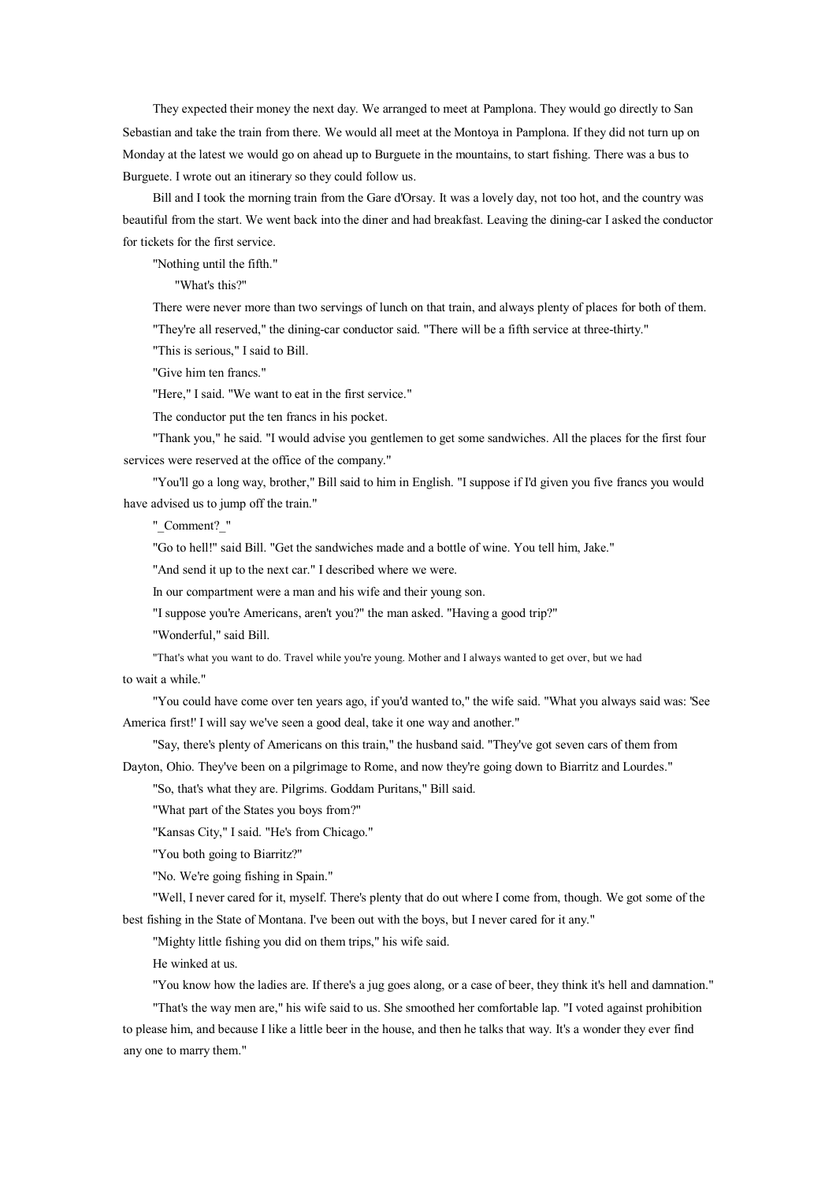They expected their money the next day. We arranged to meet at Pamplona. They would go directly to San Sebastian and take the train from there. We would all meet at the Montoya in Pamplona. If they did not turn up on Monday at the latest we would go on ahead up to Burguete in the mountains, to start fishing. There was a bus to Burguete. I wrote out an itinerary so they could follow us.

Bill and I took the morning train from the Gare d'Orsay. It was a lovely day, not too hot, and the country was beautiful from the start. We went back into the diner and had breakfast. Leaving the dining-car I asked the conductor for tickets for the first service.

"Nothing until the fifth."

"What's this?"

There were never more than two servings of lunch on that train, and always plenty of places for both of them.

"They're all reserved," the dining-car conductor said. "There will be a fifth service at three-thirty."

"This is serious," I said to Bill.

"Give him ten francs."

"Here," I said. "We want to eat in the first service."

The conductor put the ten francs in his pocket.

"Thank you," he said. "I would advise you gentlemen to get some sandwiches. All the places for the first four services were reserved at the office of the company."

"You'll go a long way, brother," Bill said to him in English. "I suppose if I'd given you five francs you would have advised us to jump off the train."

"_Comment?_"

"Go to hell!" said Bill. "Get the sandwiches made and a bottle of wine. You tell him, Jake."

"And send it up to the next car." I described where we were.

In our compartment were a man and his wife and their young son.

"I suppose you're Americans, aren't you?" the man asked. "Having a good trip?"

"Wonderful," said Bill.

"That's what you want to do. Travel while you're young. Mother and I always wanted to get over, but we had to wait a while."

"You could have come over ten years ago, if you'd wanted to," the wife said. "What you always said was: 'See America first!' I will say we've seen a good deal, take it one way and another."

"Say, there's plenty of Americans on this train," the husband said. "They've got seven cars of them from Dayton, Ohio. They've been on a pilgrimage to Rome, and now they're going down to Biarritz and Lourdes."

"So, that's what they are. Pilgrims. Goddam Puritans," Bill said.

"What part of the States you boys from?"

"Kansas City," I said. "He's from Chicago."

"You both going to Biarritz?"

"No. We're going fishing in Spain."

"Well, I never cared for it, myself. There's plenty that do out where I come from, though. We got some of the best fishing in the State of Montana. I've been out with the boys, but I never cared for it any."

"Mighty little fishing you did on them trips," his wife said.

He winked at us.

"You know how the ladies are. If there's a jug goes along, or a case of beer, they think it's hell and damnation."

"That's the way men are," his wife said to us. She smoothed her comfortable lap. "I voted against prohibition to please him, and because I like a little beer in the house, and then he talks that way. It's a wonder they ever find any one to marry them."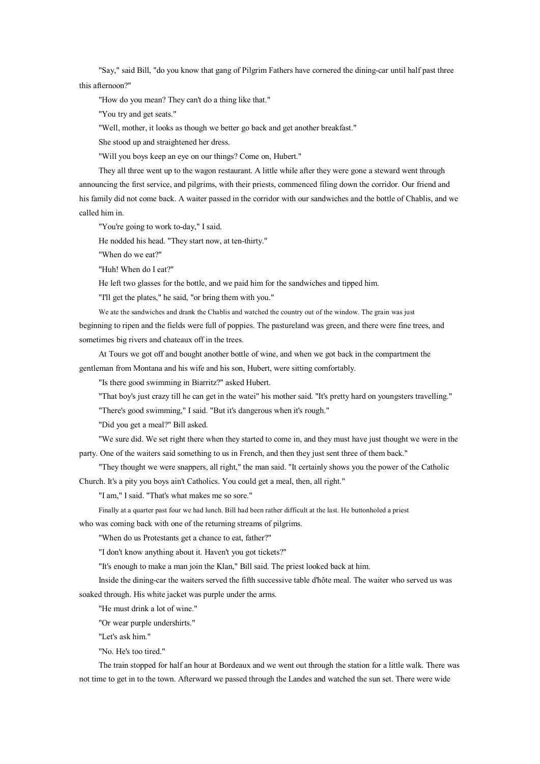"Say," said Bill, "do you know that gang of Pilgrim Fathers have cornered the dining-car until half past three this afternoon?"

"How do you mean? They can't do a thing like that."

"You try and get seats."

"Well, mother, it looks as though we better go back and get another breakfast."

She stood up and straightened her dress.

"Will you boys keep an eye on our things? Come on, Hubert."

They all three went up to the wagon restaurant. A little while after they were gone a steward went through announcing the first service, and pilgrims, with their priests, commenced filing down the corridor. Our friend and his family did not come back. A waiter passed in the corridor with our sandwiches and the bottle of Chablis, and we called him in.

"You're going to work to-day," I said.

He nodded his head. "They start now, at ten-thirty."

"When do we eat?"

"Huh! When do I eat?"

He left two glasses for the bottle, and we paid him for the sandwiches and tipped him.

"I'll get the plates," he said, "or bring them with you."

We ate the sandwiches and drank the Chablis and watched the country out of the window. The grain was just beginning to ripen and the fields were full of poppies. The pastureland was green, and there were fine trees, and sometimes big rivers and chateaux off in the trees.

At Tours we got off and bought another bottle of wine, and when we got back in the compartment the gentleman from Montana and his wife and his son, Hubert, were sitting comfortably.

"Is there good swimming in Biarritz?" asked Hubert.

"That boy's just crazy till he can get in the watei" his mother said. "It's pretty hard on youngsters travelling."

"There's good swimming," I said. "But it's dangerous when it's rough."

"Did you get a meal?" Bill asked.

"We sure did. We set right there when they started to come in, and they must have just thought we were in the party. One of the waiters said something to us in French, and then they just sent three of them back."

"They thought we were snappers, all right," the man said. "It certainly shows you the power of the Catholic Church. It's a pity you boys ain't Catholics. You could get a meal, then, all right."

"I am," I said. "That's what makes me so sore."

Finally at a quarter past four we had lunch. Bill had been rather difficult at the last. He buttonholed a priest who was coming back with one of the returning streams of pilgrims.

"When do us Protestants get a chance to eat, father?"

"I don't know anything about it. Haven't you got tickets?"

"It's enough to make a man join the Klan," Bill said. The priest looked back at him.

Inside the dining-car the waiters served the fifth successive table d'hôte meal. The waiter who served us was soaked through. His white jacket was purple under the arms.

"He must drink a lot of wine."

"Or wear purple undershirts."

"Let's ask him."

"No. He's too tired."

The train stopped for half an hour at Bordeaux and we went out through the station for a little walk. There was not time to get in to the town. Afterward we passed through the Landes and watched the sun set. There were wide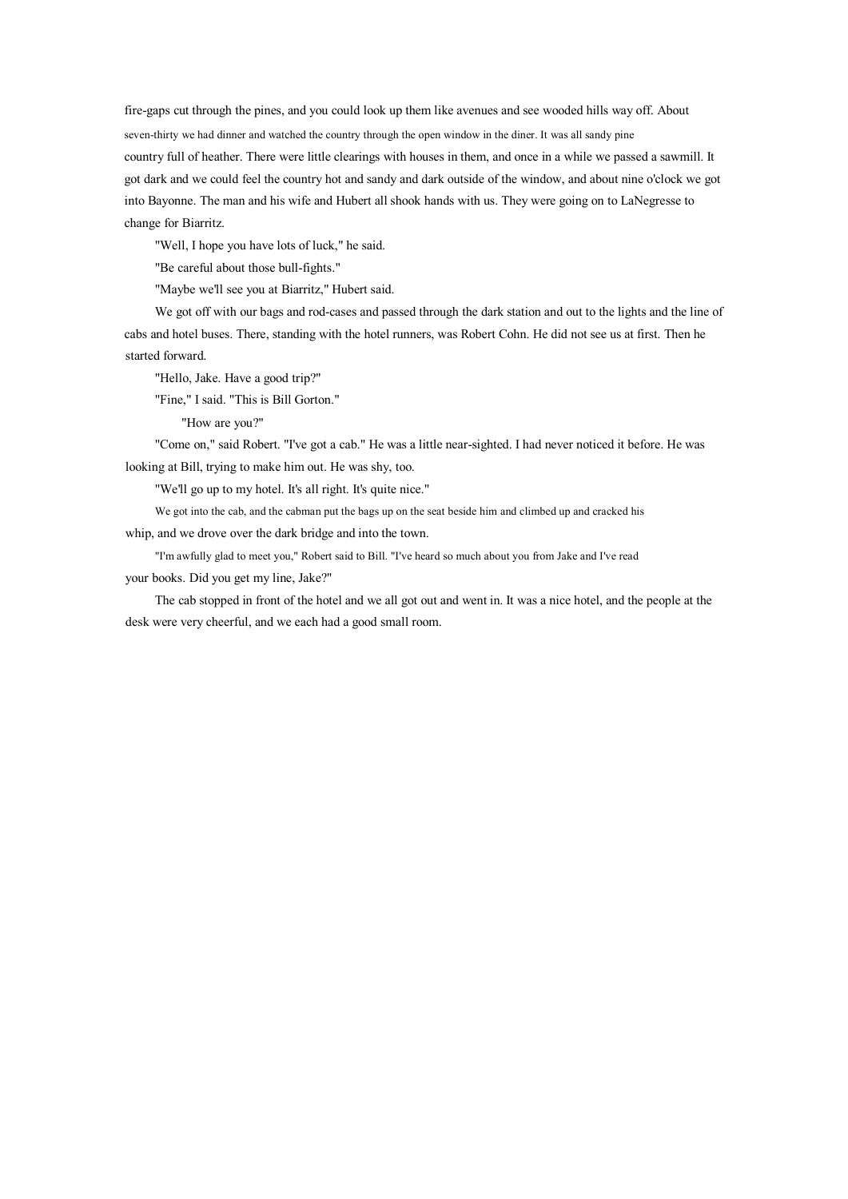fire-gaps cut through the pines, and you could look up them like avenues and see wooded hills way off. About seven-thirty we had dinner and watched the country through the open window in the diner. It was all sandy pine country full of heather. There were little clearings with houses in them, and once in a while we passed a sawmill. It got dark and we could feel the country hot and sandy and dark outside of the window, and about nine o'clock we got into Bayonne. The man and his wife and Hubert all shook hands with us. They were going on to LaNegresse to change for Biarritz.

"Well, I hope you have lots of luck," he said.

"Be careful about those bull-fights."

"Maybe we'll see you at Biarritz," Hubert said.

We got off with our bags and rod-cases and passed through the dark station and out to the lights and the line of cabs and hotel buses. There, standing with the hotel runners, was Robert Cohn. He did not see us at first. Then he started forward.

"Hello, Jake. Have a good trip?"

"Fine," I said. "This is Bill Gorton."

"How are you?"

"Come on," said Robert. "I've got a cab." He was a little near-sighted. I had never noticed it before. He was looking at Bill, trying to make him out. He was shy, too.

"We'll go up to my hotel. It's all right. It's quite nice."

We got into the cab, and the cabman put the bags up on the seat beside him and climbed up and cracked his whip, and we drove over the dark bridge and into the town.

"I'm awfully glad to meet you," Robert said to Bill. "I've heard so much about you from Jake and I've read your books. Did you get my line, Jake?"

The cab stopped in front of the hotel and we all got out and went in. It was a nice hotel, and the people at the desk were very cheerful, and we each had a good small room.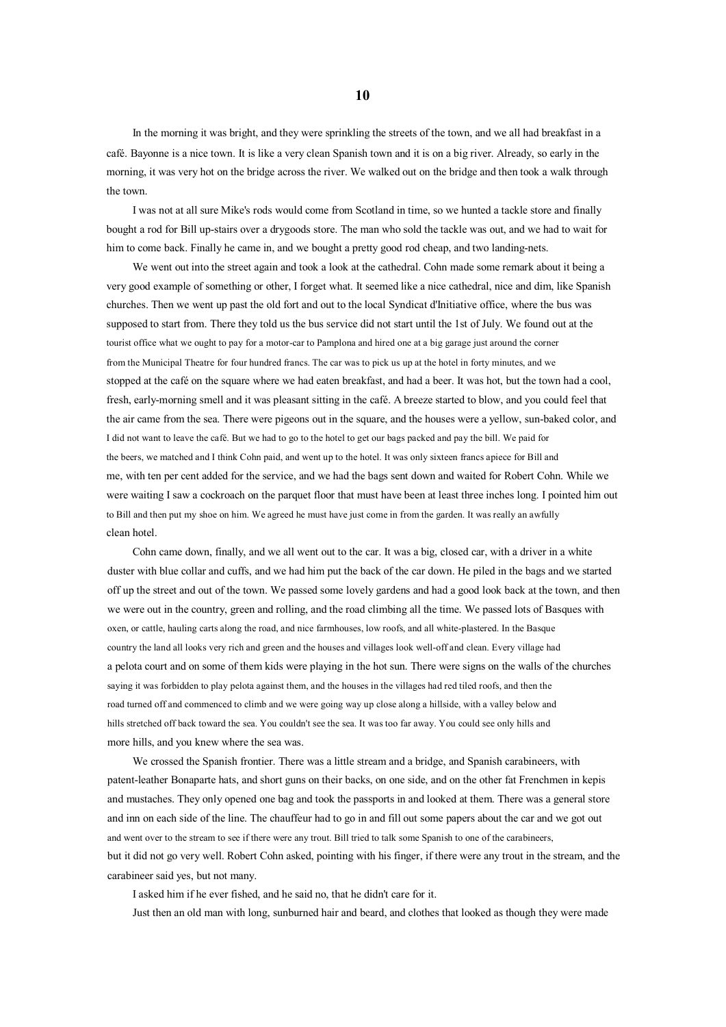# 10

In the morning it was bright, and they were sprinkling the streets of the town, and we all had breakfast in a café. Bayonne is a nice town. It is like a very clean Spanish town and it is on a big river. Already, so early in the morning, it was very hot on the bridge across the river. We walked out on the bridge and then took a walk through the town.

I was not at all sure Mike's rods would come from Scotland in time, so we hunted a tackle store and finally bought a rod for Bill up-stairs over a drygoods store. The man who sold the tackle was out, and we had to wait for him to come back. Finally he came in, and we bought a pretty good rod cheap, and two landing-nets.

We went out into the street again and took a look at the cathedral. Cohn made some remark about it being a very good example of something or other, I forget what. It seemed like a nice cathedral, nice and dim, like Spanish churches. Then we went up past the old fort and out to the local Syndicat d'Initiative office, where the bus was supposed to start from. There they told us the bus service did not start until the 1st of July. We found out at the tourist office what we ought to pay for a motor-car to Pamplona and hired one at a big garage just around the corner from the Municipal Theatre for four hundred francs. The car was to pick us up at the hotel in forty minutes, and we stopped at the café on the square where we had eaten breakfast, and had a beer. It was hot, but the town had a cool, fresh, early-morning smell and it was pleasant sitting in the café. A breeze started to blow, and you could feel that the air came from the sea. There were pigeons out in the square, and the houses were a yellow, sun-baked color, and I did not want to leave the café. But we had to go to the hotel to get our bags packed and pay the bill. We paid for the beers, we matched and I think Cohn paid, and went up to the hotel. It was only sixteen francs apiece for Bill and me, with ten per cent added for the service, and we had the bags sent down and waited for Robert Cohn. While we were waiting I saw a cockroach on the parquet floor that must have been at least three inches long. I pointed him out to Bill and then put my shoe on him. We agreed he must have just come in from the garden. It was really an awfully clean hotel.

Cohn came down, finally, and we all went out to the car. It was a big, closed car, with a driver in a white duster with blue collar and cuffs, and we had him put the back of the car down. He piled in the bags and we started off up the street and out of the town. We passed some lovely gardens and had a good look back at the town, and then we were out in the country, green and rolling, and the road climbing all the time. We passed lots of Basques with oxen, or cattle, hauling carts along the road, and nice farmhouses, low roofs, and all white-plastered. In the Basque country the land all looks very rich and green and the houses and villages look well-off and clean. Every village had a pelota court and on some of them kids were playing in the hot sun. There were signs on the walls of the churches saying it was forbidden to play pelota against them, and the houses in the villages had red tiled roofs, and then the road turned off and commenced to climb and we were going way up close along a hillside, with a valley below and hills stretched off back toward the sea. You couldn't see the sea. It was too far away. You could see only hills and more hills, and you knew where the sea was.

We crossed the Spanish frontier. There was a little stream and a bridge, and Spanish carabineers, with patent-leather Bonaparte hats, and short guns on their backs, on one side, and on the other fat Frenchmen in kepis and mustaches. They only opened one bag and took the passports in and looked at them. There was a general store and inn on each side of the line. The chauffeur had to go in and fill out some papers about the car and we got out and went over to the stream to see if there were any trout. Bill tried to talk some Spanish to one of the carabineers, but it did not go very well. Robert Cohn asked, pointing with his finger, if there were any trout in the stream, and the carabineer said yes, but not many.

I asked him if he ever fished, and he said no, that he didn't care for it.

Just then an old man with long, sunburned hair and beard, and clothes that looked as though they were made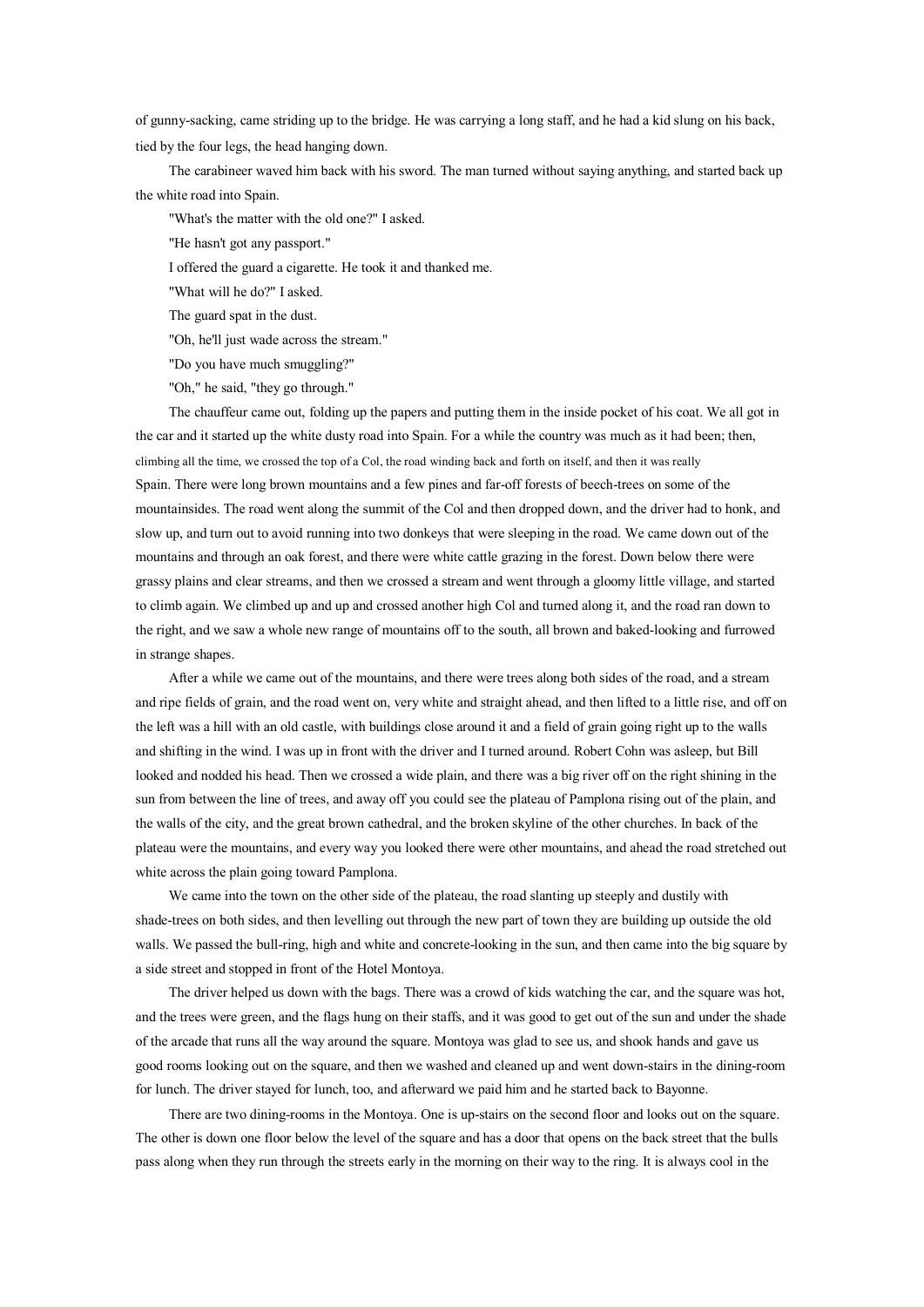of gunny-sacking, came striding up to the bridge. He was carrying a long staff, and he had a kid slung on his back, tied by the four legs, the head hanging down.

The carabineer waved him back with his sword. The man turned without saying anything, and started back up the white road into Spain.

"What's the matter with the old one?" I asked.

"He hasn't got any passport."

I offered the guard a cigarette. He took it and thanked me.

"What will he do?" I asked.

The guard spat in the dust.

"Oh, he'll just wade across the stream."

"Do you have much smuggling?"

"Oh," he said, "they go through."

The chauffeur came out, folding up the papers and putting them in the inside pocket of his coat. We all got in the car and it started up the white dusty road into Spain. For a while the country was much as it had been; then, climbing all the time, we crossed the top of a Col, the road winding back and forth on itself, and then it was really Spain. There were long brown mountains and a few pines and far-off forests of beech-trees on some of the mountainsides. The road went along the summit of the Col and then dropped down, and the driver had to honk, and slow up, and turn out to avoid running into two donkeys that were sleeping in the road. We came down out of the mountains and through an oak forest, and there were white cattle grazing in the forest. Down below there were grassy plains and clear streams, and then we crossed a stream and went through a gloomy little village, and started to climb again. We climbed up and up and crossed another high Col and turned along it, and the road ran down to the right, and we saw a whole new range of mountains off to the south, all brown and baked-looking and furrowed in strange shapes.

After a while we came out of the mountains, and there were trees along both sides of the road, and a stream and ripe fields of grain, and the road went on, very white and straight ahead, and then lifted to a little rise, and off on the left was a hill with an old castle, with buildings close around it and a field of grain going right up to the walls and shifting in the wind. I was up in front with the driver and I turned around. Robert Cohn was asleep, but Bill looked and nodded his head. Then we crossed a wide plain, and there was a big river off on the right shining in the sun from between the line of trees, and away off you could see the plateau of Pamplona rising out of the plain, and the walls of the city, and the great brown cathedral, and the broken skyline of the other churches. In back of the plateau were the mountains, and every way you looked there were other mountains, and ahead the road stretched out white across the plain going toward Pamplona.

We came into the town on the other side of the plateau, the road slanting up steeply and dustily with shade-trees on both sides, and then levelling out through the new part of town they are building up outside the old walls. We passed the bull-ring, high and white and concrete-looking in the sun, and then came into the big square by a side street and stopped in front of the Hotel Montoya.

The driver helped us down with the bags. There was a crowd of kids watching the car, and the square was hot, and the trees were green, and the flags hung on their staffs, and it was good to get out of the sun and under the shade of the arcade that runs all the way around the square. Montoya was glad to see us, and shook hands and gave us good rooms looking out on the square, and then we washed and cleaned up and went down-stairs in the dining-room for lunch. The driver stayed for lunch, too, and afterward we paid him and he started back to Bayonne.

There are two dining-rooms in the Montoya. One is up-stairs on the second floor and looks out on the square. The other is down one floor below the level of the square and has a door that opens on the back street that the bulls pass along when they run through the streets early in the morning on their way to the ring. It is always cool in the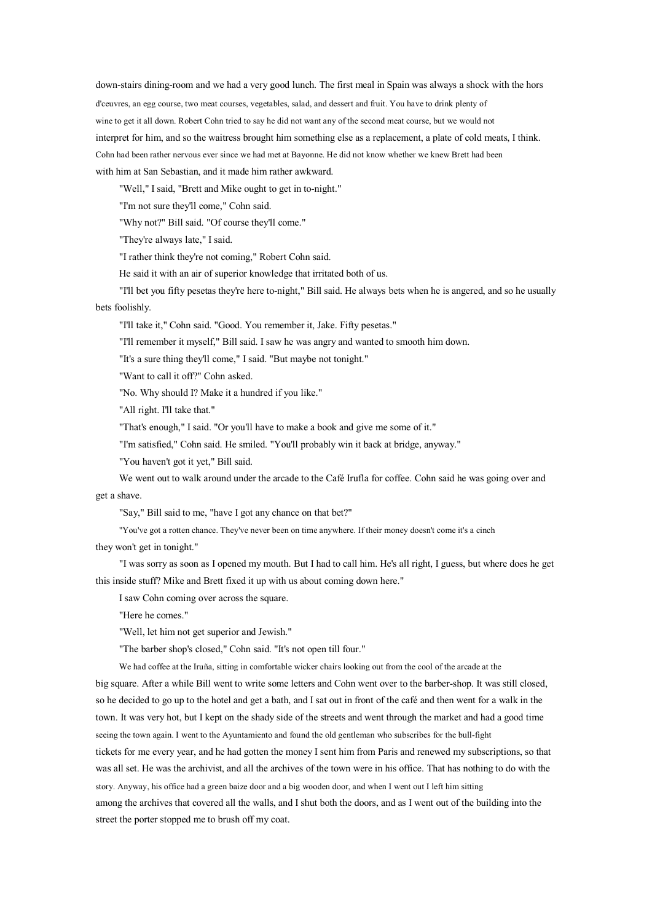down-stairs dining-room and we had a very good lunch. The first meal in Spain was always a shock with the hors d'ceuvres, an egg course, two meat courses, vegetables, salad, and dessert and fruit. You have to drink plenty of wine to get it all down. Robert Cohn tried to say he did not want any of the second meat course, but we would not interpret for him, and so the waitress brought him something else as a replacement, a plate of cold meats, I think. Cohn had been rather nervous ever since we had met at Bayonne. He did not know whether we knew Brett had been with him at San Sebastian, and it made him rather awkward.

"Well," I said, "Brett and Mike ought to get in to-night."

"I'm not sure they'll come," Cohn said.

"Why not?" Bill said. "Of course they'll come."

"They're always late," I said.

"I rather think they're not coming," Robert Cohn said.

He said it with an air of superior knowledge that irritated both of us.

"I'll bet you fifty pesetas they're here to-night," Bill said. He always bets when he is angered, and so he usually bets foolishly.

"I'll take it," Cohn said. "Good. You remember it, Jake. Fifty pesetas."

"I'll remember it myself," Bill said. I saw he was angry and wanted to smooth him down.

"It's a sure thing they'll come," I said. "But maybe not tonight."

"Want to call it off?" Cohn asked.

"No. Why should I? Make it a hundred if you like."

"All right. I'll take that."

"That's enough," I said. "Or you'll have to make a book and give me some of it."

"I'm satisfied," Cohn said. He smiled. "You'll probably win it back at bridge, anyway."

"You haven't got it yet," Bill said.

We went out to walk around under the arcade to the Café Irufla for coffee. Cohn said he was going over and get a shave.

"Say," Bill said to me, "have I got any chance on that bet?"

"You've got a rotten chance. They've never been on time anywhere. If their money doesn't come it's a cinch they won't get in tonight."

"I was sorry as soon as I opened my mouth. But I had to call him. He's all right, I guess, but where does he get this inside stuff? Mike and Brett fixed it up with us about coming down here."

I saw Cohn coming over across the square.

"Here he comes."

"Well, let him not get superior and Jewish."

"The barber shop's closed," Cohn said. "It's not open till four."

We had coffee at the Iruña, sitting in comfortable wicker chairs looking out from the cool of the arcade at the big square. After a while Bill went to write some letters and Cohn went over to the barber-shop. It was still closed, so he decided to go up to the hotel and get a bath, and I sat out in front of the café and then went for a walk in the town. It was very hot, but I kept on the shady side of the streets and went through the market and had a good time seeing the town again. I went to the Ayuntamiento and found the old gentleman who subscribes for the bull-fight tickets for me every year, and he had gotten the money I sent him from Paris and renewed my subscriptions, so that was all set. He was the archivist, and all the archives of the town were in his office. That has nothing to do with the story. Anyway, his office had a green baize door and a big wooden door, and when I went out I left him sitting among the archives that covered all the walls, and I shut both the doors, and as I went out of the building into the street the porter stopped me to brush off my coat.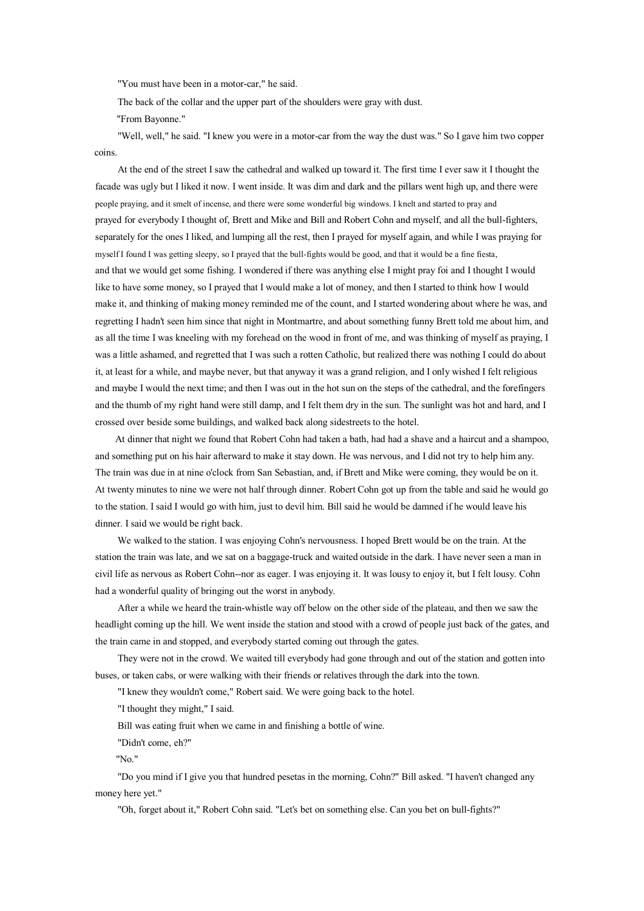"You must have been in a motor-car," he said.

The back of the collar and the upper part of the shoulders were gray with dust.

"From Bayonne."

"Well, well," he said. "I knew you were in a motor-car from the way the dust was." So I gave him two copper coins.

At the end of the street I saw the cathedral and walked up toward it. The first time I ever saw it I thought the facade was ugly but I liked it now. I went inside. It was dim and dark and the pillars went high up, and there were people praying, and it smelt of incense, and there were some wonderful big windows. I knelt and started to pray and prayed for everybody I thought of, Brett and Mike and Bill and Robert Cohn and myself, and all the bull-fighters, separately for the ones I liked, and lumping all the rest, then I prayed for myself again, and while I was praying for myself I found I was getting sleepy, so I prayed that the bull-fights would be good, and that it would be a fine fiesta, and that we would get some fishing. I wondered if there was anything else I might pray foi and I thought I would like to have some money, so I prayed that I would make a lot of money, and then I started to think how I would make it, and thinking of making money reminded me of the count, and I started wondering about where he was, and regretting I hadn't seen him since that night in Montmartre, and about something funny Brett told me about him, and as all the time I was kneeling with my forehead on the wood in front of me, and was thinking of myself as praying, I was a little ashamed, and regretted that I was such a rotten Catholic, but realized there was nothing I could do about it, at least for a while, and maybe never, but that anyway it was a grand religion, and I only wished I felt religious and maybe I would the next time; and then I was out in the hot sun on the steps of the cathedral, and the forefingers and the thumb of my right hand were still damp, and I felt them dry in the sun. The sunlight was hot and hard, and I crossed over beside some buildings, and walked back along sidestreets to the hotel.

At dinner that night we found that Robert Cohn had taken a bath, had had a shave and a haircut and a shampoo, and something put on his hair afterward to make it stay down. He was nervous, and I did not try to help him any. The train was due in at nine o'clock from San Sebastian, and, if Brett and Mike were coming, they would be on it. At twenty minutes to nine we were not half through dinner. Robert Cohn got up from the table and said he would go to the station. I said I would go with him, just to devil him. Bill said he would be damned if he would leave his dinner. I said we would be right back.

We walked to the station. I was enjoying Cohn's nervousness. I hoped Brett would be on the train. At the station the train was late, and we sat on a baggage-truck and waited outside in the dark. I have never seen a man in civil life as nervous as Robert Cohn--nor as eager. I was enjoying it. It was lousy to enjoy it, but I felt lousy. Cohn had a wonderful quality of bringing out the worst in anybody.

After a while we heard the train-whistle way off below on the other side of the plateau, and then we saw the headlight coming up the hill. We went inside the station and stood with a crowd of people just back of the gates, and the train came in and stopped, and everybody started coming out through the gates.

They were not in the crowd. We waited till everybody had gone through and out of the station and gotten into buses, or taken cabs, or were walking with their friends or relatives through the dark into the town.

"I knew they wouldn't come," Robert said. We were going back to the hotel.

"I thought they might," I said.

Bill was eating fruit when we came in and finishing a bottle of wine.

"Didn't come, eh?"

"No."

"Do you mind if I give you that hundred pesetas in the morning, Cohn?" Bill asked. "I haven't changed any money here yet."

"Oh, forget about it," Robert Cohn said. "Let's bet on something else. Can you bet on bull-fights?"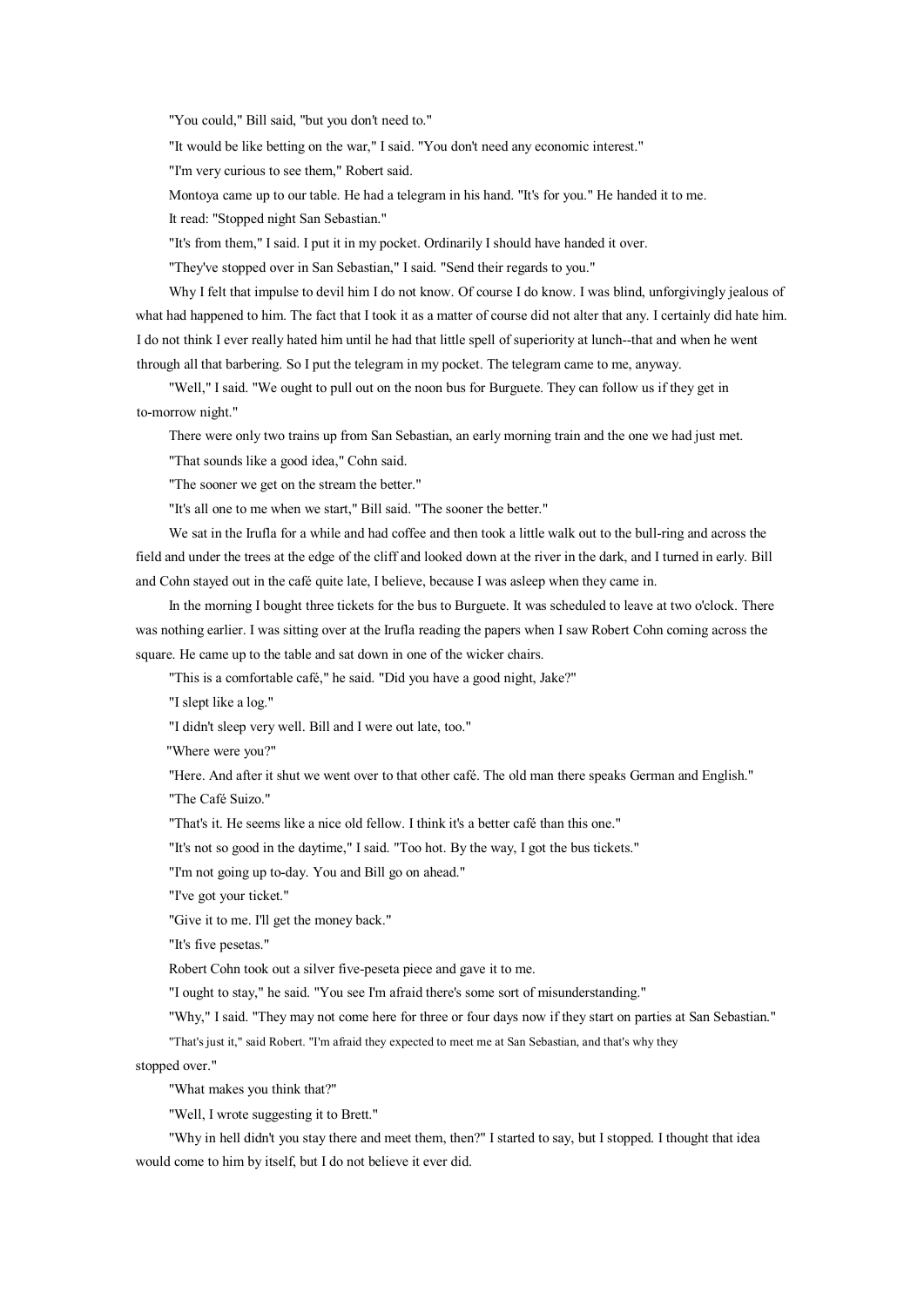"You could," Bill said, "but you don't need to."

"It would be like betting on the war," I said. "You don't need any economic interest."

"I'm very curious to see them," Robert said.

Montoya came up to our table. He had a telegram in his hand. "It's for you." He handed it to me.

It read: "Stopped night San Sebastian."

"It's from them," I said. I put it in my pocket. Ordinarily I should have handed it over.

"They've stopped over in San Sebastian," I said. "Send their regards to you."

Why I felt that impulse to devil him I do not know. Of course I do know. I was blind, unforgivingly jealous of what had happened to him. The fact that I took it as a matter of course did not alter that any. I certainly did hate him. I do not think I ever really hated him until he had that little spell of superiority at lunch--that and when he went through all that barbering. So I put the telegram in my pocket. The telegram came to me, anyway.

"Well," I said. "We ought to pull out on the noon bus for Burguete. They can follow us if they get in to-morrow night."

There were only two trains up from San Sebastian, an early morning train and the one we had just met.

"That sounds like a good idea," Cohn said.

"The sooner we get on the stream the better."

"It's all one to me when we start," Bill said. "The sooner the better."

We sat in the Irufla for a while and had coffee and then took a little walk out to the bull-ring and across the field and under the trees at the edge of the cliff and looked down at the river in the dark, and I turned in early. Bill and Cohn stayed out in the café quite late, I believe, because I was asleep when they came in.

In the morning I bought three tickets for the bus to Burguete. It was scheduled to leave at two o'clock. There was nothing earlier. I was sitting over at the Irufla reading the papers when I saw Robert Cohn coming across the square. He came up to the table and sat down in one of the wicker chairs.

"This is a comfortable café," he said. "Did you have a good night, Jake?"

"I slept like a log."

"I didn't sleep very well. Bill and I were out late, too."

"Where were you?"

"Here. And after it shut we went over to that other café. The old man there speaks German and English."

"The Café Suizo."

"That's it. He seems like a nice old fellow. I think it's a better café than this one."

"It's not so good in the daytime," I said. "Too hot. By the way, I got the bus tickets."

"I'm not going up to-day. You and Bill go on ahead."

"I've got your ticket."

"Give it to me. I'll get the money back."

"It's five pesetas."

Robert Cohn took out a silver five-peseta piece and gave it to me.

"I ought to stay," he said. "You see I'm afraid there's some sort of misunderstanding."

"Why," I said. "They may not come here for three or four days now if they start on parties at San Sebastian."

"That's just it," said Robert. "I'm afraid they expected to meet me at San Sebastian, and that's why they stopped over."

"What makes you think that?"

"Well, I wrote suggesting it to Brett."

"Why in hell didn't you stay there and meet them, then?" I started to say, but I stopped. I thought that idea would come to him by itself, but I do not believe it ever did.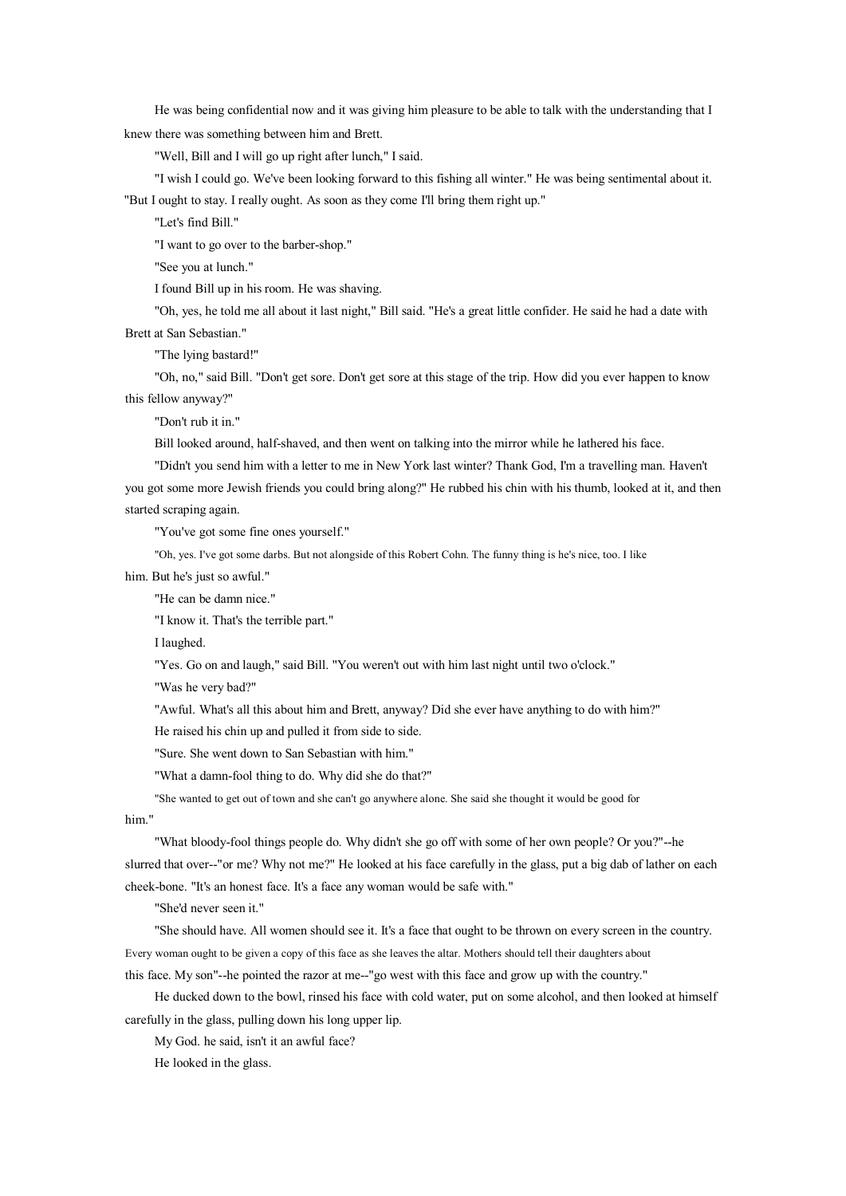He was being confidential now and it was giving him pleasure to be able to talk with the understanding that I knew there was something between him and Brett.

"Well, Bill and I will go up right after lunch," I said.

"I wish I could go. We've been looking forward to this fishing all winter." He was being sentimental about it. "But I ought to stay. I really ought. As soon as they come I'll bring them right up."

"Let's find Bill."

"I want to go over to the barber-shop."

"See you at lunch."

I found Bill up in his room. He was shaving.

"Oh, yes, he told me all about it last night," Bill said. "He's a great little confider. He said he had a date with Brett at San Sebastian."

"The lying bastard!"

"Oh, no," said Bill. "Don't get sore. Don't get sore at this stage of the trip. How did you ever happen to know this fellow anyway?"

"Don't rub it in."

Bill looked around, half-shaved, and then went on talking into the mirror while he lathered his face.

"Didn't you send him with a letter to me in New York last winter? Thank God, I'm a travelling man. Haven't you got some more Jewish friends you could bring along?" He rubbed his chin with his thumb, looked at it, and then started scraping again.

"You've got some fine ones yourself."

"Oh, yes. I've got some darbs. But not alongside of this Robert Cohn. The funny thing is he's nice, too. I like him. But he's just so awful."

"He can be damn nice."

"I know it. That's the terrible part."

I laughed.

"Yes. Go on and laugh," said Bill. "You weren't out with him last night until two o'clock."

"Was he very bad?"

"Awful. What's all this about him and Brett, anyway? Did she ever have anything to do with him?"

He raised his chin up and pulled it from side to side.

"Sure. She went down to San Sebastian with him."

"What a damn-fool thing to do. Why did she do that?"

"She wanted to get out of town and she can't go anywhere alone. She said she thought it would be good for him."

"What bloody-fool things people do. Why didn't she go off with some of her own people? Or you?"--he slurred that over--"or me? Why not me?" He looked at his face carefully in the glass, put a big dab of lather on each cheek-bone. "It's an honest face. It's a face any woman would be safe with."

"She'd never seen it."

"She should have. All women should see it. It's a face that ought to be thrown on every screen in the country. Every woman ought to be given a copy of this face as she leaves the altar. Mothers should tell their daughters about this face. My son"--he pointed the razor at me--"go west with this face and grow up with the country."

He ducked down to the bowl, rinsed his face with cold water, put on some alcohol, and then looked at himself carefully in the glass, pulling down his long upper lip.

My God. he said, isn't it an awful face?

He looked in the glass.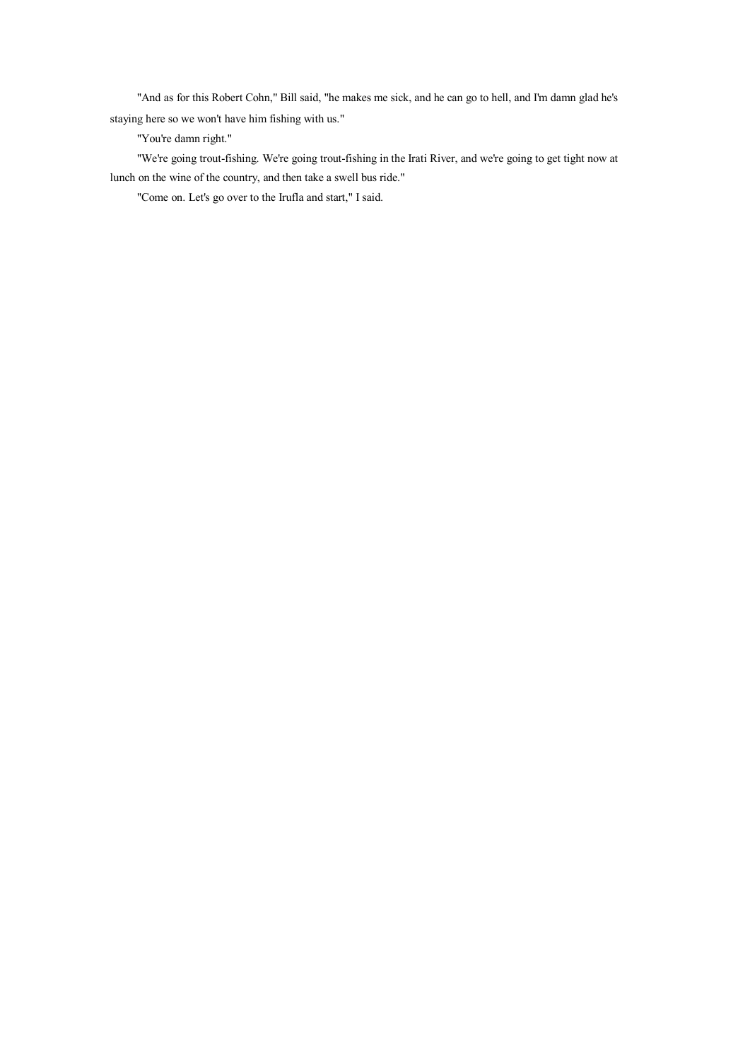"And as for this Robert Cohn," Bill said, "he makes me sick, and he can go to hell, and I'm damn glad he's staying here so we won't have him fishing with us."

"You're damn right."

"We're going trout-fishing. We're going trout-fishing in the Irati River, and we're going to get tight now at lunch on the wine of the country, and then take a swell bus ride."

"Come on. Let's go over to the Irufla and start," I said.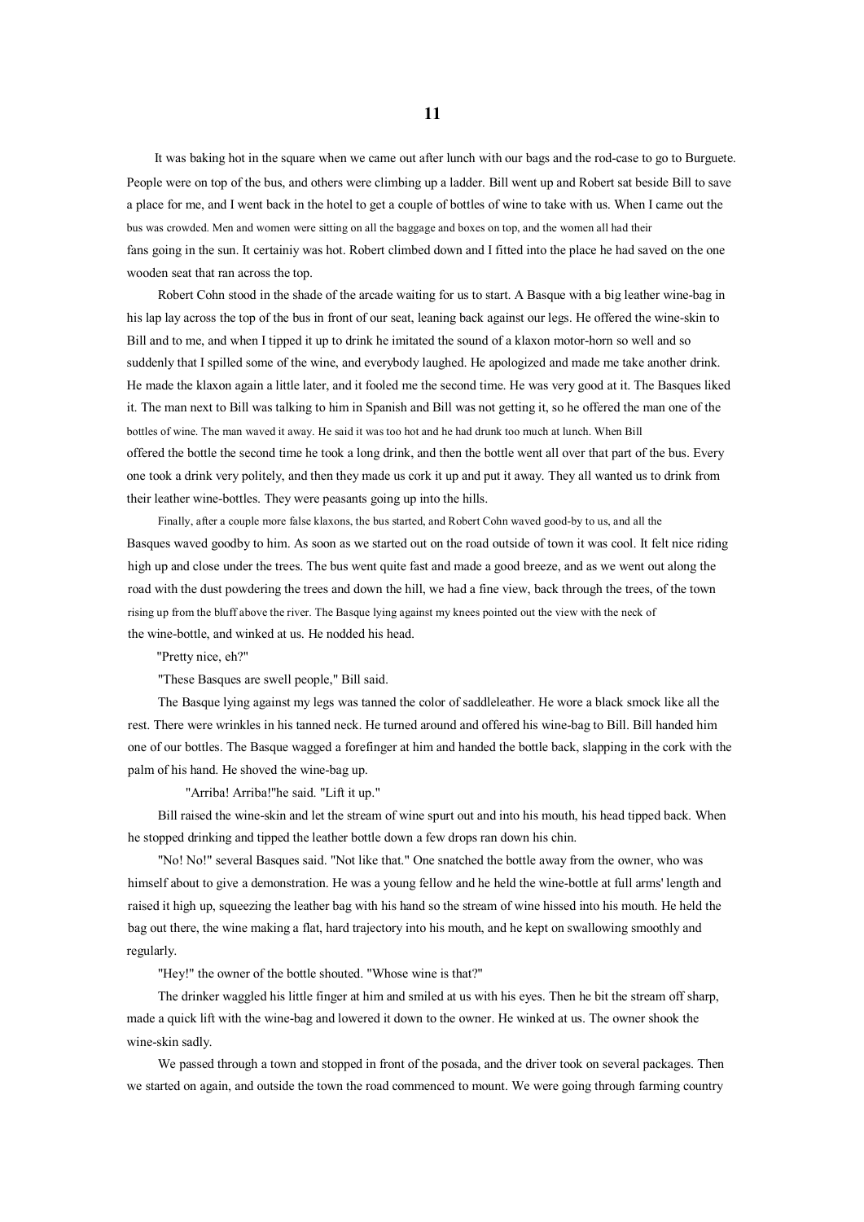# 11

It was baking hot in the square when we came out after lunch with our bags and the rod-case to go to Burguete. People were on top of the bus, and others were climbing up a ladder. Bill went up and Robert sat beside Bill to save a place for me, and I went back in the hotel to get a couple of bottles of wine to take with us. When I came out the bus was crowded. Men and women were sitting on all the baggage and boxes on top, and the women all had their fans going in the sun. It certainiy was hot. Robert climbed down and I fitted into the place he had saved on the one wooden seat that ran across the top.

Robert Cohn stood in the shade of the arcade waiting for us to start. A Basque with a big leather wine-bag in his lap lay across the top of the bus in front of our seat, leaning back against our legs. He offered the wine-skin to Bill and to me, and when I tipped it up to drink he imitated the sound of a klaxon motor-horn so well and so suddenly that I spilled some of the wine, and everybody laughed. He apologized and made me take another drink. He made the klaxon again a little later, and it fooled me the second time. He was very good at it. The Basques liked it. The man next to Bill was talking to him in Spanish and Bill was not getting it, so he offered the man one of the bottles of wine. The man waved it away. He said it was too hot and he had drunk too much at lunch. When Bill offered the bottle the second time he took a long drink, and then the bottle went all over that part of the bus. Every one took a drink very politely, and then they made us cork it up and put it away. They all wanted us to drink from their leather wine-bottles. They were peasants going up into the hills.

Finally, after a couple more false klaxons, the bus started, and Robert Cohn waved good-by to us, and all the Basques waved goodby to him. As soon as we started out on the road outside of town it was cool. It felt nice riding high up and close under the trees. The bus went quite fast and made a good breeze, and as we went out along the road with the dust powdering the trees and down the hill, we had a fine view, back through the trees, of the town rising up from the bluff above the river. The Basque lying against my knees pointed out the view with the neck of the wine-bottle, and winked at us. He nodded his head.

"Pretty nice, eh?"

"These Basques are swell people," Bill said.

The Basque lying against my legs was tanned the color of saddleleather. He wore a black smock like all the rest. There were wrinkles in his tanned neck. He turned around and offered his wine-bag to Bill. Bill handed him one of our bottles. The Basque wagged a forefinger at him and handed the bottle back, slapping in the cork with the palm of his hand. He shoved the wine-bag up.

"Arriba! Arriba!"he said. "Lift it up."

Bill raised the wine-skin and let the stream of wine spurt out and into his mouth, his head tipped back. When he stopped drinking and tipped the leather bottle down a few drops ran down his chin.

"No! No!" several Basques said. "Not like that." One snatched the bottle away from the owner, who was himself about to give a demonstration. He was a young fellow and he held the wine-bottle at full arms' length and raised it high up, squeezing the leather bag with his hand so the stream of wine hissed into his mouth. He held the bag out there, the wine making a flat, hard trajectory into his mouth, and he kept on swallowing smoothly and regularly.

"Hey!" the owner of the bottle shouted. "Whose wine is that?"

The drinker waggled his little finger at him and smiled at us with his eyes. Then he bit the stream off sharp, made a quick lift with the wine-bag and lowered it down to the owner. He winked at us. The owner shook the wine-skin sadly.

We passed through a town and stopped in front of the posada, and the driver took on several packages. Then we started on again, and outside the town the road commenced to mount. We were going through farming country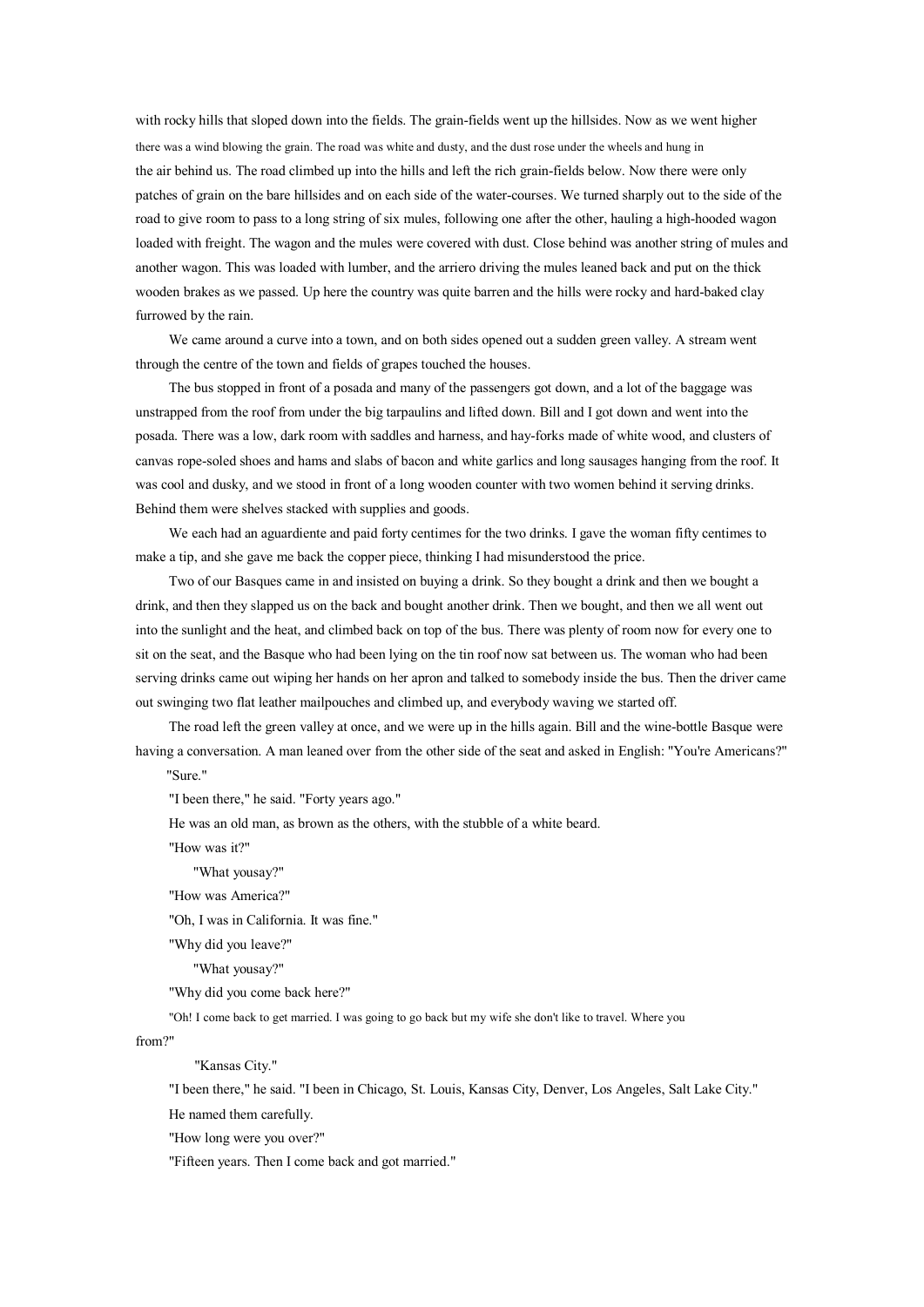with rocky hills that sloped down into the fields. The grain-fields went up the hillsides. Now as we went higher there was a wind blowing the grain. The road was white and dusty, and the dust rose under the wheels and hung in the air behind us. The road climbed up into the hills and left the rich grain-fields below. Now there were only patches of grain on the bare hillsides and on each side of the water-courses. We turned sharply out to the side of the road to give room to pass to a long string of six mules, following one after the other, hauling a high-hooded wagon loaded with freight. The wagon and the mules were covered with dust. Close behind was another string of mules and another wagon. This was loaded with lumber, and the arriero driving the mules leaned back and put on the thick wooden brakes as we passed. Up here the country was quite barren and the hills were rocky and hard-baked clay furrowed by the rain.

We came around a curve into a town, and on both sides opened out a sudden green valley. A stream went through the centre of the town and fields of grapes touched the houses.

The bus stopped in front of a posada and many of the passengers got down, and a lot of the baggage was unstrapped from the roof from under the big tarpaulins and lifted down. Bill and I got down and went into the posada. There was a low, dark room with saddles and harness, and hay-forks made of white wood, and clusters of canvas rope-soled shoes and hams and slabs of bacon and white garlics and long sausages hanging from the roof. It was cool and dusky, and we stood in front of a long wooden counter with two women behind it serving drinks. Behind them were shelves stacked with supplies and goods.

We each had an aguardiente and paid forty centimes for the two drinks. I gave the woman fifty centimes to make a tip, and she gave me back the copper piece, thinking I had misunderstood the price.

Two of our Basques came in and insisted on buying a drink. So they bought a drink and then we bought a drink, and then they slapped us on the back and bought another drink. Then we bought, and then we all went out into the sunlight and the heat, and climbed back on top of the bus. There was plenty of room now for every one to sit on the seat, and the Basque who had been lying on the tin roof now sat between us. The woman who had been serving drinks came out wiping her hands on her apron and talked to somebody inside the bus. Then the driver came out swinging two flat leather mailpouches and climbed up, and everybody waving we started off.

The road left the green valley at once, and we were up in the hills again. Bill and the wine-bottle Basque were having a conversation. A man leaned over from the other side of the seat and asked in English: "You're Americans?"

"Sure."

"I been there," he said. "Forty years ago."

He was an old man, as brown as the others, with the stubble of a white beard.

"How was it?"

"What yousay?"

"How was America?"

"Oh, I was in California. It was fine."

"Why did you leave?"

"What yousay?"

"Why did you come back here?"

"Oh! I come back to get married. I was going to go back but my wife she don't like to travel. Where you from?"

"Kansas City."

"I been there," he said. "I been in Chicago, St. Louis, Kansas City, Denver, Los Angeles, Salt Lake City."

He named them carefully.

"How long were you over?"

"Fifteen years. Then I come back and got married."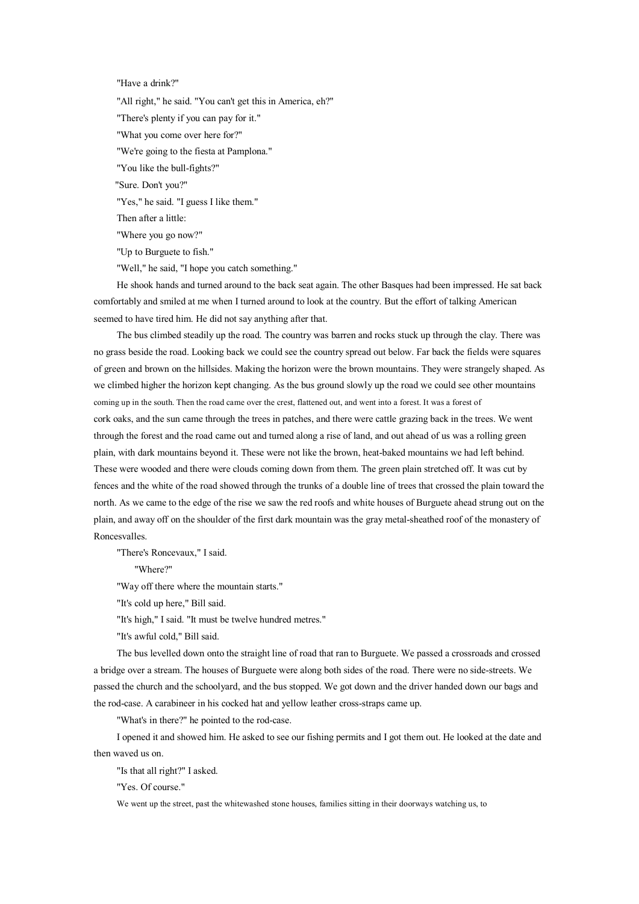"Have a drink?"

"All right," he said. "You can't get this in America, eh?"

"There's plenty if you can pay for it."

"What you come over here for?"

"We're going to the fiesta at Pamplona."

"You like the bull-fights?"

"Sure. Don't you?"

"Yes," he said. "I guess I like them."

Then after a little:

"Where you go now?"

"Up to Burguete to fish."

"Well," he said, "I hope you catch something."

He shook hands and turned around to the back seat again. The other Basques had been impressed. He sat back comfortably and smiled at me when I turned around to look at the country. But the effort of talking American seemed to have tired him. He did not say anything after that.

The bus climbed steadily up the road. The country was barren and rocks stuck up through the clay. There was no grass beside the road. Looking back we could see the country spread out below. Far back the fields were squares of green and brown on the hillsides. Making the horizon were the brown mountains. They were strangely shaped. As we climbed higher the horizon kept changing. As the bus ground slowly up the road we could see other mountains coming up in the south. Then the road came over the crest, flattened out, and went into a forest. It was a forest of cork oaks, and the sun came through the trees in patches, and there were cattle grazing back in the trees. We went through the forest and the road came out and turned along a rise of land, and out ahead of us was a rolling green plain, with dark mountains beyond it. These were not like the brown, heat-baked mountains we had left behind. These were wooded and there were clouds coming down from them. The green plain stretched off. It was cut by fences and the white of the road showed through the trunks of a double line of trees that crossed the plain toward the north. As we came to the edge of the rise we saw the red roofs and white houses of Burguete ahead strung out on the plain, and away off on the shoulder of the first dark mountain was the gray metal-sheathed roof of the monastery of Roncesvalles.

"There's Roncevaux," I said.

"Where?"

"Way off there where the mountain starts."

"It's cold up here," Bill said.

"It's high," I said. "It must be twelve hundred metres."

"It's awful cold," Bill said.

The bus levelled down onto the straight line of road that ran to Burguete. We passed a crossroads and crossed a bridge over a stream. The houses of Burguete were along both sides of the road. There were no side-streets. We passed the church and the schoolyard, and the bus stopped. We got down and the driver handed down our bags and the rod-case. A carabineer in his cocked hat and yellow leather cross-straps came up.

"What's in there?" he pointed to the rod-case.

I opened it and showed him. He asked to see our fishing permits and I got them out. He looked at the date and then waved us on.

"Is that all right?" I asked.

"Yes. Of course."

We went up the street, past the whitewashed stone houses, families sitting in their doorways watching us, to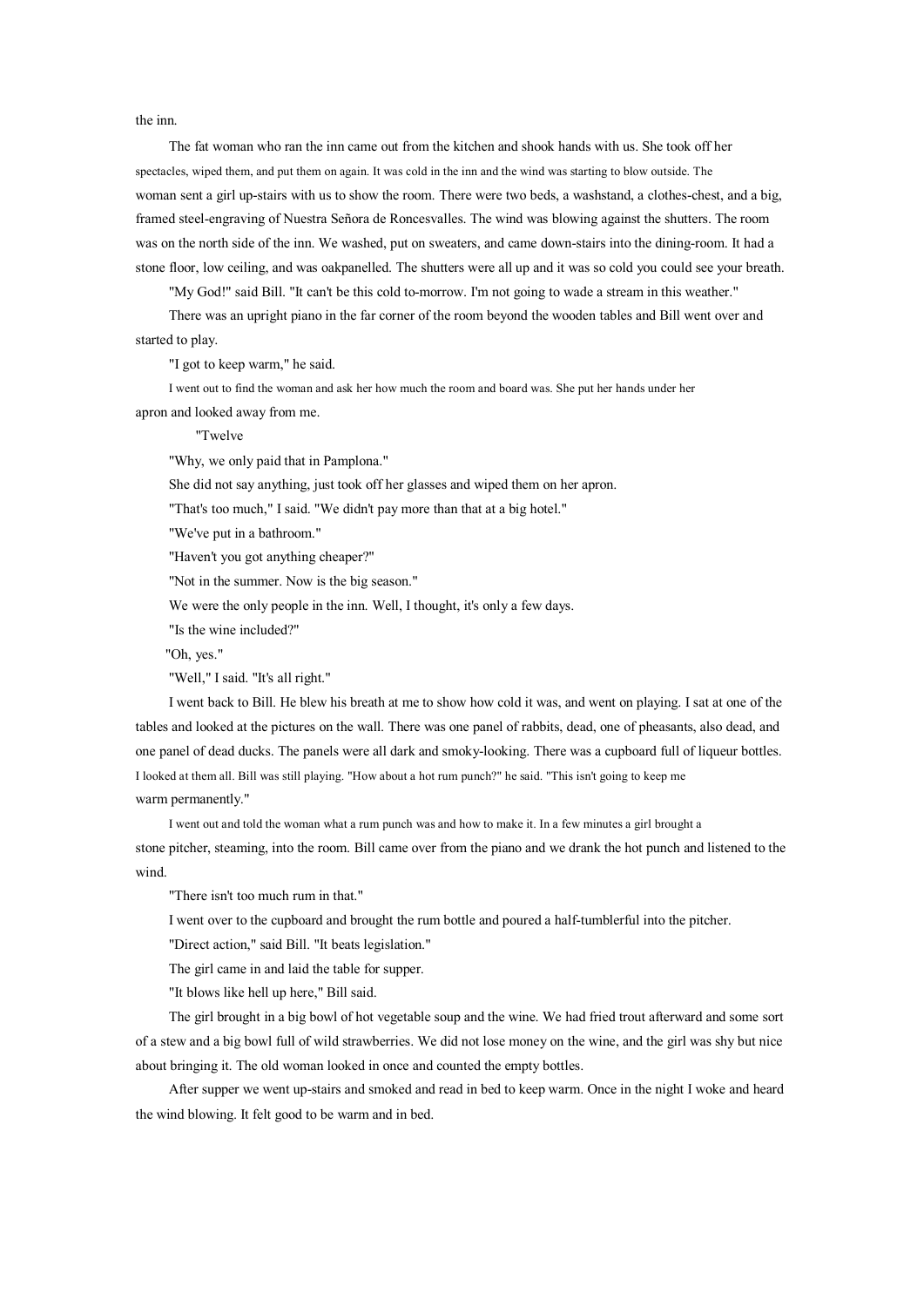the inn.

The fat woman who ran the inn came out from the kitchen and shook hands with us. She took off her spectacles, wiped them, and put them on again. It was cold in the inn and the wind was starting to blow outside. The woman sent a girl up-stairs with us to show the room. There were two beds, a washstand, a clothes-chest, and a big, framed steel-engraving of Nuestra Señora de Roncesvalles. The wind was blowing against the shutters. The room was on the north side of the inn. We washed, put on sweaters, and came down-stairs into the dining-room. It had a stone floor, low ceiling, and was oakpanelled. The shutters were all up and it was so cold you could see your breath.

"My God!" said Bill. "It can't be this cold to-morrow. I'm not going to wade a stream in this weather."

There was an upright piano in the far corner of the room beyond the wooden tables and Bill went over and started to play.

"I got to keep warm," he said.

I went out to find the woman and ask her how much the room and board was. She put her hands under her apron and looked away from me.

"Twelve

"Why, we only paid that in Pamplona."

She did not say anything, just took off her glasses and wiped them on her apron.

"That's too much," I said. "We didn't pay more than that at a big hotel."

"We've put in a bathroom."

"Haven't you got anything cheaper?"

"Not in the summer. Now is the big season."

We were the only people in the inn. Well, I thought, it's only a few days.

"Is the wine included?"

"Oh, yes."

"Well," I said. "It's all right."

I went back to Bill. He blew his breath at me to show how cold it was, and went on playing. I sat at one of the tables and looked at the pictures on the wall. There was one panel of rabbits, dead, one of pheasants, also dead, and one panel of dead ducks. The panels were all dark and smoky-looking. There was a cupboard full of liqueur bottles. I looked at them all. Bill was still playing. "How about a hot rum punch?" he said. "This isn't going to keep me warm permanently."

I went out and told the woman what a rum punch was and how to make it. In a few minutes a girl brought a stone pitcher, steaming, into the room. Bill came over from the piano and we drank the hot punch and listened to the wind.

"There isn't too much rum in that."

I went over to the cupboard and brought the rum bottle and poured a half-tumblerful into the pitcher.

"Direct action," said Bill. "It beats legislation."

The girl came in and laid the table for supper.

"It blows like hell up here," Bill said.

The girl brought in a big bowl of hot vegetable soup and the wine. We had fried trout afterward and some sort of a stew and a big bowl full of wild strawberries. We did not lose money on the wine, and the girl was shy but nice about bringing it. The old woman looked in once and counted the empty bottles.

After supper we went up-stairs and smoked and read in bed to keep warm. Once in the night I woke and heard the wind blowing. It felt good to be warm and in bed.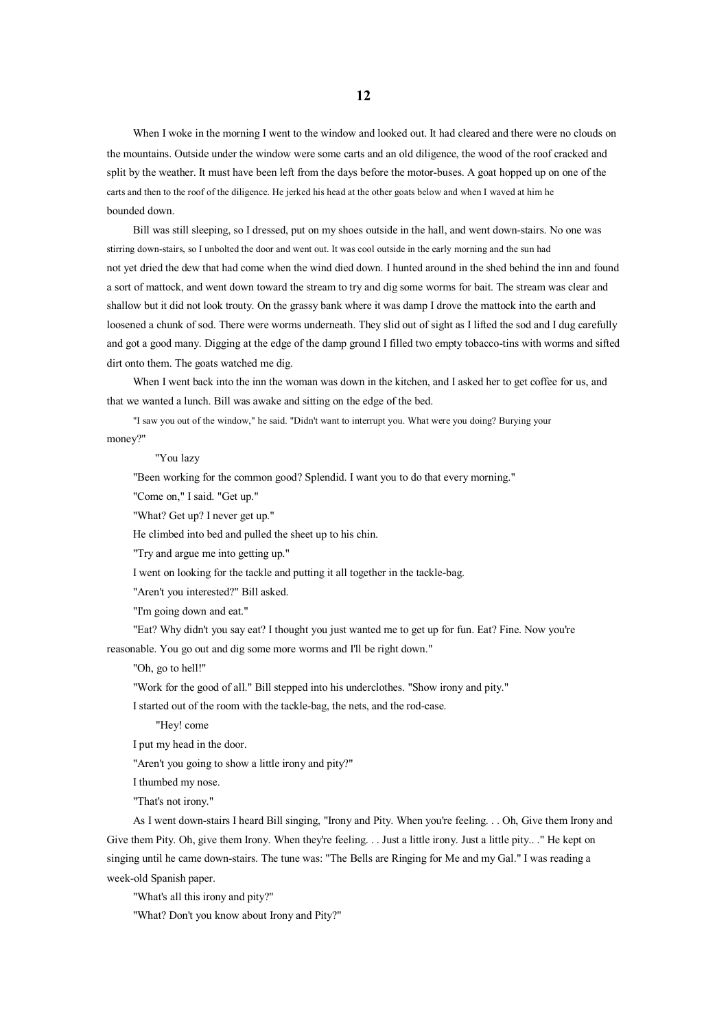# 12

When I woke in the morning I went to the window and looked out. It had cleared and there were no clouds on the mountains. Outside under the window were some carts and an old diligence, the wood of the roof cracked and split by the weather. It must have been left from the days before the motor-buses. A goat hopped up on one of the carts and then to the roof of the diligence. He jerked his head at the other goats below and when I waved at him he bounded down.

Bill was still sleeping, so I dressed, put on my shoes outside in the hall, and went down-stairs. No one was stirring down-stairs, so I unbolted the door and went out. It was cool outside in the early morning and the sun had not yet dried the dew that had come when the wind died down. I hunted around in the shed behind the inn and found a sort of mattock, and went down toward the stream to try and dig some worms for bait. The stream was clear and shallow but it did not look trouty. On the grassy bank where it was damp I drove the mattock into the earth and loosened a chunk of sod. There were worms underneath. They slid out of sight as I lifted the sod and I dug carefully and got a good many. Digging at the edge of the damp ground I filled two empty tobacco-tins with worms and sifted dirt onto them. The goats watched me dig.

When I went back into the inn the woman was down in the kitchen, and I asked her to get coffee for us, and that we wanted a lunch. Bill was awake and sitting on the edge of the bed.

"I saw you out of the window," he said. "Didn't want to interrupt you. What were you doing? Burying your money?"

"You lazy

"Been working for the common good? Splendid. I want you to do that every morning."

"Come on," I said. "Get up."

"What? Get up? I never get up."

He climbed into bed and pulled the sheet up to his chin.

"Try and argue me into getting up."

I went on looking for the tackle and putting it all together in the tackle-bag.

"Aren't you interested?" Bill asked.

"I'm going down and eat."

"Eat? Why didn't you say eat? I thought you just wanted me to get up for fun. Eat? Fine. Now you're reasonable. You go out and dig some more worms and I'll be right down."

"Oh, go to hell!"

"Work for the good of all." Bill stepped into his underclothes. "Show irony and pity."

I started out of the room with the tackle-bag, the nets, and the rod-case.

"Hey! come

I put my head in the door.

"Aren't you going to show a little irony and pity?"

I thumbed my nose.

"That's not irony."

As I went down-stairs I heard Bill singing, "Irony and Pity. When you're feeling. . . Oh, Give them Irony and Give them Pity. Oh, give them Irony. When they're feeling. . . Just a little irony. Just a little pity.. ." He kept on singing until he came down-stairs. The tune was: "The Bells are Ringing for Me and my Gal." I was reading a week-old Spanish paper.

"What's all this irony and pity?"

"What? Don't you know about Irony and Pity?"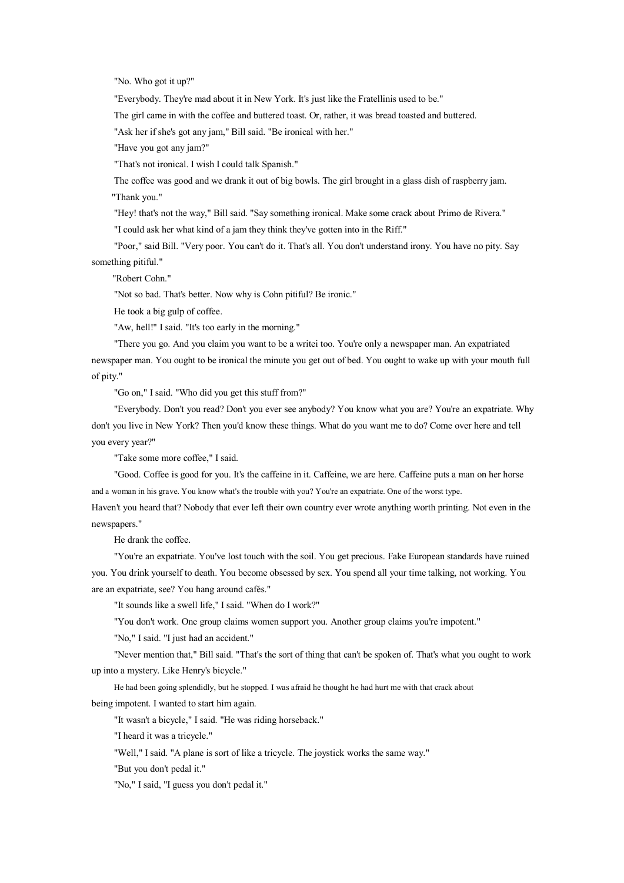"No. Who got it up?"

"Everybody. They're mad about it in New York. It's just like the Fratellinis used to be."

The girl came in with the coffee and buttered toast. Or, rather, it was bread toasted and buttered.

"Ask her if she's got any jam," Bill said. "Be ironical with her."

"Have you got any jam?"

"That's not ironical. I wish I could talk Spanish."

The coffee was good and we drank it out of big bowls. The girl brought in a glass dish of raspberry jam.

"Thank you."

"Hey! that's not the way," Bill said. "Say something ironical. Make some crack about Primo de Rivera."

"I could ask her what kind of a jam they think they've gotten into in the Riff."

"Poor," said Bill. "Very poor. You can't do it. That's all. You don't understand irony. You have no pity. Say something pitiful."

"Robert Cohn."

"Not so bad. That's better. Now why is Cohn pitiful? Be ironic."

He took a big gulp of coffee.

"Aw, hell!" I said. "It's too early in the morning."

"There you go. And you claim you want to be a writei too. You're only a newspaper man. An expatriated newspaper man. You ought to be ironical the minute you get out of bed. You ought to wake up with your mouth full of pity."

"Go on," I said. "Who did you get this stuff from?"

"Everybody. Don't you read? Don't you ever see anybody? You know what you are? You're an expatriate. Why don't you live in New York? Then you'd know these things. What do you want me to do? Come over here and tell you every year?"

"Take some more coffee," I said.

"Good. Coffee is good for you. It's the caffeine in it. Caffeine, we are here. Caffeine puts a man on her horse and a woman in his grave. You know what's the trouble with you? You're an expatriate. One of the worst type. Haven't you heard that? Nobody that ever left their own country ever wrote anything worth printing. Not even in the newspapers."

He drank the coffee.

"You're an expatriate. You've lost touch with the soil. You get precious. Fake European standards have ruined you. You drink yourself to death. You become obsessed by sex. You spend all your time talking, not working. You are an expatriate, see? You hang around cafés."

"It sounds like a swell life," I said. "When do I work?"

"You don't work. One group claims women support you. Another group claims you're impotent."

"No," I said. "I just had an accident."

"Never mention that," Bill said. "That's the sort of thing that can't be spoken of. That's what you ought to work up into a mystery. Like Henry's bicycle."

He had been going splendidly, but he stopped. I was afraid he thought he had hurt me with that crack about being impotent. I wanted to start him again.

"It wasn't a bicycle," I said. "He was riding horseback."

"I heard it was a tricycle."

"Well," I said. "A plane is sort of like a tricycle. The joystick works the same way."

"But you don't pedal it."

"No," I said, "I guess you don't pedal it."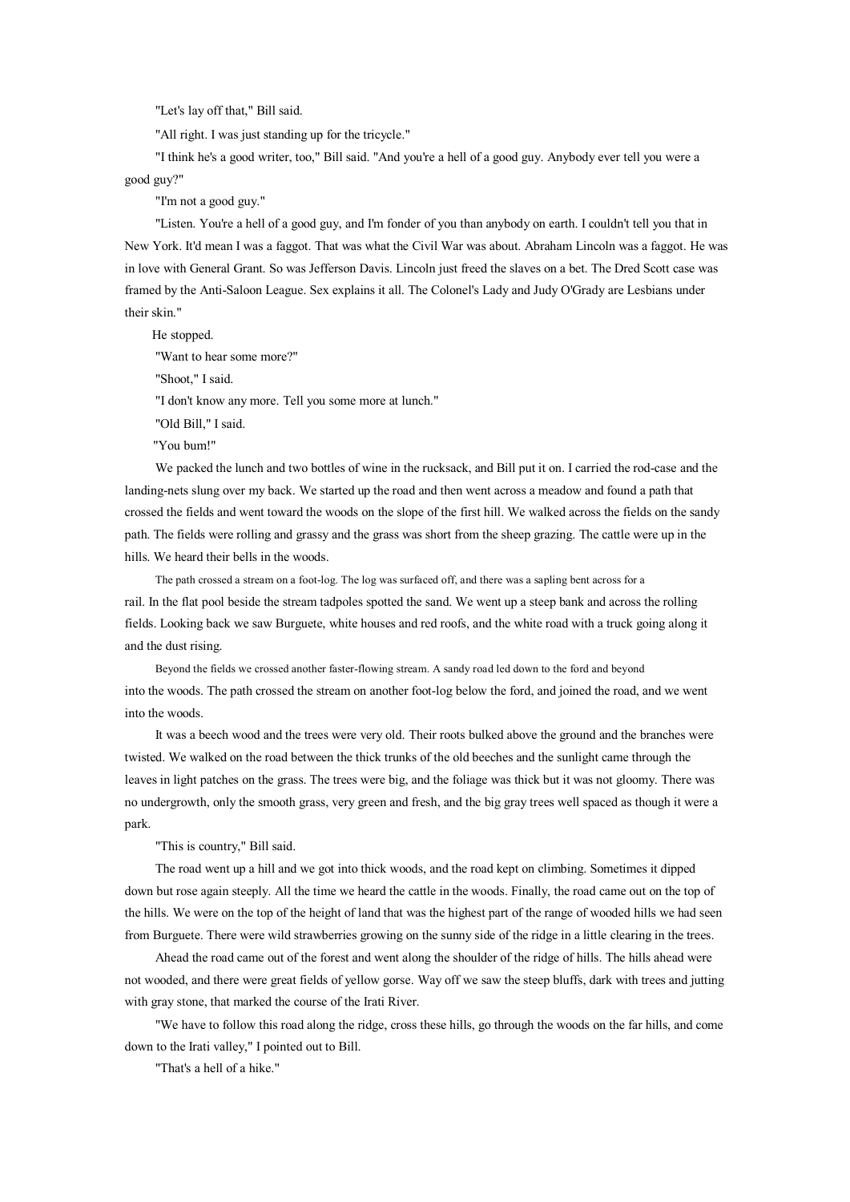"Let's lay off that," Bill said.

"All right. I was just standing up for the tricycle."

"I think he's a good writer, too," Bill said. "And you're a hell of a good guy. Anybody ever tell you were a good guy?"

"I'm not a good guy."

"Listen. You're a hell of a good guy, and I'm fonder of you than anybody on earth. I couldn't tell you that in New York. It'd mean I was a faggot. That was what the Civil War was about. Abraham Lincoln was a faggot. He was in love with General Grant. So was Jefferson Davis. Lincoln just freed the slaves on a bet. The Dred Scott case was framed by the Anti-Saloon League. Sex explains it all. The Colonel's Lady and Judy O'Grady are Lesbians under their skin."

He stopped.

"Want to hear some more?"

"Shoot," I said.

"I don't know any more. Tell you some more at lunch."

"Old Bill," I said.

"You bum!"

We packed the lunch and two bottles of wine in the rucksack, and Bill put it on. I carried the rod-case and the landing-nets slung over my back. We started up the road and then went across a meadow and found a path that crossed the fields and went toward the woods on the slope of the first hill. We walked across the fields on the sandy path. The fields were rolling and grassy and the grass was short from the sheep grazing. The cattle were up in the hills. We heard their bells in the woods.

The path crossed a stream on a foot-log. The log was surfaced off, and there was a sapling bent across for a rail. In the flat pool beside the stream tadpoles spotted the sand. We went up a steep bank and across the rolling fields. Looking back we saw Burguete, white houses and red roofs, and the white road with a truck going along it and the dust rising.

Beyond the fields we crossed another faster-flowing stream. A sandy road led down to the ford and beyond into the woods. The path crossed the stream on another foot-log below the ford, and joined the road, and we went into the woods.

It was a beech wood and the trees were very old. Their roots bulked above the ground and the branches were twisted. We walked on the road between the thick trunks of the old beeches and the sunlight came through the leaves in light patches on the grass. The trees were big, and the foliage was thick but it was not gloomy. There was no undergrowth, only the smooth grass, very green and fresh, and the big gray trees well spaced as though it were a park.

"This is country," Bill said.

The road went up a hill and we got into thick woods, and the road kept on climbing. Sometimes it dipped down but rose again steeply. All the time we heard the cattle in the woods. Finally, the road came out on the top of the hills. We were on the top of the height of land that was the highest part of the range of wooded hills we had seen from Burguete. There were wild strawberries growing on the sunny side of the ridge in a little clearing in the trees.

Ahead the road came out of the forest and went along the shoulder of the ridge of hills. The hills ahead were not wooded, and there were great fields of yellow gorse. Way off we saw the steep bluffs, dark with trees and jutting with gray stone, that marked the course of the Irati River.

"We have to follow this road along the ridge, cross these hills, go through the woods on the far hills, and come down to the Irati valley," I pointed out to Bill.

"That's a hell of a hike."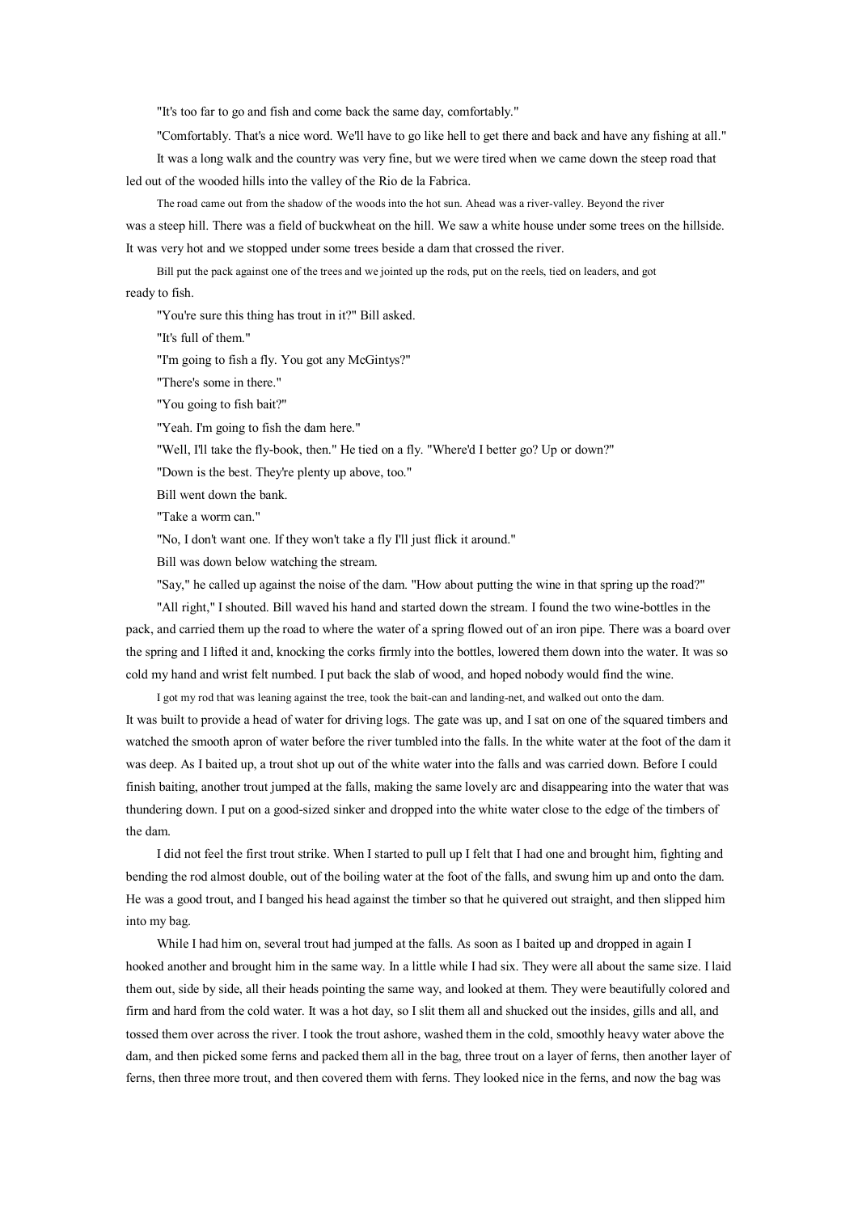"It's too far to go and fish and come back the same day, comfortably."

"Comfortably. That's a nice word. We'll have to go like hell to get there and back and have any fishing at all."

It was a long walk and the country was very fine, but we were tired when we came down the steep road that led out of the wooded hills into the valley of the Rio de la Fabrica.

The road came out from the shadow of the woods into the hot sun. Ahead was a river-valley. Beyond the river was a steep hill. There was a field of buckwheat on the hill. We saw a white house under some trees on the hillside. It was very hot and we stopped under some trees beside a dam that crossed the river.

Bill put the pack against one of the trees and we jointed up the rods, put on the reels, tied on leaders, and got ready to fish.

"You're sure this thing has trout in it?" Bill asked.

"It's full of them."

"I'm going to fish a fly. You got any McGintys?"

"There's some in there."

"You going to fish bait?"

"Yeah. I'm going to fish the dam here."

"Well, I'll take the fly-book, then." He tied on a fly. "Where'd I better go? Up or down?"

"Down is the best. They're plenty up above, too."

Bill went down the bank.

"Take a worm can."

"No, I don't want one. If they won't take a fly I'll just flick it around."

Bill was down below watching the stream.

"Say," he called up against the noise of the dam. "How about putting the wine in that spring up the road?"

"All right," I shouted. Bill waved his hand and started down the stream. I found the two wine-bottles in the pack, and carried them up the road to where the water of a spring flowed out of an iron pipe. There was a board over the spring and I lifted it and, knocking the corks firmly into the bottles, lowered them down into the water. It was so cold my hand and wrist felt numbed. I put back the slab of wood, and hoped nobody would find the wine.

I got my rod that was leaning against the tree, took the bait-can and landing-net, and walked out onto the dam. It was built to provide a head of water for driving logs. The gate was up, and I sat on one of the squared timbers and watched the smooth apron of water before the river tumbled into the falls. In the white water at the foot of the dam it was deep. As I baited up, a trout shot up out of the white water into the falls and was carried down. Before I could finish baiting, another trout jumped at the falls, making the same lovely arc and disappearing into the water that was thundering down. I put on a good-sized sinker and dropped into the white water close to the edge of the timbers of the dam.

I did not feel the first trout strike. When I started to pull up I felt that I had one and brought him, fighting and bending the rod almost double, out of the boiling water at the foot of the falls, and swung him up and onto the dam. He was a good trout, and I banged his head against the timber so that he quivered out straight, and then slipped him into my bag.

While I had him on, several trout had jumped at the falls. As soon as I baited up and dropped in again I hooked another and brought him in the same way. In a little while I had six. They were all about the same size. I laid them out, side by side, all their heads pointing the same way, and looked at them. They were beautifully colored and firm and hard from the cold water. It was a hot day, so I slit them all and shucked out the insides, gills and all, and tossed them over across the river. I took the trout ashore, washed them in the cold, smoothly heavy water above the dam, and then picked some ferns and packed them all in the bag, three trout on a layer of ferns, then another layer of ferns, then three more trout, and then covered them with ferns. They looked nice in the ferns, and now the bag was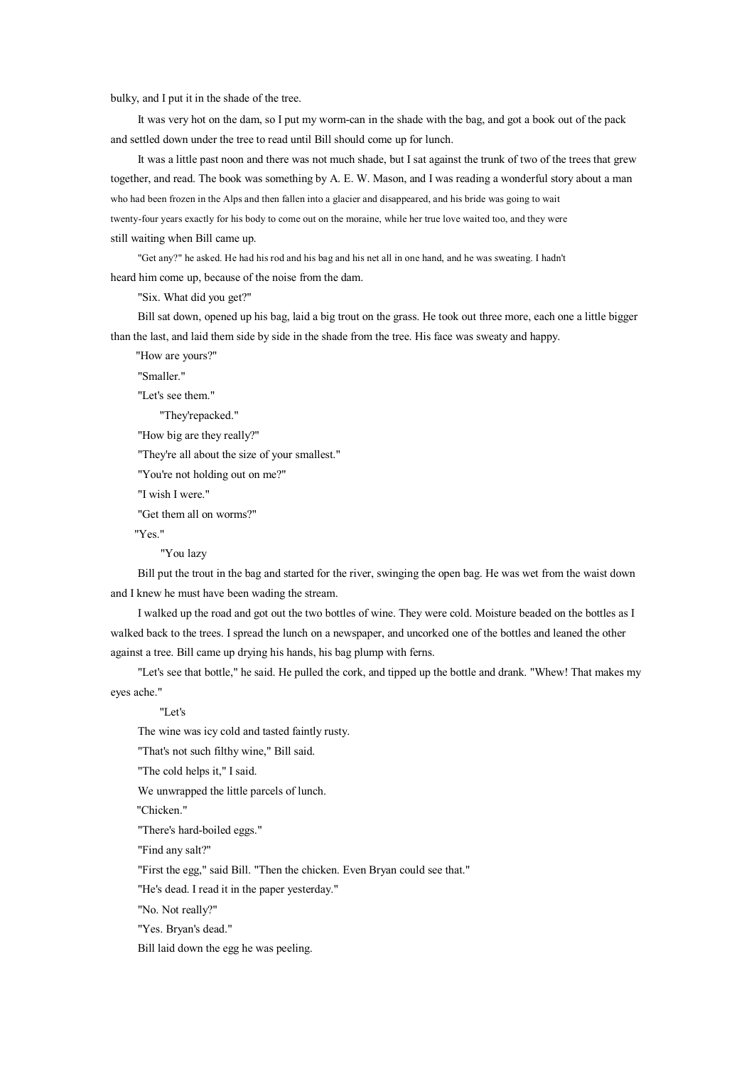bulky, and I put it in the shade of the tree.

It was very hot on the dam, so I put my worm-can in the shade with the bag, and got a book out of the pack and settled down under the tree to read until Bill should come up for lunch.

It was a little past noon and there was not much shade, but I sat against the trunk of two of the trees that grew together, and read. The book was something by A. E. W. Mason, and I was reading a wonderful story about a man who had been frozen in the Alps and then fallen into a glacier and disappeared, and his bride was going to wait twenty-four years exactly for his body to come out on the moraine, while her true love waited too, and they were still waiting when Bill came up.

"Get any?" he asked. He had his rod and his bag and his net all in one hand, and he was sweating. I hadn't heard him come up, because of the noise from the dam.

"Six. What did you get?"

Bill sat down, opened up his bag, laid a big trout on the grass. He took out three more, each one a little bigger than the last, and laid them side by side in the shade from the tree. His face was sweaty and happy.

"How are yours?"

"Smaller."

"Let's see them."

"They'repacked."

"How big are they really?"

"They're all about the size of your smallest."

"You're not holding out on me?"

"I wish I were."

"Get them all on worms?"

"Yes."

"You lazy

Bill put the trout in the bag and started for the river, swinging the open bag. He was wet from the waist down and I knew he must have been wading the stream.

I walked up the road and got out the two bottles of wine. They were cold. Moisture beaded on the bottles as I walked back to the trees. I spread the lunch on a newspaper, and uncorked one of the bottles and leaned the other against a tree. Bill came up drying his hands, his bag plump with ferns.

"Let's see that bottle," he said. He pulled the cork, and tipped up the bottle and drank. "Whew! That makes my eyes ache."

"Let's

The wine was icy cold and tasted faintly rusty.

"That's not such filthy wine," Bill said.

"The cold helps it," I said.

We unwrapped the little parcels of lunch.

"Chicken."

"There's hard-boiled eggs."

"Find any salt?"

"First the egg," said Bill. "Then the chicken. Even Bryan could see that."

"He's dead. I read it in the paper yesterday."

"No. Not really?"

"Yes. Bryan's dead."

Bill laid down the egg he was peeling.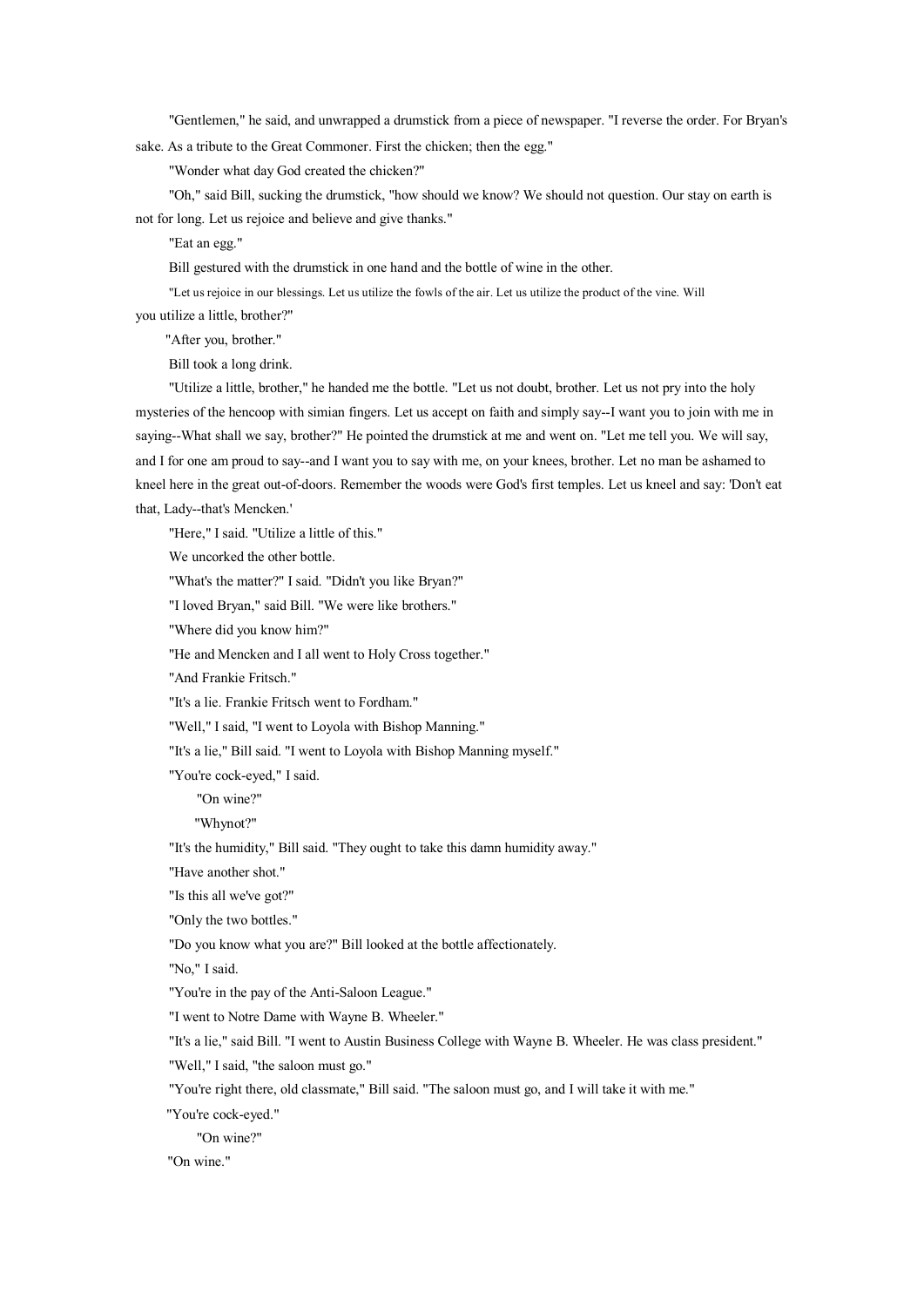"Gentlemen," he said, and unwrapped a drumstick from a piece of newspaper. "I reverse the order. For Bryan's sake. As a tribute to the Great Commoner. First the chicken; then the egg."

"Wonder what day God created the chicken?"

"Oh," said Bill, sucking the drumstick, "how should we know? We should not question. Our stay on earth is not for long. Let us rejoice and believe and give thanks."

"Eat an egg."

Bill gestured with the drumstick in one hand and the bottle of wine in the other.

"Let us rejoice in our blessings. Let us utilize the fowls of the air. Let us utilize the product of the vine. Will you utilize a little, brother?"

"After you, brother."

Bill took a long drink.

"Utilize a little, brother," he handed me the bottle. "Let us not doubt, brother. Let us not pry into the holy mysteries of the hencoop with simian fingers. Let us accept on faith and simply say--I want you to join with me in saying--What shall we say, brother?" He pointed the drumstick at me and went on. "Let me tell you. We will say, and I for one am proud to say--and I want you to say with me, on your knees, brother. Let no man be ashamed to kneel here in the great out-of-doors. Remember the woods were God's first temples. Let us kneel and say: 'Don't eat that, Lady--that's Mencken.'

"Here," I said. "Utilize a little of this."

We uncorked the other bottle.

"What's the matter?" I said. "Didn't you like Bryan?"

"I loved Bryan," said Bill. "We were like brothers."

"Where did you know him?"

"He and Mencken and I all went to Holy Cross together."

"And Frankie Fritsch."

"It's a lie. Frankie Fritsch went to Fordham."

"Well," I said, "I went to Loyola with Bishop Manning."

"It's a lie," Bill said. "I went to Loyola with Bishop Manning myself."

"You're cock-eyed," I said.

"On wine?"

"Whynot?"

"It's the humidity," Bill said. "They ought to take this damn humidity away."

"Have another shot."

"Is this all we've got?"

"Only the two bottles."

"Do you know what you are?" Bill looked at the bottle affectionately.

"No," I said.

"You're in the pay of the Anti-Saloon League."

"I went to Notre Dame with Wayne B. Wheeler."

"It's a lie," said Bill. "I went to Austin Business College with Wayne B. Wheeler. He was class president."

"Well," I said, "the saloon must go."

"You're right there, old classmate," Bill said. "The saloon must go, and I will take it with me."

"You're cock-eyed."

"On wine?"

"On wine."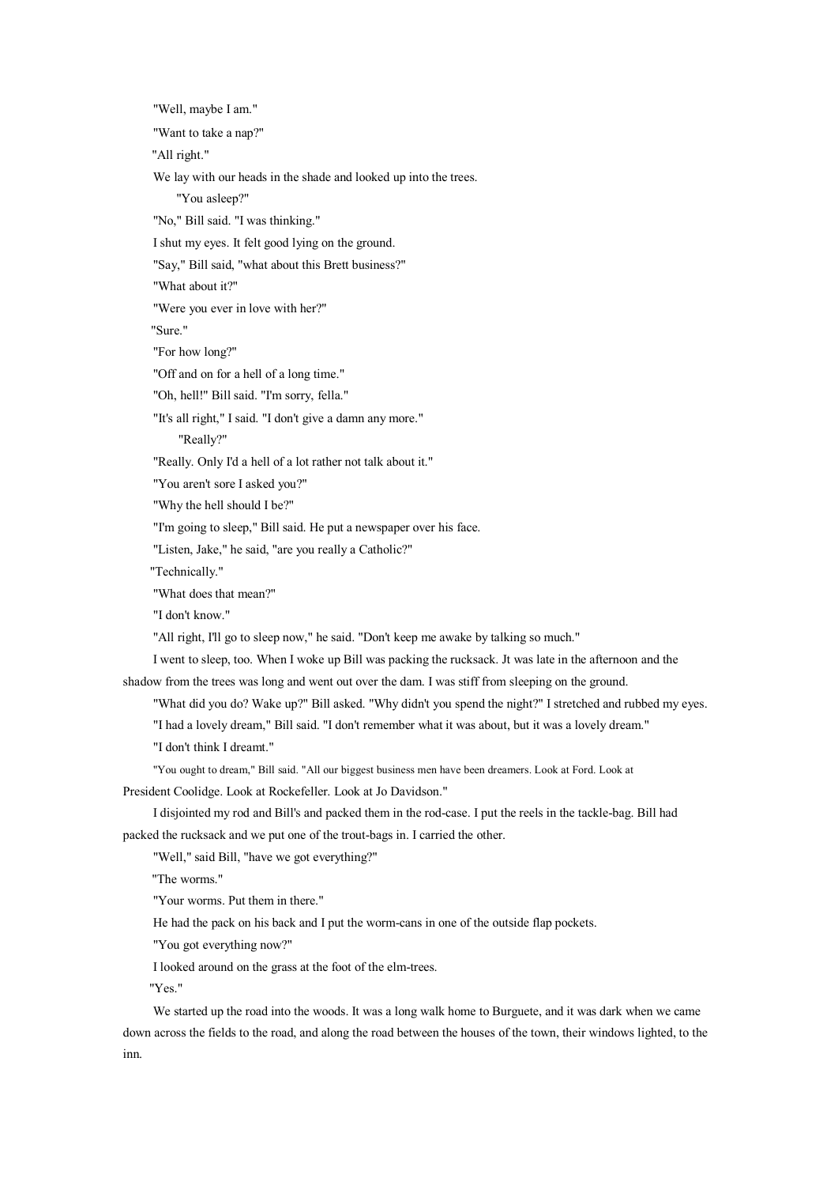"Well, maybe I am."

"Want to take a nap?"

"All right."

We lay with our heads in the shade and looked up into the trees.

"You asleep?"

"No," Bill said. "I was thinking."

I shut my eyes. It felt good lying on the ground.

"Say," Bill said, "what about this Brett business?"

"What about it?"

"Were you ever in love with her?"

"Sure."

"For how long?"

"Off and on for a hell of a long time."

"Oh, hell!" Bill said. "I'm sorry, fella."

"It's all right," I said. "I don't give a damn any more."

"Really?"

"Really. Only I'd a hell of a lot rather not talk about it."

"You aren't sore I asked you?"

"Why the hell should I be?"

"I'm going to sleep," Bill said. He put a newspaper over his face.

"Listen, Jake," he said, "are you really a Catholic?"

"Technically."

"What does that mean?"

"I don't know."

"All right, I'll go to sleep now," he said. "Don't keep me awake by talking so much."

I went to sleep, too. When I woke up Bill was packing the rucksack. Jt was late in the afternoon and the shadow from the trees was long and went out over the dam. I was stiff from sleeping on the ground.

"What did you do? Wake up?" Bill asked. "Why didn't you spend the night?" I stretched and rubbed my eyes.

"I had a lovely dream," Bill said. "I don't remember what it was about, but it was a lovely dream."

"I don't think I dreamt."

"You ought to dream," Bill said. "All our biggest business men have been dreamers. Look at Ford. Look at President Coolidge. Look at Rockefeller. Look at Jo Davidson."

I disjointed my rod and Bill's and packed them in the rod-case. I put the reels in the tackle-bag. Bill had packed the rucksack and we put one of the trout-bags in. I carried the other.

"Well," said Bill, "have we got everything?"

"The worms."

"Your worms. Put them in there."

He had the pack on his back and I put the worm-cans in one of the outside flap pockets.

"You got everything now?"

I looked around on the grass at the foot of the elm-trees.

"Yes."

We started up the road into the woods. It was a long walk home to Burguete, and it was dark when we came down across the fields to the road, and along the road between the houses of the town, their windows lighted, to the inn.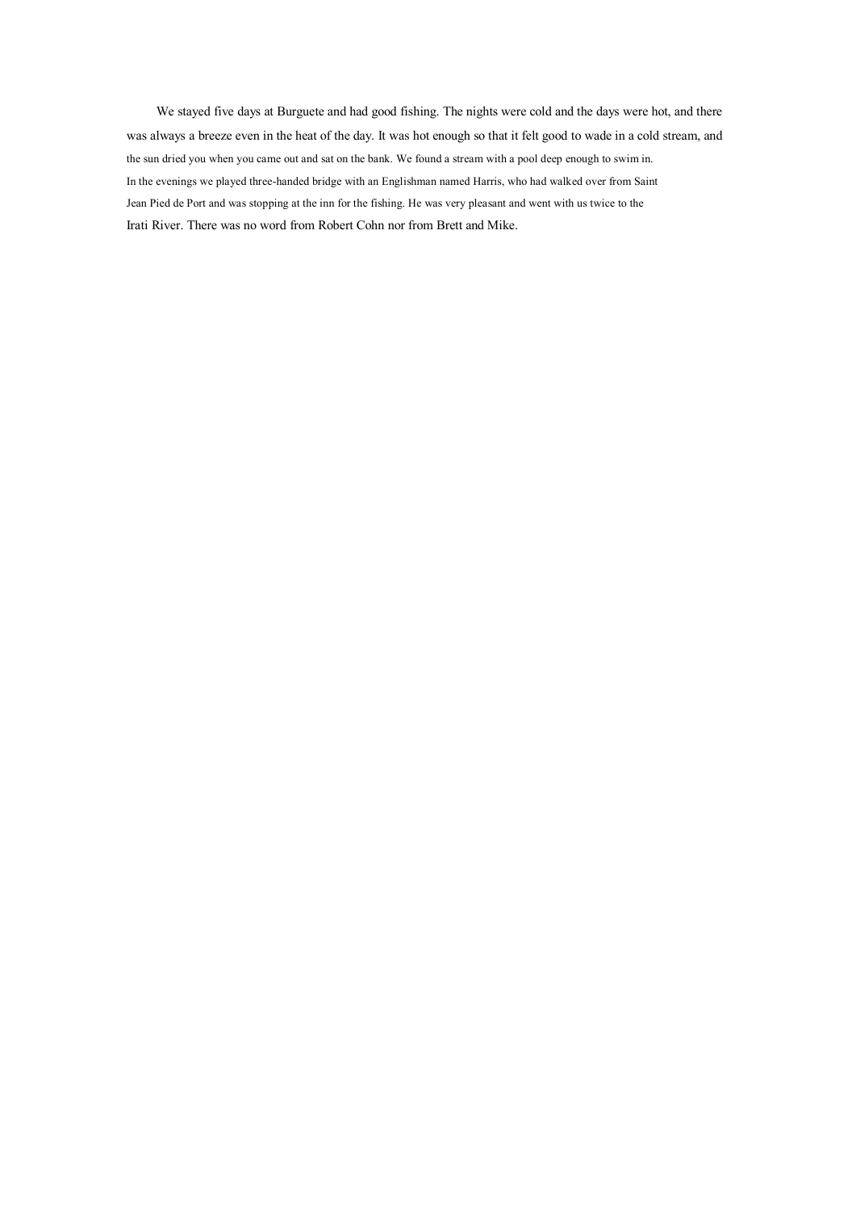We stayed five days at Burguete and had good fishing. The nights were cold and the days were hot, and there was always a breeze even in the heat of the day. It was hot enough so that it felt good to wade in a cold stream, and the sun dried you when you came out and sat on the bank. We found a stream with a pool deep enough to swim in. In the evenings we played three-handed bridge with an Englishman named Harris, who had walked over from Saint Jean Pied de Port and was stopping at the inn for the fishing. He was very pleasant and went with us twice to the Irati River. There was no word from Robert Cohn nor from Brett and Mike.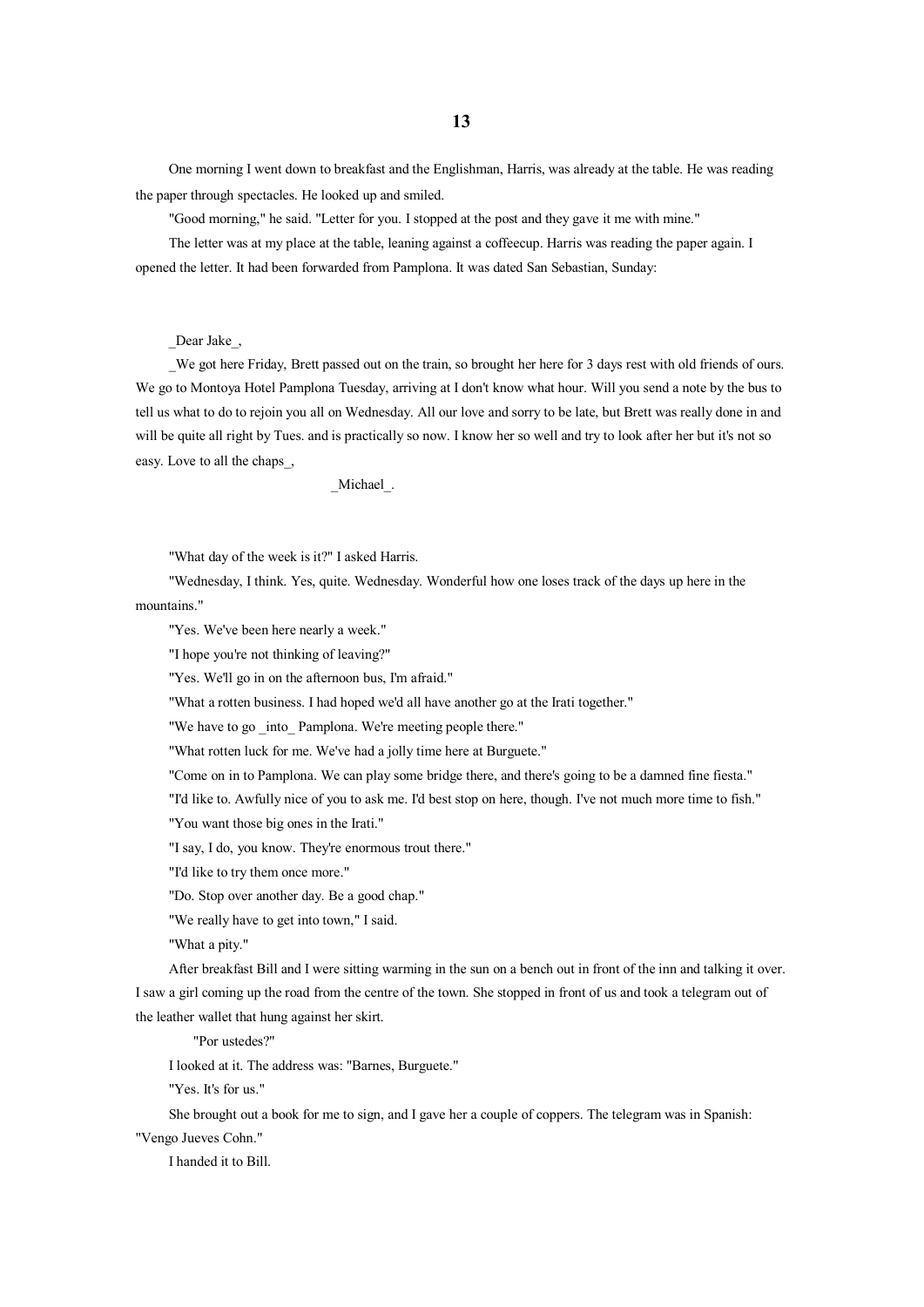# 13

One morning I went down to breakfast and the Englishman, Harris, was already at the table. He was reading the paper through spectacles. He looked up and smiled.

"Good morning," he said. "Letter for you. I stopped at the post and they gave it me with mine."

The letter was at my place at the table, leaning against a coffeecup. Harris was reading the paper again. I opened the letter. It had been forwarded from Pamplona. It was dated San Sebastian, Sunday:

_Dear Jake_,

_We got here Friday, Brett passed out on the train, so brought her here for 3 days rest with old friends of ours. We go to Montoya Hotel Pamplona Tuesday, arriving at I don't know what hour. Will you send a note by the bus to tell us what to do to rejoin you all on Wednesday. All our love and sorry to be late, but Brett was really done in and will be quite all right by Tues. and is practically so now. I know her so well and try to look after her but it's not so easy. Love to all the chaps_,

_Michael_.

"What day of the week is it?" I asked Harris.

"Wednesday, I think. Yes, quite. Wednesday. Wonderful how one loses track of the days up here in the mountains."

"Yes. We've been here nearly a week."

"I hope you're not thinking of leaving?"

"Yes. We'll go in on the afternoon bus, I'm afraid."

"What a rotten business. I had hoped we'd all have another go at the Irati together."

"We have to go _into_ Pamplona. We're meeting people there."

"What rotten luck for me. We've had a jolly time here at Burguete."

"Come on in to Pamplona. We can play some bridge there, and there's going to be a damned fine fiesta."

"I'd like to. Awfully nice of you to ask me. I'd best stop on here, though. I've not much more time to fish."

"You want those big ones in the Irati."

"I say, I do, you know. They're enormous trout there."

"I'd like to try them once more."

"Do. Stop over another day. Be a good chap."

"We really have to get into town," I said.

"What a pity."

After breakfast Bill and I were sitting warming in the sun on a bench out in front of the inn and talking it over. I saw a girl coming up the road from the centre of the town. She stopped in front of us and took a telegram out of the leather wallet that hung against her skirt.

"Por ustedes?"

I looked at it. The address was: "Barnes, Burguete."

"Yes. It's for us."

She brought out a book for me to sign, and I gave her a couple of coppers. The telegram was in Spanish: "Vengo Jueves Cohn."

I handed it to Bill.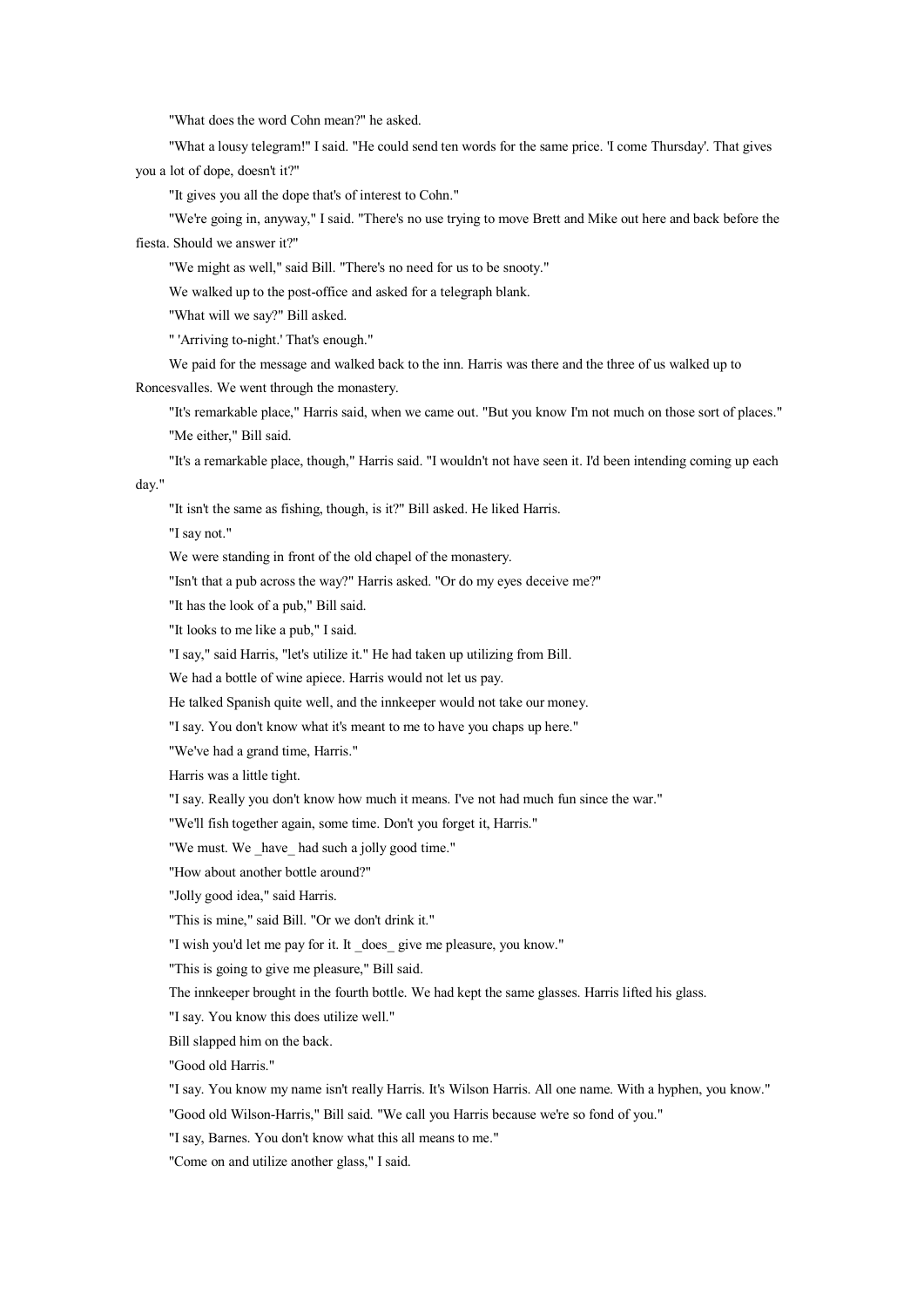"What does the word Cohn mean?" he asked.

"What a lousy telegram!" I said. "He could send ten words for the same price. 'I come Thursday'. That gives you a lot of dope, doesn't it?"

"It gives you all the dope that's of interest to Cohn."

"We're going in, anyway," I said. "There's no use trying to move Brett and Mike out here and back before the fiesta. Should we answer it?"

"We might as well," said Bill. "There's no need for us to be snooty."

We walked up to the post-office and asked for a telegraph blank.

"What will we say?" Bill asked.

" 'Arriving to-night.' That's enough."

We paid for the message and walked back to the inn. Harris was there and the three of us walked up to Roncesvalles. We went through the monastery.

"It's remarkable place," Harris said, when we came out. "But you know I'm not much on those sort of places."

"Me either," Bill said.

"It's a remarkable place, though," Harris said. "I wouldn't not have seen it. I'd been intending coming up each day."

"It isn't the same as fishing, though, is it?" Bill asked. He liked Harris.

"I say not."

We were standing in front of the old chapel of the monastery.

"Isn't that a pub across the way?" Harris asked. "Or do my eyes deceive me?"

"It has the look of a pub," Bill said.

"It looks to me like a pub," I said.

"I say," said Harris, "let's utilize it." He had taken up utilizing from Bill.

We had a bottle of wine apiece. Harris would not let us pay.

He talked Spanish quite well, and the innkeeper would not take our money.

"I say. You don't know what it's meant to me to have you chaps up here."

"We've had a grand time, Harris."

Harris was a little tight.

"I say. Really you don't know how much it means. I've not had much fun since the war."

"We'll fish together again, some time. Don't you forget it, Harris."

"We must. We _have_ had such a jolly good time."

"How about another bottle around?"

"Jolly good idea," said Harris.

"This is mine," said Bill. "Or we don't drink it."

"I wish you'd let me pay for it. It _does_ give me pleasure, you know."

"This is going to give me pleasure," Bill said.

The innkeeper brought in the fourth bottle. We had kept the same glasses. Harris lifted his glass.

"I say. You know this does utilize well."

Bill slapped him on the back.

"Good old Harris."

"I say. You know my name isn't really Harris. It's Wilson Harris. All one name. With a hyphen, you know."

"Good old Wilson-Harris," Bill said. "We call you Harris because we're so fond of you."

"I say, Barnes. You don't know what this all means to me."

"Come on and utilize another glass," I said.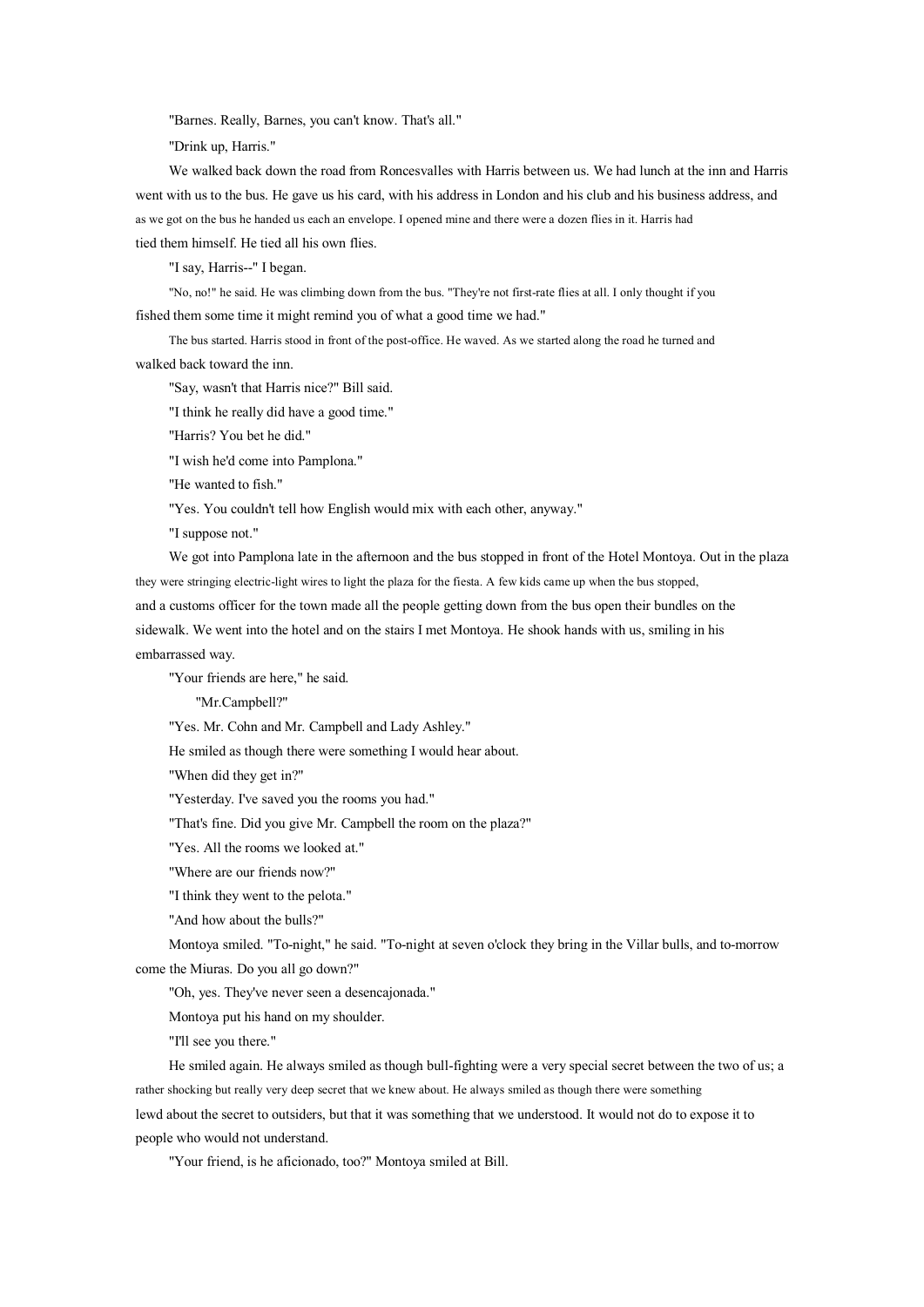"Barnes. Really, Barnes, you can't know. That's all."

"Drink up, Harris."

We walked back down the road from Roncesvalles with Harris between us. We had lunch at the inn and Harris went with us to the bus. He gave us his card, with his address in London and his club and his business address, and as we got on the bus he handed us each an envelope. I opened mine and there were a dozen flies in it. Harris had tied them himself. He tied all his own flies.

"I say, Harris--" I began.

"No, no!" he said. He was climbing down from the bus. "They're not first-rate flies at all. I only thought if you fished them some time it might remind you of what a good time we had."

The bus started. Harris stood in front of the post-office. He waved. As we started along the road he turned and walked back toward the inn.

"Say, wasn't that Harris nice?" Bill said.

"I think he really did have a good time."

"Harris? You bet he did."

"I wish he'd come into Pamplona."

"He wanted to fish."

"Yes. You couldn't tell how English would mix with each other, anyway."

"I suppose not."

We got into Pamplona late in the afternoon and the bus stopped in front of the Hotel Montoya. Out in the plaza they were stringing electric-light wires to light the plaza for the fiesta. A few kids came up when the bus stopped, and a customs officer for the town made all the people getting down from the bus open their bundles on the sidewalk. We went into the hotel and on the stairs I met Montoya. He shook hands with us, smiling in his embarrassed way.

"Your friends are here," he said.

"Mr.Campbell?"

"Yes. Mr. Cohn and Mr. Campbell and Lady Ashley."

He smiled as though there were something I would hear about.

"When did they get in?"

"Yesterday. I've saved you the rooms you had."

"That's fine. Did you give Mr. Campbell the room on the plaza?"

"Yes. All the rooms we looked at."

"Where are our friends now?"

"I think they went to the pelota."

"And how about the bulls?"

Montoya smiled. "To-night," he said. "To-night at seven o'clock they bring in the Villar bulls, and to-morrow come the Miuras. Do you all go down?"

"Oh, yes. They've never seen a desencajonada."

Montoya put his hand on my shoulder.

"I'll see you there."

He smiled again. He always smiled as though bull-fighting were a very special secret between the two of us; a rather shocking but really very deep secret that we knew about. He always smiled as though there were something lewd about the secret to outsiders, but that it was something that we understood. It would not do to expose it to people who would not understand.

"Your friend, is he aficionado, too?" Montoya smiled at Bill.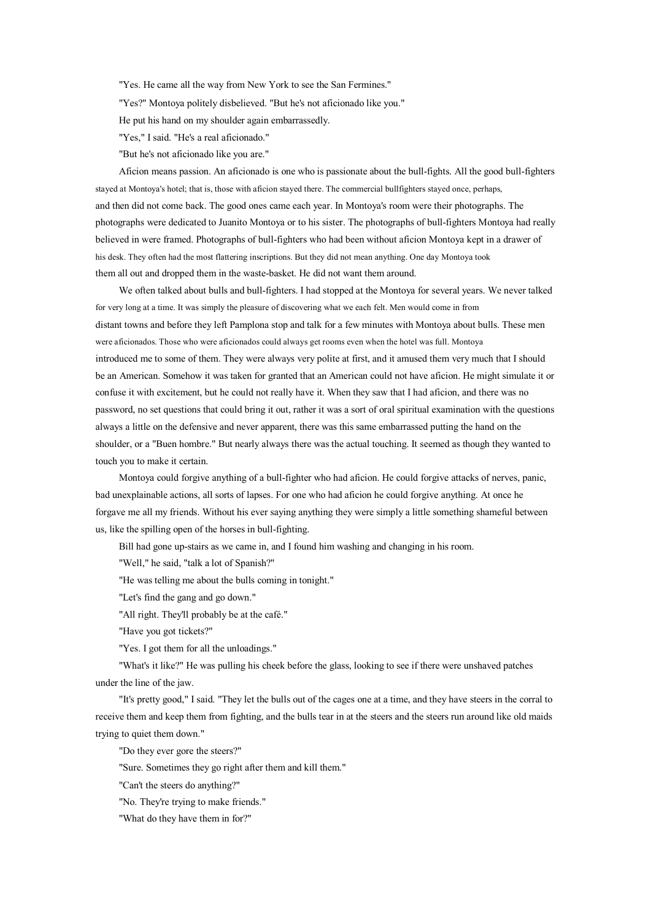"Yes. He came all the way from New York to see the San Fermines."

"Yes?" Montoya politely disbelieved. "But he's not aficionado like you."

He put his hand on my shoulder again embarrassedly.

"Yes," I said. "He's a real aficionado."

"But he's not aficionado like you are."

Aficion means passion. An aficionado is one who is passionate about the bull-fights. All the good bull-fighters stayed at Montoya's hotel; that is, those with aficion stayed there. The commercial bullfighters stayed once, perhaps, and then did not come back. The good ones came each year. In Montoya's room were their photographs. The photographs were dedicated to Juanito Montoya or to his sister. The photographs of bull-fighters Montoya had really believed in were framed. Photographs of bull-fighters who had been without aficion Montoya kept in a drawer of his desk. They often had the most flattering inscriptions. But they did not mean anything. One day Montoya took them all out and dropped them in the waste-basket. He did not want them around.

We often talked about bulls and bull-fighters. I had stopped at the Montoya for several years. We never talked for very long at a time. It was simply the pleasure of discovering what we each felt. Men would come in from distant towns and before they left Pamplona stop and talk for a few minutes with Montoya about bulls. These men were aficionados. Those who were aficionados could always get rooms even when the hotel was full. Montoya introduced me to some of them. They were always very polite at first, and it amused them very much that I should be an American. Somehow it was taken for granted that an American could not have aficion. He might simulate it or confuse it with excitement, but he could not really have it. When they saw that I had aficion, and there was no password, no set questions that could bring it out, rather it was a sort of oral spiritual examination with the questions always a little on the defensive and never apparent, there was this same embarrassed putting the hand on the shoulder, or a "Buen hombre." But nearly always there was the actual touching. It seemed as though they wanted to touch you to make it certain.

Montoya could forgive anything of a bull-fighter who had aficion. He could forgive attacks of nerves, panic, bad unexplainable actions, all sorts of lapses. For one who had aficion he could forgive anything. At once he forgave me all my friends. Without his ever saying anything they were simply a little something shameful between us, like the spilling open of the horses in bull-fighting.

Bill had gone up-stairs as we came in, and I found him washing and changing in his room.

"Well," he said, "talk a lot of Spanish?"

"He was telling me about the bulls coming in tonight."

"Let's find the gang and go down."

"All right. They'll probably be at the café."

"Have you got tickets?"

"Yes. I got them for all the unloadings."

"What's it like?" He was pulling his cheek before the glass, looking to see if there were unshaved patches under the line of the jaw.

"It's pretty good," I said. "They let the bulls out of the cages one at a time, and they have steers in the corral to receive them and keep them from fighting, and the bulls tear in at the steers and the steers run around like old maids trying to quiet them down."

"Do they ever gore the steers?"

"Sure. Sometimes they go right after them and kill them."

"Can't the steers do anything?"

"No. They're trying to make friends."

"What do they have them in for?"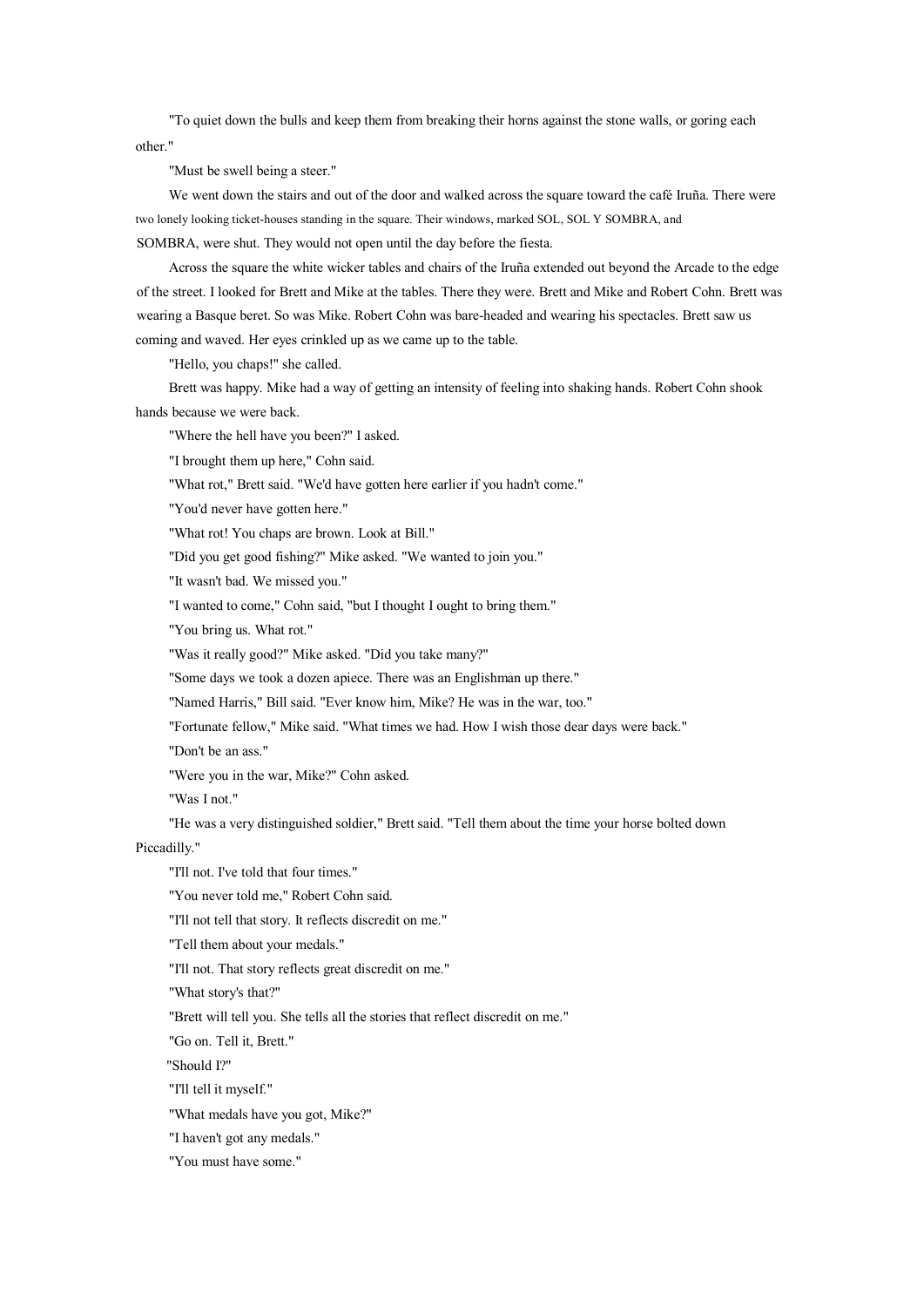"To quiet down the bulls and keep them from breaking their horns against the stone walls, or goring each other."

"Must be swell being a steer."

We went down the stairs and out of the door and walked across the square toward the café Iruña. There were two lonely looking ticket-houses standing in the square. Their windows, marked SOL, SOL Y SOMBRA, and SOMBRA, were shut. They would not open until the day before the fiesta.

Across the square the white wicker tables and chairs of the Iruña extended out beyond the Arcade to the edge of the street. I looked for Brett and Mike at the tables. There they were. Brett and Mike and Robert Cohn. Brett was wearing a Basque beret. So was Mike. Robert Cohn was bare-headed and wearing his spectacles. Brett saw us coming and waved. Her eyes crinkled up as we came up to the table.

"Hello, you chaps!" she called.

Brett was happy. Mike had a way of getting an intensity of feeling into shaking hands. Robert Cohn shook hands because we were back.

"Where the hell have you been?" I asked.

"I brought them up here," Cohn said.

"What rot," Brett said. "We'd have gotten here earlier if you hadn't come."

"You'd never have gotten here."

"What rot! You chaps are brown. Look at Bill."

"Did you get good fishing?" Mike asked. "We wanted to join you."

"It wasn't bad. We missed you."

"I wanted to come," Cohn said, "but I thought I ought to bring them."

"You bring us. What rot."

"Was it really good?" Mike asked. "Did you take many?"

"Some days we took a dozen apiece. There was an Englishman up there."

"Named Harris," Bill said. "Ever know him, Mike? He was in the war, too."

"Fortunate fellow," Mike said. "What times we had. How I wish those dear days were back."

"Don't be an ass."

"Were you in the war, Mike?" Cohn asked.

"Was I not."

"He was a very distinguished soldier," Brett said. "Tell them about the time your horse bolted down Piccadilly."

"I'll not. I've told that four times."

"You never told me," Robert Cohn said.

"I'll not tell that story. It reflects discredit on me."

"Tell them about your medals."

"I'll not. That story reflects great discredit on me."

"What story's that?"

"Brett will tell you. She tells all the stories that reflect discredit on me."

"Go on. Tell it, Brett."

"Should I?"

"I'll tell it myself."

"What medals have you got, Mike?"

"I haven't got any medals."

"You must have some."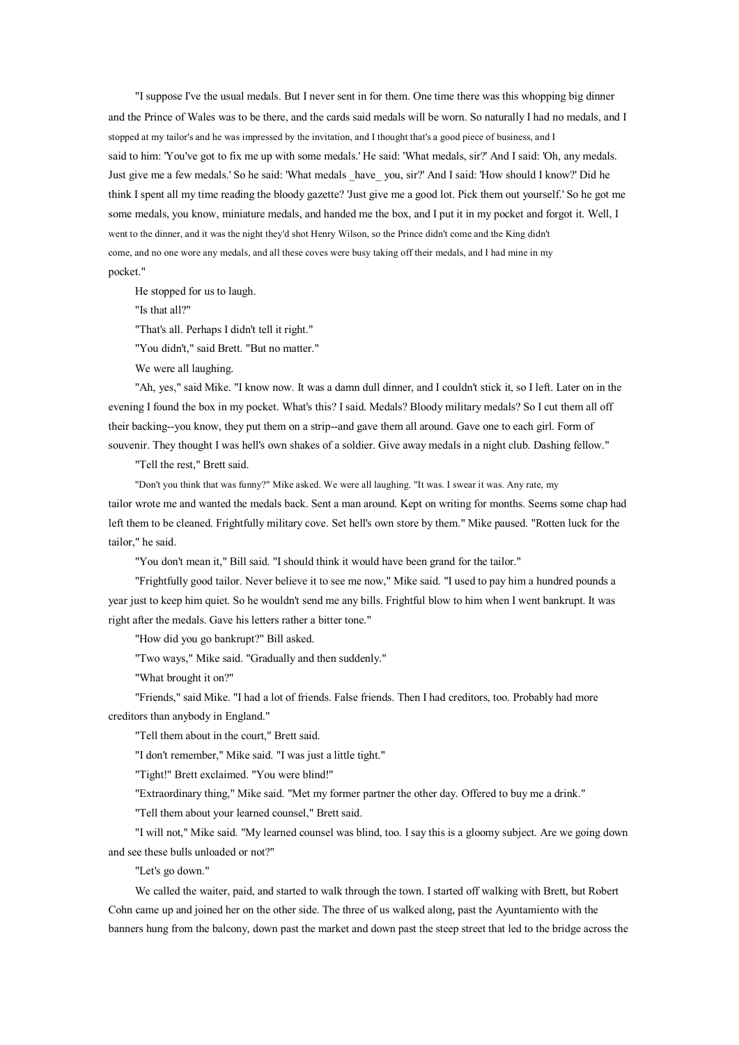"I suppose I've the usual medals. But I never sent in for them. One time there was this whopping big dinner and the Prince of Wales was to be there, and the cards said medals will be worn. So naturally I had no medals, and I stopped at my tailor's and he was impressed by the invitation, and I thought that's a good piece of business, and I said to him: 'You've got to fix me up with some medals.' He said: 'What medals, sir?' And I said: 'Oh, any medals. Just give me a few medals.' So he said: 'What medals _have_ you, sir?' And I said: 'How should I know?' Did he think I spent all my time reading the bloody gazette? 'Just give me a good lot. Pick them out yourself.' So he got me some medals, you know, miniature medals, and handed me the box, and I put it in my pocket and forgot it. Well, I went to the dinner, and it was the night they'd shot Henry Wilson, so the Prince didn't come and the King didn't come, and no one wore any medals, and all these coves were busy taking off their medals, and I had mine in my pocket."

He stopped for us to laugh.

"Is that all?"

"That's all. Perhaps I didn't tell it right."

"You didn't," said Brett. "But no matter."

We were all laughing.

"Ah, yes," said Mike. "I know now. It was a damn dull dinner, and I couldn't stick it, so I left. Later on in the evening I found the box in my pocket. What's this? I said. Medals? Bloody military medals? So I cut them all off their backing--you know, they put them on a strip--and gave them all around. Gave one to each girl. Form of souvenir. They thought I was hell's own shakes of a soldier. Give away medals in a night club. Dashing fellow."

"Tell the rest," Brett said.

"Don't you think that was funny?" Mike asked. We were all laughing. "It was. I swear it was. Any rate, my tailor wrote me and wanted the medals back. Sent a man around. Kept on writing for months. Seems some chap had left them to be cleaned. Frightfully military cove. Set hell's own store by them." Mike paused. "Rotten luck for the tailor," he said.

"You don't mean it," Bill said. "I should think it would have been grand for the tailor."

"Frightfully good tailor. Never believe it to see me now," Mike said. "I used to pay him a hundred pounds a year just to keep him quiet. So he wouldn't send me any bills. Frightful blow to him when I went bankrupt. It was right after the medals. Gave his letters rather a bitter tone."

"How did you go bankrupt?" Bill asked.

"Two ways," Mike said. "Gradually and then suddenly."

"What brought it on?"

"Friends," said Mike. "I had a lot of friends. False friends. Then I had creditors, too. Probably had more creditors than anybody in England."

"Tell them about in the court," Brett said.

"I don't remember," Mike said. "I was just a little tight."

"Tight!" Brett exclaimed. "You were blind!"

"Extraordinary thing," Mike said. "Met my former partner the other day. Offered to buy me a drink."

"Tell them about your learned counsel," Brett said.

"I will not," Mike said. "My learned counsel was blind, too. I say this is a gloomy subject. Are we going down and see these bulls unloaded or not?"

"Let's go down."

We called the waiter, paid, and started to walk through the town. I started off walking with Brett, but Robert Cohn came up and joined her on the other side. The three of us walked along, past the Ayuntamiento with the banners hung from the balcony, down past the market and down past the steep street that led to the bridge across the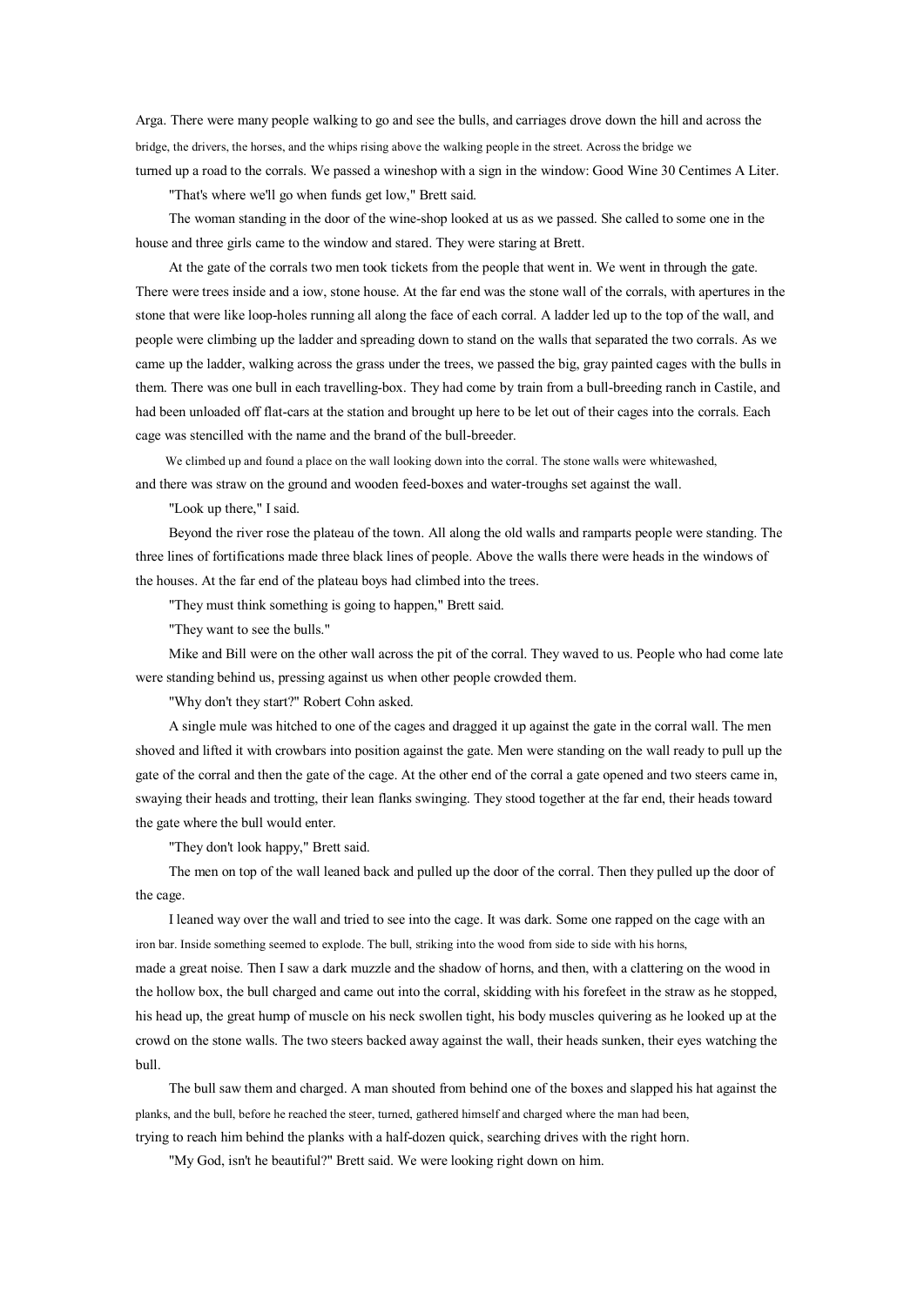Arga. There were many people walking to go and see the bulls, and carriages drove down the hill and across the bridge, the drivers, the horses, and the whips rising above the walking people in the street. Across the bridge we turned up a road to the corrals. We passed a wineshop with a sign in the window: Good Wine 30 Centimes A Liter.

"That's where we'll go when funds get low," Brett said.

The woman standing in the door of the wine-shop looked at us as we passed. She called to some one in the house and three girls came to the window and stared. They were staring at Brett.

At the gate of the corrals two men took tickets from the people that went in. We went in through the gate. There were trees inside and a iow, stone house. At the far end was the stone wall of the corrals, with apertures in the stone that were like loop-holes running all along the face of each corral. A ladder led up to the top of the wall, and people were climbing up the ladder and spreading down to stand on the walls that separated the two corrals. As we came up the ladder, walking across the grass under the trees, we passed the big, gray painted cages with the bulls in them. There was one bull in each travelling-box. They had come by train from a bull-breeding ranch in Castile, and had been unloaded off flat-cars at the station and brought up here to be let out of their cages into the corrals. Each cage was stencilled with the name and the brand of the bull-breeder.

We climbed up and found a place on the wall looking down into the corral. The stone walls were whitewashed, and there was straw on the ground and wooden feed-boxes and water-troughs set against the wall.

"Look up there," I said.

Beyond the river rose the plateau of the town. All along the old walls and ramparts people were standing. The three lines of fortifications made three black lines of people. Above the walls there were heads in the windows of the houses. At the far end of the plateau boys had climbed into the trees.

"They must think something is going to happen," Brett said.

"They want to see the bulls."

Mike and Bill were on the other wall across the pit of the corral. They waved to us. People who had come late were standing behind us, pressing against us when other people crowded them.

"Why don't they start?" Robert Cohn asked.

A single mule was hitched to one of the cages and dragged it up against the gate in the corral wall. The men shoved and lifted it with crowbars into position against the gate. Men were standing on the wall ready to pull up the gate of the corral and then the gate of the cage. At the other end of the corral a gate opened and two steers came in, swaying their heads and trotting, their lean flanks swinging. They stood together at the far end, their heads toward the gate where the bull would enter.

"They don't look happy," Brett said.

The men on top of the wall leaned back and pulled up the door of the corral. Then they pulled up the door of the cage.

I leaned way over the wall and tried to see into the cage. It was dark. Some one rapped on the cage with an iron bar. Inside something seemed to explode. The bull, striking into the wood from side to side with his horns, made a great noise. Then I saw a dark muzzle and the shadow of horns, and then, with a clattering on the wood in the hollow box, the bull charged and came out into the corral, skidding with his forefeet in the straw as he stopped, his head up, the great hump of muscle on his neck swollen tight, his body muscles quivering as he looked up at the crowd on the stone walls. The two steers backed away against the wall, their heads sunken, their eyes watching the bull.

The bull saw them and charged. A man shouted from behind one of the boxes and slapped his hat against the planks, and the bull, before he reached the steer, turned, gathered himself and charged where the man had been, trying to reach him behind the planks with a half-dozen quick, searching drives with the right horn.

"My God, isn't he beautiful?" Brett said. We were looking right down on him.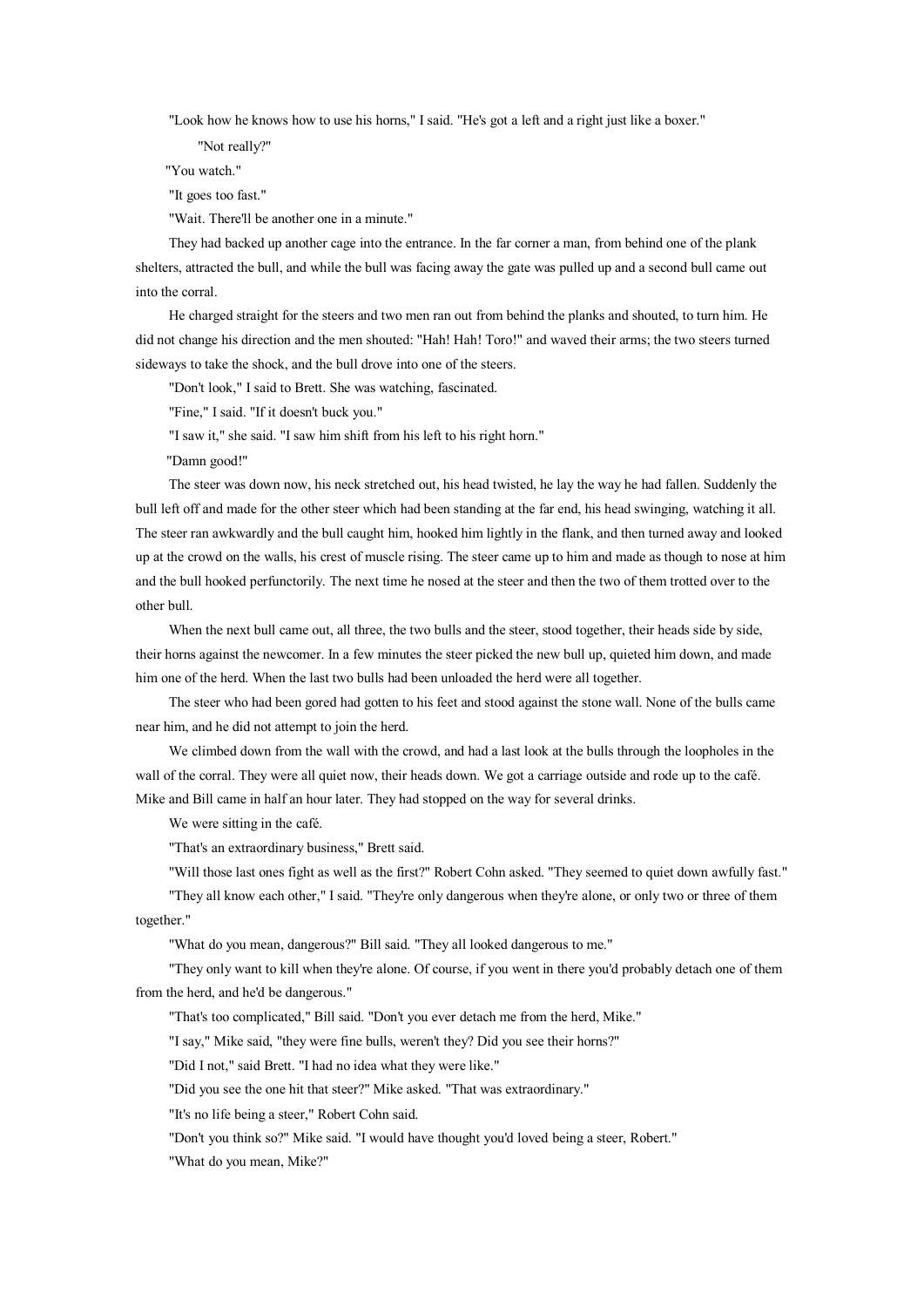"Look how he knows how to use his horns," I said. "He's got a left and a right just like a boxer."

"Not really?"

"You watch."

"It goes too fast."

"Wait. There'll be another one in a minute."

They had backed up another cage into the entrance. In the far corner a man, from behind one of the plank shelters, attracted the bull, and while the bull was facing away the gate was pulled up and a second bull came out into the corral.

He charged straight for the steers and two men ran out from behind the planks and shouted, to turn him. He did not change his direction and the men shouted: "Hah! Hah! Toro!" and waved their arms; the two steers turned sideways to take the shock, and the bull drove into one of the steers.

"Don't look," I said to Brett. She was watching, fascinated.

"Fine," I said. "If it doesn't buck you."

"I saw it," she said. "I saw him shift from his left to his right horn."

"Damn good!"

The steer was down now, his neck stretched out, his head twisted, he lay the way he had fallen. Suddenly the bull left off and made for the other steer which had been standing at the far end, his head swinging, watching it all. The steer ran awkwardly and the bull caught him, hooked him lightly in the flank, and then turned away and looked up at the crowd on the walls, his crest of muscle rising. The steer came up to him and made as though to nose at him and the bull hooked perfunctorily. The next time he nosed at the steer and then the two of them trotted over to the other bull.

When the next bull came out, all three, the two bulls and the steer, stood together, their heads side by side, their horns against the newcomer. In a few minutes the steer picked the new bull up, quieted him down, and made him one of the herd. When the last two bulls had been unloaded the herd were all together.

The steer who had been gored had gotten to his feet and stood against the stone wall. None of the bulls came near him, and he did not attempt to join the herd.

We climbed down from the wall with the crowd, and had a last look at the bulls through the loopholes in the wall of the corral. They were all quiet now, their heads down. We got a carriage outside and rode up to the café. Mike and Bill came in half an hour later. They had stopped on the way for several drinks.

We were sitting in the café.

"That's an extraordinary business," Brett said.

"Will those last ones fight as well as the first?" Robert Cohn asked. "They seemed to quiet down awfully fast."

"They all know each other," I said. "They're only dangerous when they're alone, or only two or three of them together."

"What do you mean, dangerous?" Bill said. "They all looked dangerous to me."

"They only want to kill when they're alone. Of course, if you went in there you'd probably detach one of them from the herd, and he'd be dangerous."

"That's too complicated," Bill said. "Don't you ever detach me from the herd, Mike."

"I say," Mike said, "they were fine bulls, weren't they? Did you see their horns?"

"Did I not," said Brett. "I had no idea what they were like."

"Did you see the one hit that steer?" Mike asked. "That was extraordinary."

"It's no life being a steer," Robert Cohn said.

"Don't you think so?" Mike said. "I would have thought you'd loved being a steer, Robert."

"What do you mean, Mike?"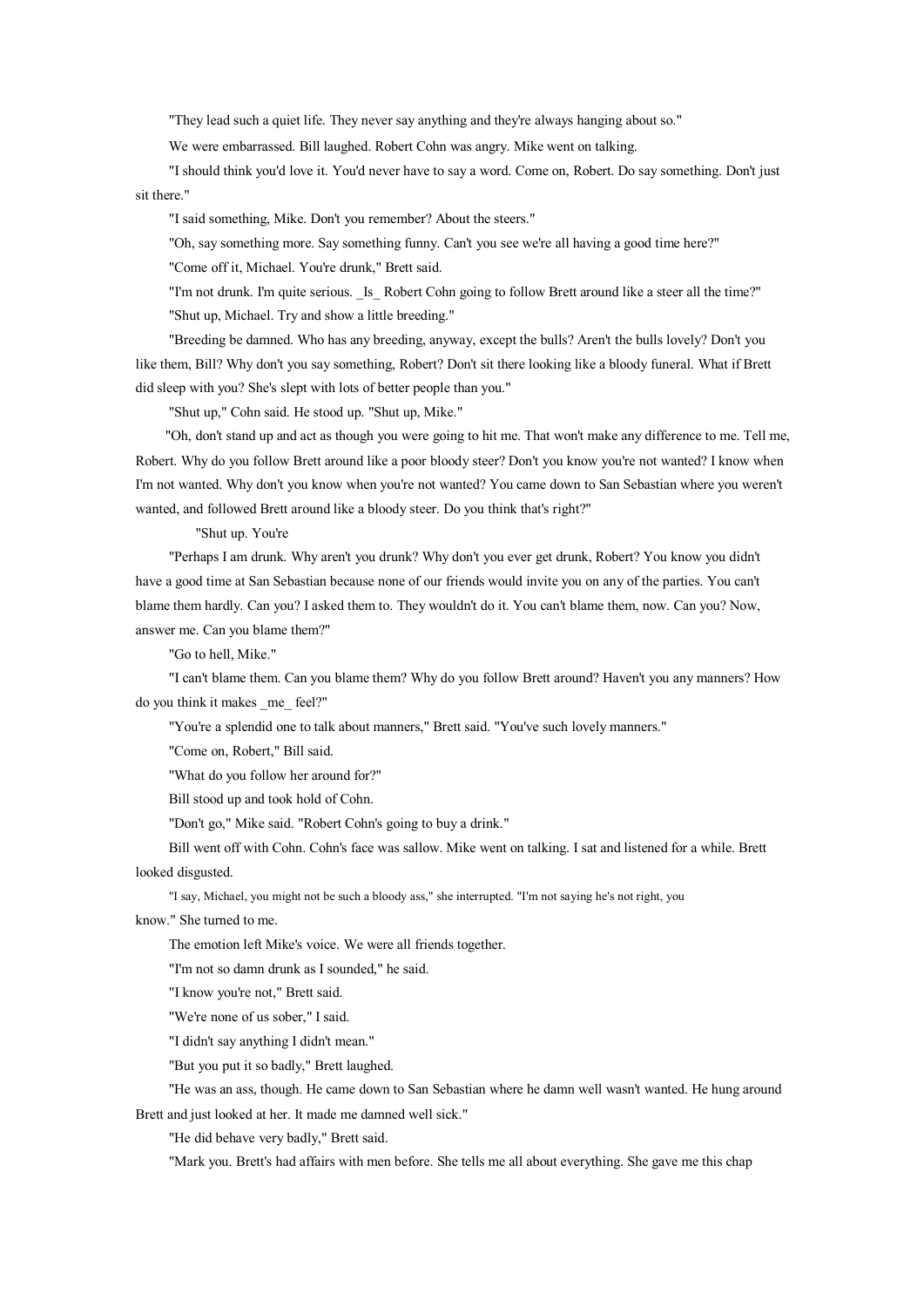"They lead such a quiet life. They never say anything and they're always hanging about so."

We were embarrassed. Bill laughed. Robert Cohn was angry. Mike went on talking.

"I should think you'd love it. You'd never have to say a word. Come on, Robert. Do say something. Don't just sit there."

"I said something, Mike. Don't you remember? About the steers."

"Oh, say something more. Say something funny. Can't you see we're all having a good time here?"

"Come off it, Michael. You're drunk," Brett said.

"I'm not drunk. I'm quite serious. _Is_ Robert Cohn going to follow Brett around like a steer all the time?"

"Shut up, Michael. Try and show a little breeding."

"Breeding be damned. Who has any breeding, anyway, except the bulls? Aren't the bulls lovely? Don't you like them, Bill? Why don't you say something, Robert? Don't sit there looking like a bloody funeral. What if Brett did sleep with you? She's slept with lots of better people than you."

"Shut up," Cohn said. He stood up. "Shut up, Mike."

"Oh, don't stand up and act as though you were going to hit me. That won't make any difference to me. Tell me, Robert. Why do you follow Brett around like a poor bloody steer? Don't you know you're not wanted? I know when I'm not wanted. Why don't you know when you're not wanted? You came down to San Sebastian where you weren't wanted, and followed Brett around like a bloody steer. Do you think that's right?"

"Shut up. You're

"Perhaps I am drunk. Why aren't you drunk? Why don't you ever get drunk, Robert? You know you didn't have a good time at San Sebastian because none of our friends would invite you on any of the parties. You can't blame them hardly. Can you? I asked them to. They wouldn't do it. You can't blame them, now. Can you? Now, answer me. Can you blame them?"

"Go to hell, Mike."

"I can't blame them. Can you blame them? Why do you follow Brett around? Haven't you any manners? How do you think it makes _me_ feel?"

"You're a splendid one to talk about manners," Brett said. "You've such lovely manners."

"Come on, Robert," Bill said.

"What do you follow her around for?"

Bill stood up and took hold of Cohn.

"Don't go," Mike said. "Robert Cohn's going to buy a drink."

Bill went off with Cohn. Cohn's face was sallow. Mike went on talking. I sat and listened for a while. Brett looked disgusted.

"I say, Michael, you might not be such a bloody ass," she interrupted. "I'm not saying he's not right, you know." She turned to me.

The emotion left Mike's voice. We were all friends together.

"I'm not so damn drunk as I sounded," he said.

"I know you're not," Brett said.

"We're none of us sober," I said.

"I didn't say anything I didn't mean."

"But you put it so badly," Brett laughed.

"He was an ass, though. He came down to San Sebastian where he damn well wasn't wanted. He hung around Brett and just looked at her. It made me damned well sick."

"He did behave very badly," Brett said.

"Mark you. Brett's had affairs with men before. She tells me all about everything. She gave me this chap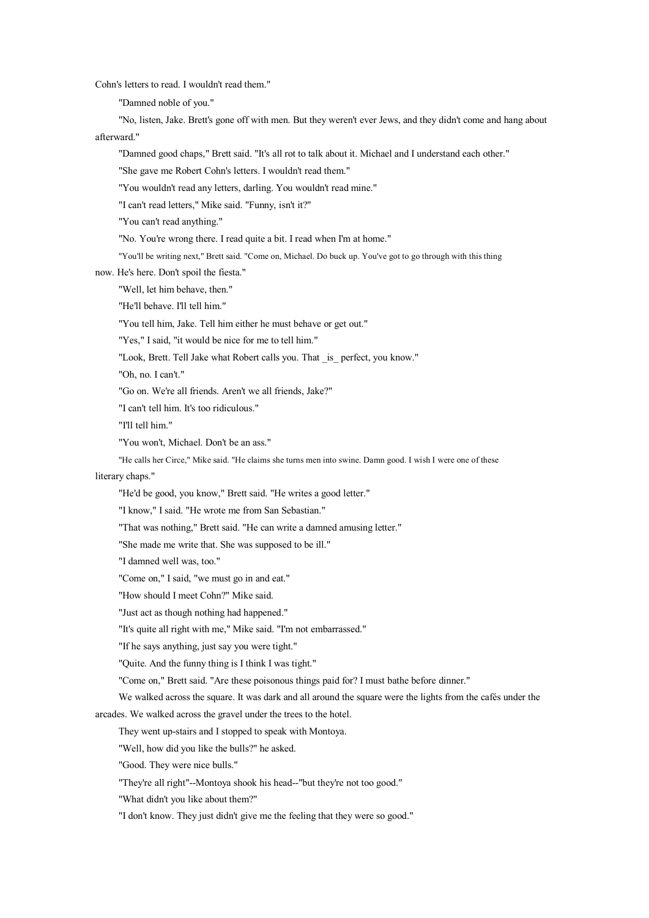Cohn's letters to read. I wouldn't read them."

"Damned noble of you."

"No, listen, Jake. Brett's gone off with men. But they weren't ever Jews, and they didn't come and hang about afterward."

"Damned good chaps," Brett said. "It's all rot to talk about it. Michael and I understand each other."

"She gave me Robert Cohn's letters. I wouldn't read them."

"You wouldn't read any letters, darling. You wouldn't read mine."

"I can't read letters," Mike said. "Funny, isn't it?"

"You can't read anything."

"No. You're wrong there. I read quite a bit. I read when I'm at home."

"You'll be writing next," Brett said. "Come on, Michael. Do buck up. You've got to go through with this thing now. He's here. Don't spoil the fiesta."

"Well, let him behave, then."

"He'll behave. I'll tell him."

"You tell him, Jake. Tell him either he must behave or get out."

"Yes," I said, "it would be nice for me to tell him."

"Look, Brett. Tell Jake what Robert calls you. That _is_ perfect, you know."

"Oh, no. I can't."

"Go on. We're all friends. Aren't we all friends, Jake?"

"I can't tell him. It's too ridiculous."

"I'll tell him."

"You won't, Michael. Don't be an ass."

"He calls her Circe," Mike said. "He claims she turns men into swine. Damn good. I wish I were one of these literary chaps."

"He'd be good, you know," Brett said. "He writes a good letter."

"I know," I said. "He wrote me from San Sebastian."

"That was nothing," Brett said. "He can write a damned amusing letter."

"She made me write that. She was supposed to be ill."

"I damned well was, too."

"Come on," I said, "we must go in and eat."

"How should I meet Cohn?" Mike said.

"Just act as though nothing had happened."

"It's quite all right with me," Mike said. "I'm not embarrassed."

"If he says anything, just say you were tight."

"Quite. And the funny thing is I think I was tight."

"Come on," Brett said. "Are these poisonous things paid for? I must bathe before dinner."

We walked across the square. It was dark and all around the square were the lights from the cafés under the arcades. We walked across the gravel under the trees to the hotel.

They went up-stairs and I stopped to speak with Montoya.

"Well, how did you like the bulls?" he asked.

"Good. They were nice bulls."

"They're all right"--Montoya shook his head--"but they're not too good."

"What didn't you like about them?"

"I don't know. They just didn't give me the feeling that they were so good."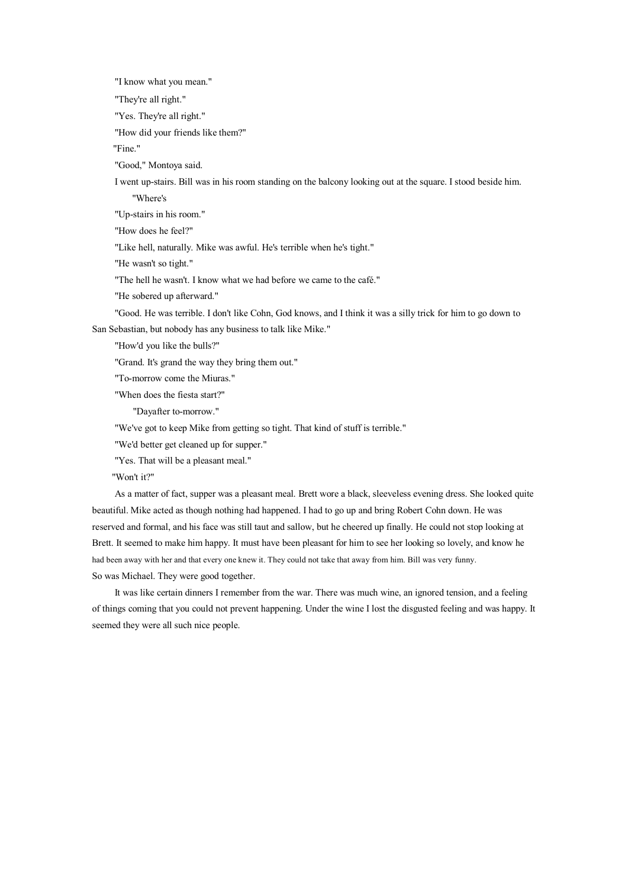"I know what you mean."

"They're all right."

"Yes. They're all right."

"How did your friends like them?"

"Fine."

"Good," Montoya said.

I went up-stairs. Bill was in his room standing on the balcony looking out at the square. I stood beside him.

"Where's

"Up-stairs in his room."

"How does he feel?"

"Like hell, naturally. Mike was awful. He's terrible when he's tight."

"He wasn't so tight."

"The hell he wasn't. I know what we had before we came to the café."

"He sobered up afterward."

"Good. He was terrible. I don't like Cohn, God knows, and I think it was a silly trick for him to go down to San Sebastian, but nobody has any business to talk like Mike."

"How'd you like the bulls?"

"Grand. It's grand the way they bring them out."

"To-morrow come the Miuras."

"When does the fiesta start?"

"Dayafter to-morrow."

"We've got to keep Mike from getting so tight. That kind of stuff is terrible."

"We'd better get cleaned up for supper."

"Yes. That will be a pleasant meal."

"Won't it?"

As a matter of fact, supper was a pleasant meal. Brett wore a black, sleeveless evening dress. She looked quite beautiful. Mike acted as though nothing had happened. I had to go up and bring Robert Cohn down. He was reserved and formal, and his face was still taut and sallow, but he cheered up finally. He could not stop looking at Brett. It seemed to make him happy. It must have been pleasant for him to see her looking so lovely, and know he had been away with her and that every one knew it. They could not take that away from him. Bill was very funny. So was Michael. They were good together.

It was like certain dinners I remember from the war. There was much wine, an ignored tension, and a feeling of things coming that you could not prevent happening. Under the wine I lost the disgusted feeling and was happy. It seemed they were all such nice people.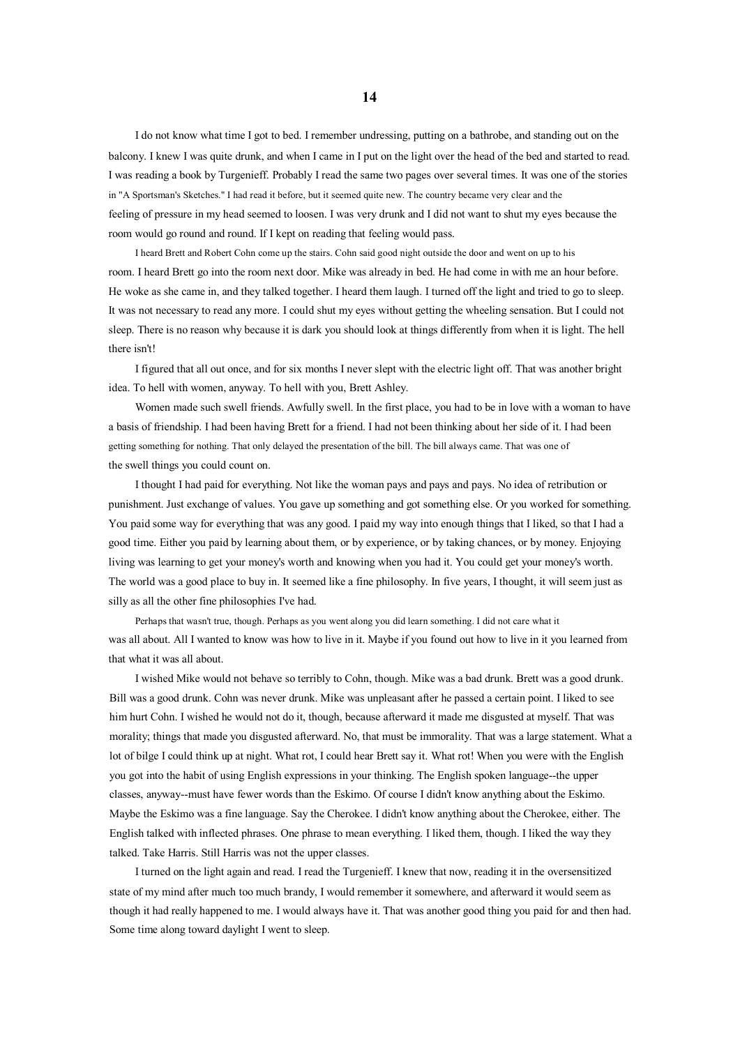# 14

I do not know what time I got to bed. I remember undressing, putting on a bathrobe, and standing out on the balcony. I knew I was quite drunk, and when I came in I put on the light over the head of the bed and started to read. I was reading a book by Turgenieff. Probably I read the same two pages over several times. It was one of the stories in "A Sportsman's Sketches." I had read it before, but it seemed quite new. The country became very clear and the feeling of pressure in my head seemed to loosen. I was very drunk and I did not want to shut my eyes because the room would go round and round. If I kept on reading that feeling would pass.

I heard Brett and Robert Cohn come up the stairs. Cohn said good night outside the door and went on up to his room. I heard Brett go into the room next door. Mike was already in bed. He had come in with me an hour before. He woke as she came in, and they talked together. I heard them laugh. I turned off the light and tried to go to sleep. It was not necessary to read any more. I could shut my eyes without getting the wheeling sensation. But I could not sleep. There is no reason why because it is dark you should look at things differently from when it is light. The hell there isn't!

I figured that all out once, and for six months I never slept with the electric light off. That was another bright idea. To hell with women, anyway. To hell with you, Brett Ashley.

Women made such swell friends. Awfully swell. In the first place, you had to be in love with a woman to have a basis of friendship. I had been having Brett for a friend. I had not been thinking about her side of it. I had been getting something for nothing. That only delayed the presentation of the bill. The bill always came. That was one of the swell things you could count on.

I thought I had paid for everything. Not like the woman pays and pays and pays. No idea of retribution or punishment. Just exchange of values. You gave up something and got something else. Or you worked for something. You paid some way for everything that was any good. I paid my way into enough things that I liked, so that I had a good time. Either you paid by learning about them, or by experience, or by taking chances, or by money. Enjoying living was learning to get your money's worth and knowing when you had it. You could get your money's worth. The world was a good place to buy in. It seemed like a fine philosophy. In five years, I thought, it will seem just as silly as all the other fine philosophies I've had.

Perhaps that wasn't true, though. Perhaps as you went along you did learn something. I did not care what it was all about. All I wanted to know was how to live in it. Maybe if you found out how to live in it you learned from that what it was all about.

I wished Mike would not behave so terribly to Cohn, though. Mike was a bad drunk. Brett was a good drunk. Bill was a good drunk. Cohn was never drunk. Mike was unpleasant after he passed a certain point. I liked to see him hurt Cohn. I wished he would not do it, though, because afterward it made me disgusted at myself. That was morality; things that made you disgusted afterward. No, that must be immorality. That was a large statement. What a lot of bilge I could think up at night. What rot, I could hear Brett say it. What rot! When you were with the English you got into the habit of using English expressions in your thinking. The English spoken language--the upper classes, anyway--must have fewer words than the Eskimo. Of course I didn't know anything about the Eskimo. Maybe the Eskimo was a fine language. Say the Cherokee. I didn't know anything about the Cherokee, either. The English talked with inflected phrases. One phrase to mean everything. I liked them, though. I liked the way they talked. Take Harris. Still Harris was not the upper classes.

I turned on the light again and read. I read the Turgenieff. I knew that now, reading it in the oversensitized state of my mind after much too much brandy, I would remember it somewhere, and afterward it would seem as though it had really happened to me. I would always have it. That was another good thing you paid for and then had. Some time along toward daylight I went to sleep.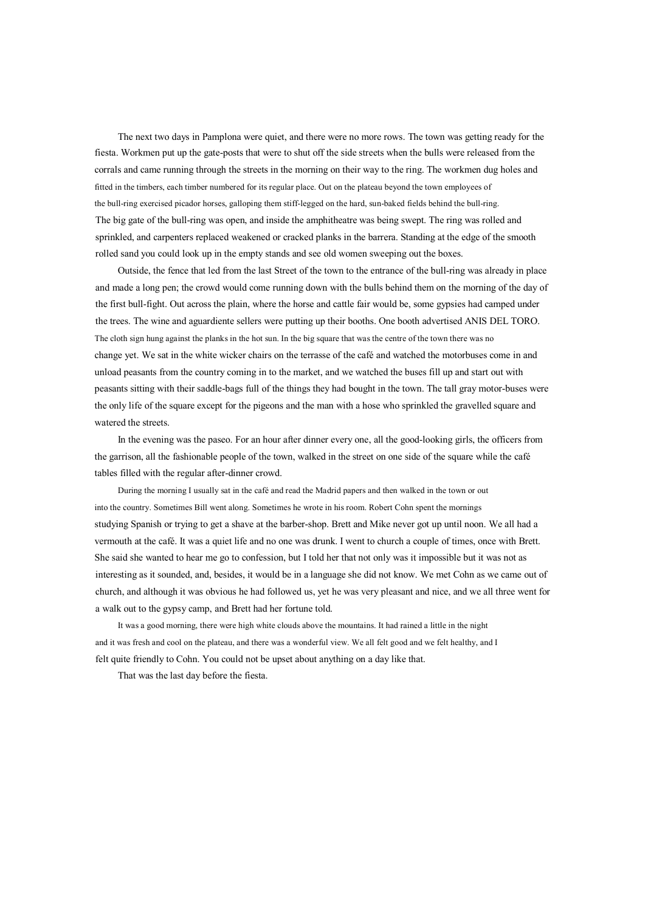The next two days in Pamplona were quiet, and there were no more rows. The town was getting ready for the fiesta. Workmen put up the gate-posts that were to shut off the side streets when the bulls were released from the corrals and came running through the streets in the morning on their way to the ring. The workmen dug holes and fitted in the timbers, each timber numbered for its regular place. Out on the plateau beyond the town employees of the bull-ring exercised picador horses, galloping them stiff-legged on the hard, sun-baked fields behind the bull-ring. The big gate of the bull-ring was open, and inside the amphitheatre was being swept. The ring was rolled and sprinkled, and carpenters replaced weakened or cracked planks in the barrera. Standing at the edge of the smooth rolled sand you could look up in the empty stands and see old women sweeping out the boxes.

Outside, the fence that led from the last Street of the town to the entrance of the bull-ring was already in place and made a long pen; the crowd would come running down with the bulls behind them on the morning of the day of the first bull-fight. Out across the plain, where the horse and cattle fair would be, some gypsies had camped under the trees. The wine and aguardiente sellers were putting up their booths. One booth advertised ANIS DEL TORO. The cloth sign hung against the planks in the hot sun. In the big square that was the centre of the town there was no change yet. We sat in the white wicker chairs on the terrasse of the café and watched the motorbuses come in and unload peasants from the country coming in to the market, and we watched the buses fill up and start out with peasants sitting with their saddle-bags full of the things they had bought in the town. The tall gray motor-buses were the only life of the square except for the pigeons and the man with a hose who sprinkled the gravelled square and watered the streets.

In the evening was the paseo. For an hour after dinner every one, all the good-looking girls, the officers from the garrison, all the fashionable people of the town, walked in the street on one side of the square while the café tables filled with the regular after-dinner crowd.

During the morning I usually sat in the café and read the Madrid papers and then walked in the town or out into the country. Sometimes Bill went along. Sometimes he wrote in his room. Robert Cohn spent the mornings studying Spanish or trying to get a shave at the barber-shop. Brett and Mike never got up until noon. We all had a vermouth at the café. It was a quiet life and no one was drunk. I went to church a couple of times, once with Brett. She said she wanted to hear me go to confession, but I told her that not only was it impossible but it was not as interesting as it sounded, and, besides, it would be in a language she did not know. We met Cohn as we came out of church, and although it was obvious he had followed us, yet he was very pleasant and nice, and we all three went for a walk out to the gypsy camp, and Brett had her fortune told.

It was a good morning, there were high white clouds above the mountains. It had rained a little in the night and it was fresh and cool on the plateau, and there was a wonderful view. We all felt good and we felt healthy, and I felt quite friendly to Cohn. You could not be upset about anything on a day like that.

That was the last day before the fiesta.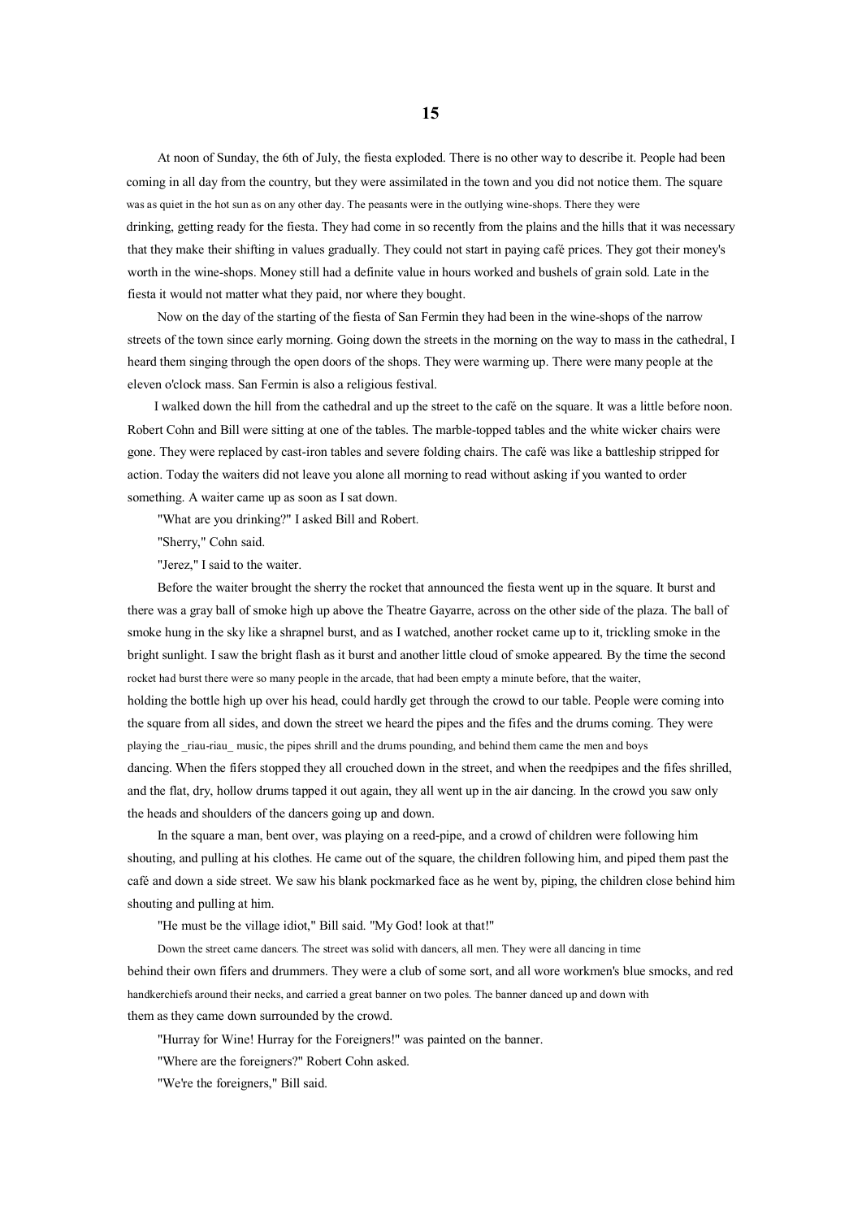# 15

At noon of Sunday, the 6th of July, the fiesta exploded. There is no other way to describe it. People had been coming in all day from the country, but they were assimilated in the town and you did not notice them. The square was as quiet in the hot sun as on any other day. The peasants were in the outlying wine-shops. There they were drinking, getting ready for the fiesta. They had come in so recently from the plains and the hills that it was necessary that they make their shifting in values gradually. They could not start in paying café prices. They got their money's worth in the wine-shops. Money still had a definite value in hours worked and bushels of grain sold. Late in the fiesta it would not matter what they paid, nor where they bought.

Now on the day of the starting of the fiesta of San Fermin they had been in the wine-shops of the narrow streets of the town since early morning. Going down the streets in the morning on the way to mass in the cathedral, I heard them singing through the open doors of the shops. They were warming up. There were many people at the eleven o'clock mass. San Fermin is also a religious festival.

I walked down the hill from the cathedral and up the street to the café on the square. It was a little before noon. Robert Cohn and Bill were sitting at one of the tables. The marble-topped tables and the white wicker chairs were gone. They were replaced by cast-iron tables and severe folding chairs. The café was like a battleship stripped for action. Today the waiters did not leave you alone all morning to read without asking if you wanted to order something. A waiter came up as soon as I sat down.

"What are you drinking?" I asked Bill and Robert.

"Sherry," Cohn said.

"Jerez," I said to the waiter.

Before the waiter brought the sherry the rocket that announced the fiesta went up in the square. It burst and there was a gray ball of smoke high up above the Theatre Gayarre, across on the other side of the plaza. The ball of smoke hung in the sky like a shrapnel burst, and as I watched, another rocket came up to it, trickling smoke in the bright sunlight. I saw the bright flash as it burst and another little cloud of smoke appeared. By the time the second rocket had burst there were so many people in the arcade, that had been empty a minute before, that the waiter, holding the bottle high up over his head, could hardly get through the crowd to our table. People were coming into the square from all sides, and down the street we heard the pipes and the fifes and the drums coming. They were playing the _riau-riau_ music, the pipes shrill and the drums pounding, and behind them came the men and boys dancing. When the fifers stopped they all crouched down in the street, and when the reedpipes and the fifes shrilled, and the flat, dry, hollow drums tapped it out again, they all went up in the air dancing. In the crowd you saw only the heads and shoulders of the dancers going up and down.

In the square a man, bent over, was playing on a reed-pipe, and a crowd of children were following him shouting, and pulling at his clothes. He came out of the square, the children following him, and piped them past the café and down a side street. We saw his blank pockmarked face as he went by, piping, the children close behind him shouting and pulling at him.

"He must be the village idiot," Bill said. "My God! look at that!"

Down the street came dancers. The street was solid with dancers, all men. They were all dancing in time behind their own fifers and drummers. They were a club of some sort, and all wore workmen's blue smocks, and red handkerchiefs around their necks, and carried a great banner on two poles. The banner danced up and down with them as they came down surrounded by the crowd.

"Hurray for Wine! Hurray for the Foreigners!" was painted on the banner.

"Where are the foreigners?" Robert Cohn asked.

"We're the foreigners," Bill said.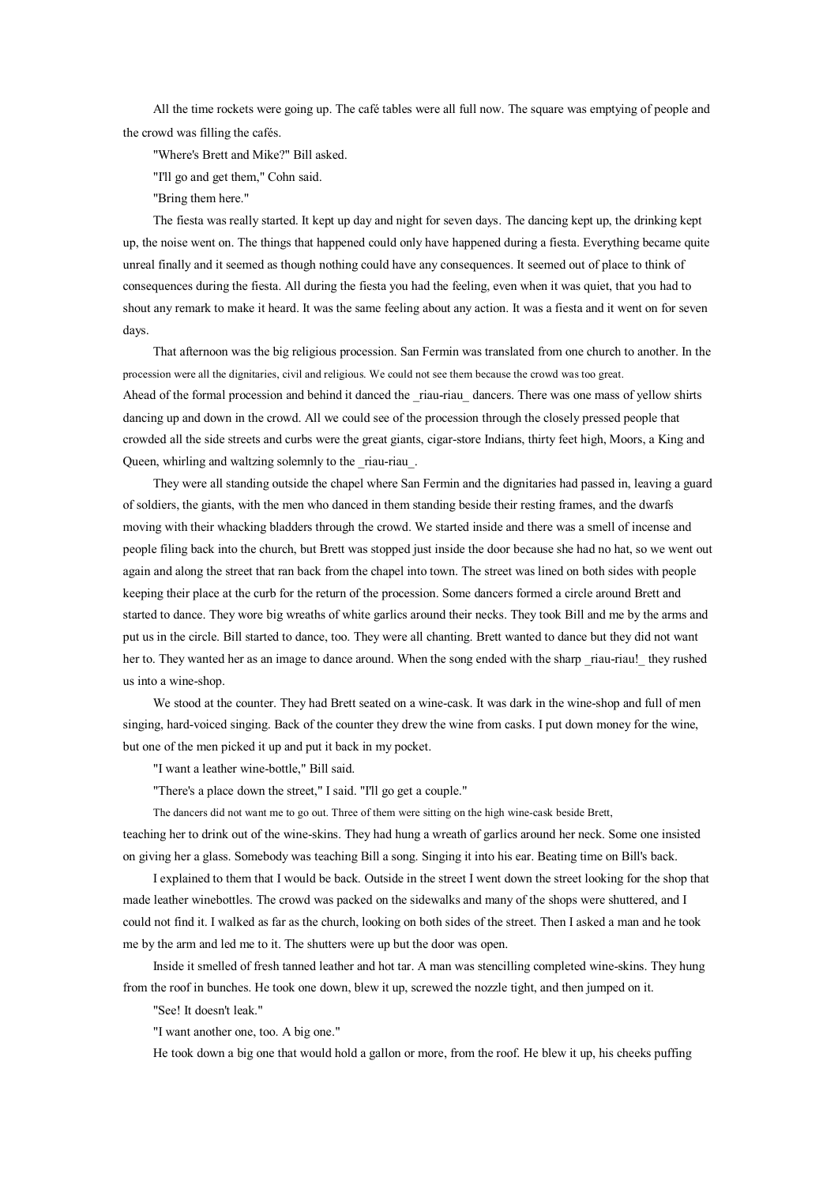All the time rockets were going up. The café tables were all full now. The square was emptying of people and the crowd was filling the cafés.

"Where's Brett and Mike?" Bill asked.

"I'll go and get them," Cohn said.

"Bring them here."

The fiesta was really started. It kept up day and night for seven days. The dancing kept up, the drinking kept up, the noise went on. The things that happened could only have happened during a fiesta. Everything became quite unreal finally and it seemed as though nothing could have any consequences. It seemed out of place to think of consequences during the fiesta. All during the fiesta you had the feeling, even when it was quiet, that you had to shout any remark to make it heard. It was the same feeling about any action. It was a fiesta and it went on for seven days.

That afternoon was the big religious procession. San Fermin was translated from one church to another. In the procession were all the dignitaries, civil and religious. We could not see them because the crowd was too great. Ahead of the formal procession and behind it danced the _riau-riau_ dancers. There was one mass of yellow shirts dancing up and down in the crowd. All we could see of the procession through the closely pressed people that crowded all the side streets and curbs were the great giants, cigar-store Indians, thirty feet high, Moors, a King and Queen, whirling and waltzing solemnly to the _riau-riau_.

They were all standing outside the chapel where San Fermin and the dignitaries had passed in, leaving a guard of soldiers, the giants, with the men who danced in them standing beside their resting frames, and the dwarfs moving with their whacking bladders through the crowd. We started inside and there was a smell of incense and people filing back into the church, but Brett was stopped just inside the door because she had no hat, so we went out again and along the street that ran back from the chapel into town. The street was lined on both sides with people keeping their place at the curb for the return of the procession. Some dancers formed a circle around Brett and started to dance. They wore big wreaths of white garlics around their necks. They took Bill and me by the arms and put us in the circle. Bill started to dance, too. They were all chanting. Brett wanted to dance but they did not want her to. They wanted her as an image to dance around. When the song ended with the sharp _riau-riau!_ they rushed us into a wine-shop.

We stood at the counter. They had Brett seated on a wine-cask. It was dark in the wine-shop and full of men singing, hard-voiced singing. Back of the counter they drew the wine from casks. I put down money for the wine, but one of the men picked it up and put it back in my pocket.

"I want a leather wine-bottle," Bill said.

"There's a place down the street," I said. "I'll go get a couple."

The dancers did not want me to go out. Three of them were sitting on the high wine-cask beside Brett, teaching her to drink out of the wine-skins. They had hung a wreath of garlics around her neck. Some one insisted on giving her a glass. Somebody was teaching Bill a song. Singing it into his ear. Beating time on Bill's back.

I explained to them that I would be back. Outside in the street I went down the street looking for the shop that made leather winebottles. The crowd was packed on the sidewalks and many of the shops were shuttered, and I could not find it. I walked as far as the church, looking on both sides of the street. Then I asked a man and he took me by the arm and led me to it. The shutters were up but the door was open.

Inside it smelled of fresh tanned leather and hot tar. A man was stencilling completed wine-skins. They hung from the roof in bunches. He took one down, blew it up, screwed the nozzle tight, and then jumped on it.

"See! It doesn't leak."

"I want another one, too. A big one."

He took down a big one that would hold a gallon or more, from the roof. He blew it up, his cheeks puffing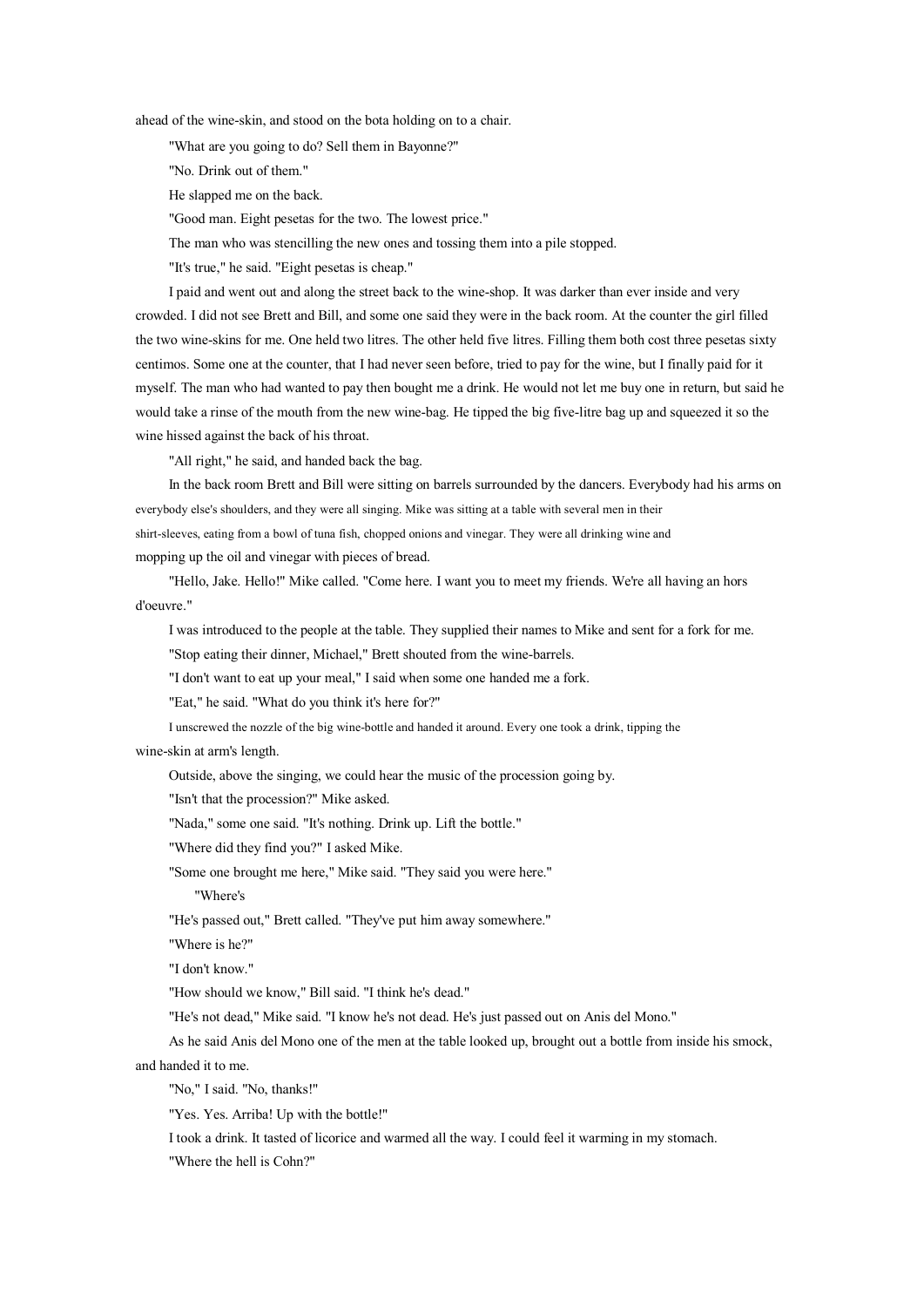ahead of the wine-skin, and stood on the bota holding on to a chair.

"What are you going to do? Sell them in Bayonne?"

"No. Drink out of them."

He slapped me on the back.

"Good man. Eight pesetas for the two. The lowest price."

The man who was stencilling the new ones and tossing them into a pile stopped.

"It's true," he said. "Eight pesetas is cheap."

I paid and went out and along the street back to the wine-shop. It was darker than ever inside and very crowded. I did not see Brett and Bill, and some one said they were in the back room. At the counter the girl filled the two wine-skins for me. One held two litres. The other held five litres. Filling them both cost three pesetas sixty centimos. Some one at the counter, that I had never seen before, tried to pay for the wine, but I finally paid for it myself. The man who had wanted to pay then bought me a drink. He would not let me buy one in return, but said he would take a rinse of the mouth from the new wine-bag. He tipped the big five-litre bag up and squeezed it so the wine hissed against the back of his throat.

"All right," he said, and handed back the bag.

In the back room Brett and Bill were sitting on barrels surrounded by the dancers. Everybody had his arms on everybody else's shoulders, and they were all singing. Mike was sitting at a table with several men in their shirt-sleeves, eating from a bowl of tuna fish, chopped onions and vinegar. They were all drinking wine and mopping up the oil and vinegar with pieces of bread.

"Hello, Jake. Hello!" Mike called. "Come here. I want you to meet my friends. We're all having an hors d'oeuvre."

I was introduced to the people at the table. They supplied their names to Mike and sent for a fork for me.

"Stop eating their dinner, Michael," Brett shouted from the wine-barrels.

"I don't want to eat up your meal," I said when some one handed me a fork.

"Eat," he said. "What do you think it's here for?"

I unscrewed the nozzle of the big wine-bottle and handed it around. Every one took a drink, tipping the wine-skin at arm's length.

Outside, above the singing, we could hear the music of the procession going by.

"Isn't that the procession?" Mike asked.

"Nada," some one said. "It's nothing. Drink up. Lift the bottle."

"Where did they find you?" I asked Mike.

"Some one brought me here," Mike said. "They said you were here."

"Where's

"He's passed out," Brett called. "They've put him away somewhere."

"Where is he?"

"I don't know."

"How should we know," Bill said. "I think he's dead."

"He's not dead," Mike said. "I know he's not dead. He's just passed out on Anis del Mono."

As he said Anis del Mono one of the men at the table looked up, brought out a bottle from inside his smock, and handed it to me.

"No," I said. "No, thanks!"

"Yes. Yes. Arriba! Up with the bottle!"

I took a drink. It tasted of licorice and warmed all the way. I could feel it warming in my stomach.

"Where the hell is Cohn?"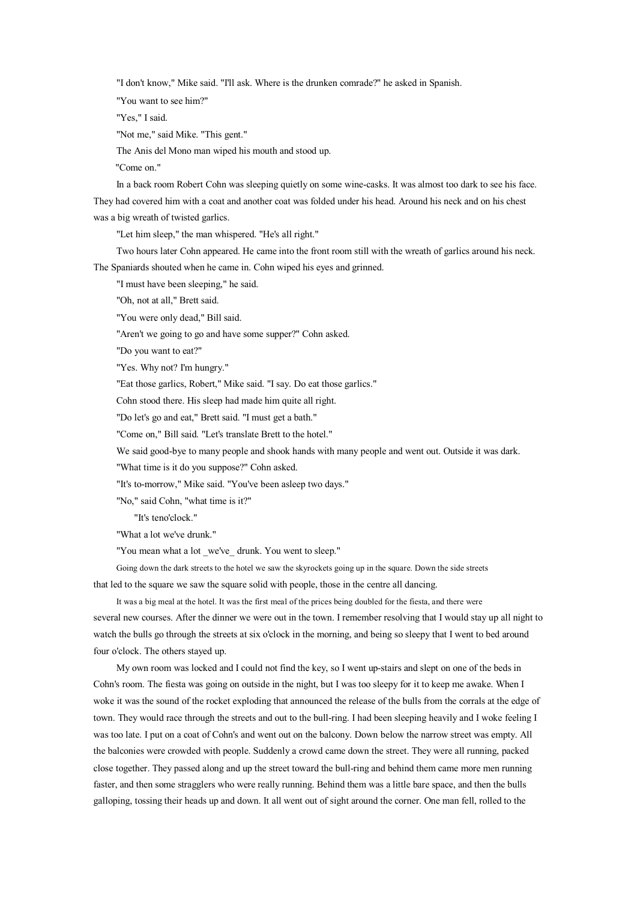"I don't know," Mike said. "I'll ask. Where is the drunken comrade?" he asked in Spanish.

"You want to see him?"

"Yes," I said.

"Not me," said Mike. "This gent."

The Anis del Mono man wiped his mouth and stood up.

"Come on."

In a back room Robert Cohn was sleeping quietly on some wine-casks. It was almost too dark to see his face. They had covered him with a coat and another coat was folded under his head. Around his neck and on his chest was a big wreath of twisted garlics.

"Let him sleep," the man whispered. "He's all right."

Two hours later Cohn appeared. He came into the front room still with the wreath of garlics around his neck. The Spaniards shouted when he came in. Cohn wiped his eyes and grinned.

"I must have been sleeping," he said.

"Oh, not at all," Brett said.

"You were only dead," Bill said.

"Aren't we going to go and have some supper?" Cohn asked.

"Do you want to eat?"

"Yes. Why not? I'm hungry."

"Eat those garlics, Robert," Mike said. "I say. Do eat those garlics."

Cohn stood there. His sleep had made him quite all right.

"Do let's go and eat," Brett said. "I must get a bath."

"Come on," Bill said. "Let's translate Brett to the hotel."

We said good-bye to many people and shook hands with many people and went out. Outside it was dark.

"What time is it do you suppose?" Cohn asked.

"It's to-morrow," Mike said. "You've been asleep two days."

"No," said Cohn, "what time is it?"

"It's teno'clock."

"What a lot we've drunk."

"You mean what a lot _we've_ drunk. You went to sleep."

Going down the dark streets to the hotel we saw the skyrockets going up in the square. Down the side streets that led to the square we saw the square solid with people, those in the centre all dancing.

It was a big meal at the hotel. It was the first meal of the prices being doubled for the fiesta, and there were several new courses. After the dinner we were out in the town. I remember resolving that I would stay up all night to watch the bulls go through the streets at six o'clock in the morning, and being so sleepy that I went to bed around four o'clock. The others stayed up.

My own room was locked and I could not find the key, so I went up-stairs and slept on one of the beds in Cohn's room. The fiesta was going on outside in the night, but I was too sleepy for it to keep me awake. When I woke it was the sound of the rocket exploding that announced the release of the bulls from the corrals at the edge of town. They would race through the streets and out to the bull-ring. I had been sleeping heavily and I woke feeling I was too late. I put on a coat of Cohn's and went out on the balcony. Down below the narrow street was empty. All the balconies were crowded with people. Suddenly a crowd came down the street. They were all running, packed close together. They passed along and up the street toward the bull-ring and behind them came more men running faster, and then some stragglers who were really running. Behind them was a little bare space, and then the bulls galloping, tossing their heads up and down. It all went out of sight around the corner. One man fell, rolled to the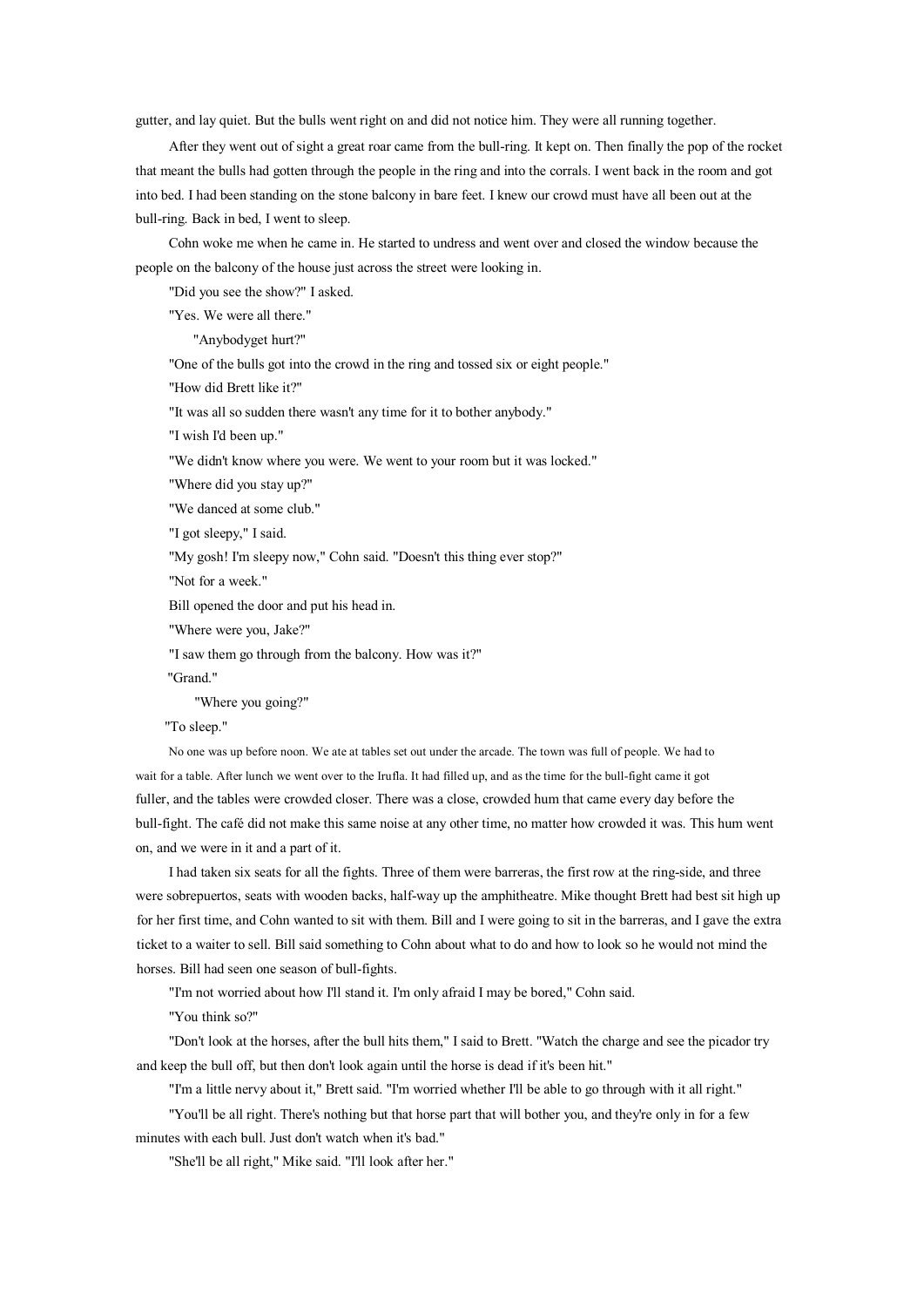gutter, and lay quiet. But the bulls went right on and did not notice him. They were all running together.

After they went out of sight a great roar came from the bull-ring. It kept on. Then finally the pop of the rocket that meant the bulls had gotten through the people in the ring and into the corrals. I went back in the room and got into bed. I had been standing on the stone balcony in bare feet. I knew our crowd must have all been out at the bull-ring. Back in bed, I went to sleep.

Cohn woke me when he came in. He started to undress and went over and closed the window because the people on the balcony of the house just across the street were looking in.

"Did you see the show?" I asked.

"Yes. We were all there."

"Anybodyget hurt?"

"One of the bulls got into the crowd in the ring and tossed six or eight people."

"How did Brett like it?"

"It was all so sudden there wasn't any time for it to bother anybody."

"I wish I'd been up."

"We didn't know where you were. We went to your room but it was locked."

"Where did you stay up?"

"We danced at some club."

"I got sleepy," I said.

"My gosh! I'm sleepy now," Cohn said. "Doesn't this thing ever stop?"

"Not for a week."

Bill opened the door and put his head in.

"Where were you, Jake?"

"I saw them go through from the balcony. How was it?"

"Grand."

"Where you going?"

"To sleep."

No one was up before noon. We ate at tables set out under the arcade. The town was full of people. We had to wait for a table. After lunch we went over to the Irufla. It had filled up, and as the time for the bull-fight came it got fuller, and the tables were crowded closer. There was a close, crowded hum that came every day before the bull-fight. The café did not make this same noise at any other time, no matter how crowded it was. This hum went on, and we were in it and a part of it.

I had taken six seats for all the fights. Three of them were barreras, the first row at the ring-side, and three were sobrepuertos, seats with wooden backs, half-way up the amphitheatre. Mike thought Brett had best sit high up for her first time, and Cohn wanted to sit with them. Bill and I were going to sit in the barreras, and I gave the extra ticket to a waiter to sell. Bill said something to Cohn about what to do and how to look so he would not mind the horses. Bill had seen one season of bull-fights.

"I'm not worried about how I'll stand it. I'm only afraid I may be bored," Cohn said.

"You think so?"

"Don't look at the horses, after the bull hits them," I said to Brett. "Watch the charge and see the picador try and keep the bull off, but then don't look again until the horse is dead if it's been hit."

"I'm a little nervy about it," Brett said. "I'm worried whether I'll be able to go through with it all right."

"You'll be all right. There's nothing but that horse part that will bother you, and they're only in for a few minutes with each bull. Just don't watch when it's bad."

"She'll be all right," Mike said. "I'll look after her."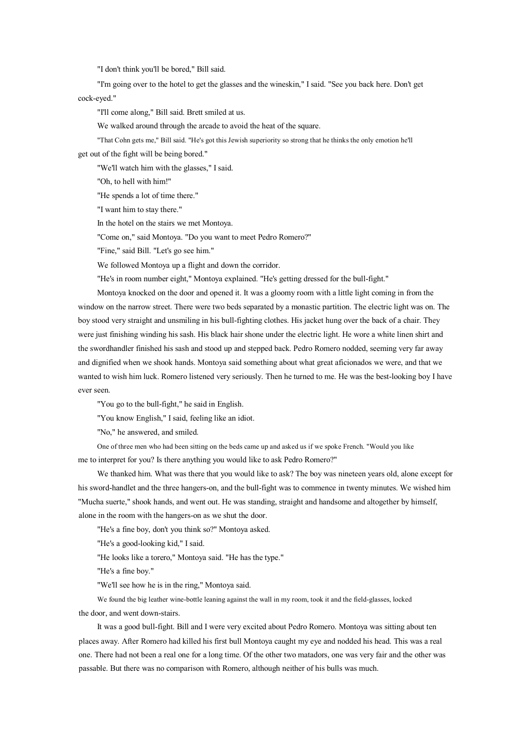"I don't think you'll be bored," Bill said.

"I'm going over to the hotel to get the glasses and the wineskin," I said. "See you back here. Don't get cock-eyed."

"I'll come along," Bill said. Brett smiled at us.

We walked around through the arcade to avoid the heat of the square.

"That Cohn gets me," Bill said. "He's got this Jewish superiority so strong that he thinks the only emotion he'll get out of the fight will be being bored."

"We'll watch him with the glasses," I said.

"Oh, to hell with him!"

"He spends a lot of time there."

"I want him to stay there."

In the hotel on the stairs we met Montoya.

"Come on," said Montoya. "Do you want to meet Pedro Romero?"

"Fine," said Bill. "Let's go see him."

We followed Montoya up a flight and down the corridor.

"He's in room number eight," Montoya explained. "He's getting dressed for the bull-fight."

Montoya knocked on the door and opened it. It was a gloomy room with a little light coming in from the window on the narrow street. There were two beds separated by a monastic partition. The electric light was on. The boy stood very straight and unsmiling in his bull-fighting clothes. His jacket hung over the back of a chair. They were just finishing winding his sash. His black hair shone under the electric light. He wore a white linen shirt and the swordhandler finished his sash and stood up and stepped back. Pedro Romero nodded, seeming very far away and dignified when we shook hands. Montoya said something about what great aficionados we were, and that we wanted to wish him luck. Romero listened very seriously. Then he turned to me. He was the best-looking boy I have ever seen.

"You go to the bull-fight," he said in English.

"You know English," I said, feeling like an idiot.

"No," he answered, and smiled.

One of three men who had been sitting on the beds came up and asked us if we spoke French. "Would you like me to interpret for you? Is there anything you would like to ask Pedro Romero?"

We thanked him. What was there that you would like to ask? The boy was nineteen years old, alone except for his sword-handlet and the three hangers-on, and the bull-fight was to commence in twenty minutes. We wished him "Mucha suerte," shook hands, and went out. He was standing, straight and handsome and altogether by himself, alone in the room with the hangers-on as we shut the door.

"He's a fine boy, don't you think so?" Montoya asked.

"He's a good-looking kid," I said.

"He looks like a torero," Montoya said. "He has the type."

"He's a fine boy."

"We'll see how he is in the ring," Montoya said.

We found the big leather wine-bottle leaning against the wall in my room, took it and the field-glasses, locked the door, and went down-stairs.

It was a good bull-fight. Bill and I were very excited about Pedro Romero. Montoya was sitting about ten places away. After Romero had killed his first bull Montoya caught my eye and nodded his head. This was a real one. There had not been a real one for a long time. Of the other two matadors, one was very fair and the other was passable. But there was no comparison with Romero, although neither of his bulls was much.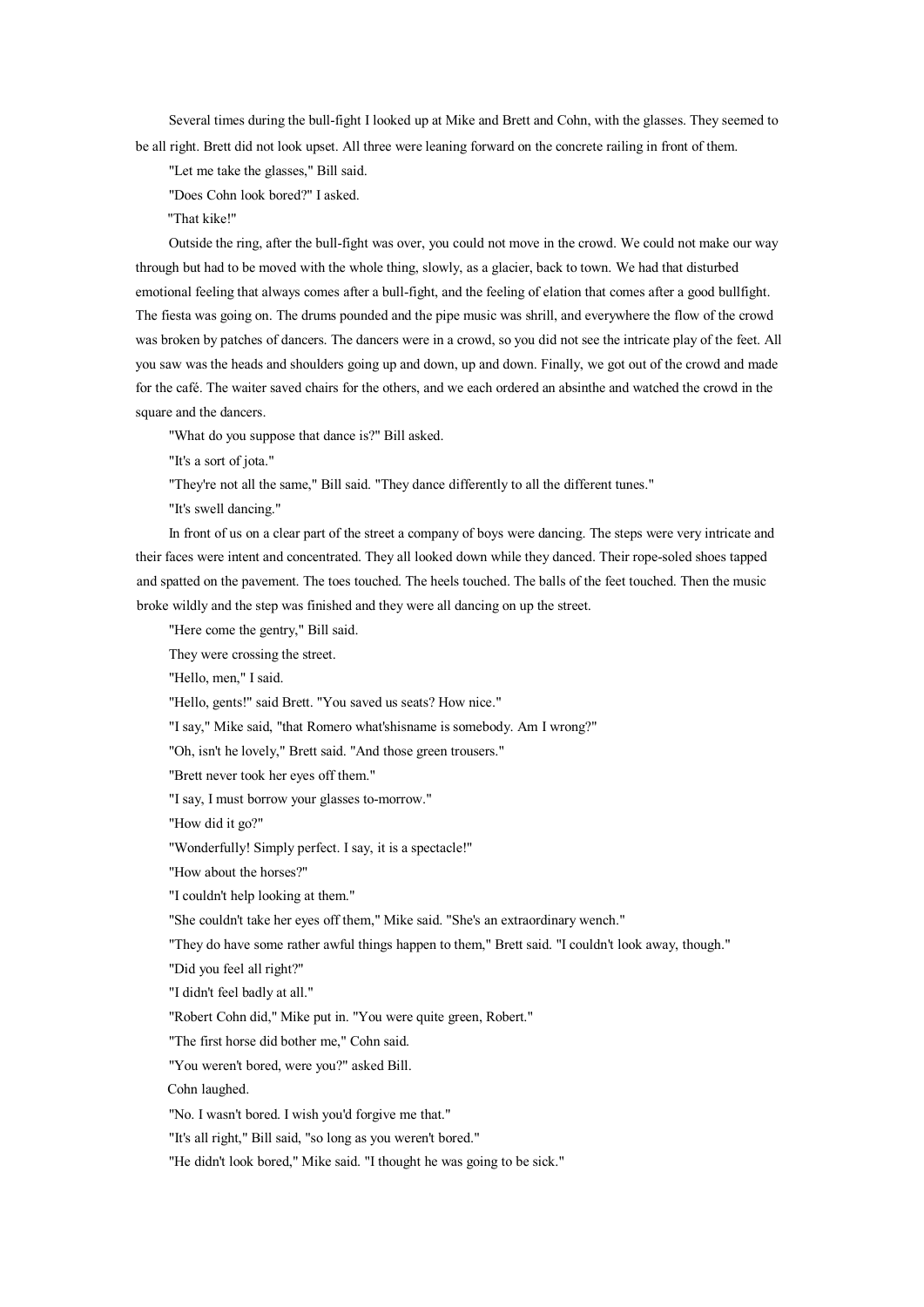Several times during the bull-fight I looked up at Mike and Brett and Cohn, with the glasses. They seemed to be all right. Brett did not look upset. All three were leaning forward on the concrete railing in front of them.

"Let me take the glasses," Bill said.

"Does Cohn look bored?" I asked.

"That kike!"

Outside the ring, after the bull-fight was over, you could not move in the crowd. We could not make our way through but had to be moved with the whole thing, slowly, as a glacier, back to town. We had that disturbed emotional feeling that always comes after a bull-fight, and the feeling of elation that comes after a good bullfight. The fiesta was going on. The drums pounded and the pipe music was shrill, and everywhere the flow of the crowd was broken by patches of dancers. The dancers were in a crowd, so you did not see the intricate play of the feet. All you saw was the heads and shoulders going up and down, up and down. Finally, we got out of the crowd and made for the café. The waiter saved chairs for the others, and we each ordered an absinthe and watched the crowd in the square and the dancers.

"What do you suppose that dance is?" Bill asked.

"It's a sort of jota."

"They're not all the same," Bill said. "They dance differently to all the different tunes."

"It's swell dancing."

In front of us on a clear part of the street a company of boys were dancing. The steps were very intricate and their faces were intent and concentrated. They all looked down while they danced. Their rope-soled shoes tapped and spatted on the pavement. The toes touched. The heels touched. The balls of the feet touched. Then the music broke wildly and the step was finished and they were all dancing on up the street.

"Here come the gentry," Bill said.

They were crossing the street.

"Hello, men," I said.

"Hello, gents!" said Brett. "You saved us seats? How nice."

"I say," Mike said, "that Romero what'shisname is somebody. Am I wrong?"

"Oh, isn't he lovely," Brett said. "And those green trousers."

"Brett never took her eyes off them."

"I say, I must borrow your glasses to-morrow."

"How did it go?"

"Wonderfully! Simply perfect. I say, it is a spectacle!"

"How about the horses?"

"I couldn't help looking at them."

"She couldn't take her eyes off them," Mike said. "She's an extraordinary wench."

"They do have some rather awful things happen to them," Brett said. "I couldn't look away, though."

"Did you feel all right?"

"I didn't feel badly at all."

"Robert Cohn did," Mike put in. "You were quite green, Robert."

"The first horse did bother me," Cohn said.

"You weren't bored, were you?" asked Bill.

Cohn laughed.

"No. I wasn't bored. I wish you'd forgive me that."

"It's all right," Bill said, "so long as you weren't bored."

"He didn't look bored," Mike said. "I thought he was going to be sick."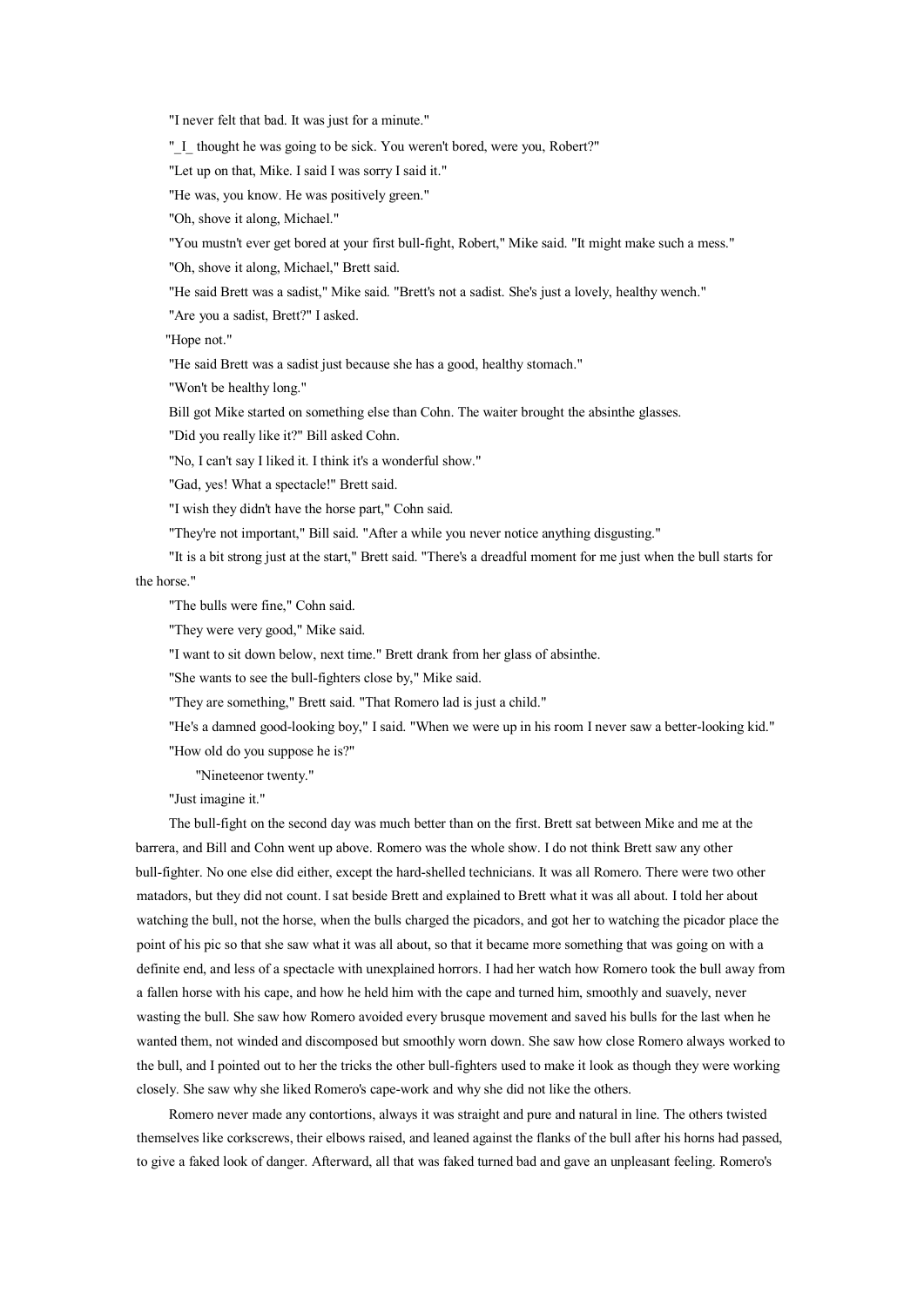"I never felt that bad. It was just for a minute."

"_I_ thought he was going to be sick. You weren't bored, were you, Robert?"

"Let up on that, Mike. I said I was sorry I said it."

"He was, you know. He was positively green."

"Oh, shove it along, Michael."

"You mustn't ever get bored at your first bull-fight, Robert," Mike said. "It might make such a mess."

"Oh, shove it along, Michael," Brett said.

"He said Brett was a sadist," Mike said. "Brett's not a sadist. She's just a lovely, healthy wench."

"Are you a sadist, Brett?" I asked.

"Hope not."

"He said Brett was a sadist just because she has a good, healthy stomach."

"Won't be healthy long."

Bill got Mike started on something else than Cohn. The waiter brought the absinthe glasses.

"Did you really like it?" Bill asked Cohn.

"No, I can't say I liked it. I think it's a wonderful show."

"Gad, yes! What a spectacle!" Brett said.

"I wish they didn't have the horse part," Cohn said.

"They're not important," Bill said. "After a while you never notice anything disgusting."

"It is a bit strong just at the start," Brett said. "There's a dreadful moment for me just when the bull starts for the horse."

"The bulls were fine," Cohn said.

"They were very good," Mike said.

"I want to sit down below, next time." Brett drank from her glass of absinthe.

"She wants to see the bull-fighters close by," Mike said.

"They are something," Brett said. "That Romero lad is just a child."

"He's a damned good-looking boy," I said. "When we were up in his room I never saw a better-looking kid."

"How old do you suppose he is?"

"Nineteenor twenty."

"Just imagine it."

The bull-fight on the second day was much better than on the first. Brett sat between Mike and me at the barrera, and Bill and Cohn went up above. Romero was the whole show. I do not think Brett saw any other bull-fighter. No one else did either, except the hard-shelled technicians. It was all Romero. There were two other matadors, but they did not count. I sat beside Brett and explained to Brett what it was all about. I told her about watching the bull, not the horse, when the bulls charged the picadors, and got her to watching the picador place the point of his pic so that she saw what it was all about, so that it became more something that was going on with a definite end, and less of a spectacle with unexplained horrors. I had her watch how Romero took the bull away from a fallen horse with his cape, and how he held him with the cape and turned him, smoothly and suavely, never wasting the bull. She saw how Romero avoided every brusque movement and saved his bulls for the last when he wanted them, not winded and discomposed but smoothly worn down. She saw how close Romero always worked to the bull, and I pointed out to her the tricks the other bull-fighters used to make it look as though they were working closely. She saw why she liked Romero's cape-work and why she did not like the others.

Romero never made any contortions, always it was straight and pure and natural in line. The others twisted themselves like corkscrews, their elbows raised, and leaned against the flanks of the bull after his horns had passed, to give a faked look of danger. Afterward, all that was faked turned bad and gave an unpleasant feeling. Romero's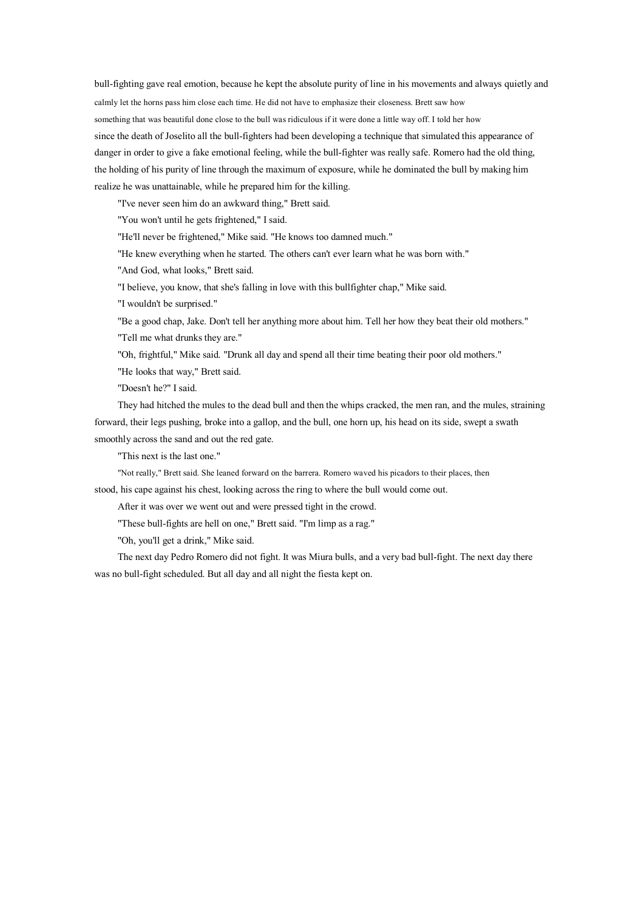bull-fighting gave real emotion, because he kept the absolute purity of line in his movements and always quietly and calmly let the horns pass him close each time. He did not have to emphasize their closeness. Brett saw how something that was beautiful done close to the bull was ridiculous if it were done a little way off. I told her how since the death of Joselito all the bull-fighters had been developing a technique that simulated this appearance of danger in order to give a fake emotional feeling, while the bull-fighter was really safe. Romero had the old thing, the holding of his purity of line through the maximum of exposure, while he dominated the bull by making him realize he was unattainable, while he prepared him for the killing.

"I've never seen him do an awkward thing," Brett said.

"You won't until he gets frightened," I said.

"He'll never be frightened," Mike said. "He knows too damned much."

"He knew everything when he started. The others can't ever learn what he was born with."

"And God, what looks," Brett said.

"I believe, you know, that she's falling in love with this bullfighter chap," Mike said.

"I wouldn't be surprised."

"Be a good chap, Jake. Don't tell her anything more about him. Tell her how they beat their old mothers."

"Tell me what drunks they are."

"Oh, frightful," Mike said. "Drunk all day and spend all their time beating their poor old mothers."

"He looks that way," Brett said.

"Doesn't he?" I said.

They had hitched the mules to the dead bull and then the whips cracked, the men ran, and the mules, straining forward, their legs pushing, broke into a gallop, and the bull, one horn up, his head on its side, swept a swath smoothly across the sand and out the red gate.

"This next is the last one."

"Not really," Brett said. She leaned forward on the barrera. Romero waved his picadors to their places, then stood, his cape against his chest, looking across the ring to where the bull would come out.

After it was over we went out and were pressed tight in the crowd.

"These bull-fights are hell on one," Brett said. "I'm limp as a rag."

"Oh, you'll get a drink," Mike said.

The next day Pedro Romero did not fight. It was Miura bulls, and a very bad bull-fight. The next day there was no bull-fight scheduled. But all day and all night the fiesta kept on.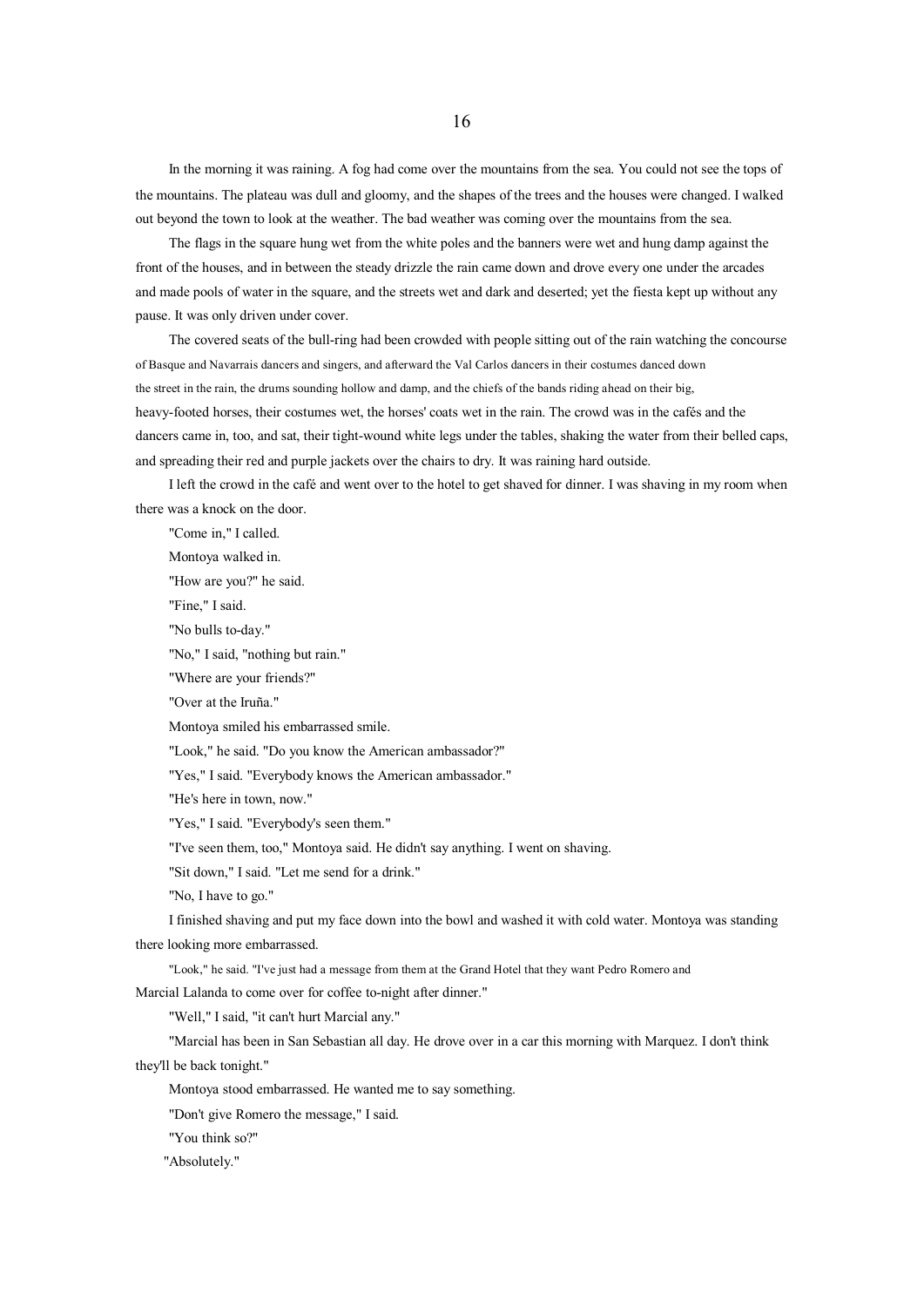# 16

In the morning it was raining. A fog had come over the mountains from the sea. You could not see the tops of the mountains. The plateau was dull and gloomy, and the shapes of the trees and the houses were changed. I walked out beyond the town to look at the weather. The bad weather was coming over the mountains from the sea.

The flags in the square hung wet from the white poles and the banners were wet and hung damp against the front of the houses, and in between the steady drizzle the rain came down and drove every one under the arcades and made pools of water in the square, and the streets wet and dark and deserted; yet the fiesta kept up without any pause. It was only driven under cover.

The covered seats of the bull-ring had been crowded with people sitting out of the rain watching the concourse of Basque and Navarrais dancers and singers, and afterward the Val Carlos dancers in their costumes danced down the street in the rain, the drums sounding hollow and damp, and the chiefs of the bands riding ahead on their big, heavy-footed horses, their costumes wet, the horses' coats wet in the rain. The crowd was in the cafés and the dancers came in, too, and sat, their tight-wound white legs under the tables, shaking the water from their belled caps, and spreading their red and purple jackets over the chairs to dry. It was raining hard outside.

I left the crowd in the café and went over to the hotel to get shaved for dinner. I was shaving in my room when there was a knock on the door.

"Come in," I called.

Montoya walked in.

"How are you?" he said.

"Fine," I said.

"No bulls to-day."

"No," I said, "nothing but rain."

"Where are your friends?"

"Over at the Iruña."

Montoya smiled his embarrassed smile.

"Look," he said. "Do you know the American ambassador?"

"Yes," I said. "Everybody knows the American ambassador."

"He's here in town, now."

"Yes," I said. "Everybody's seen them."

"I've seen them, too," Montoya said. He didn't say anything. I went on shaving.

"Sit down," I said. "Let me send for a drink."

"No, I have to go."

I finished shaving and put my face down into the bowl and washed it with cold water. Montoya was standing there looking more embarrassed.

"Look," he said. "I've just had a message from them at the Grand Hotel that they want Pedro Romero and Marcial Lalanda to come over for coffee to-night after dinner."

"Well," I said, "it can't hurt Marcial any."

"Marcial has been in San Sebastian all day. He drove over in a car this morning with Marquez. I don't think they'll be back tonight."

Montoya stood embarrassed. He wanted me to say something.

"Don't give Romero the message," I said.

"You think so?"

"Absolutely."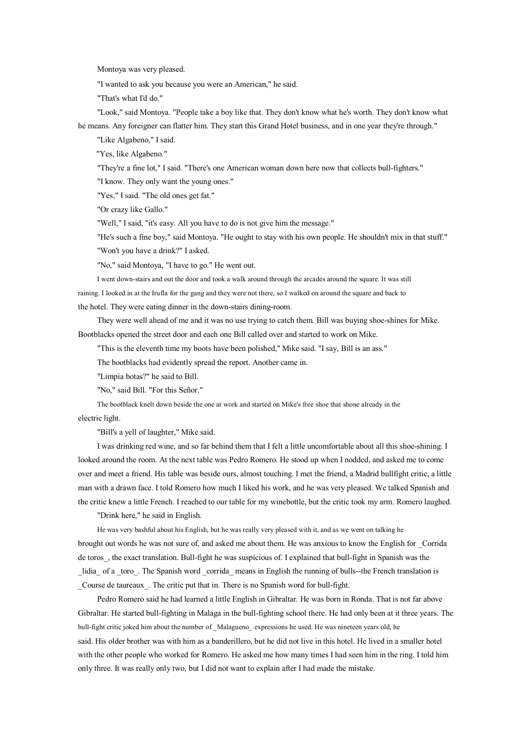Montoya was very pleased.

"I wanted to ask you because you were an American," he said.

"That's what I'd do."

"Look," said Montoya. "People take a boy like that. They don't know what he's worth. They don't know what he means. Any foreigner can flatter him. They start this Grand Hotel business, and in one year they're through."

"Like Algabeno," I said.

"Yes, like Algabeno."

"They're a fine lot," I said. "There's one American woman down here now that collects bull-fighters."

"I know. They only want the young ones."

"Yes," I said. "The old ones get fat."

"Or crazy like Gallo."

"Well," I said, "it's easy. All you have to do is not give him the message."

"He's such a fine boy," said Montoya. "He ought to stay with his own people. He shouldn't mix in that stuff."

"Won't you have a drink?" I asked.

"No," said Montoya, "I have to go." He went out.

I went down-stairs and out the door and took a walk around through the arcades around the square. It was still raining. I looked in at the Irufla for the gang and they were not there, so I walked on around the square and back to the hotel. They were eating dinner in the down-stairs dining-room.

They were well ahead of me and it was no use trying to catch them. Bill was buying shoe-shines for Mike. Bootblacks opened the street door and each one Bill called over and started to work on Mike.

"This is the eleventh time my boots have been polished," Mike said. "I say, Bill is an ass."

The bootblacks had evidently spread the report. Another came in.

"Limpia botas?" he said to Bill.

"No," said Bill. "For this Señor."

The bootblack knelt down beside the one at work and started on Mike's free shoe that shone already in the electric light.

"Bill's a yell of laughter," Mike said.

I was drinking red wine, and so far behind them that I felt a little uncomfortable about all this shoe-shining. I looked around the room. At the next table was Pedro Romero. He stood up when I nodded, and asked me to come over and meet a friend. His table was beside ours, almost touching. I met the friend, a Madrid bullfight critic, a little man with a drawn face. I told Romero how much I liked his work, and he was very pleased. We talked Spanish and the critic knew a little French. I reached to our table for my winebottle, but the critic took my arm. Romero laughed.

"Drink here," he said in English.

He was very bashful about his English, but he was really very pleased with it, and as we went on talking he brought out words he was not sure of, and asked me about them. He was anxious to know the English for _Corrida de toros_, the exact translation. Bull-fight he was suspicious of. I explained that bull-fight in Spanish was the _lidia_ of a _toro_. The Spanish word _corrida_ means in English the running of bulls--the French translation is _Course de taureaux_. The critic put that in. There is no Spanish word for bull-fight.

Pedro Romero said he had learned a little English in Gibraltar. He was born in Ronda. That is not far above Gibraltar. He started bull-fighting in Malaga in the bull-fighting school there. He had only been at it three years. The bull-fight critic joked him about the number of _Malagueno_ expressions he used. He was nineteen years old, he said. His older brother was with him as a banderillero, but he did not live in this hotel. He lived in a smaller hotel with the other people who worked for Romero. He asked me how many times I had seen him in the ring. I told him only three. It was really only two, but I did not want to explain after I had made the mistake.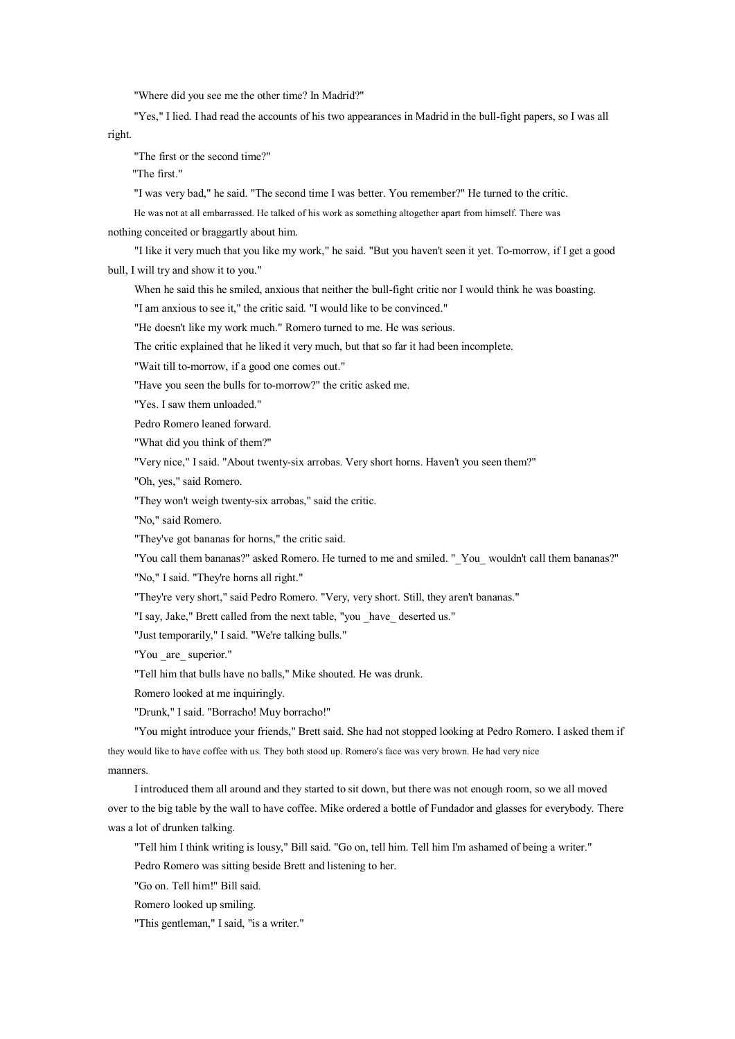"Where did you see me the other time? In Madrid?"

"Yes," I lied. I had read the accounts of his two appearances in Madrid in the bull-fight papers, so I was all right.

"The first or the second time?"

"The first."

"I was very bad," he said. "The second time I was better. You remember?" He turned to the critic.

He was not at all embarrassed. He talked of his work as something altogether apart from himself. There was nothing conceited or braggartly about him.

"I like it very much that you like my work," he said. "But you haven't seen it yet. To-morrow, if I get a good bull, I will try and show it to you."

When he said this he smiled, anxious that neither the bull-fight critic nor I would think he was boasting.

"I am anxious to see it," the critic said. "I would like to be convinced."

"He doesn't like my work much." Romero turned to me. He was serious.

The critic explained that he liked it very much, but that so far it had been incomplete.

"Wait till to-morrow, if a good one comes out."

"Have you seen the bulls for to-morrow?" the critic asked me.

"Yes. I saw them unloaded."

Pedro Romero leaned forward.

"What did you think of them?"

"Very nice," I said. "About twenty-six arrobas. Very short horns. Haven't you seen them?"

"Oh, yes," said Romero.

"They won't weigh twenty-six arrobas," said the critic.

"No," said Romero.

"They've got bananas for horns," the critic said.

"You call them bananas?" asked Romero. He turned to me and smiled. "_You_ wouldn't call them bananas?"

"No," I said. "They're horns all right."

"They're very short," said Pedro Romero. "Very, very short. Still, they aren't bananas."

"I say, Jake," Brett called from the next table, "you _have_ deserted us."

"Just temporarily," I said. "We're talking bulls."

"You _are_ superior."

"Tell him that bulls have no balls," Mike shouted. He was drunk.

Romero looked at me inquiringly.

"Drunk," I said. "Borracho! Muy borracho!"

"You might introduce your friends," Brett said. She had not stopped looking at Pedro Romero. I asked them if they would like to have coffee with us. They both stood up. Romero's face was very brown. He had very nice manners.

I introduced them all around and they started to sit down, but there was not enough room, so we all moved over to the big table by the wall to have coffee. Mike ordered a bottle of Fundador and glasses for everybody. There was a lot of drunken talking.

"Tell him I think writing is lousy," Bill said. "Go on, tell him. Tell him I'm ashamed of being a writer."

Pedro Romero was sitting beside Brett and listening to her.

"Go on. Tell him!" Bill said.

Romero looked up smiling.

"This gentleman," I said, "is a writer."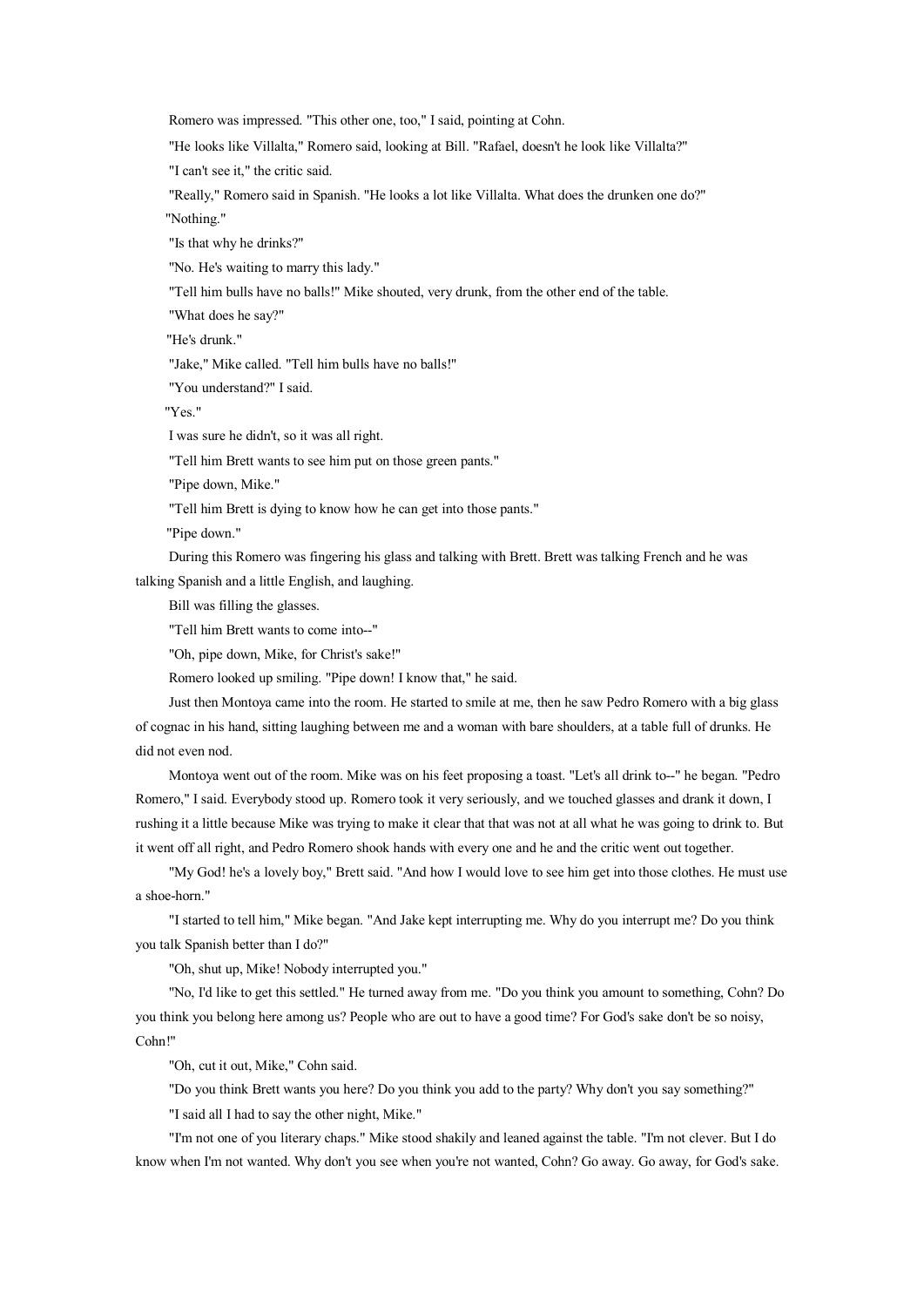Romero was impressed. "This other one, too," I said, pointing at Cohn.

"He looks like Villalta," Romero said, looking at Bill. "Rafael, doesn't he look like Villalta?"

"I can't see it," the critic said.

"Really," Romero said in Spanish. "He looks a lot like Villalta. What does the drunken one do?"

"Nothing."

"Is that why he drinks?"

"No. He's waiting to marry this lady."

"Tell him bulls have no balls!" Mike shouted, very drunk, from the other end of the table.

"What does he say?"

"He's drunk."

"Jake," Mike called. "Tell him bulls have no balls!"

"You understand?" I said.

"Yes."

I was sure he didn't, so it was all right.

"Tell him Brett wants to see him put on those green pants."

"Pipe down, Mike."

"Tell him Brett is dying to know how he can get into those pants."

"Pipe down."

During this Romero was fingering his glass and talking with Brett. Brett was talking French and he was talking Spanish and a little English, and laughing.

Bill was filling the glasses.

"Tell him Brett wants to come into--"

"Oh, pipe down, Mike, for Christ's sake!"

Romero looked up smiling. "Pipe down! I know that," he said.

Just then Montoya came into the room. He started to smile at me, then he saw Pedro Romero with a big glass of cognac in his hand, sitting laughing between me and a woman with bare shoulders, at a table full of drunks. He did not even nod.

Montoya went out of the room. Mike was on his feet proposing a toast. "Let's all drink to--" he began. "Pedro Romero," I said. Everybody stood up. Romero took it very seriously, and we touched glasses and drank it down, I rushing it a little because Mike was trying to make it clear that that was not at all what he was going to drink to. But it went off all right, and Pedro Romero shook hands with every one and he and the critic went out together.

"My God! he's a lovely boy," Brett said. "And how I would love to see him get into those clothes. He must use a shoe-horn."

"I started to tell him," Mike began. "And Jake kept interrupting me. Why do you interrupt me? Do you think you talk Spanish better than I do?"

"Oh, shut up, Mike! Nobody interrupted you."

"No, I'd like to get this settled." He turned away from me. "Do you think you amount to something, Cohn? Do you think you belong here among us? People who are out to have a good time? For God's sake don't be so noisy, Cohn!"

"Oh, cut it out, Mike," Cohn said.

"Do you think Brett wants you here? Do you think you add to the party? Why don't you say something?"

"I said all I had to say the other night, Mike."

"I'm not one of you literary chaps." Mike stood shakily and leaned against the table. "I'm not clever. But I do know when I'm not wanted. Why don't you see when you're not wanted, Cohn? Go away. Go away, for God's sake.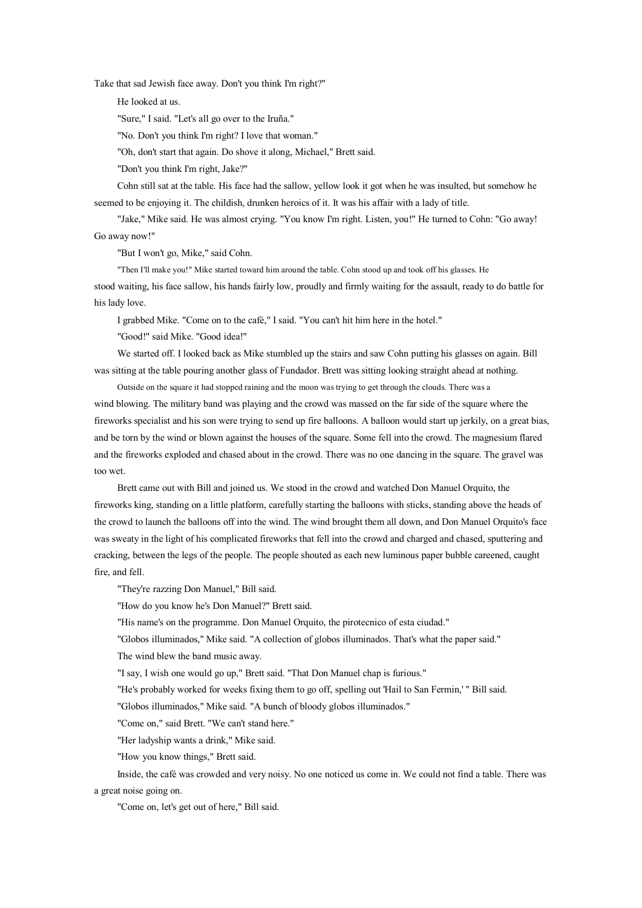Take that sad Jewish face away. Don't you think I'm right?"

He looked at us.

"Sure," I said. "Let's all go over to the Iruña."

"No. Don't you think I'm right? I love that woman."

"Oh, don't start that again. Do shove it along, Michael," Brett said.

"Don't you think I'm right, Jake?"

Cohn still sat at the table. His face had the sallow, yellow look it got when he was insulted, but somehow he seemed to be enjoying it. The childish, drunken heroics of it. It was his affair with a lady of title.

"Jake," Mike said. He was almost crying. "You know I'm right. Listen, you!" He turned to Cohn: "Go away! Go away now!"

"But I won't go, Mike," said Cohn.

"Then I'll make you!" Mike started toward him around the table. Cohn stood up and took off his glasses. He stood waiting, his face sallow, his hands fairly low, proudly and firmly waiting for the assault, ready to do battle for his lady love.

I grabbed Mike. "Come on to the café," I said. "You can't hit him here in the hotel."

"Good!" said Mike. "Good idea!"

We started off. I looked back as Mike stumbled up the stairs and saw Cohn putting his glasses on again. Bill was sitting at the table pouring another glass of Fundador. Brett was sitting looking straight ahead at nothing.

Outside on the square it had stopped raining and the moon was trying to get through the clouds. There was a wind blowing. The military band was playing and the crowd was massed on the far side of the square where the fireworks specialist and his son were trying to send up fire balloons. A balloon would start up jerkily, on a great bias, and be torn by the wind or blown against the houses of the square. Some fell into the crowd. The magnesium flared and the fireworks exploded and chased about in the crowd. There was no one dancing in the square. The gravel was too wet.

Brett came out with Bill and joined us. We stood in the crowd and watched Don Manuel Orquito, the fireworks king, standing on a little platform, carefully starting the balloons with sticks, standing above the heads of the crowd to launch the balloons off into the wind. The wind brought them all down, and Don Manuel Orquito's face was sweaty in the light of his complicated fireworks that fell into the crowd and charged and chased, sputtering and cracking, between the legs of the people. The people shouted as each new luminous paper bubble careened, caught fire, and fell.

"They're razzing Don Manuel," Bill said.

"How do you know he's Don Manuel?" Brett said.

"His name's on the programme. Don Manuel Orquito, the pirotecnico of esta ciudad."

"Globos illuminados," Mike said. "A collection of globos illuminados. That's what the paper said."

The wind blew the band music away.

"I say, I wish one would go up," Brett said. "That Don Manuel chap is furious."

"He's probably worked for weeks fixing them to go off, spelling out 'Hail to San Fermin,' " Bill said.

"Globos illuminados," Mike said. "A bunch of bloody globos illuminados."

"Come on," said Brett. "We can't stand here."

"Her ladyship wants a drink," Mike said.

"How you know things," Brett said.

Inside, the café was crowded and very noisy. No one noticed us come in. We could not find a table. There was a great noise going on.

"Come on, let's get out of here," Bill said.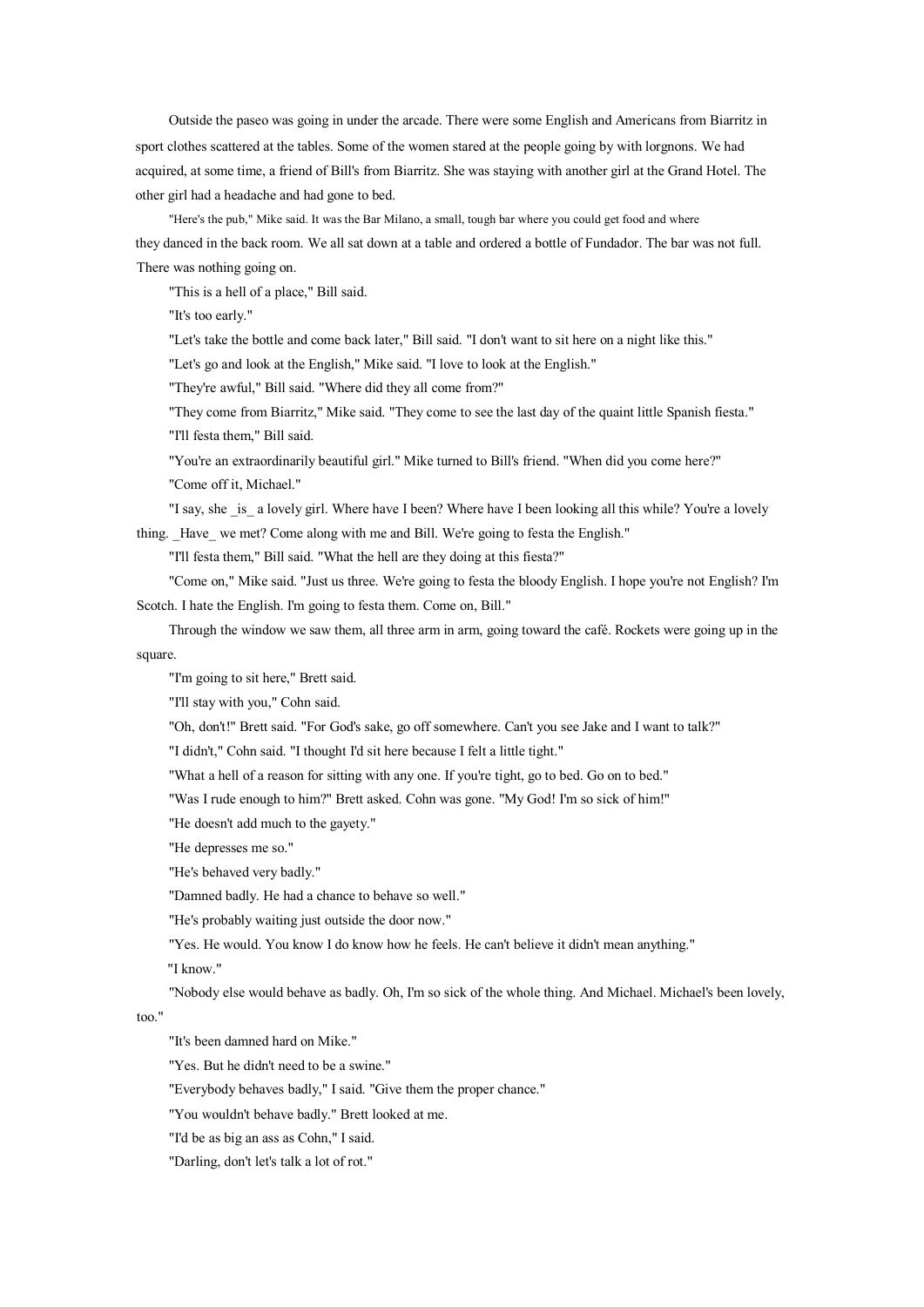Outside the paseo was going in under the arcade. There were some English and Americans from Biarritz in sport clothes scattered at the tables. Some of the women stared at the people going by with lorgnons. We had acquired, at some time, a friend of Bill's from Biarritz. She was staying with another girl at the Grand Hotel. The other girl had a headache and had gone to bed.

"Here's the pub," Mike said. It was the Bar Milano, a small, tough bar where you could get food and where they danced in the back room. We all sat down at a table and ordered a bottle of Fundador. The bar was not full. There was nothing going on.

"This is a hell of a place," Bill said.

"It's too early."

"Let's take the bottle and come back later," Bill said. "I don't want to sit here on a night like this."

"Let's go and look at the English," Mike said. "I love to look at the English."

"They're awful," Bill said. "Where did they all come from?"

"They come from Biarritz," Mike said. "They come to see the last day of the quaint little Spanish fiesta."

"I'll festa them," Bill said.

"You're an extraordinarily beautiful girl." Mike turned to Bill's friend. "When did you come here?"

"Come off it, Michael."

"I say, she _is_ a lovely girl. Where have I been? Where have I been looking all this while? You're a lovely thing. _Have_ we met? Come along with me and Bill. We're going to festa the English."

"I'll festa them," Bill said. "What the hell are they doing at this fiesta?"

"Come on," Mike said. "Just us three. We're going to festa the bloody English. I hope you're not English? I'm Scotch. I hate the English. I'm going to festa them. Come on, Bill."

Through the window we saw them, all three arm in arm, going toward the café. Rockets were going up in the square.

"I'm going to sit here," Brett said.

"I'll stay with you," Cohn said.

"Oh, don't!" Brett said. "For God's sake, go off somewhere. Can't you see Jake and I want to talk?"

"I didn't," Cohn said. "I thought I'd sit here because I felt a little tight."

"What a hell of a reason for sitting with any one. If you're tight, go to bed. Go on to bed."

"Was I rude enough to him?" Brett asked. Cohn was gone. "My God! I'm so sick of him!"

"He doesn't add much to the gayety."

"He depresses me so."

"He's behaved very badly."

"Damned badly. He had a chance to behave so well."

"He's probably waiting just outside the door now."

"Yes. He would. You know I do know how he feels. He can't believe it didn't mean anything."

"I know."

"Nobody else would behave as badly. Oh, I'm so sick of the whole thing. And Michael. Michael's been lovely, too."

"It's been damned hard on Mike."

"Yes. But he didn't need to be a swine."

"Everybody behaves badly," I said. "Give them the proper chance."

"You wouldn't behave badly." Brett looked at me.

"I'd be as big an ass as Cohn," I said.

"Darling, don't let's talk a lot of rot."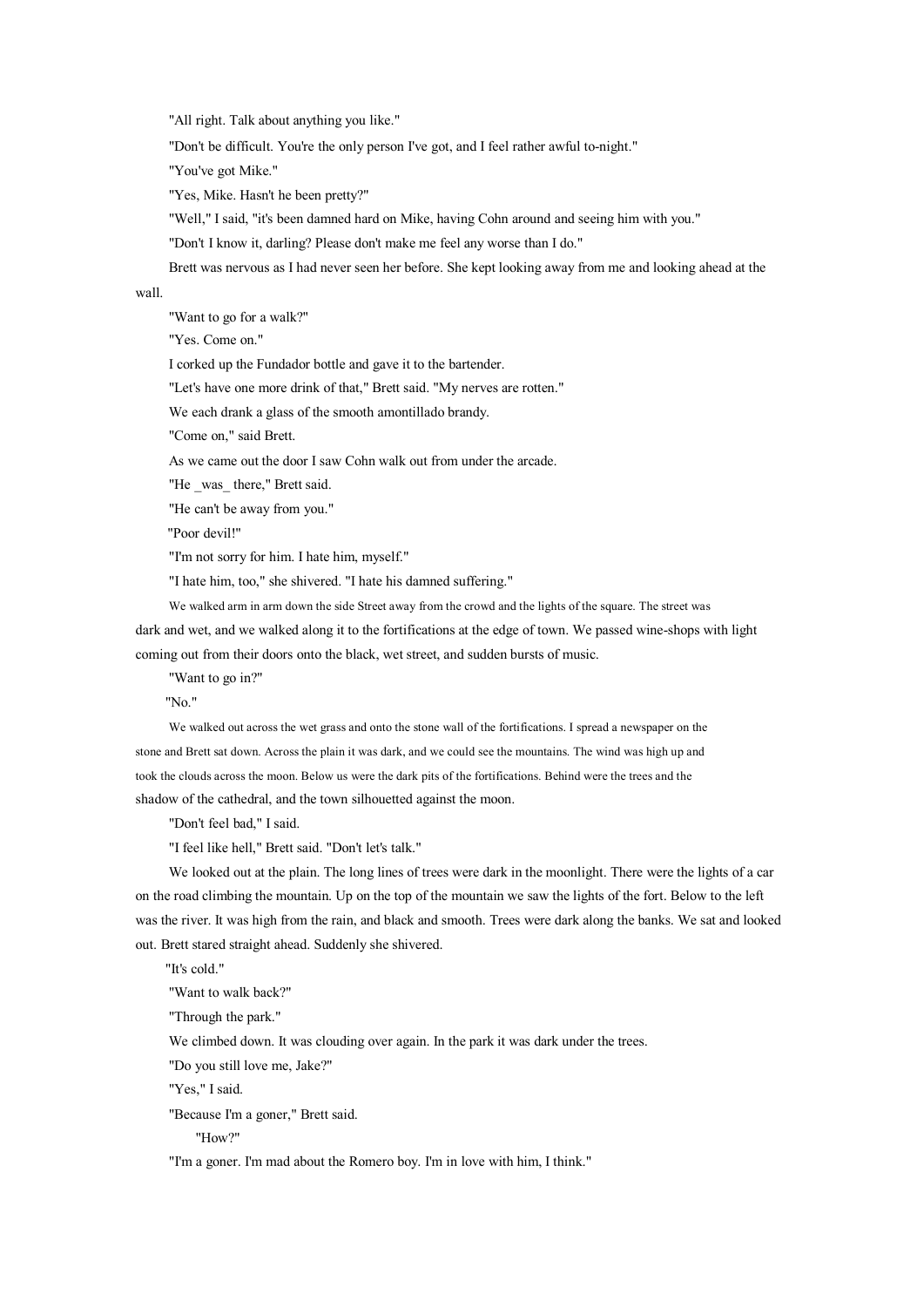"All right. Talk about anything you like."

"Don't be difficult. You're the only person I've got, and I feel rather awful to-night."

"You've got Mike."

"Yes, Mike. Hasn't he been pretty?"

"Well," I said, "it's been damned hard on Mike, having Cohn around and seeing him with you."

"Don't I know it, darling? Please don't make me feel any worse than I do."

Brett was nervous as I had never seen her before. She kept looking away from me and looking ahead at the wall.

"Want to go for a walk?"

"Yes. Come on."

I corked up the Fundador bottle and gave it to the bartender.

"Let's have one more drink of that," Brett said. "My nerves are rotten."

We each drank a glass of the smooth amontillado brandy.

"Come on," said Brett.

As we came out the door I saw Cohn walk out from under the arcade.

"He _was_ there," Brett said.

"He can't be away from you."

"Poor devil!"

"I'm not sorry for him. I hate him, myself."

"I hate him, too," she shivered. "I hate his damned suffering."

We walked arm in arm down the side Street away from the crowd and the lights of the square. The street was dark and wet, and we walked along it to the fortifications at the edge of town. We passed wine-shops with light coming out from their doors onto the black, wet street, and sudden bursts of music.

"Want to go in?"

"No."

We walked out across the wet grass and onto the stone wall of the fortifications. I spread a newspaper on the stone and Brett sat down. Across the plain it was dark, and we could see the mountains. The wind was high up and took the clouds across the moon. Below us were the dark pits of the fortifications. Behind were the trees and the shadow of the cathedral, and the town silhouetted against the moon.

"Don't feel bad," I said.

"I feel like hell," Brett said. "Don't let's talk."

We looked out at the plain. The long lines of trees were dark in the moonlight. There were the lights of a car on the road climbing the mountain. Up on the top of the mountain we saw the lights of the fort. Below to the left was the river. It was high from the rain, and black and smooth. Trees were dark along the banks. We sat and looked out. Brett stared straight ahead. Suddenly she shivered.

"It's cold."

"Want to walk back?"

"Through the park."

We climbed down. It was clouding over again. In the park it was dark under the trees.

"Do you still love me, Jake?"

"Yes," I said.

"Because I'm a goner," Brett said.

"How?"

"I'm a goner. I'm mad about the Romero boy. I'm in love with him, I think."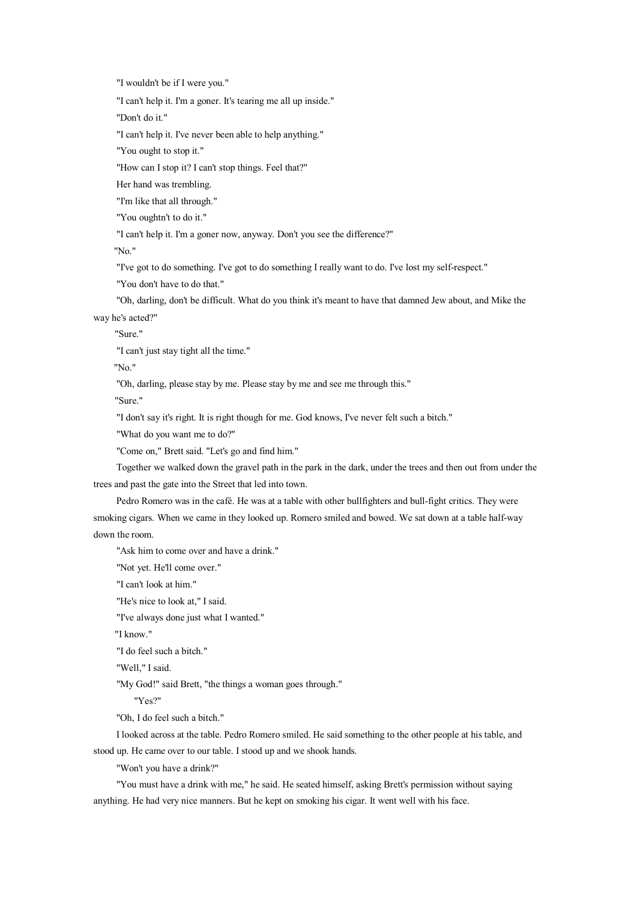"I wouldn't be if I were you."

"I can't help it. I'm a goner. It's tearing me all up inside."

"Don't do it."

"I can't help it. I've never been able to help anything."

"You ought to stop it."

"How can I stop it? I can't stop things. Feel that?"

Her hand was trembling.

"I'm like that all through."

"You oughtn't to do it."

"I can't help it. I'm a goner now, anyway. Don't you see the difference?"

"No."

"I've got to do something. I've got to do something I really want to do. I've lost my self-respect."

"You don't have to do that."

"Oh, darling, don't be difficult. What do you think it's meant to have that damned Jew about, and Mike the way he's acted?"

"Sure."

"I can't just stay tight all the time."

"No."

"Oh, darling, please stay by me. Please stay by me and see me through this."

"Sure."

"I don't say it's right. It is right though for me. God knows, I've never felt such a bitch."

"What do you want me to do?"

"Come on," Brett said. "Let's go and find him."

Together we walked down the gravel path in the park in the dark, under the trees and then out from under the trees and past the gate into the Street that led into town.

Pedro Romero was in the café. He was at a table with other bullfighters and bull-fight critics. They were smoking cigars. When we came in they looked up. Romero smiled and bowed. We sat down at a table half-way down the room.

"Ask him to come over and have a drink."

"Not yet. He'll come over."

"I can't look at him."

"He's nice to look at," I said.

"I've always done just what I wanted."

"I know."

"I do feel such a bitch."

"Well," I said.

"My God!" said Brett, "the things a woman goes through."

"Yes?"

"Oh, I do feel such a bitch."

I looked across at the table. Pedro Romero smiled. He said something to the other people at his table, and stood up. He came over to our table. I stood up and we shook hands.

"Won't you have a drink?"

"You must have a drink with me," he said. He seated himself, asking Brett's permission without saying anything. He had very nice manners. But he kept on smoking his cigar. It went well with his face.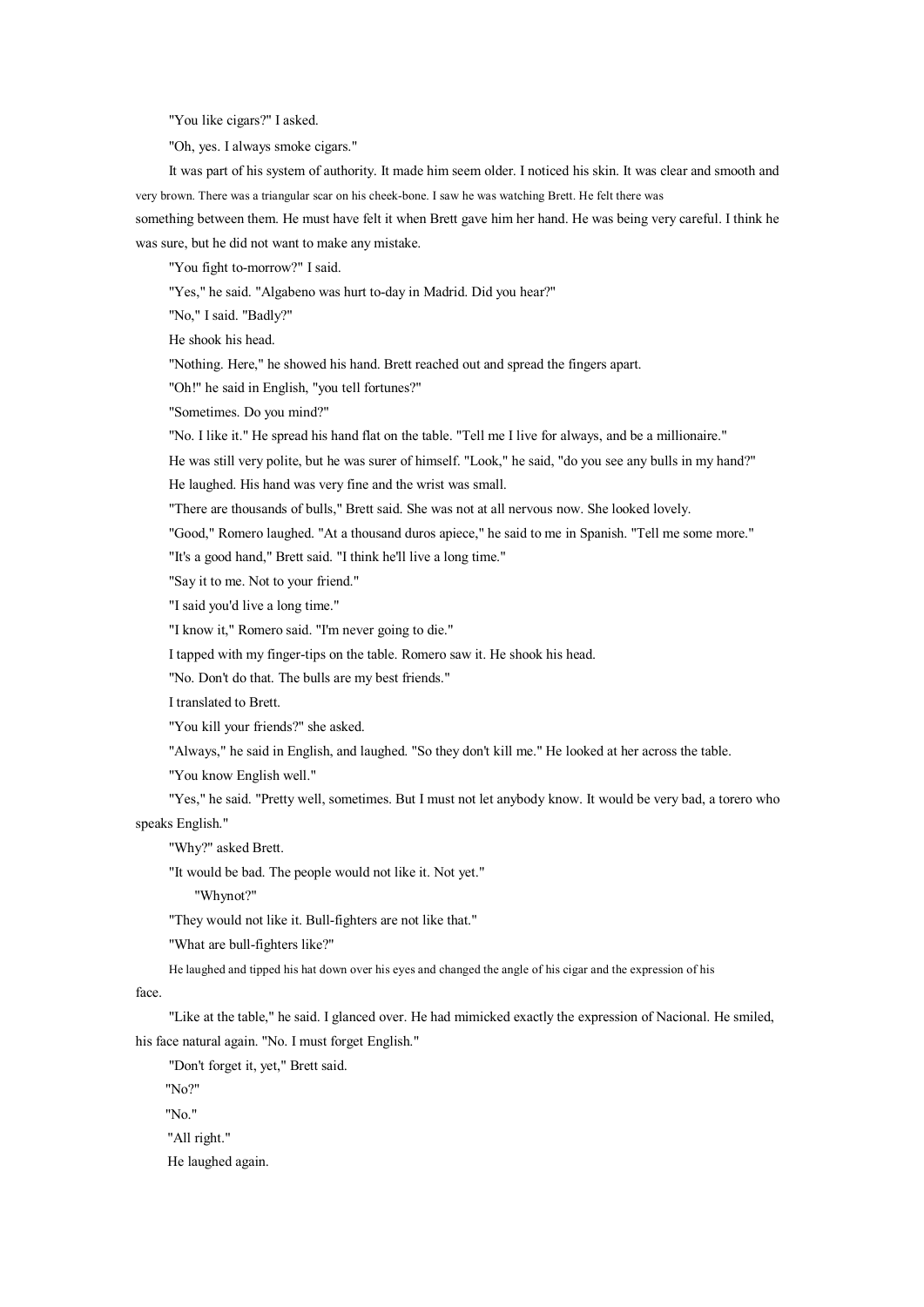"You like cigars?" I asked.

"Oh, yes. I always smoke cigars."

It was part of his system of authority. It made him seem older. I noticed his skin. It was clear and smooth and very brown. There was a triangular scar on his cheek-bone. I saw he was watching Brett. He felt there was something between them. He must have felt it when Brett gave him her hand. He was being very careful. I think he was sure, but he did not want to make any mistake.

"You fight to-morrow?" I said.

"Yes," he said. "Algabeno was hurt to-day in Madrid. Did you hear?"

"No," I said. "Badly?"

He shook his head.

"Nothing. Here," he showed his hand. Brett reached out and spread the fingers apart.

"Oh!" he said in English, "you tell fortunes?"

"Sometimes. Do you mind?"

"No. I like it." He spread his hand flat on the table. "Tell me I live for always, and be a millionaire."

He was still very polite, but he was surer of himself. "Look," he said, "do you see any bulls in my hand?"

He laughed. His hand was very fine and the wrist was small.

"There are thousands of bulls," Brett said. She was not at all nervous now. She looked lovely.

"Good," Romero laughed. "At a thousand duros apiece," he said to me in Spanish. "Tell me some more."

"It's a good hand," Brett said. "I think he'll live a long time."

"Say it to me. Not to your friend."

"I said you'd live a long time."

"I know it," Romero said. "I'm never going to die."

I tapped with my finger-tips on the table. Romero saw it. He shook his head.

"No. Don't do that. The bulls are my best friends."

I translated to Brett.

"You kill your friends?" she asked.

"Always," he said in English, and laughed. "So they don't kill me." He looked at her across the table.

"You know English well."

"Yes," he said. "Pretty well, sometimes. But I must not let anybody know. It would be very bad, a torero who speaks English."

"Why?" asked Brett.

"It would be bad. The people would not like it. Not yet."

"Whynot?"

"They would not like it. Bull-fighters are not like that."

"What are bull-fighters like?"

He laughed and tipped his hat down over his eyes and changed the angle of his cigar and the expression of his face.

"Like at the table," he said. I glanced over. He had mimicked exactly the expression of Nacional. He smiled, his face natural again. "No. I must forget English."

"Don't forget it, yet," Brett said.

"No?"

"No."

"All right."

He laughed again.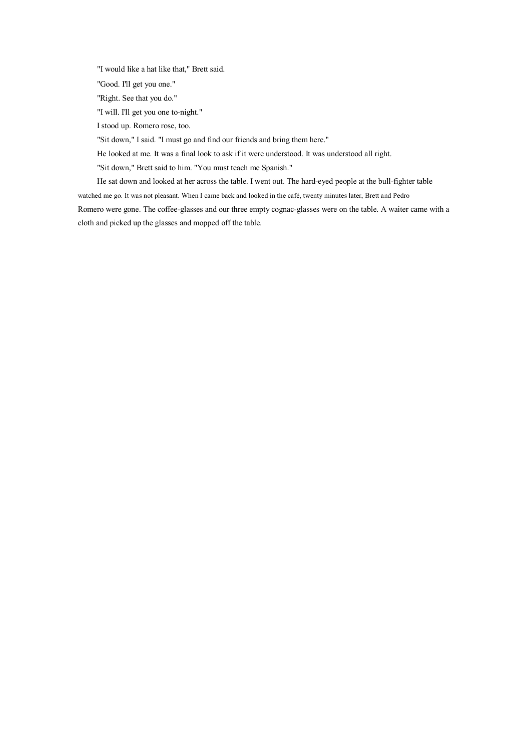"I would like a hat like that," Brett said.

"Good. I'll get you one."

"Right. See that you do."

"I will. I'll get you one to-night."

I stood up. Romero rose, too.

"Sit down," I said. "I must go and find our friends and bring them here."

He looked at me. It was a final look to ask if it were understood. It was understood all right.

"Sit down," Brett said to him. "You must teach me Spanish."

He sat down and looked at her across the table. I went out. The hard-eyed people at the bull-fighter table watched me go. It was not pleasant. When I came back and looked in the café, twenty minutes later, Brett and Pedro Romero were gone. The coffee-glasses and our three empty cognac-glasses were on the table. A waiter came with a cloth and picked up the glasses and mopped off the table.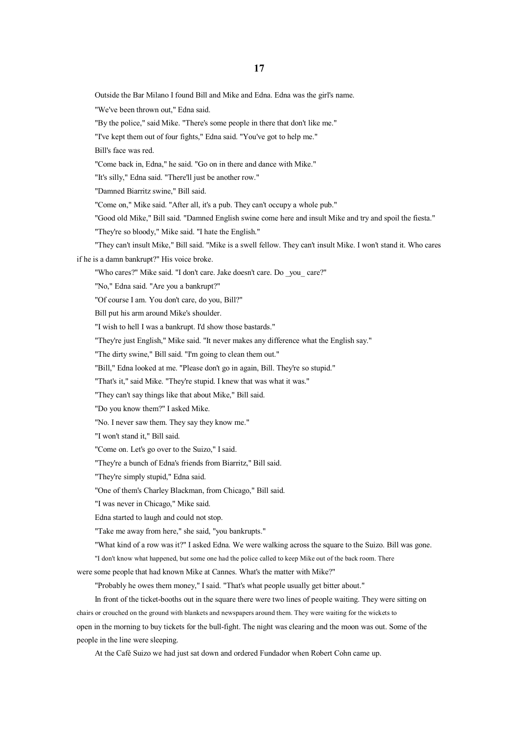# 17

Outside the Bar Milano I found Bill and Mike and Edna. Edna was the girl's name.

"We've been thrown out," Edna said.

"By the police," said Mike. "There's some people in there that don't like me."

"I've kept them out of four fights," Edna said. "You've got to help me."

Bill's face was red.

"Come back in, Edna," he said. "Go on in there and dance with Mike."

"It's silly," Edna said. "There'll just be another row."

"Damned Biarritz swine," Bill said.

"Come on," Mike said. "After all, it's a pub. They can't occupy a whole pub."

"Good old Mike," Bill said. "Damned English swine come here and insult Mike and try and spoil the fiesta."

"They're so bloody," Mike said. "I hate the English."

"They can't insult Mike," Bill said. "Mike is a swell fellow. They can't insult Mike. I won't stand it. Who cares if he is a damn bankrupt?" His voice broke.

"Who cares?" Mike said. "I don't care. Jake doesn't care. Do _you_ care?"

"No," Edna said. "Are you a bankrupt?"

"Of course I am. You don't care, do you, Bill?"

Bill put his arm around Mike's shoulder.

"I wish to hell I was a bankrupt. I'd show those bastards."

"They're just English," Mike said. "It never makes any difference what the English say."

"The dirty swine," Bill said. "I'm going to clean them out."

"Bill," Edna looked at me. "Please don't go in again, Bill. They're so stupid."

"That's it," said Mike. "They're stupid. I knew that was what it was."

"They can't say things like that about Mike," Bill said.

"Do you know them?" I asked Mike.

"No. I never saw them. They say they know me."

"I won't stand it," Bill said.

"Come on. Let's go over to the Suizo," I said.

"They're a bunch of Edna's friends from Biarritz," Bill said.

"They're simply stupid," Edna said.

"One of them's Charley Blackman, from Chicago," Bill said.

"I was never in Chicago," Mike said.

Edna started to laugh and could not stop.

"Take me away from here," she said, "you bankrupts."

"What kind of a row was it?" I asked Edna. We were walking across the square to the Suizo. Bill was gone.

"I don't know what happened, but some one had the police called to keep Mike out of the back room. There were some people that had known Mike at Cannes. What's the matter with Mike?"

"Probably he owes them money," I said. "That's what people usually get bitter about."

In front of the ticket-booths out in the square there were two lines of people waiting. They were sitting on chairs or crouched on the ground with blankets and newspapers around them. They were waiting for the wickets to open in the morning to buy tickets for the bull-fight. The night was clearing and the moon was out. Some of the people in the line were sleeping.

At the Café Suizo we had just sat down and ordered Fundador when Robert Cohn came up.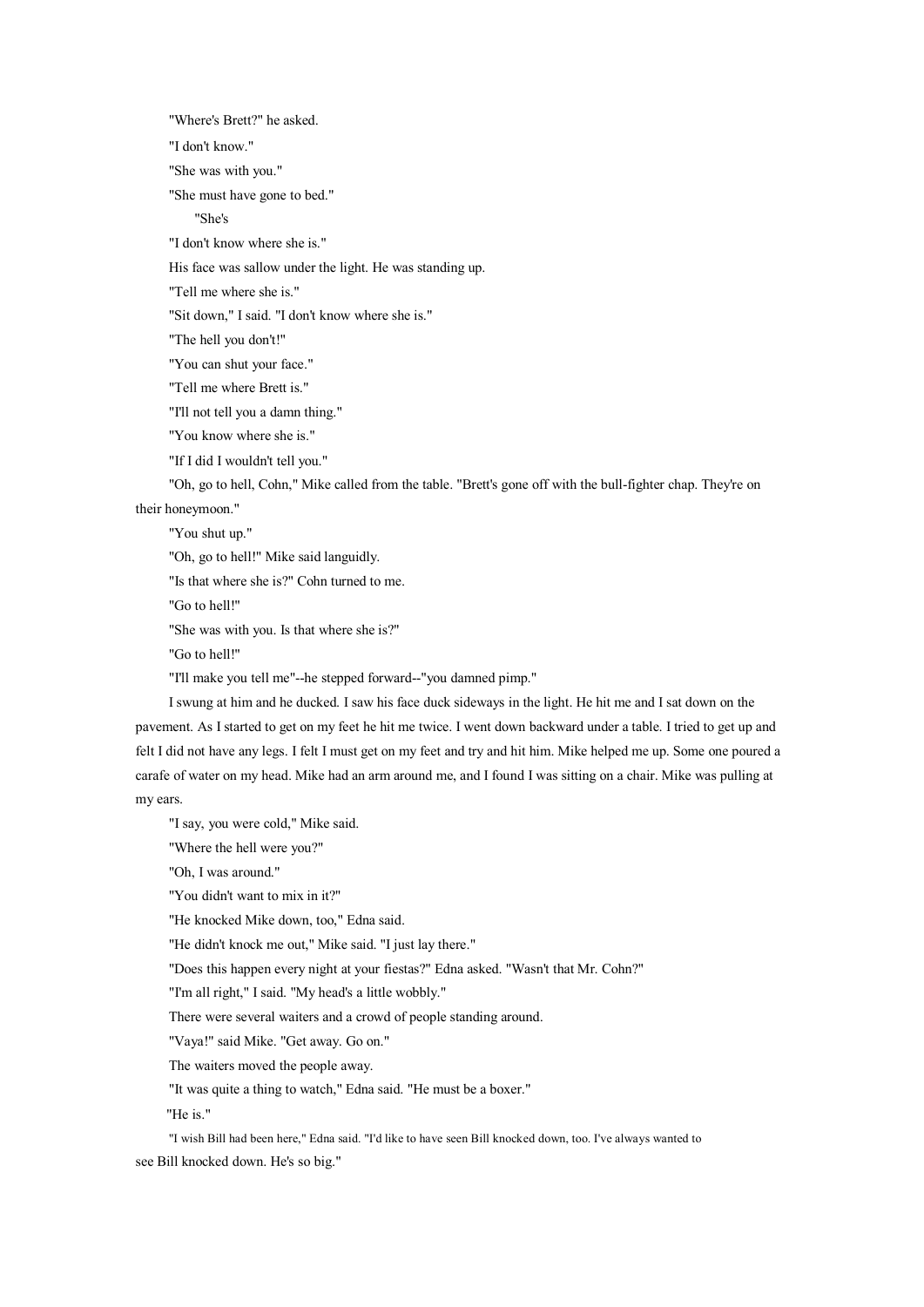"Where's Brett?" he asked.

"I don't know."

"She was with you."

"She must have gone to bed."

"She's

"I don't know where she is."

His face was sallow under the light. He was standing up.

"Tell me where she is."

"Sit down," I said. "I don't know where she is."

"The hell you don't!"

"You can shut your face."

"Tell me where Brett is."

"I'll not tell you a damn thing."

"You know where she is."

"If I did I wouldn't tell you."

"Oh, go to hell, Cohn," Mike called from the table. "Brett's gone off with the bull-fighter chap. They're on their honeymoon."

"You shut up."

"Oh, go to hell!" Mike said languidly.

"Is that where she is?" Cohn turned to me.

"Go to hell!"

"She was with you. Is that where she is?"

"Go to hell!"

"I'll make you tell me"--he stepped forward--"you damned pimp."

I swung at him and he ducked. I saw his face duck sideways in the light. He hit me and I sat down on the pavement. As I started to get on my feet he hit me twice. I went down backward under a table. I tried to get up and felt I did not have any legs. I felt I must get on my feet and try and hit him. Mike helped me up. Some one poured a carafe of water on my head. Mike had an arm around me, and I found I was sitting on a chair. Mike was pulling at my ears.

"I say, you were cold," Mike said.

"Where the hell were you?"

"Oh, I was around."

"You didn't want to mix in it?"

"He knocked Mike down, too," Edna said.

"He didn't knock me out," Mike said. "I just lay there."

"Does this happen every night at your fiestas?" Edna asked. "Wasn't that Mr. Cohn?"

"I'm all right," I said. "My head's a little wobbly."

There were several waiters and a crowd of people standing around.

"Vaya!" said Mike. "Get away. Go on."

The waiters moved the people away.

"It was quite a thing to watch," Edna said. "He must be a boxer."

"He is."

"I wish Bill had been here," Edna said. "I'd like to have seen Bill knocked down, too. I've always wanted to see Bill knocked down. He's so big."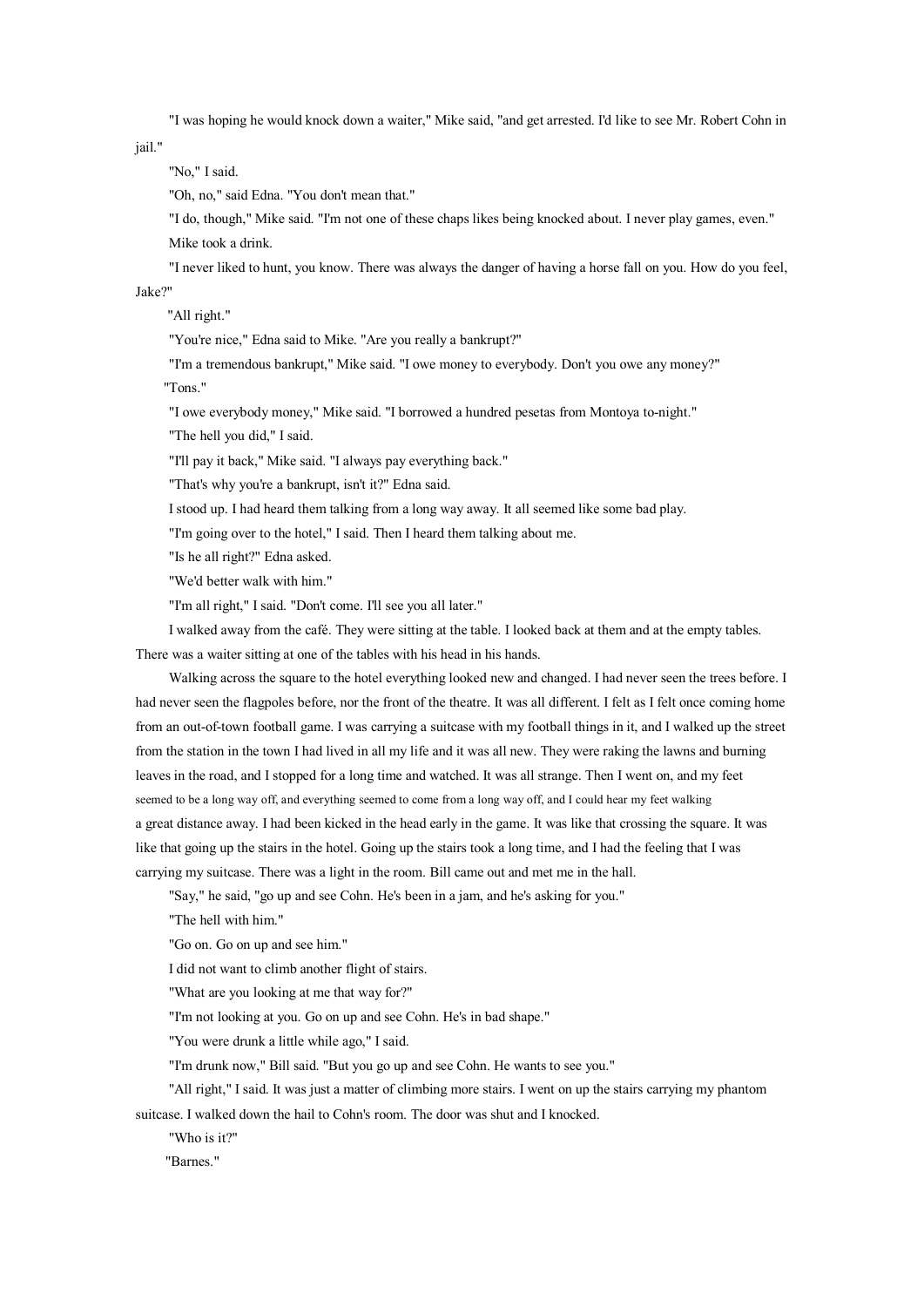"I was hoping he would knock down a waiter," Mike said, "and get arrested. I'd like to see Mr. Robert Cohn in jail."

"No," I said.

"Oh, no," said Edna. "You don't mean that."

"I do, though," Mike said. "I'm not one of these chaps likes being knocked about. I never play games, even."

Mike took a drink.

"I never liked to hunt, you know. There was always the danger of having a horse fall on you. How do you feel, Jake?"

"All right."

"You're nice," Edna said to Mike. "Are you really a bankrupt?"

"I'm a tremendous bankrupt," Mike said. "I owe money to everybody. Don't you owe any money?"

"Tons."

"I owe everybody money," Mike said. "I borrowed a hundred pesetas from Montoya to-night."

"The hell you did," I said.

"I'll pay it back," Mike said. "I always pay everything back."

"That's why you're a bankrupt, isn't it?" Edna said.

I stood up. I had heard them talking from a long way away. It all seemed like some bad play.

"I'm going over to the hotel," I said. Then I heard them talking about me.

"Is he all right?" Edna asked.

"We'd better walk with him."

"I'm all right," I said. "Don't come. I'll see you all later."

I walked away from the café. They were sitting at the table. I looked back at them and at the empty tables. There was a waiter sitting at one of the tables with his head in his hands.

Walking across the square to the hotel everything looked new and changed. I had never seen the trees before. I had never seen the flagpoles before, nor the front of the theatre. It was all different. I felt as I felt once coming home from an out-of-town football game. I was carrying a suitcase with my football things in it, and I walked up the street from the station in the town I had lived in all my life and it was all new. They were raking the lawns and burning leaves in the road, and I stopped for a long time and watched. It was all strange. Then I went on, and my feet seemed to be a long way off, and everything seemed to come from a long way off, and I could hear my feet walking a great distance away. I had been kicked in the head early in the game. It was like that crossing the square. It was like that going up the stairs in the hotel. Going up the stairs took a long time, and I had the feeling that I was carrying my suitcase. There was a light in the room. Bill came out and met me in the hall.

"Say," he said, "go up and see Cohn. He's been in a jam, and he's asking for you."

"The hell with him."

"Go on. Go on up and see him."

I did not want to climb another flight of stairs.

"What are you looking at me that way for?"

"I'm not looking at you. Go on up and see Cohn. He's in bad shape."

"You were drunk a little while ago," I said.

"I'm drunk now," Bill said. "But you go up and see Cohn. He wants to see you."

"All right," I said. It was just a matter of climbing more stairs. I went on up the stairs carrying my phantom suitcase. I walked down the hail to Cohn's room. The door was shut and I knocked.

"Who is it?"

"Barnes."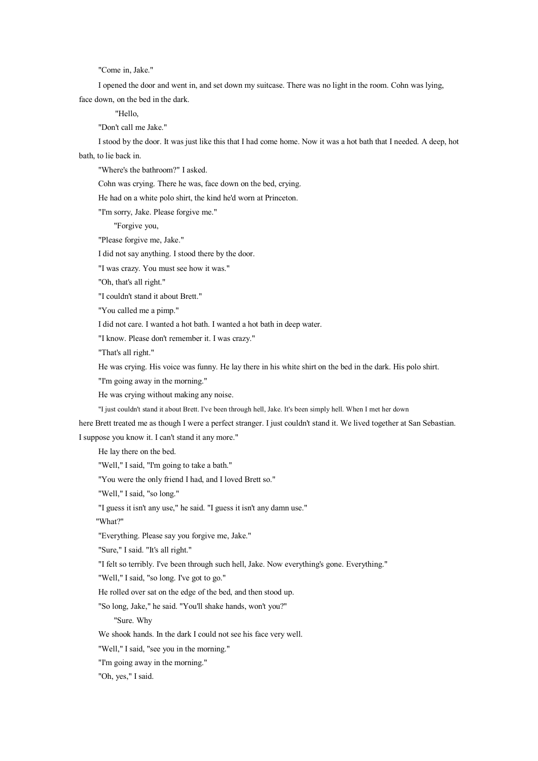"Come in, Jake."

I opened the door and went in, and set down my suitcase. There was no light in the room. Cohn was lying, face down, on the bed in the dark.

"Hello,

"Don't call me Jake."

I stood by the door. It was just like this that I had come home. Now it was a hot bath that I needed. A deep, hot bath, to lie back in.

"Where's the bathroom?" I asked.

Cohn was crying. There he was, face down on the bed, crying.

He had on a white polo shirt, the kind he'd worn at Princeton.

"I'm sorry, Jake. Please forgive me."

"Forgive you,

"Please forgive me, Jake."

I did not say anything. I stood there by the door.

"I was crazy. You must see how it was."

"Oh, that's all right."

"I couldn't stand it about Brett."

"You called me a pimp."

I did not care. I wanted a hot bath. I wanted a hot bath in deep water.

"I know. Please don't remember it. I was crazy."

"That's all right."

He was crying. His voice was funny. He lay there in his white shirt on the bed in the dark. His polo shirt.

"I'm going away in the morning."

He was crying without making any noise.

"I just couldn't stand it about Brett. I've been through hell, Jake. It's been simply hell. When I met her down here Brett treated me as though I were a perfect stranger. I just couldn't stand it. We lived together at San Sebastian. I suppose you know it. I can't stand it any more."

He lay there on the bed.

"Well," I said, "I'm going to take a bath."

"You were the only friend I had, and I loved Brett so."

"Well," I said, "so long."

"I guess it isn't any use," he said. "I guess it isn't any damn use."

"What?"

"Everything. Please say you forgive me, Jake."

"Sure," I said. "It's all right."

"I felt so terribly. I've been through such hell, Jake. Now everything's gone. Everything."

"Well," I said, "so long. I've got to go."

He rolled over sat on the edge of the bed, and then stood up.

"So long, Jake," he said. "You'll shake hands, won't you?"

"Sure. Why

We shook hands. In the dark I could not see his face very well.

"Well," I said, "see you in the morning."

"I'm going away in the morning."

"Oh, yes," I said.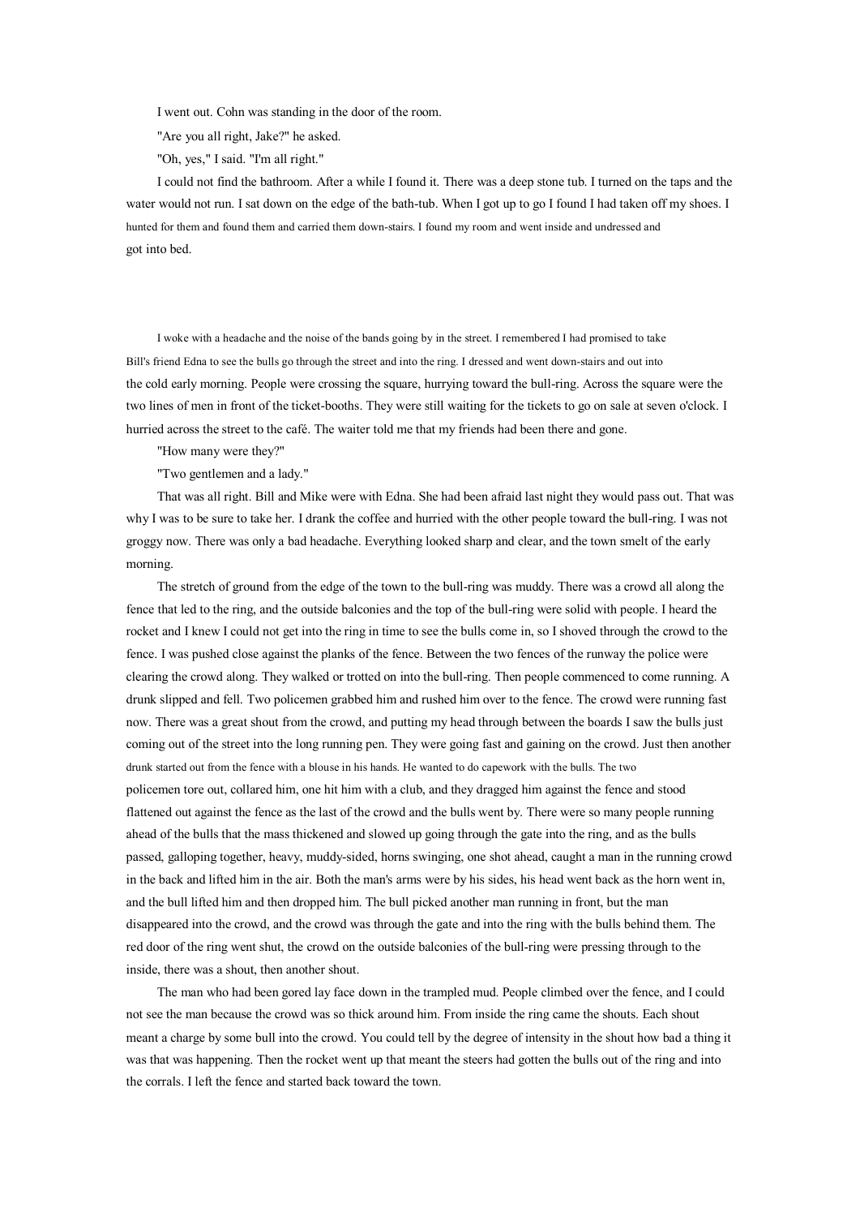I went out. Cohn was standing in the door of the room.

"Are you all right, Jake?" he asked.

"Oh, yes," I said. "I'm all right."

I could not find the bathroom. After a while I found it. There was a deep stone tub. I turned on the taps and the water would not run. I sat down on the edge of the bath-tub. When I got up to go I found I had taken off my shoes. I hunted for them and found them and carried them down-stairs. I found my room and went inside and undressed and got into bed.

I woke with a headache and the noise of the bands going by in the street. I remembered I had promised to take Bill's friend Edna to see the bulls go through the street and into the ring. I dressed and went down-stairs and out into the cold early morning. People were crossing the square, hurrying toward the bull-ring. Across the square were the two lines of men in front of the ticket-booths. They were still waiting for the tickets to go on sale at seven o'clock. I hurried across the street to the café. The waiter told me that my friends had been there and gone.

"How many were they?"

"Two gentlemen and a lady."

That was all right. Bill and Mike were with Edna. She had been afraid last night they would pass out. That was why I was to be sure to take her. I drank the coffee and hurried with the other people toward the bull-ring. I was not groggy now. There was only a bad headache. Everything looked sharp and clear, and the town smelt of the early morning.

The stretch of ground from the edge of the town to the bull-ring was muddy. There was a crowd all along the fence that led to the ring, and the outside balconies and the top of the bull-ring were solid with people. I heard the rocket and I knew I could not get into the ring in time to see the bulls come in, so I shoved through the crowd to the fence. I was pushed close against the planks of the fence. Between the two fences of the runway the police were clearing the crowd along. They walked or trotted on into the bull-ring. Then people commenced to come running. A drunk slipped and fell. Two policemen grabbed him and rushed him over to the fence. The crowd were running fast now. There was a great shout from the crowd, and putting my head through between the boards I saw the bulls just coming out of the street into the long running pen. They were going fast and gaining on the crowd. Just then another drunk started out from the fence with a blouse in his hands. He wanted to do capework with the bulls. The two policemen tore out, collared him, one hit him with a club, and they dragged him against the fence and stood flattened out against the fence as the last of the crowd and the bulls went by. There were so many people running ahead of the bulls that the mass thickened and slowed up going through the gate into the ring, and as the bulls passed, galloping together, heavy, muddy-sided, horns swinging, one shot ahead, caught a man in the running crowd in the back and lifted him in the air. Both the man's arms were by his sides, his head went back as the horn went in, and the bull lifted him and then dropped him. The bull picked another man running in front, but the man disappeared into the crowd, and the crowd was through the gate and into the ring with the bulls behind them. The red door of the ring went shut, the crowd on the outside balconies of the bull-ring were pressing through to the inside, there was a shout, then another shout.

The man who had been gored lay face down in the trampled mud. People climbed over the fence, and I could not see the man because the crowd was so thick around him. From inside the ring came the shouts. Each shout meant a charge by some bull into the crowd. You could tell by the degree of intensity in the shout how bad a thing it was that was happening. Then the rocket went up that meant the steers had gotten the bulls out of the ring and into the corrals. I left the fence and started back toward the town.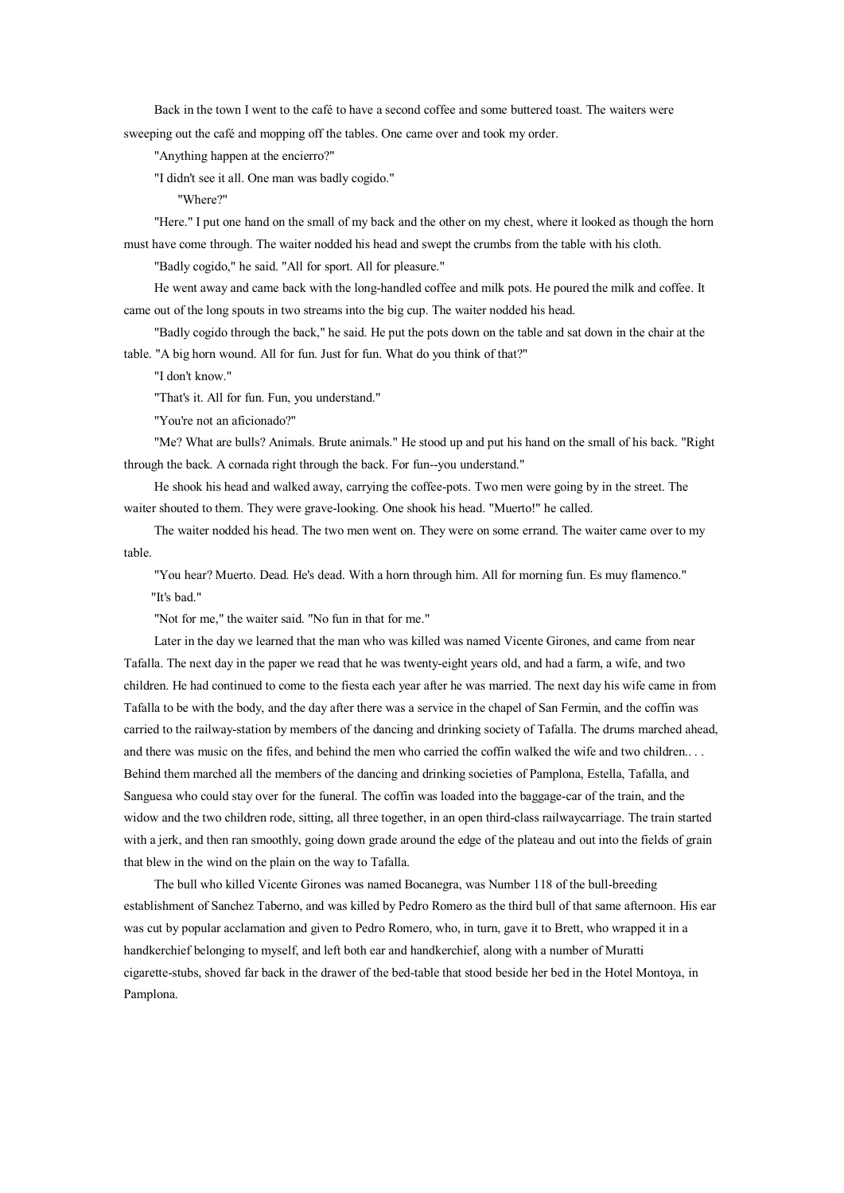Back in the town I went to the café to have a second coffee and some buttered toast. The waiters were sweeping out the café and mopping off the tables. One came over and took my order.

"Anything happen at the encierro?"

"I didn't see it all. One man was badly cogido."

"Where?"

"Here." I put one hand on the small of my back and the other on my chest, where it looked as though the horn must have come through. The waiter nodded his head and swept the crumbs from the table with his cloth.

"Badly cogido," he said. "All for sport. All for pleasure."

He went away and came back with the long-handled coffee and milk pots. He poured the milk and coffee. It came out of the long spouts in two streams into the big cup. The waiter nodded his head.

"Badly cogido through the back," he said. He put the pots down on the table and sat down in the chair at the table. "A big horn wound. All for fun. Just for fun. What do you think of that?"

"I don't know."

"That's it. All for fun. Fun, you understand."

"You're not an aficionado?"

"Me? What are bulls? Animals. Brute animals." He stood up and put his hand on the small of his back. "Right through the back. A cornada right through the back. For fun--you understand."

He shook his head and walked away, carrying the coffee-pots. Two men were going by in the street. The waiter shouted to them. They were grave-looking. One shook his head. "Muerto!" he called.

The waiter nodded his head. The two men went on. They were on some errand. The waiter came over to my table.

"You hear? Muerto. Dead. He's dead. With a horn through him. All for morning fun. Es muy flamenco."

"It's bad."

"Not for me," the waiter said. "No fun in that for me."

Later in the day we learned that the man who was killed was named Vicente Girones, and came from near Tafalla. The next day in the paper we read that he was twenty-eight years old, and had a farm, a wife, and two children. He had continued to come to the fiesta each year after he was married. The next day his wife came in from Tafalla to be with the body, and the day after there was a service in the chapel of San Fermin, and the coffin was carried to the railway-station by members of the dancing and drinking society of Tafalla. The drums marched ahead, and there was music on the fifes, and behind the men who carried the coffin walked the wife and two children.. . . Behind them marched all the members of the dancing and drinking societies of Pamplona, Estella, Tafalla, and Sanguesa who could stay over for the funeral. The coffin was loaded into the baggage-car of the train, and the widow and the two children rode, sitting, all three together, in an open third-class railwaycarriage. The train started with a jerk, and then ran smoothly, going down grade around the edge of the plateau and out into the fields of grain that blew in the wind on the plain on the way to Tafalla.

The bull who killed Vicente Girones was named Bocanegra, was Number 118 of the bull-breeding establishment of Sanchez Taberno, and was killed by Pedro Romero as the third bull of that same afternoon. His ear was cut by popular acclamation and given to Pedro Romero, who, in turn, gave it to Brett, who wrapped it in a handkerchief belonging to myself, and left both ear and handkerchief, along with a number of Muratti cigarette-stubs, shoved far back in the drawer of the bed-table that stood beside her bed in the Hotel Montoya, in Pamplona.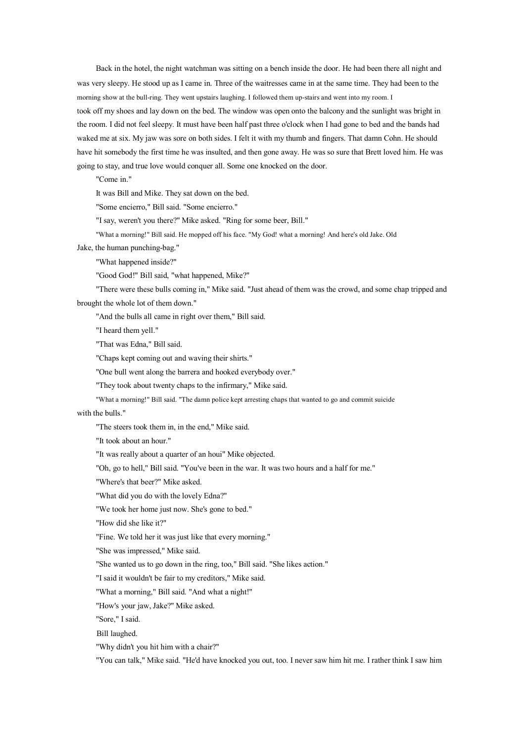Back in the hotel, the night watchman was sitting on a bench inside the door. He had been there all night and was very sleepy. He stood up as I came in. Three of the waitresses came in at the same time. They had been to the morning show at the bull-ring. They went upstairs laughing. I followed them up-stairs and went into my room. I took off my shoes and lay down on the bed. The window was open onto the balcony and the sunlight was bright in the room. I did not feel sleepy. It must have been half past three o'clock when I had gone to bed and the bands had waked me at six. My jaw was sore on both sides. I felt it with my thumb and fingers. That damn Cohn. He should have hit somebody the first time he was insulted, and then gone away. He was so sure that Brett loved him. He was going to stay, and true love would conquer all. Some one knocked on the door.

"Come in."

It was Bill and Mike. They sat down on the bed.

"Some encierro," Bill said. "Some encierro."

"I say, weren't you there?" Mike asked. "Ring for some beer, Bill."

"What a morning!" Bill said. He mopped off his face. "My God! what a morning! And here's old Jake. Old Jake, the human punching-bag."

"What happened inside?"

"Good God!" Bill said, "what happened, Mike?"

"There were these bulls coming in," Mike said. "Just ahead of them was the crowd, and some chap tripped and brought the whole lot of them down."

"And the bulls all came in right over them," Bill said.

"I heard them yell."

"That was Edna," Bill said.

"Chaps kept coming out and waving their shirts."

"One bull went along the barrera and hooked everybody over."

"They took about twenty chaps to the infirmary," Mike said.

"What a morning!" Bill said. "The damn police kept arresting chaps that wanted to go and commit suicide with the bulls."

"The steers took them in, in the end," Mike said.

"It took about an hour."

"It was really about a quarter of an houi" Mike objected.

"Oh, go to hell," Bill said. "You've been in the war. It was two hours and a half for me."

"Where's that beer?" Mike asked.

"What did you do with the lovely Edna?"

"We took her home just now. She's gone to bed."

"How did she like it?"

"Fine. We told her it was just like that every morning."

"She was impressed," Mike said.

"She wanted us to go down in the ring, too," Bill said. "She likes action."

"I said it wouldn't be fair to my creditors," Mike said.

"What a morning," Bill said. "And what a night!"

"How's your jaw, Jake?" Mike asked.

"Sore," I said.

Bill laughed.

"Why didn't you hit him with a chair?"

"You can talk," Mike said. "He'd have knocked you out, too. I never saw him hit me. I rather think I saw him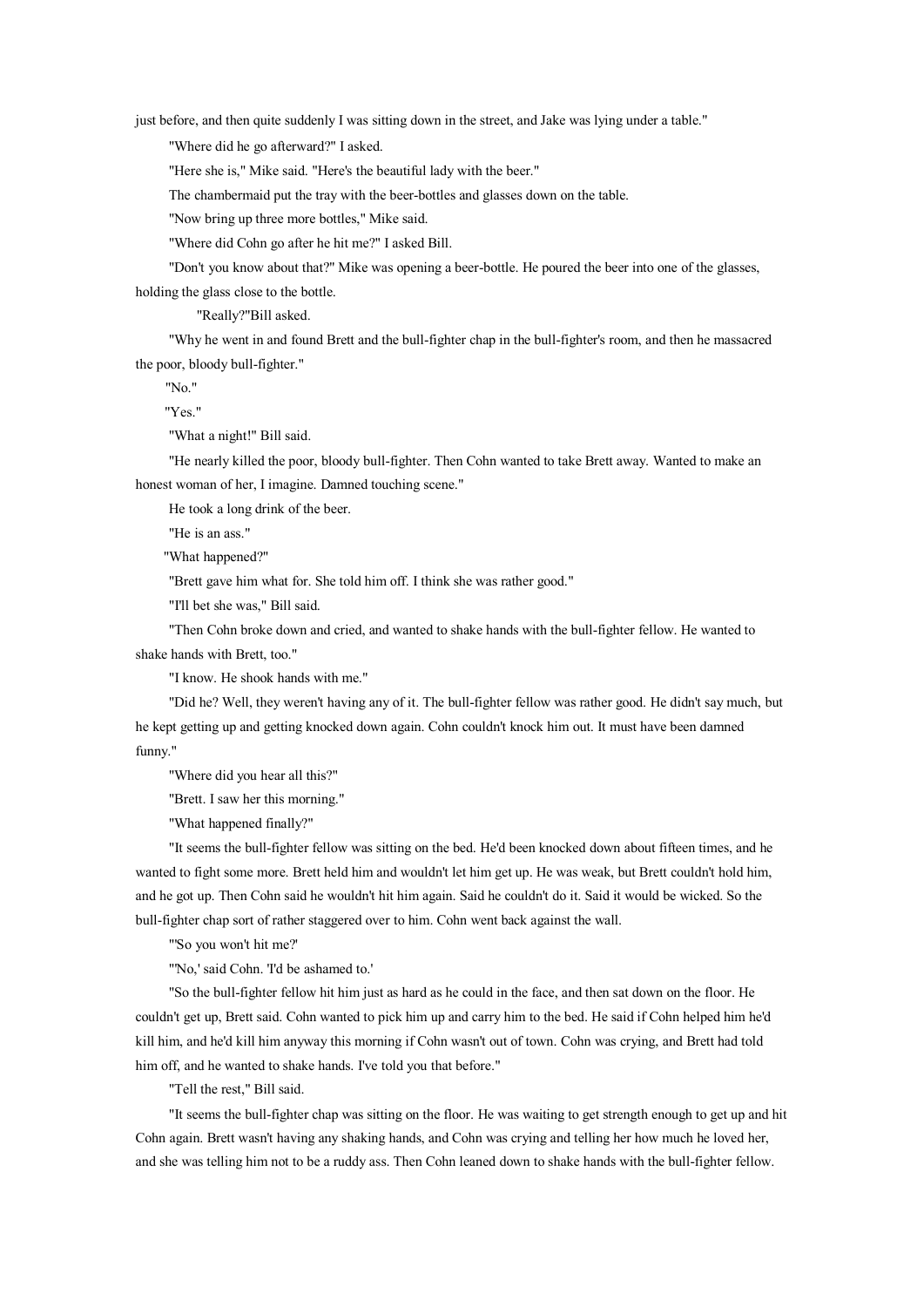just before, and then quite suddenly I was sitting down in the street, and Jake was lying under a table."

"Where did he go afterward?" I asked.

"Here she is," Mike said. "Here's the beautiful lady with the beer."

The chambermaid put the tray with the beer-bottles and glasses down on the table.

"Now bring up three more bottles," Mike said.

"Where did Cohn go after he hit me?" I asked Bill.

"Don't you know about that?" Mike was opening a beer-bottle. He poured the beer into one of the glasses, holding the glass close to the bottle.

"Really?"Bill asked.

"Why he went in and found Brett and the bull-fighter chap in the bull-fighter's room, and then he massacred the poor, bloody bull-fighter."

"No."

"Yes."

"What a night!" Bill said.

"He nearly killed the poor, bloody bull-fighter. Then Cohn wanted to take Brett away. Wanted to make an honest woman of her, I imagine. Damned touching scene."

He took a long drink of the beer.

"He is an ass."

"What happened?"

"Brett gave him what for. She told him off. I think she was rather good."

"I'll bet she was," Bill said.

"Then Cohn broke down and cried, and wanted to shake hands with the bull-fighter fellow. He wanted to shake hands with Brett, too."

"I know. He shook hands with me."

"Did he? Well, they weren't having any of it. The bull-fighter fellow was rather good. He didn't say much, but he kept getting up and getting knocked down again. Cohn couldn't knock him out. It must have been damned funny."

"Where did you hear all this?"

"Brett. I saw her this morning."

"What happened finally?"

"It seems the bull-fighter fellow was sitting on the bed. He'd been knocked down about fifteen times, and he wanted to fight some more. Brett held him and wouldn't let him get up. He was weak, but Brett couldn't hold him, and he got up. Then Cohn said he wouldn't hit him again. Said he couldn't do it. Said it would be wicked. So the bull-fighter chap sort of rather staggered over to him. Cohn went back against the wall.

"'So you won't hit me?'

"'No,' said Cohn. 'I'd be ashamed to.'

"So the bull-fighter fellow hit him just as hard as he could in the face, and then sat down on the floor. He couldn't get up, Brett said. Cohn wanted to pick him up and carry him to the bed. He said if Cohn helped him he'd kill him, and he'd kill him anyway this morning if Cohn wasn't out of town. Cohn was crying, and Brett had told him off, and he wanted to shake hands. I've told you that before."

"Tell the rest," Bill said.

"It seems the bull-fighter chap was sitting on the floor. He was waiting to get strength enough to get up and hit Cohn again. Brett wasn't having any shaking hands, and Cohn was crying and telling her how much he loved her, and she was telling him not to be a ruddy ass. Then Cohn leaned down to shake hands with the bull-fighter fellow.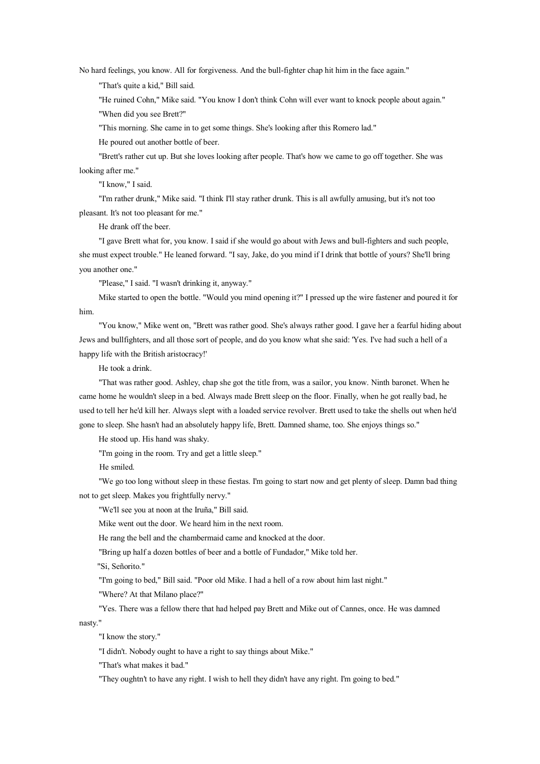No hard feelings, you know. All for forgiveness. And the bull-fighter chap hit him in the face again."

"That's quite a kid," Bill said.

"He ruined Cohn," Mike said. "You know I don't think Cohn will ever want to knock people about again."

"When did you see Brett?"

"This morning. She came in to get some things. She's looking after this Romero lad."

He poured out another bottle of beer.

"Brett's rather cut up. But she loves looking after people. That's how we came to go off together. She was looking after me."

"I know," I said.

"I'm rather drunk," Mike said. "I think I'll stay rather drunk. This is all awfully amusing, but it's not too pleasant. It's not too pleasant for me."

He drank off the beer.

"I gave Brett what for, you know. I said if she would go about with Jews and bull-fighters and such people, she must expect trouble." He leaned forward. "I say, Jake, do you mind if I drink that bottle of yours? She'll bring you another one."

"Please," I said. "I wasn't drinking it, anyway."

Mike started to open the bottle. "Would you mind opening it?" I pressed up the wire fastener and poured it for him.

"You know," Mike went on, "Brett was rather good. She's always rather good. I gave her a fearful hiding about Jews and bullfighters, and all those sort of people, and do you know what she said: 'Yes. I've had such a hell of a happy life with the British aristocracy!'

He took a drink.

"That was rather good. Ashley, chap she got the title from, was a sailor, you know. Ninth baronet. When he came home he wouldn't sleep in a bed. Always made Brett sleep on the floor. Finally, when he got really bad, he used to tell her he'd kill her. Always slept with a loaded service revolver. Brett used to take the shells out when he'd gone to sleep. She hasn't had an absolutely happy life, Brett. Damned shame, too. She enjoys things so."

He stood up. His hand was shaky.

"I'm going in the room. Try and get a little sleep."

He smiled.

"We go too long without sleep in these fiestas. I'm going to start now and get plenty of sleep. Damn bad thing not to get sleep. Makes you frightfully nervy."

"We'll see you at noon at the Iruña," Bill said.

Mike went out the door. We heard him in the next room.

He rang the bell and the chambermaid came and knocked at the door.

"Bring up half a dozen bottles of beer and a bottle of Fundador," Mike told her.

"Si, Señorito."

"I'm going to bed," Bill said. "Poor old Mike. I had a hell of a row about him last night."

"Where? At that Milano place?"

"Yes. There was a fellow there that had helped pay Brett and Mike out of Cannes, once. He was damned nasty."

"I know the story."

"I didn't. Nobody ought to have a right to say things about Mike."

"That's what makes it bad."

"They oughtn't to have any right. I wish to hell they didn't have any right. I'm going to bed."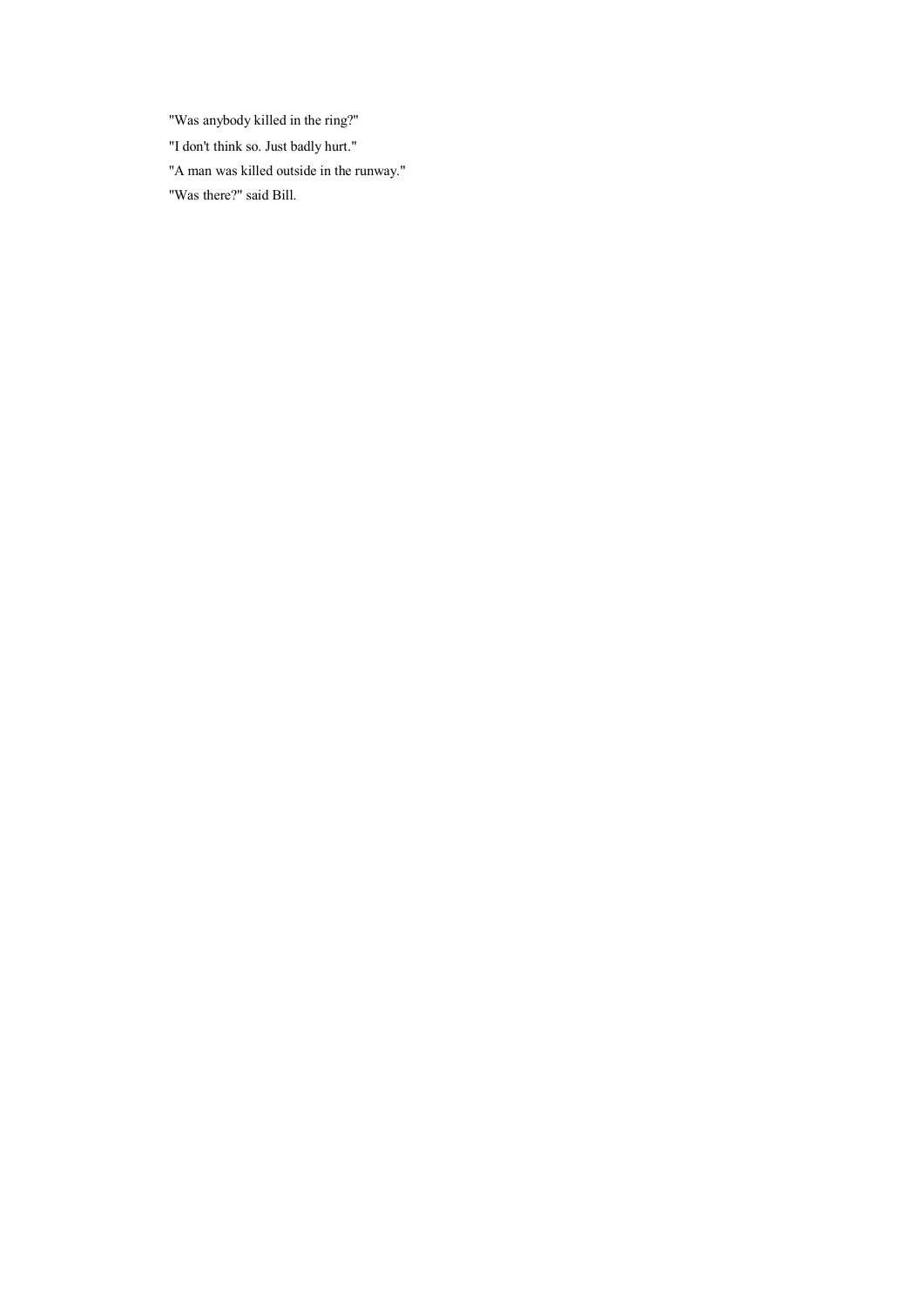"Was anybody killed in the ring?"

"I don't think so. Just badly hurt."

"A man was killed outside in the runway."

"Was there?" said Bill.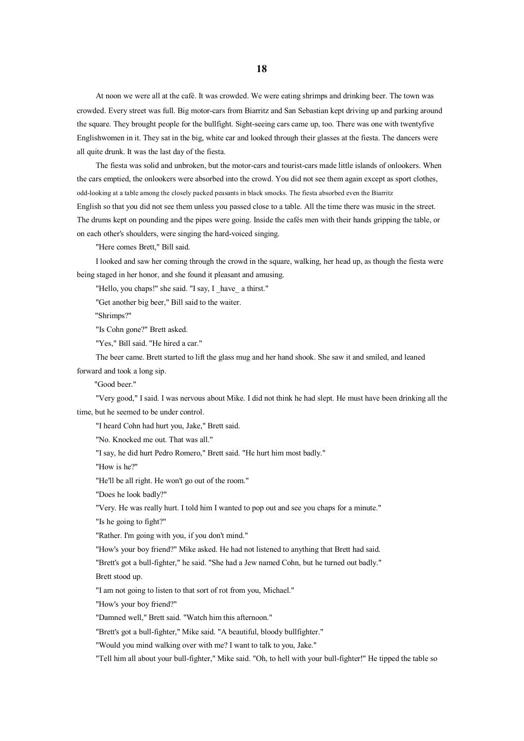# 18

At noon we were all at the café. It was crowded. We were eating shrimps and drinking beer. The town was crowded. Every street was full. Big motor-cars from Biarritz and San Sebastian kept driving up and parking around the square. They brought people for the bullfight. Sight-seeing cars came up, too. There was one with twentyfive Englishwomen in it. They sat in the big, white car and looked through their glasses at the fiesta. The dancers were all quite drunk. It was the last day of the fiesta.

The fiesta was solid and unbroken, but the motor-cars and tourist-cars made little islands of onlookers. When the cars emptied, the onlookers were absorbed into the crowd. You did not see them again except as sport clothes, odd-looking at a table among the closely packed peasants in black smocks. The fiesta absorbed even the Biarritz English so that you did not see them unless you passed close to a table. All the time there was music in the street. The drums kept on pounding and the pipes were going. Inside the cafés men with their hands gripping the table, or on each other's shoulders, were singing the hard-voiced singing.

"Here comes Brett," Bill said.

I looked and saw her coming through the crowd in the square, walking, her head up, as though the fiesta were being staged in her honor, and she found it pleasant and amusing.

"Hello, you chaps!" she said. "I say, I _have_ a thirst."

"Get another big beer," Bill said to the waiter.

"Shrimps?"

"Is Cohn gone?" Brett asked.

"Yes," Bill said. "He hired a car."

The beer came. Brett started to lift the glass mug and her hand shook. She saw it and smiled, and leaned forward and took a long sip.

"Good beer."

"Very good," I said. I was nervous about Mike. I did not think he had slept. He must have been drinking all the time, but he seemed to be under control.

"I heard Cohn had hurt you, Jake," Brett said.

"No. Knocked me out. That was all."

"I say, he did hurt Pedro Romero," Brett said. "He hurt him most badly."

"How is he?"

"He'll be all right. He won't go out of the room."

"Does he look badly?"

"Very. He was really hurt. I told him I wanted to pop out and see you chaps for a minute."

"Is he going to fight?"

"Rather. I'm going with you, if you don't mind."

"How's your boy friend?" Mike asked. He had not listened to anything that Brett had said.

"Brett's got a bull-fighter," he said. "She had a Jew named Cohn, but he turned out badly."

Brett stood up.

"I am not going to listen to that sort of rot from you, Michael."

"How's your boy friend?"

"Damned well," Brett said. "Watch him this afternoon."

"Brett's got a bull-fighter," Mike said. "A beautiful, bloody bullfighter."

"Would you mind walking over with me? I want to talk to you, Jake."

"Tell him all about your bull-fighter," Mike said. "Oh, to hell with your bull-fighter!" He tipped the table so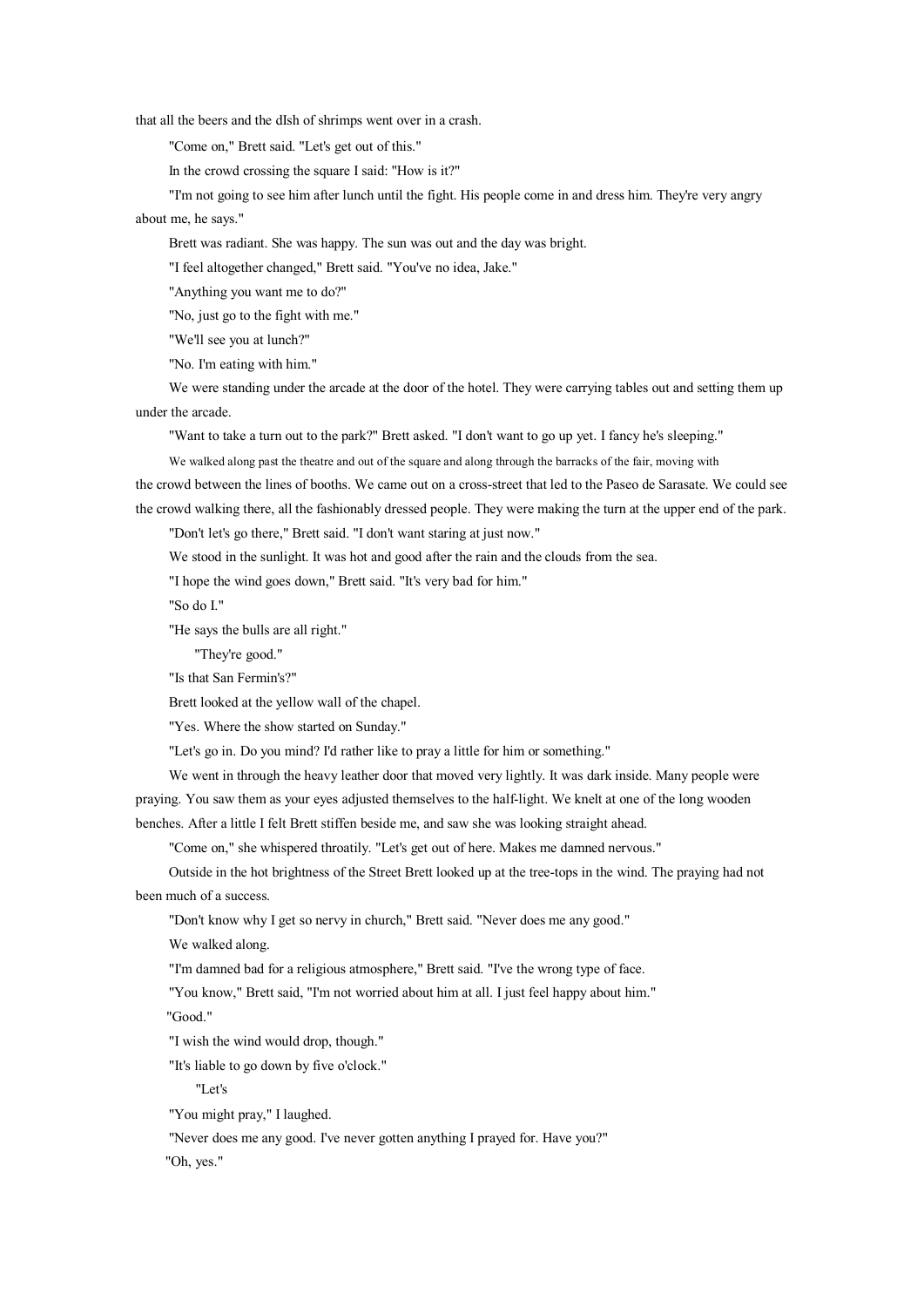that all the beers and the dIsh of shrimps went over in a crash.

"Come on," Brett said. "Let's get out of this."

In the crowd crossing the square I said: "How is it?"

"I'm not going to see him after lunch until the fight. His people come in and dress him. They're very angry about me, he says."

Brett was radiant. She was happy. The sun was out and the day was bright.

"I feel altogether changed," Brett said. "You've no idea, Jake."

"Anything you want me to do?"

"No, just go to the fight with me."

"We'll see you at lunch?"

"No. I'm eating with him."

We were standing under the arcade at the door of the hotel. They were carrying tables out and setting them up under the arcade.

"Want to take a turn out to the park?" Brett asked. "I don't want to go up yet. I fancy he's sleeping."

We walked along past the theatre and out of the square and along through the barracks of the fair, moving with the crowd between the lines of booths. We came out on a cross-street that led to the Paseo de Sarasate. We could see the crowd walking there, all the fashionably dressed people. They were making the turn at the upper end of the park.

"Don't let's go there," Brett said. "I don't want staring at just now."

We stood in the sunlight. It was hot and good after the rain and the clouds from the sea.

"I hope the wind goes down," Brett said. "It's very bad for him."

"So do I."

"He says the bulls are all right."

"They're good."

"Is that San Fermin's?"

Brett looked at the yellow wall of the chapel.

"Yes. Where the show started on Sunday."

"Let's go in. Do you mind? I'd rather like to pray a little for him or something."

We went in through the heavy leather door that moved very lightly. It was dark inside. Many people were praying. You saw them as your eyes adjusted themselves to the half-light. We knelt at one of the long wooden benches. After a little I felt Brett stiffen beside me, and saw she was looking straight ahead.

"Come on," she whispered throatily. "Let's get out of here. Makes me damned nervous."

Outside in the hot brightness of the Street Brett looked up at the tree-tops in the wind. The praying had not been much of a success.

"Don't know why I get so nervy in church," Brett said. "Never does me any good."

We walked along.

"I'm damned bad for a religious atmosphere," Brett said. "I've the wrong type of face.

"You know," Brett said, "I'm not worried about him at all. I just feel happy about him."

"Good."

"I wish the wind would drop, though."

"It's liable to go down by five o'clock."

"Let's

"You might pray," I laughed.

"Never does me any good. I've never gotten anything I prayed for. Have you?"

"Oh, yes."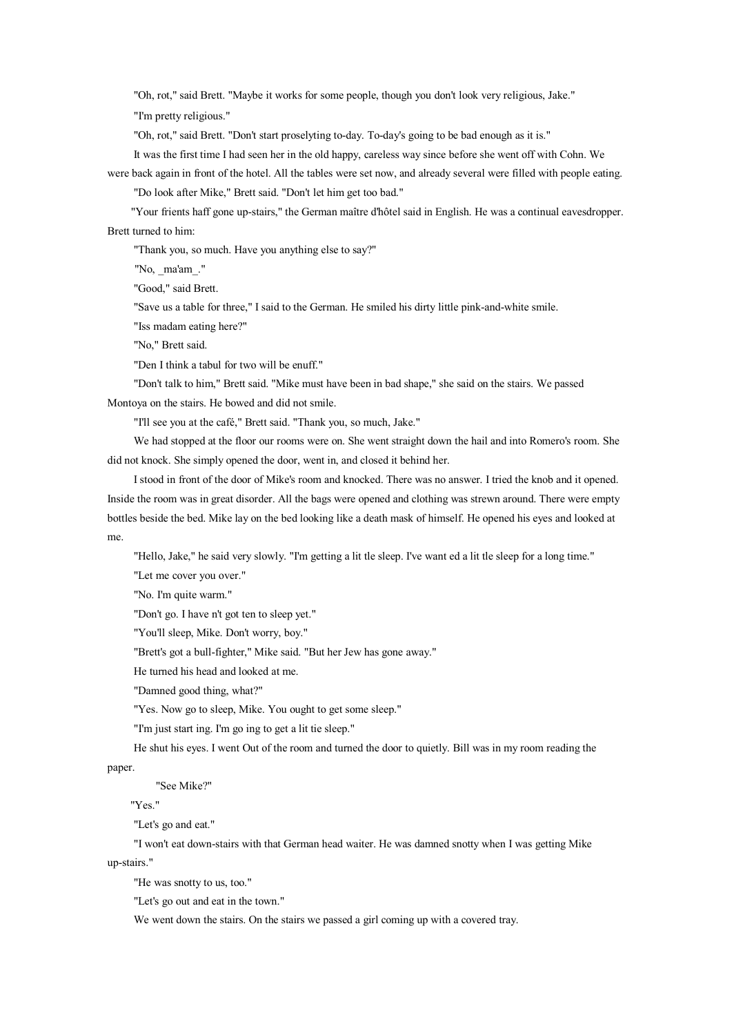"Oh, rot," said Brett. "Maybe it works for some people, though you don't look very religious, Jake."

"I'm pretty religious."

"Oh, rot," said Brett. "Don't start proselyting to-day. To-day's going to be bad enough as it is."

It was the first time I had seen her in the old happy, careless way since before she went off with Cohn. We were back again in front of the hotel. All the tables were set now, and already several were filled with people eating.

"Do look after Mike," Brett said. "Don't let him get too bad."

"Your frients haff gone up-stairs," the German maître d'hôtel said in English. He was a continual eavesdropper. Brett turned to him:

"Thank you, so much. Have you anything else to say?"

"No, _ma'am_."

"Good," said Brett.

"Save us a table for three," I said to the German. He smiled his dirty little pink-and-white smile.

"Iss madam eating here?"

"No," Brett said.

"Den I think a tabul for two will be enuff."

"Don't talk to him," Brett said. "Mike must have been in bad shape," she said on the stairs. We passed Montoya on the stairs. He bowed and did not smile.

"I'll see you at the café," Brett said. "Thank you, so much, Jake."

We had stopped at the floor our rooms were on. She went straight down the hail and into Romero's room. She did not knock. She simply opened the door, went in, and closed it behind her.

I stood in front of the door of Mike's room and knocked. There was no answer. I tried the knob and it opened. Inside the room was in great disorder. All the bags were opened and clothing was strewn around. There were empty bottles beside the bed. Mike lay on the bed looking like a death mask of himself. He opened his eyes and looked at me.

"Hello, Jake," he said very slowly. "I'm getting a lit tle sleep. I've want ed a lit tle sleep for a long time."

"Let me cover you over."

"No. I'm quite warm."

"Don't go. I have n't got ten to sleep yet."

"You'll sleep, Mike. Don't worry, boy."

"Brett's got a bull-fighter," Mike said. "But her Jew has gone away."

He turned his head and looked at me.

"Damned good thing, what?"

"Yes. Now go to sleep, Mike. You ought to get some sleep."

"I'm just start ing. I'm go ing to get a lit tie sleep."

He shut his eyes. I went Out of the room and turned the door to quietly. Bill was in my room reading the paper.

"See Mike?"

"Yes."

"Let's go and eat."

"I won't eat down-stairs with that German head waiter. He was damned snotty when I was getting Mike up-stairs."

"He was snotty to us, too."

"Let's go out and eat in the town."

We went down the stairs. On the stairs we passed a girl coming up with a covered tray.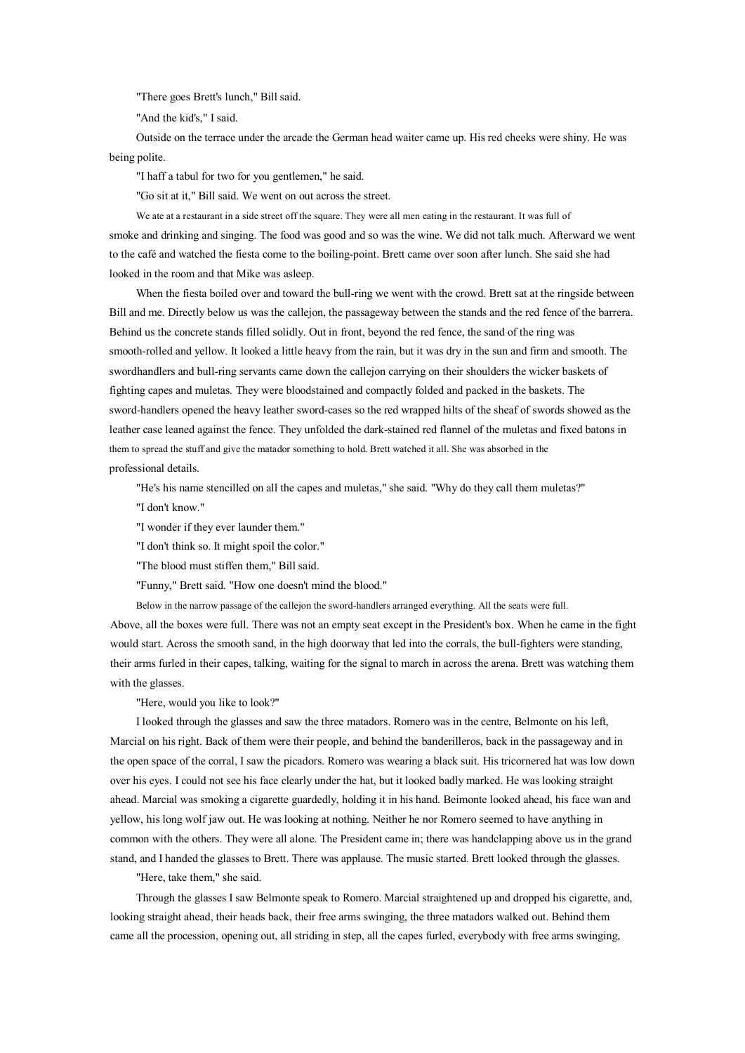"There goes Brett's lunch," Bill said.

"And the kid's," I said.

Outside on the terrace under the arcade the German head waiter came up. His red cheeks were shiny. He was being polite.

"I haff a tabul for two for you gentlemen," he said.

"Go sit at it," Bill said. We went on out across the street.

We ate at a restaurant in a side street off the square. They were all men eating in the restaurant. It was full of smoke and drinking and singing. The food was good and so was the wine. We did not talk much. Afterward we went to the café and watched the fiesta come to the boiling-point. Brett came over soon after lunch. She said she had looked in the room and that Mike was asleep.

When the fiesta boiled over and toward the bull-ring we went with the crowd. Brett sat at the ringside between Bill and me. Directly below us was the callejon, the passageway between the stands and the red fence of the barrera. Behind us the concrete stands filled solidly. Out in front, beyond the red fence, the sand of the ring was smooth-rolled and yellow. It looked a little heavy from the rain, but it was dry in the sun and firm and smooth. The swordhandlers and bull-ring servants came down the callejon carrying on their shoulders the wicker baskets of fighting capes and muletas. They were bloodstained and compactly folded and packed in the baskets. The sword-handlers opened the heavy leather sword-cases so the red wrapped hilts of the sheaf of swords showed as the leather case leaned against the fence. They unfolded the dark-stained red flannel of the muletas and fixed batons in them to spread the stuff and give the matador something to hold. Brett watched it all. She was absorbed in the professional details.

"He's his name stencilled on all the capes and muletas," she said. "Why do they call them muletas?"

"I don't know."

"I wonder if they ever launder them."

"I don't think so. It might spoil the color."

"The blood must stiffen them," Bill said.

"Funny," Brett said. "How one doesn't mind the blood."

Below in the narrow passage of the callejon the sword-handlers arranged everything. All the seats were full. Above, all the boxes were full. There was not an empty seat except in the President's box. When he came in the fight would start. Across the smooth sand, in the high doorway that led into the corrals, the bull-fighters were standing, their arms furled in their capes, talking, waiting for the signal to march in across the arena. Brett was watching them with the glasses.

"Here, would you like to look?"

I looked through the glasses and saw the three matadors. Romero was in the centre, Belmonte on his left, Marcial on his right. Back of them were their people, and behind the banderilleros, back in the passageway and in the open space of the corral, I saw the picadors. Romero was wearing a black suit. His tricornered hat was low down over his eyes. I could not see his face clearly under the hat, but it looked badly marked. He was looking straight ahead. Marcial was smoking a cigarette guardedly, holding it in his hand. Beimonte looked ahead, his face wan and yellow, his long wolf jaw out. He was looking at nothing. Neither he nor Romero seemed to have anything in common with the others. They were all alone. The President came in; there was handclapping above us in the grand stand, and I handed the glasses to Brett. There was applause. The music started. Brett looked through the glasses.

"Here, take them," she said.

Through the glasses I saw Belmonte speak to Romero. Marcial straightened up and dropped his cigarette, and, looking straight ahead, their heads back, their free arms swinging, the three matadors walked out. Behind them came all the procession, opening out, all striding in step, all the capes furled, everybody with free arms swinging,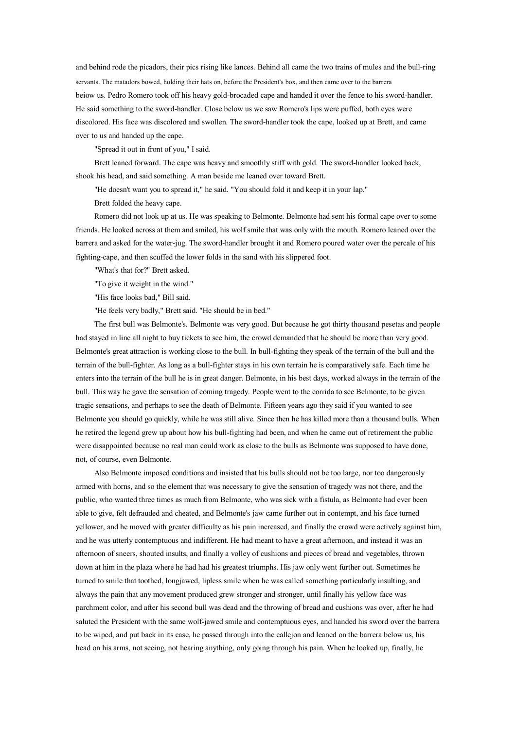and behind rode the picadors, their pics rising like lances. Behind all came the two trains of mules and the bull-ring servants. The matadors bowed, holding their hats on, before the President's box, and then came over to the barrera beiow us. Pedro Romero took off his heavy gold-brocaded cape and handed it over the fence to his sword-handler. He said something to the sword-handler. Close below us we saw Romero's lips were puffed, both eyes were discolored. His face was discolored and swollen. The sword-handler took the cape, looked up at Brett, and came over to us and handed up the cape.

"Spread it out in front of you," I said.

Brett leaned forward. The cape was heavy and smoothly stiff with gold. The sword-handler looked back, shook his head, and said something. A man beside me leaned over toward Brett.

"He doesn't want you to spread it," he said. "You should fold it and keep it in your lap."

Brett folded the heavy cape.

Romero did not look up at us. He was speaking to Belmonte. Belmonte had sent his formal cape over to some friends. He looked across at them and smiled, his wolf smile that was only with the mouth. Romero leaned over the barrera and asked for the water-jug. The sword-handler brought it and Romero poured water over the percale of his fighting-cape, and then scuffed the lower folds in the sand with his slippered foot.

"What's that for?" Brett asked.

"To give it weight in the wind."

"His face looks bad," Bill said.

"He feels very badly," Brett said. "He should be in bed."

The first bull was Belmonte's. Belmonte was very good. But because he got thirty thousand pesetas and people had stayed in line all night to buy tickets to see him, the crowd demanded that he should be more than very good. Belmonte's great attraction is working close to the bull. In bull-fighting they speak of the terrain of the bull and the terrain of the bull-fighter. As long as a bull-fighter stays in his own terrain he is comparatively safe. Each time he enters into the terrain of the bull he is in great danger. Belmonte, in his best days, worked always in the terrain of the bull. This way he gave the sensation of coming tragedy. People went to the corrida to see Belmonte, to be given tragic sensations, and perhaps to see the death of Belmonte. Fifteen years ago they said if you wanted to see Belmonte you should go quickly, while he was still alive. Since then he has killed more than a thousand bulls. When he retired the legend grew up about how his bull-fighting had been, and when he came out of retirement the public were disappointed because no real man could work as close to the bulls as Belmonte was supposed to have done, not, of course, even Belmonte.

Also Belmonte imposed conditions and insisted that his bulls should not be too large, nor too dangerously armed with horns, and so the element that was necessary to give the sensation of tragedy was not there, and the public, who wanted three times as much from Belmonte, who was sick with a fistula, as Belmonte had ever been able to give, felt defrauded and cheated, and Belmonte's jaw came further out in contempt, and his face turned yellower, and he moved with greater difficulty as his pain increased, and finally the crowd were actively against him, and he was utterly contemptuous and indifferent. He had meant to have a great afternoon, and instead it was an afternoon of sneers, shouted insults, and finally a volley of cushions and pieces of bread and vegetables, thrown down at him in the plaza where he had had his greatest triumphs. His jaw only went further out. Sometimes he turned to smile that toothed, longjawed, lipless smile when he was called something particularly insulting, and always the pain that any movement produced grew stronger and stronger, until finally his yellow face was parchment color, and after his second bull was dead and the throwing of bread and cushions was over, after he had saluted the President with the same wolf-jawed smile and contemptuous eyes, and handed his sword over the barrera to be wiped, and put back in its case, he passed through into the callejon and leaned on the barrera below us, his head on his arms, not seeing, not hearing anything, only going through his pain. When he looked up, finally, he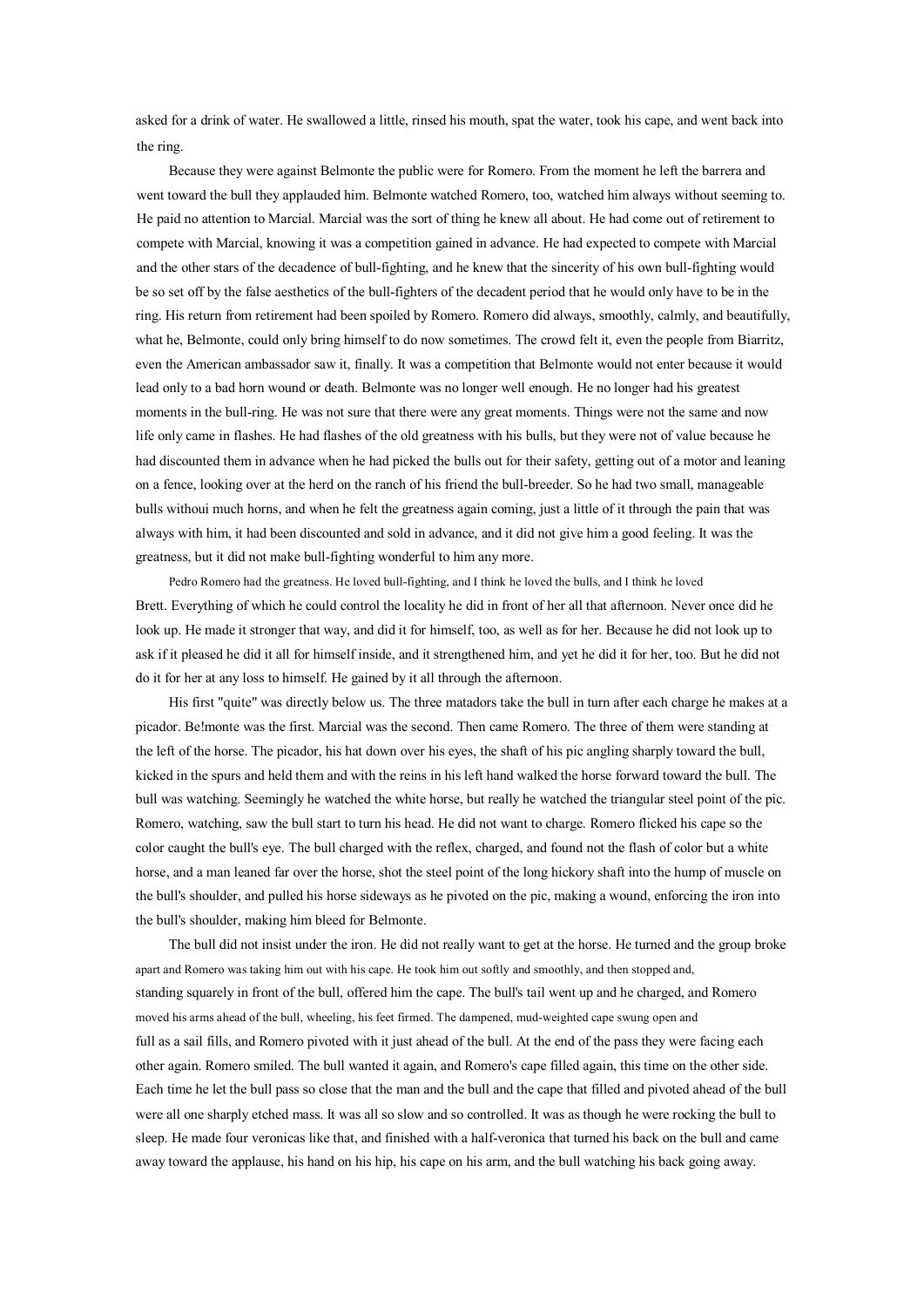asked for a drink of water. He swallowed a little, rinsed his mouth, spat the water, took his cape, and went back into the ring.

Because they were against Belmonte the public were for Romero. From the moment he left the barrera and went toward the bull they applauded him. Belmonte watched Romero, too, watched him always without seeming to. He paid no attention to Marcial. Marcial was the sort of thing he knew all about. He had come out of retirement to compete with Marcial, knowing it was a competition gained in advance. He had expected to compete with Marcial and the other stars of the decadence of bull-fighting, and he knew that the sincerity of his own bull-fighting would be so set off by the false aesthetics of the bull-fighters of the decadent period that he would only have to be in the ring. His return from retirement had been spoiled by Romero. Romero did always, smoothly, calmly, and beautifully, what he, Belmonte, could only bring himself to do now sometimes. The crowd felt it, even the people from Biarritz, even the American ambassador saw it, finally. It was a competition that Belmonte would not enter because it would lead only to a bad horn wound or death. Belmonte was no longer well enough. He no longer had his greatest moments in the bull-ring. He was not sure that there were any great moments. Things were not the same and now life only came in flashes. He had flashes of the old greatness with his bulls, but they were not of value because he had discounted them in advance when he had picked the bulls out for their safety, getting out of a motor and leaning on a fence, looking over at the herd on the ranch of his friend the bull-breeder. So he had two small, manageable bulls withoui much horns, and when he felt the greatness again coming, just a little of it through the pain that was always with him, it had been discounted and sold in advance, and it did not give him a good feeling. It was the greatness, but it did not make bull-fighting wonderful to him any more.

Pedro Romero had the greatness. He loved bull-fighting, and I think he loved the bulls, and I think he loved Brett. Everything of which he could control the locality he did in front of her all that afternoon. Never once did he look up. He made it stronger that way, and did it for himself, too, as well as for her. Because he did not look up to ask if it pleased he did it all for himself inside, and it strengthened him, and yet he did it for her, too. But he did not do it for her at any loss to himself. He gained by it all through the afternoon.

His first "quite" was directly below us. The three matadors take the bull in turn after each charge he makes at a picador. Be!monte was the first. Marcial was the second. Then came Romero. The three of them were standing at the left of the horse. The picador, his hat down over his eyes, the shaft of his pic angling sharply toward the bull, kicked in the spurs and held them and with the reins in his left hand walked the horse forward toward the bull. The bull was watching. Seemingly he watched the white horse, but really he watched the triangular steel point of the pic. Romero, watching, saw the bull start to turn his head. He did not want to charge. Romero flicked his cape so the color caught the bull's eye. The bull charged with the reflex, charged, and found not the flash of color but a white horse, and a man leaned far over the horse, shot the steel point of the long hickory shaft into the hump of muscle on the bull's shoulder, and pulled his horse sideways as he pivoted on the pic, making a wound, enforcing the iron into the bull's shoulder, making him bleed for Belmonte.

The bull did not insist under the iron. He did not really want to get at the horse. He turned and the group broke apart and Romero was taking him out with his cape. He took him out softly and smoothly, and then stopped and, standing squarely in front of the bull, offered him the cape. The bull's tail went up and he charged, and Romero moved his arms ahead of the bull, wheeling, his feet firmed. The dampened, mud-weighted cape swung open and full as a sail fills, and Romero pivoted with it just ahead of the bull. At the end of the pass they were facing each other again. Romero smiled. The bull wanted it again, and Romero's cape filled again, this time on the other side. Each time he let the bull pass so close that the man and the bull and the cape that filled and pivoted ahead of the bull were all one sharply etched mass. It was all so slow and so controlled. It was as though he were rocking the bull to sleep. He made four veronicas like that, and finished with a half-veronica that turned his back on the bull and came away toward the applause, his hand on his hip, his cape on his arm, and the bull watching his back going away.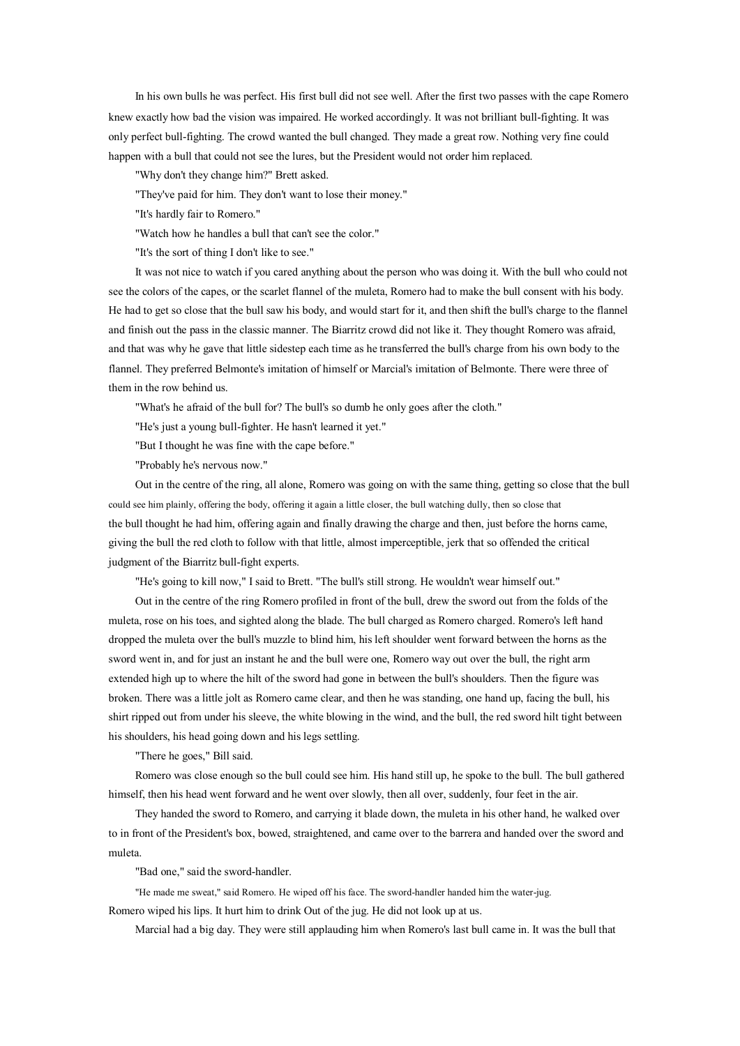In his own bulls he was perfect. His first bull did not see well. After the first two passes with the cape Romero knew exactly how bad the vision was impaired. He worked accordingly. It was not brilliant bull-fighting. It was only perfect bull-fighting. The crowd wanted the bull changed. They made a great row. Nothing very fine could happen with a bull that could not see the lures, but the President would not order him replaced.

"Why don't they change him?" Brett asked.

"They've paid for him. They don't want to lose their money."

"It's hardly fair to Romero."

"Watch how he handles a bull that can't see the color."

"It's the sort of thing I don't like to see."

It was not nice to watch if you cared anything about the person who was doing it. With the bull who could not see the colors of the capes, or the scarlet flannel of the muleta, Romero had to make the bull consent with his body. He had to get so close that the bull saw his body, and would start for it, and then shift the bull's charge to the flannel and finish out the pass in the classic manner. The Biarritz crowd did not like it. They thought Romero was afraid, and that was why he gave that little sidestep each time as he transferred the bull's charge from his own body to the flannel. They preferred Belmonte's imitation of himself or Marcial's imitation of Belmonte. There were three of them in the row behind us.

"What's he afraid of the bull for? The bull's so dumb he only goes after the cloth."

"He's just a young bull-fighter. He hasn't learned it yet."

"But I thought he was fine with the cape before."

"Probably he's nervous now."

Out in the centre of the ring, all alone, Romero was going on with the same thing, getting so close that the bull could see him plainly, offering the body, offering it again a little closer, the bull watching dully, then so close that the bull thought he had him, offering again and finally drawing the charge and then, just before the horns came, giving the bull the red cloth to follow with that little, almost imperceptible, jerk that so offended the critical judgment of the Biarritz bull-fight experts.

"He's going to kill now," I said to Brett. "The bull's still strong. He wouldn't wear himself out."

Out in the centre of the ring Romero profiled in front of the bull, drew the sword out from the folds of the muleta, rose on his toes, and sighted along the blade. The bull charged as Romero charged. Romero's left hand dropped the muleta over the bull's muzzle to blind him, his left shoulder went forward between the horns as the sword went in, and for just an instant he and the bull were one, Romero way out over the bull, the right arm extended high up to where the hilt of the sword had gone in between the bull's shoulders. Then the figure was broken. There was a little jolt as Romero came clear, and then he was standing, one hand up, facing the bull, his shirt ripped out from under his sleeve, the white blowing in the wind, and the bull, the red sword hilt tight between his shoulders, his head going down and his legs settling.

"There he goes," Bill said.

Romero was close enough so the bull could see him. His hand still up, he spoke to the bull. The bull gathered himself, then his head went forward and he went over slowly, then all over, suddenly, four feet in the air.

They handed the sword to Romero, and carrying it blade down, the muleta in his other hand, he walked over to in front of the President's box, bowed, straightened, and came over to the barrera and handed over the sword and muleta.

"Bad one," said the sword-handler.

"He made me sweat," said Romero. He wiped off his face. The sword-handler handed him the water-jug. Romero wiped his lips. It hurt him to drink Out of the jug. He did not look up at us.

Marcial had a big day. They were still applauding him when Romero's last bull came in. It was the bull that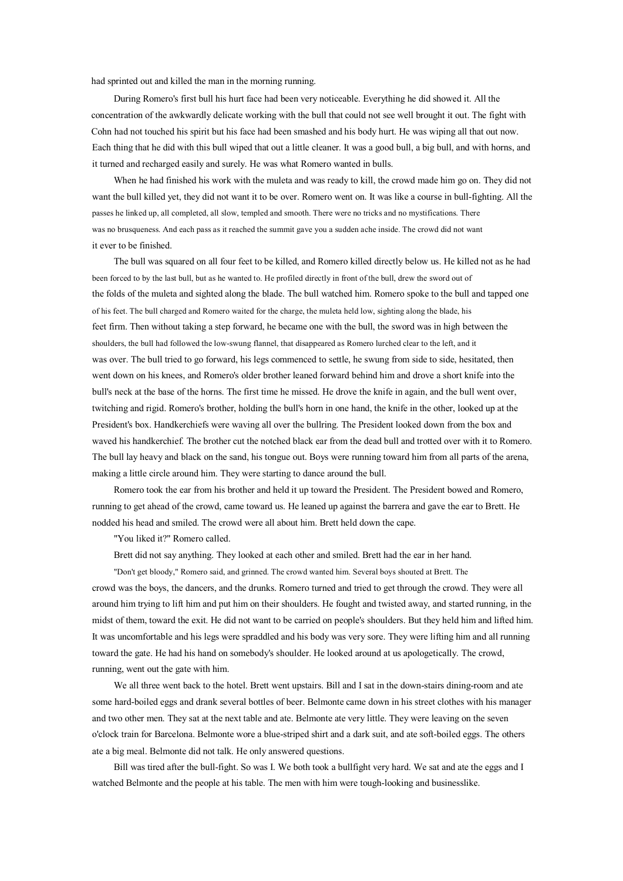had sprinted out and killed the man in the morning running.

During Romero's first bull his hurt face had been very noticeable. Everything he did showed it. All the concentration of the awkwardly delicate working with the bull that could not see well brought it out. The fight with Cohn had not touched his spirit but his face had been smashed and his body hurt. He was wiping all that out now. Each thing that he did with this bull wiped that out a little cleaner. It was a good bull, a big bull, and with horns, and it turned and recharged easily and surely. He was what Romero wanted in bulls.

When he had finished his work with the muleta and was ready to kill, the crowd made him go on. They did not want the bull killed yet, they did not want it to be over. Romero went on. It was like a course in bull-fighting. All the passes he linked up, all completed, all slow, templed and smooth. There were no tricks and no mystifications. There was no brusqueness. And each pass as it reached the summit gave you a sudden ache inside. The crowd did not want it ever to be finished.

The bull was squared on all four feet to be killed, and Romero killed directly below us. He killed not as he had been forced to by the last bull, but as he wanted to. He profiled directly in front of the bull, drew the sword out of the folds of the muleta and sighted along the blade. The bull watched him. Romero spoke to the bull and tapped one of his feet. The bull charged and Romero waited for the charge, the muleta held low, sighting along the blade, his feet firm. Then without taking a step forward, he became one with the bull, the sword was in high between the shoulders, the bull had followed the low-swung flannel, that disappeared as Romero lurched clear to the left, and it was over. The bull tried to go forward, his legs commenced to settle, he swung from side to side, hesitated, then went down on his knees, and Romero's older brother leaned forward behind him and drove a short knife into the bull's neck at the base of the horns. The first time he missed. He drove the knife in again, and the bull went over, twitching and rigid. Romero's brother, holding the bull's horn in one hand, the knife in the other, looked up at the President's box. Handkerchiefs were waving all over the bullring. The President looked down from the box and waved his handkerchief. The brother cut the notched black ear from the dead bull and trotted over with it to Romero. The bull lay heavy and black on the sand, his tongue out. Boys were running toward him from all parts of the arena, making a little circle around him. They were starting to dance around the bull.

Romero took the ear from his brother and held it up toward the President. The President bowed and Romero, running to get ahead of the crowd, came toward us. He leaned up against the barrera and gave the ear to Brett. He nodded his head and smiled. The crowd were all about him. Brett held down the cape.

"You liked it?" Romero called.

Brett did not say anything. They looked at each other and smiled. Brett had the ear in her hand.

"Don't get bloody," Romero said, and grinned. The crowd wanted him. Several boys shouted at Brett. The crowd was the boys, the dancers, and the drunks. Romero turned and tried to get through the crowd. They were all around him trying to lift him and put him on their shoulders. He fought and twisted away, and started running, in the midst of them, toward the exit. He did not want to be carried on people's shoulders. But they held him and lifted him. It was uncomfortable and his legs were spraddled and his body was very sore. They were lifting him and all running toward the gate. He had his hand on somebody's shoulder. He looked around at us apologetically. The crowd, running, went out the gate with him.

We all three went back to the hotel. Brett went upstairs. Bill and I sat in the down-stairs dining-room and ate some hard-boiled eggs and drank several bottles of beer. Belmonte came down in his street clothes with his manager and two other men. They sat at the next table and ate. Belmonte ate very little. They were leaving on the seven o'clock train for Barcelona. Belmonte wore a blue-striped shirt and a dark suit, and ate soft-boiled eggs. The others ate a big meal. Belmonte did not talk. He only answered questions.

Bill was tired after the bull-fight. So was I. We both took a bullfight very hard. We sat and ate the eggs and I watched Belmonte and the people at his table. The men with him were tough-looking and businesslike.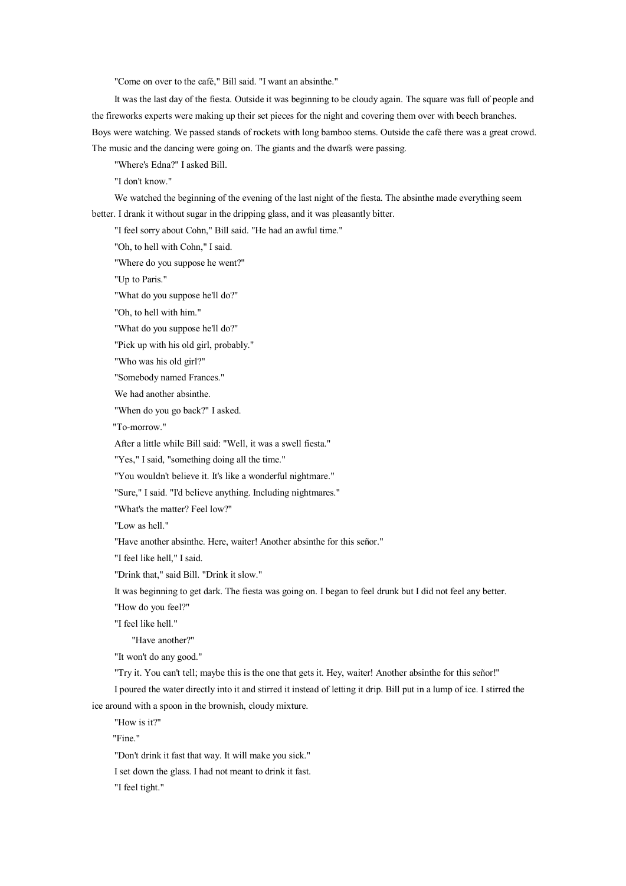"Come on over to the café," Bill said. "I want an absinthe."

It was the last day of the fiesta. Outside it was beginning to be cloudy again. The square was full of people and the fireworks experts were making up their set pieces for the night and covering them over with beech branches. Boys were watching. We passed stands of rockets with long bamboo stems. Outside the café there was a great crowd. The music and the dancing were going on. The giants and the dwarfs were passing.

"Where's Edna?" I asked Bill.

"I don't know."

We watched the beginning of the evening of the last night of the fiesta. The absinthe made everything seem better. I drank it without sugar in the dripping glass, and it was pleasantly bitter.

"I feel sorry about Cohn," Bill said. "He had an awful time."

"Oh, to hell with Cohn," I said.

"Where do you suppose he went?"

"Up to Paris."

"What do you suppose he'll do?"

"Oh, to hell with him."

"What do you suppose he'll do?"

"Pick up with his old girl, probably."

"Who was his old girl?"

"Somebody named Frances."

We had another absinthe.

"When do you go back?" I asked.

"To-morrow."

After a little while Bill said: "Well, it was a swell fiesta."

"Yes," I said, "something doing all the time."

"You wouldn't believe it. It's like a wonderful nightmare."

"Sure," I said. "I'd believe anything. Including nightmares."

"What's the matter? Feel low?"

"Low as hell."

"Have another absinthe. Here, waiter! Another absinthe for this señor."

"I feel like hell," I said.

"Drink that," said Bill. "Drink it slow."

It was beginning to get dark. The fiesta was going on. I began to feel drunk but I did not feel any better.

"How do you feel?"

"I feel like hell."

"Have another?"

"It won't do any good."

"Try it. You can't tell; maybe this is the one that gets it. Hey, waiter! Another absinthe for this señor!"

I poured the water directly into it and stirred it instead of letting it drip. Bill put in a lump of ice. I stirred the ice around with a spoon in the brownish, cloudy mixture.

"How is it?"

"Fine."

"Don't drink it fast that way. It will make you sick."

I set down the glass. I had not meant to drink it fast.

"I feel tight."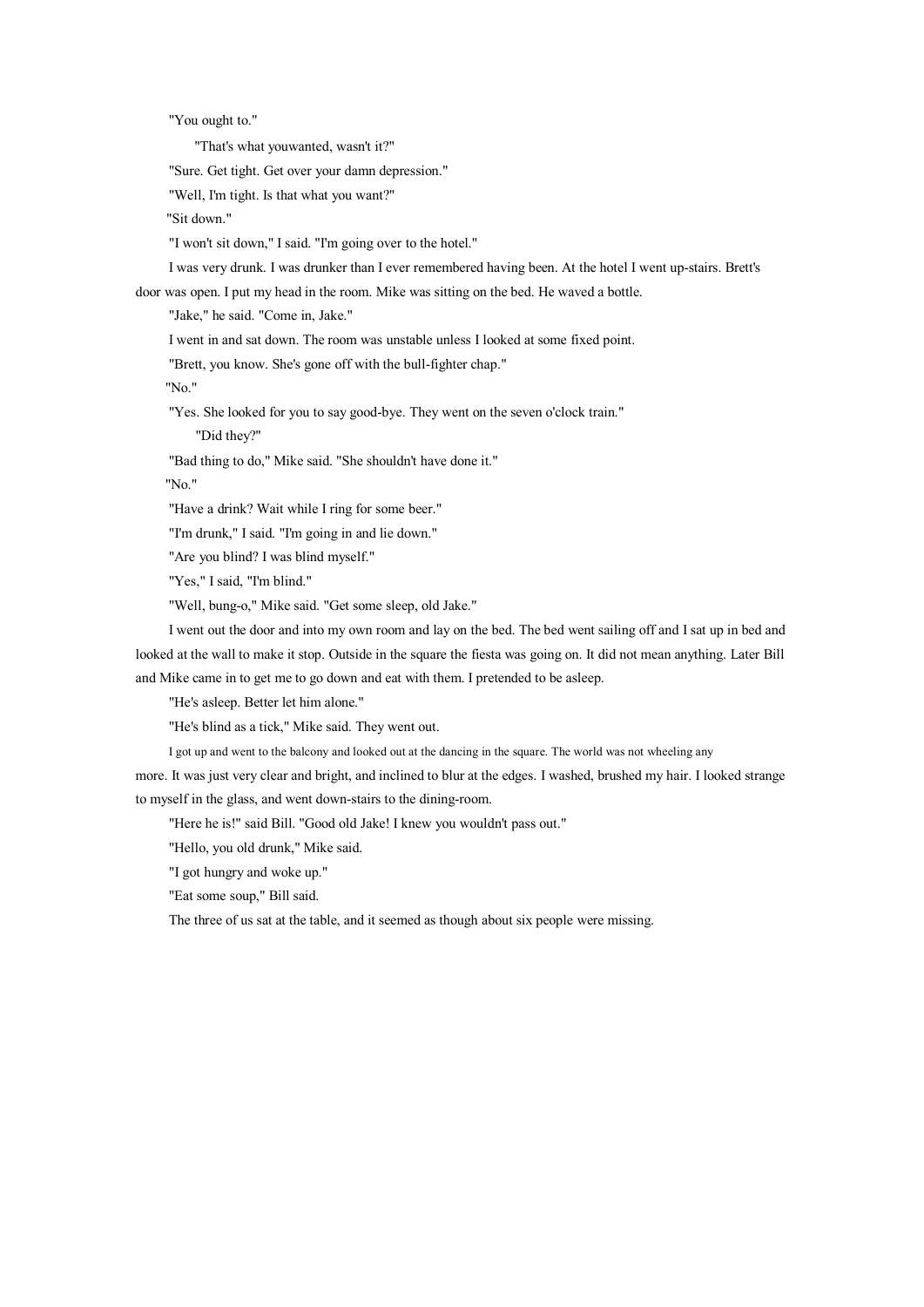"You ought to."

"That's what youwanted, wasn't it?"

"Sure. Get tight. Get over your damn depression."

"Well, I'm tight. Is that what you want?"

"Sit down."

"I won't sit down," I said. "I'm going over to the hotel."

I was very drunk. I was drunker than I ever remembered having been. At the hotel I went up-stairs. Brett's door was open. I put my head in the room. Mike was sitting on the bed. He waved a bottle.

"Jake," he said. "Come in, Jake."

I went in and sat down. The room was unstable unless I looked at some fixed point.

"Brett, you know. She's gone off with the bull-fighter chap."

"No."

"Yes. She looked for you to say good-bye. They went on the seven o'clock train."

"Did they?"

"Bad thing to do," Mike said. "She shouldn't have done it."

"No."

"Have a drink? Wait while I ring for some beer."

"I'm drunk," I said. "I'm going in and lie down."

"Are you blind? I was blind myself."

"Yes," I said, "I'm blind."

"Well, bung-o," Mike said. "Get some sleep, old Jake."

I went out the door and into my own room and lay on the bed. The bed went sailing off and I sat up in bed and looked at the wall to make it stop. Outside in the square the fiesta was going on. It did not mean anything. Later Bill and Mike came in to get me to go down and eat with them. I pretended to be asleep.

"He's asleep. Better let him alone."

"He's blind as a tick," Mike said. They went out.

I got up and went to the balcony and looked out at the dancing in the square. The world was not wheeling any more. It was just very clear and bright, and inclined to blur at the edges. I washed, brushed my hair. I looked strange to myself in the glass, and went down-stairs to the dining-room.

"Here he is!" said Bill. "Good old Jake! I knew you wouldn't pass out."

"Hello, you old drunk," Mike said.

"I got hungry and woke up."

"Eat some soup," Bill said.

The three of us sat at the table, and it seemed as though about six people were missing.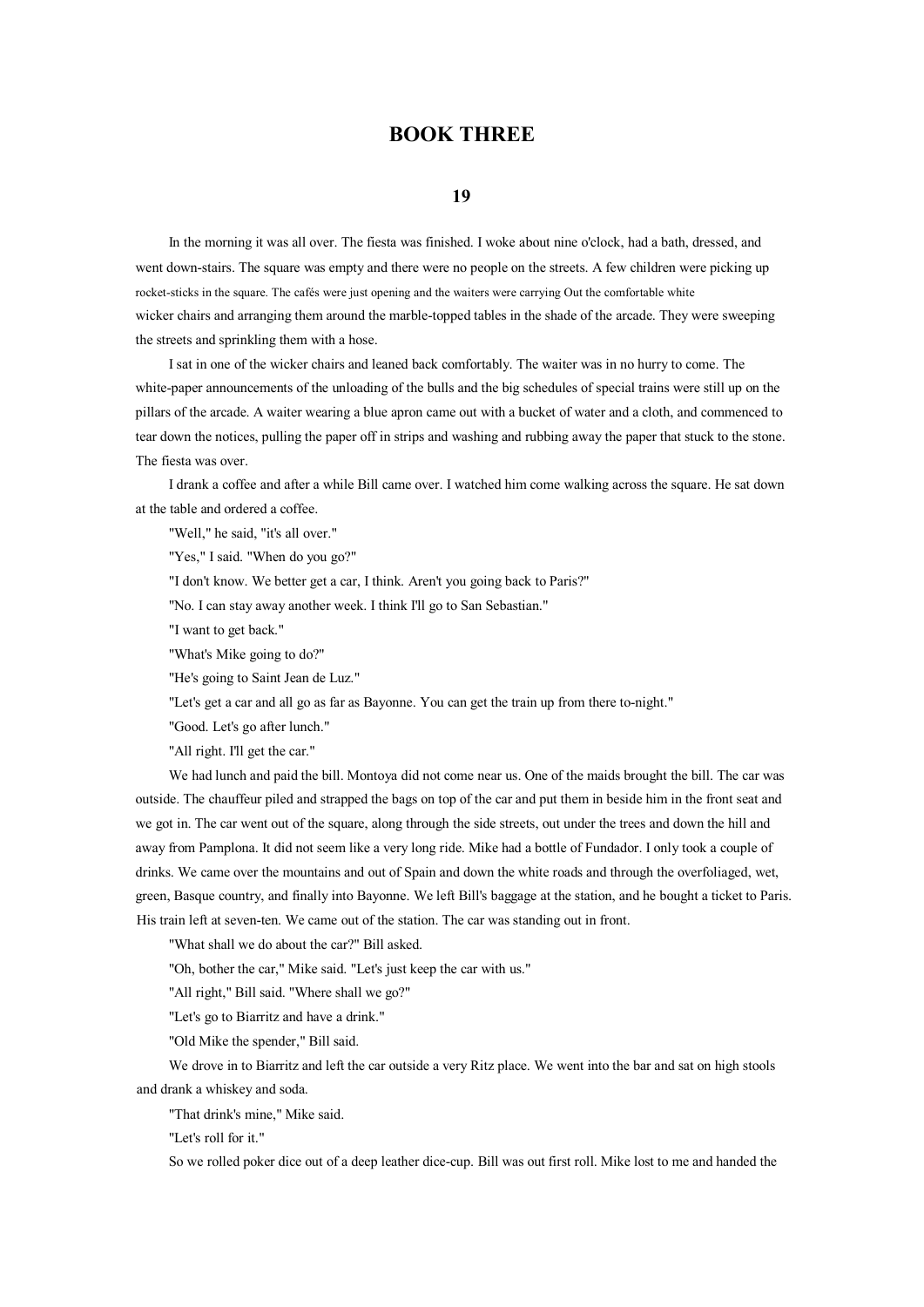# BOOK THREE

## 19

In the morning it was all over. The fiesta was finished. I woke about nine o'clock, had a bath, dressed, and went down-stairs. The square was empty and there were no people on the streets. A few children were picking up rocket-sticks in the square. The cafés were just opening and the waiters were carrying Out the comfortable white wicker chairs and arranging them around the marble-topped tables in the shade of the arcade. They were sweeping the streets and sprinkling them with a hose.

I sat in one of the wicker chairs and leaned back comfortably. The waiter was in no hurry to come. The white-paper announcements of the unloading of the bulls and the big schedules of special trains were still up on the pillars of the arcade. A waiter wearing a blue apron came out with a bucket of water and a cloth, and commenced to tear down the notices, pulling the paper off in strips and washing and rubbing away the paper that stuck to the stone. The fiesta was over.

I drank a coffee and after a while Bill came over. I watched him come walking across the square. He sat down at the table and ordered a coffee.

"Well," he said, "it's all over."

"Yes," I said. "When do you go?"

"I don't know. We better get a car, I think. Aren't you going back to Paris?"

"No. I can stay away another week. I think I'll go to San Sebastian."

"I want to get back."

"What's Mike going to do?"

"He's going to Saint Jean de Luz."

"Let's get a car and all go as far as Bayonne. You can get the train up from there to-night."

"Good. Let's go after lunch."

"All right. I'll get the car."

We had lunch and paid the bill. Montoya did not come near us. One of the maids brought the bill. The car was outside. The chauffeur piled and strapped the bags on top of the car and put them in beside him in the front seat and we got in. The car went out of the square, along through the side streets, out under the trees and down the hill and away from Pamplona. It did not seem like a very long ride. Mike had a bottle of Fundador. I only took a couple of drinks. We came over the mountains and out of Spain and down the white roads and through the overfoliaged, wet, green, Basque country, and finally into Bayonne. We left Bill's baggage at the station, and he bought a ticket to Paris. His train left at seven-ten. We came out of the station. The car was standing out in front.

"What shall we do about the car?" Bill asked.

"Oh, bother the car," Mike said. "Let's just keep the car with us."

"All right," Bill said. "Where shall we go?"

"Let's go to Biarritz and have a drink."

"Old Mike the spender," Bill said.

We drove in to Biarritz and left the car outside a very Ritz place. We went into the bar and sat on high stools and drank a whiskey and soda.

"That drink's mine," Mike said.

"Let's roll for it."

So we rolled poker dice out of a deep leather dice-cup. Bill was out first roll. Mike lost to me and handed the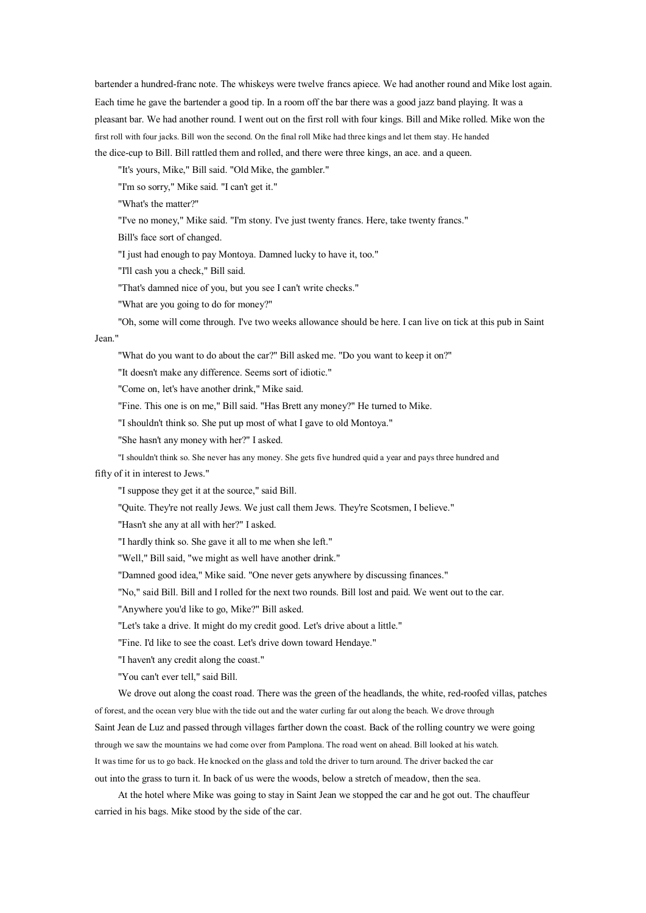bartender a hundred-franc note. The whiskeys were twelve francs apiece. We had another round and Mike lost again. Each time he gave the bartender a good tip. In a room off the bar there was a good jazz band playing. It was a pleasant bar. We had another round. I went out on the first roll with four kings. Bill and Mike rolled. Mike won the first roll with four jacks. Bill won the second. On the final roll Mike had three kings and let them stay. He handed the dice-cup to Bill. Bill rattled them and rolled, and there were three kings, an ace. and a queen.

"It's yours, Mike," Bill said. "Old Mike, the gambler."

"I'm so sorry," Mike said. "I can't get it."

"What's the matter?"

"I've no money," Mike said. "I'm stony. I've just twenty francs. Here, take twenty francs."

Bill's face sort of changed.

"I just had enough to pay Montoya. Damned lucky to have it, too."

"I'll cash you a check," Bill said.

"That's damned nice of you, but you see I can't write checks."

"What are you going to do for money?"

"Oh, some will come through. I've two weeks allowance should be here. I can live on tick at this pub in Saint Jean."

"What do you want to do about the car?" Bill asked me. "Do you want to keep it on?"

"It doesn't make any difference. Seems sort of idiotic."

"Come on, let's have another drink," Mike said.

"Fine. This one is on me," Bill said. "Has Brett any money?" He turned to Mike.

"I shouldn't think so. She put up most of what I gave to old Montoya."

"She hasn't any money with her?" I asked.

"I shouldn't think so. She never has any money. She gets five hundred quid a year and pays three hundred and fifty of it in interest to Jews."

"I suppose they get it at the source," said Bill.

"Quite. They're not really Jews. We just call them Jews. They're Scotsmen, I believe."

"Hasn't she any at all with her?" I asked.

"I hardly think so. She gave it all to me when she left."

"Well," Bill said, "we might as well have another drink."

"Damned good idea," Mike said. "One never gets anywhere by discussing finances."

"No," said Bill. Bill and I rolled for the next two rounds. Bill lost and paid. We went out to the car.

"Anywhere you'd like to go, Mike?" Bill asked.

"Let's take a drive. It might do my credit good. Let's drive about a little."

"Fine. I'd like to see the coast. Let's drive down toward Hendaye."

"I haven't any credit along the coast."

"You can't ever tell," said Bill.

We drove out along the coast road. There was the green of the headlands, the white, red-roofed villas, patches of forest, and the ocean very blue with the tide out and the water curling far out along the beach. We drove through Saint Jean de Luz and passed through villages farther down the coast. Back of the rolling country we were going through we saw the mountains we had come over from Pamplona. The road went on ahead. Bill looked at his watch. It was time for us to go back. He knocked on the glass and told the driver to turn around. The driver backed the car out into the grass to turn it. In back of us were the woods, below a stretch of meadow, then the sea.

At the hotel where Mike was going to stay in Saint Jean we stopped the car and he got out. The chauffeur carried in his bags. Mike stood by the side of the car.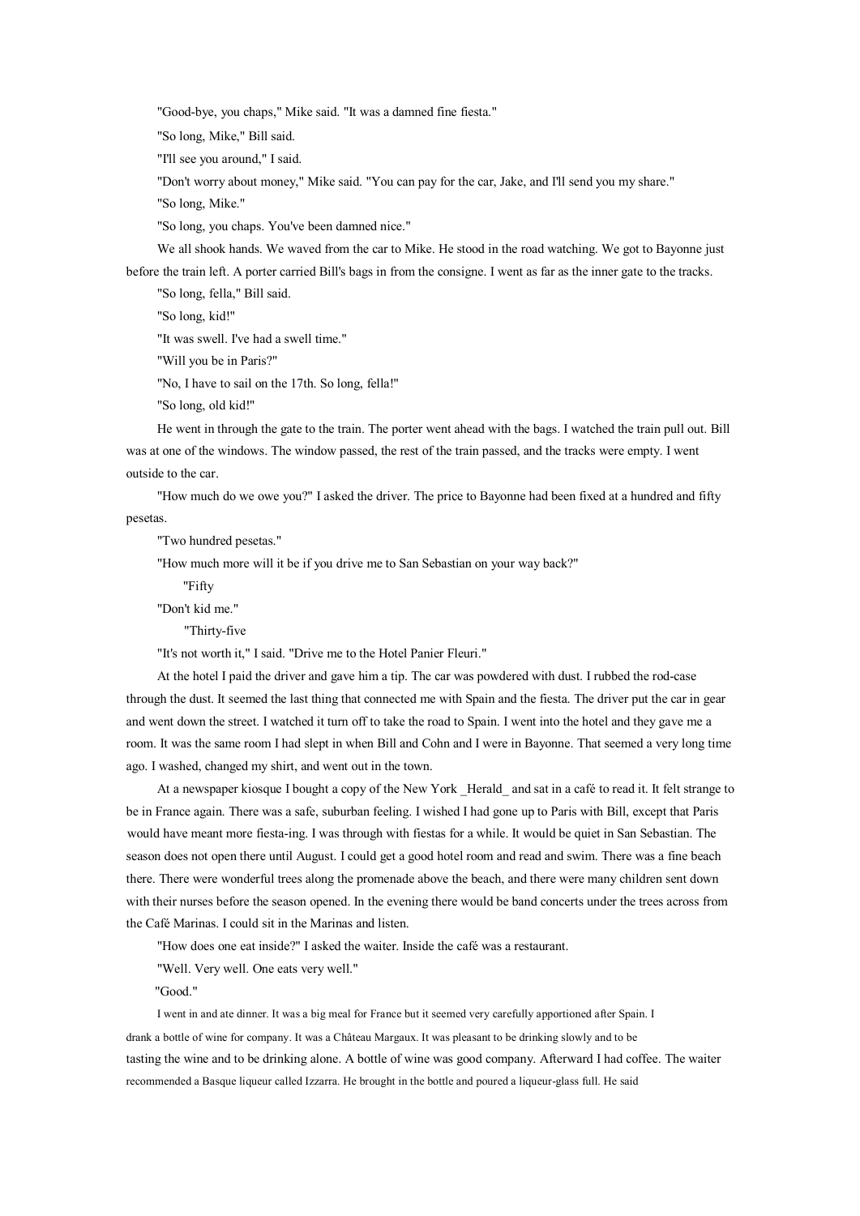"Good-bye, you chaps," Mike said. "It was a damned fine fiesta."

"So long, Mike," Bill said.

"I'll see you around," I said.

"Don't worry about money," Mike said. "You can pay for the car, Jake, and I'll send you my share."

"So long, Mike."

"So long, you chaps. You've been damned nice."

We all shook hands. We waved from the car to Mike. He stood in the road watching. We got to Bayonne just before the train left. A porter carried Bill's bags in from the consigne. I went as far as the inner gate to the tracks.

"So long, fella," Bill said.

"So long, kid!"

"It was swell. I've had a swell time."

"Will you be in Paris?"

"No, I have to sail on the 17th. So long, fella!"

"So long, old kid!"

He went in through the gate to the train. The porter went ahead with the bags. I watched the train pull out. Bill was at one of the windows. The window passed, the rest of the train passed, and the tracks were empty. I went outside to the car.

"How much do we owe you?" I asked the driver. The price to Bayonne had been fixed at a hundred and fifty pesetas.

"Two hundred pesetas."

"How much more will it be if you drive me to San Sebastian on your way back?"

"Fifty

"Don't kid me."

"Thirty-five

"It's not worth it," I said. "Drive me to the Hotel Panier Fleuri."

At the hotel I paid the driver and gave him a tip. The car was powdered with dust. I rubbed the rod-case through the dust. It seemed the last thing that connected me with Spain and the fiesta. The driver put the car in gear and went down the street. I watched it turn off to take the road to Spain. I went into the hotel and they gave me a room. It was the same room I had slept in when Bill and Cohn and I were in Bayonne. That seemed a very long time ago. I washed, changed my shirt, and went out in the town.

At a newspaper kiosque I bought a copy of the New York _Herald_ and sat in a café to read it. It felt strange to be in France again. There was a safe, suburban feeling. I wished I had gone up to Paris with Bill, except that Paris would have meant more fiesta-ing. I was through with fiestas for a while. It would be quiet in San Sebastian. The season does not open there until August. I could get a good hotel room and read and swim. There was a fine beach there. There were wonderful trees along the promenade above the beach, and there were many children sent down with their nurses before the season opened. In the evening there would be band concerts under the trees across from the Café Marinas. I could sit in the Marinas and listen.

"How does one eat inside?" I asked the waiter. Inside the café was a restaurant.

"Well. Very well. One eats very well."

"Good."

I went in and ate dinner. It was a big meal for France but it seemed very carefully apportioned after Spain. I drank a bottle of wine for company. It was a Château Margaux. It was pleasant to be drinking slowly and to be tasting the wine and to be drinking alone. A bottle of wine was good company. Afterward I had coffee. The waiter recommended a Basque liqueur called Izzarra. He brought in the bottle and poured a liqueur-glass full. He said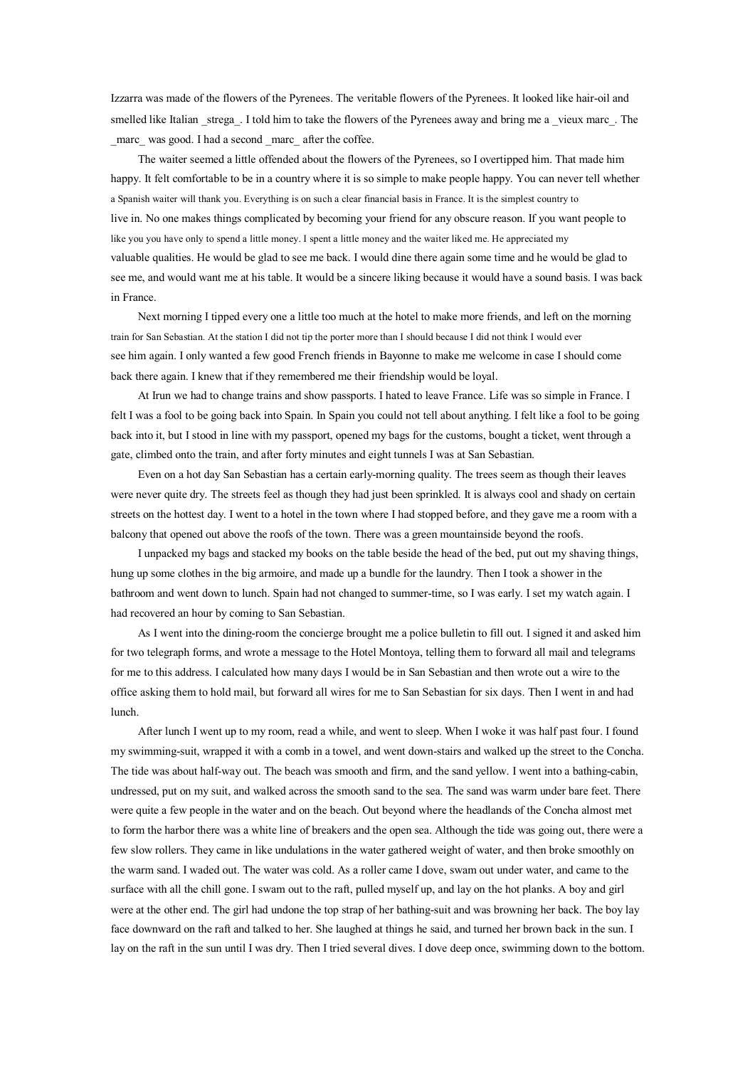Izzarra was made of the flowers of the Pyrenees. The veritable flowers of the Pyrenees. It looked like hair-oil and smelled like Italian _strega_. I told him to take the flowers of the Pyrenees away and bring me a _vieux marc_. The _marc_ was good. I had a second _marc_ after the coffee.

The waiter seemed a little offended about the flowers of the Pyrenees, so I overtipped him. That made him happy. It felt comfortable to be in a country where it is so simple to make people happy. You can never tell whether a Spanish waiter will thank you. Everything is on such a clear financial basis in France. It is the simplest country to live in. No one makes things complicated by becoming your friend for any obscure reason. If you want people to like you you have only to spend a little money. I spent a little money and the waiter liked me. He appreciated my valuable qualities. He would be glad to see me back. I would dine there again some time and he would be glad to see me, and would want me at his table. It would be a sincere liking because it would have a sound basis. I was back in France.

Next morning I tipped every one a little too much at the hotel to make more friends, and left on the morning train for San Sebastian. At the station I did not tip the porter more than I should because I did not think I would ever see him again. I only wanted a few good French friends in Bayonne to make me welcome in case I should come back there again. I knew that if they remembered me their friendship would be loyal.

At Irun we had to change trains and show passports. I hated to leave France. Life was so simple in France. I felt I was a fool to be going back into Spain. In Spain you could not tell about anything. I felt like a fool to be going back into it, but I stood in line with my passport, opened my bags for the customs, bought a ticket, went through a gate, climbed onto the train, and after forty minutes and eight tunnels I was at San Sebastian.

Even on a hot day San Sebastian has a certain early-morning quality. The trees seem as though their leaves were never quite dry. The streets feel as though they had just been sprinkled. It is always cool and shady on certain streets on the hottest day. I went to a hotel in the town where I had stopped before, and they gave me a room with a balcony that opened out above the roofs of the town. There was a green mountainside beyond the roofs.

I unpacked my bags and stacked my books on the table beside the head of the bed, put out my shaving things, hung up some clothes in the big armoire, and made up a bundle for the laundry. Then I took a shower in the bathroom and went down to lunch. Spain had not changed to summer-time, so I was early. I set my watch again. I had recovered an hour by coming to San Sebastian.

As I went into the dining-room the concierge brought me a police bulletin to fill out. I signed it and asked him for two telegraph forms, and wrote a message to the Hotel Montoya, telling them to forward all mail and telegrams for me to this address. I calculated how many days I would be in San Sebastian and then wrote out a wire to the office asking them to hold mail, but forward all wires for me to San Sebastian for six days. Then I went in and had lunch.

After lunch I went up to my room, read a while, and went to sleep. When I woke it was half past four. I found my swimming-suit, wrapped it with a comb in a towel, and went down-stairs and walked up the street to the Concha. The tide was about half-way out. The beach was smooth and firm, and the sand yellow. I went into a bathing-cabin, undressed, put on my suit, and walked across the smooth sand to the sea. The sand was warm under bare feet. There were quite a few people in the water and on the beach. Out beyond where the headlands of the Concha almost met to form the harbor there was a white line of breakers and the open sea. Although the tide was going out, there were a few slow rollers. They came in like undulations in the water gathered weight of water, and then broke smoothly on the warm sand. I waded out. The water was cold. As a roller came I dove, swam out under water, and came to the surface with all the chill gone. I swam out to the raft, pulled myself up, and lay on the hot planks. A boy and girl were at the other end. The girl had undone the top strap of her bathing-suit and was browning her back. The boy lay face downward on the raft and talked to her. She laughed at things he said, and turned her brown back in the sun. I lay on the raft in the sun until I was dry. Then I tried several dives. I dove deep once, swimming down to the bottom.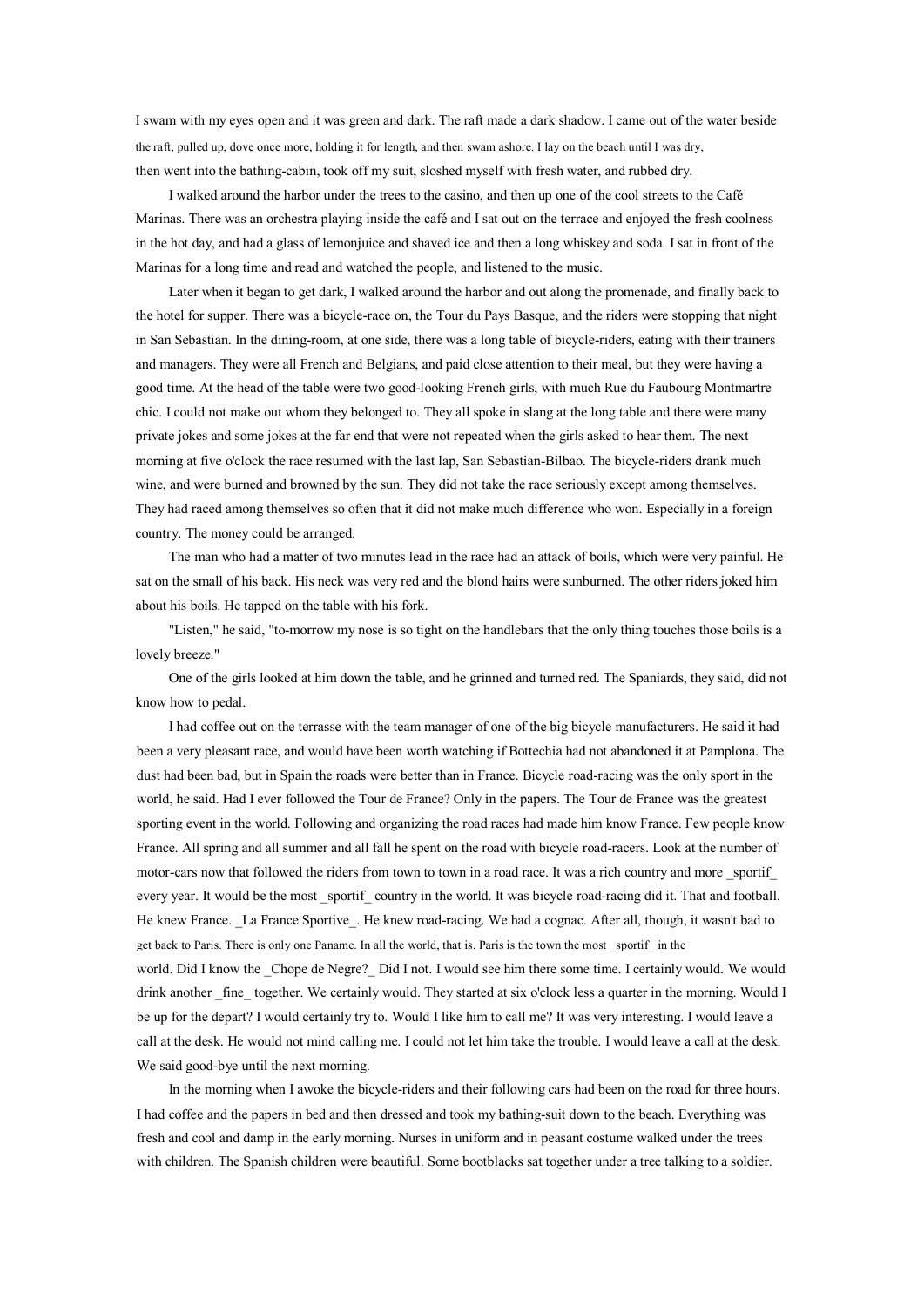I swam with my eyes open and it was green and dark. The raft made a dark shadow. I came out of the water beside the raft, pulled up, dove once more, holding it for length, and then swam ashore. I lay on the beach until I was dry, then went into the bathing-cabin, took off my suit, sloshed myself with fresh water, and rubbed dry.

I walked around the harbor under the trees to the casino, and then up one of the cool streets to the Café Marinas. There was an orchestra playing inside the café and I sat out on the terrace and enjoyed the fresh coolness in the hot day, and had a glass of lemonjuice and shaved ice and then a long whiskey and soda. I sat in front of the Marinas for a long time and read and watched the people, and listened to the music.

Later when it began to get dark, I walked around the harbor and out along the promenade, and finally back to the hotel for supper. There was a bicycle-race on, the Tour du Pays Basque, and the riders were stopping that night in San Sebastian. In the dining-room, at one side, there was a long table of bicycle-riders, eating with their trainers and managers. They were all French and Belgians, and paid close attention to their meal, but they were having a good time. At the head of the table were two good-looking French girls, with much Rue du Faubourg Montmartre chic. I could not make out whom they belonged to. They all spoke in slang at the long table and there were many private jokes and some jokes at the far end that were not repeated when the girls asked to hear them. The next morning at five o'clock the race resumed with the last lap, San Sebastian-Bilbao. The bicycle-riders drank much wine, and were burned and browned by the sun. They did not take the race seriously except among themselves. They had raced among themselves so often that it did not make much difference who won. Especially in a foreign country. The money could be arranged.

The man who had a matter of two minutes lead in the race had an attack of boils, which were very painful. He sat on the small of his back. His neck was very red and the blond hairs were sunburned. The other riders joked him about his boils. He tapped on the table with his fork.

"Listen," he said, "to-morrow my nose is so tight on the handlebars that the only thing touches those boils is a lovely breeze."

One of the girls looked at him down the table, and he grinned and turned red. The Spaniards, they said, did not know how to pedal.

I had coffee out on the terrasse with the team manager of one of the big bicycle manufacturers. He said it had been a very pleasant race, and would have been worth watching if Bottechia had not abandoned it at Pamplona. The dust had been bad, but in Spain the roads were better than in France. Bicycle road-racing was the only sport in the world, he said. Had I ever followed the Tour de France? Only in the papers. The Tour de France was the greatest sporting event in the world. Following and organizing the road races had made him know France. Few people know France. All spring and all summer and all fall he spent on the road with bicycle road-racers. Look at the number of motor-cars now that followed the riders from town to town in a road race. It was a rich country and more _sportif_ every year. It would be the most _sportif_ country in the world. It was bicycle road-racing did it. That and football. He knew France. _La France Sportive_. He knew road-racing. We had a cognac. After all, though, it wasn't bad to get back to Paris. There is only one Paname. In all the world, that is. Paris is the town the most _sportif_ in the world. Did I know the _Chope de Negre?_ Did I not. I would see him there some time. I certainly would. We would drink another _fine_ together. We certainly would. They started at six o'clock less a quarter in the morning. Would I be up for the depart? I would certainly try to. Would I like him to call me? It was very interesting. I would leave a call at the desk. He would not mind calling me. I could not let him take the trouble. I would leave a call at the desk. We said good-bye until the next morning.

In the morning when I awoke the bicycle-riders and their following cars had been on the road for three hours. I had coffee and the papers in bed and then dressed and took my bathing-suit down to the beach. Everything was fresh and cool and damp in the early morning. Nurses in uniform and in peasant costume walked under the trees with children. The Spanish children were beautiful. Some bootblacks sat together under a tree talking to a soldier.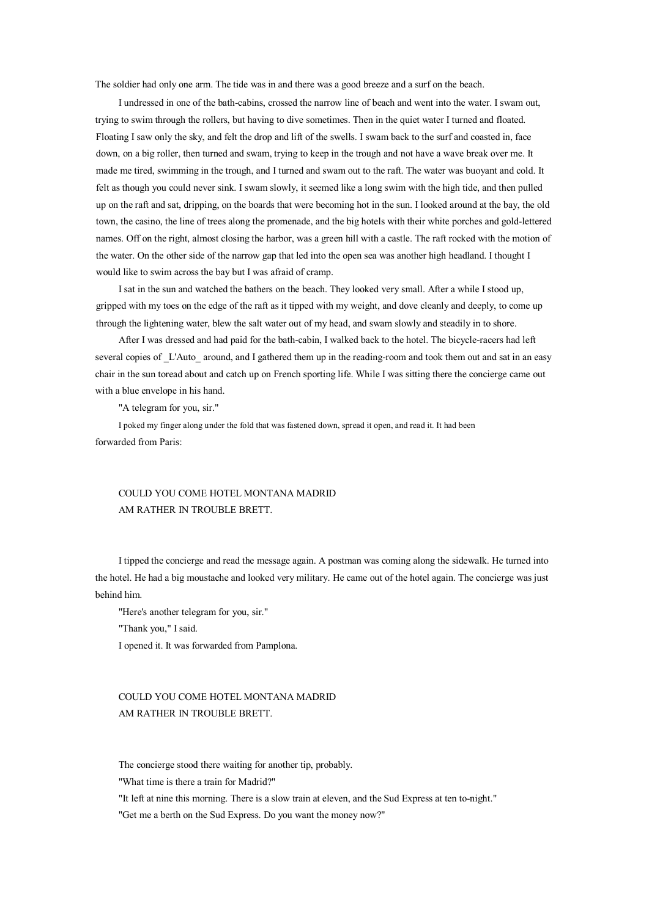The soldier had only one arm. The tide was in and there was a good breeze and a surf on the beach.

I undressed in one of the bath-cabins, crossed the narrow line of beach and went into the water. I swam out, trying to swim through the rollers, but having to dive sometimes. Then in the quiet water I turned and floated. Floating I saw only the sky, and felt the drop and lift of the swells. I swam back to the surf and coasted in, face down, on a big roller, then turned and swam, trying to keep in the trough and not have a wave break over me. It made me tired, swimming in the trough, and I turned and swam out to the raft. The water was buoyant and cold. It felt as though you could never sink. I swam slowly, it seemed like a long swim with the high tide, and then pulled up on the raft and sat, dripping, on the boards that were becoming hot in the sun. I looked around at the bay, the old town, the casino, the line of trees along the promenade, and the big hotels with their white porches and gold-lettered names. Off on the right, almost closing the harbor, was a green hill with a castle. The raft rocked with the motion of the water. On the other side of the narrow gap that led into the open sea was another high headland. I thought I would like to swim across the bay but I was afraid of cramp.

I sat in the sun and watched the bathers on the beach. They looked very small. After a while I stood up, gripped with my toes on the edge of the raft as it tipped with my weight, and dove cleanly and deeply, to come up through the lightening water, blew the salt water out of my head, and swam slowly and steadily in to shore.

After I was dressed and had paid for the bath-cabin, I walked back to the hotel. The bicycle-racers had left several copies of _L'Auto_ around, and I gathered them up in the reading-room and took them out and sat in an easy chair in the sun toread about and catch up on French sporting life. While I was sitting there the concierge came out with a blue envelope in his hand.

"A telegram for you, sir."

I poked my finger along under the fold that was fastened down, spread it open, and read it. It had been forwarded from Paris:

COULD YOU COME HOTEL MONTANA MADRID
AM RATHER IN TROUBLE BRETT.

I tipped the concierge and read the message again. A postman was coming along the sidewalk. He turned into the hotel. He had a big moustache and looked very military. He came out of the hotel again. The concierge was just behind him.

"Here's another telegram for you, sir."

"Thank you," I said.

I opened it. It was forwarded from Pamplona.

COULD YOU COME HOTEL MONTANA MADRID
AM RATHER IN TROUBLE BRETT.

The concierge stood there waiting for another tip, probably.

"What time is there a train for Madrid?"

"It left at nine this morning. There is a slow train at eleven, and the Sud Express at ten to-night."

"Get me a berth on the Sud Express. Do you want the money now?"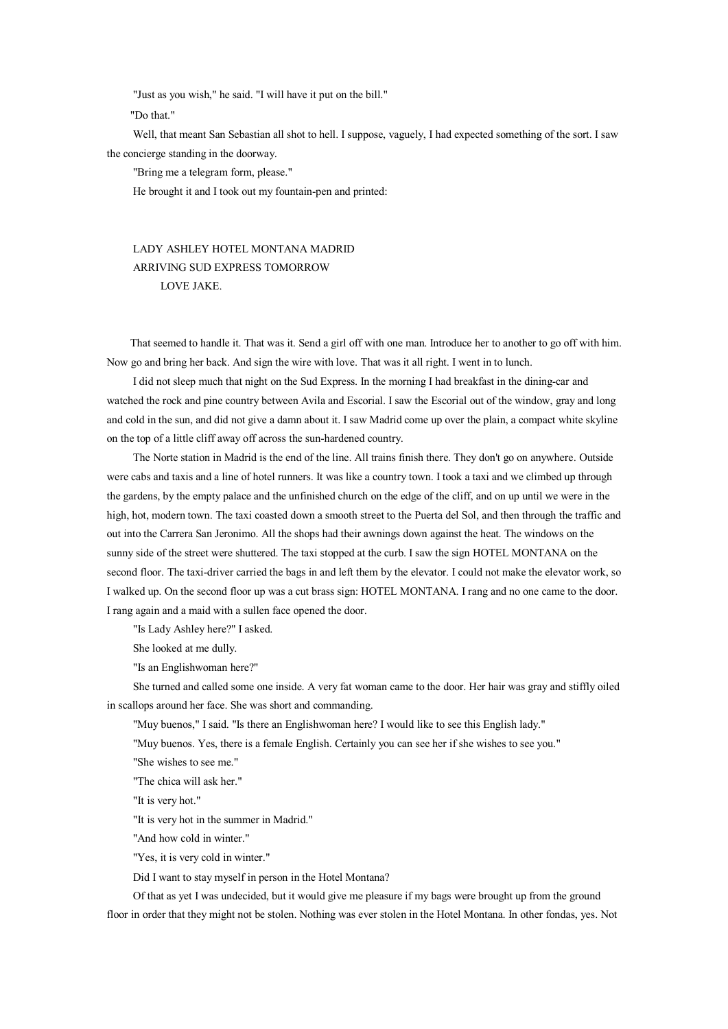"Just as you wish," he said. "I will have it put on the bill."

"Do that."

Well, that meant San Sebastian all shot to hell. I suppose, vaguely, I had expected something of the sort. I saw the concierge standing in the doorway.

"Bring me a telegram form, please."

He brought it and I took out my fountain-pen and printed:

LADY ASHLEY HOTEL MONTANA MADRID
ARRIVING SUD EXPRESS TOMORROW
LOVE JAKE.

That seemed to handle it. That was it. Send a girl off with one man. Introduce her to another to go off with him. Now go and bring her back. And sign the wire with love. That was it all right. I went in to lunch.

I did not sleep much that night on the Sud Express. In the morning I had breakfast in the dining-car and watched the rock and pine country between Avila and Escorial. I saw the Escorial out of the window, gray and long and cold in the sun, and did not give a damn about it. I saw Madrid come up over the plain, a compact white skyline on the top of a little cliff away off across the sun-hardened country.

The Norte station in Madrid is the end of the line. All trains finish there. They don't go on anywhere. Outside were cabs and taxis and a line of hotel runners. It was like a country town. I took a taxi and we climbed up through the gardens, by the empty palace and the unfinished church on the edge of the cliff, and on up until we were in the high, hot, modern town. The taxi coasted down a smooth street to the Puerta del Sol, and then through the traffic and out into the Carrera San Jeronimo. All the shops had their awnings down against the heat. The windows on the sunny side of the street were shuttered. The taxi stopped at the curb. I saw the sign HOTEL MONTANA on the second floor. The taxi-driver carried the bags in and left them by the elevator. I could not make the elevator work, so I walked up. On the second floor up was a cut brass sign: HOTEL MONTANA. I rang and no one came to the door. I rang again and a maid with a sullen face opened the door.

"Is Lady Ashley here?" I asked.

She looked at me dully.

"Is an Englishwoman here?"

She turned and called some one inside. A very fat woman came to the door. Her hair was gray and stiffly oiled in scallops around her face. She was short and commanding.

"Muy buenos," I said. "Is there an Englishwoman here? I would like to see this English lady."

"Muy buenos. Yes, there is a female English. Certainly you can see her if she wishes to see you."

"She wishes to see me."

"The chica will ask her."

"It is very hot."

"It is very hot in the summer in Madrid."

"And how cold in winter."

"Yes, it is very cold in winter."

Did I want to stay myself in person in the Hotel Montana?

Of that as yet I was undecided, but it would give me pleasure if my bags were brought up from the ground floor in order that they might not be stolen. Nothing was ever stolen in the Hotel Montana. In other fondas, yes. Not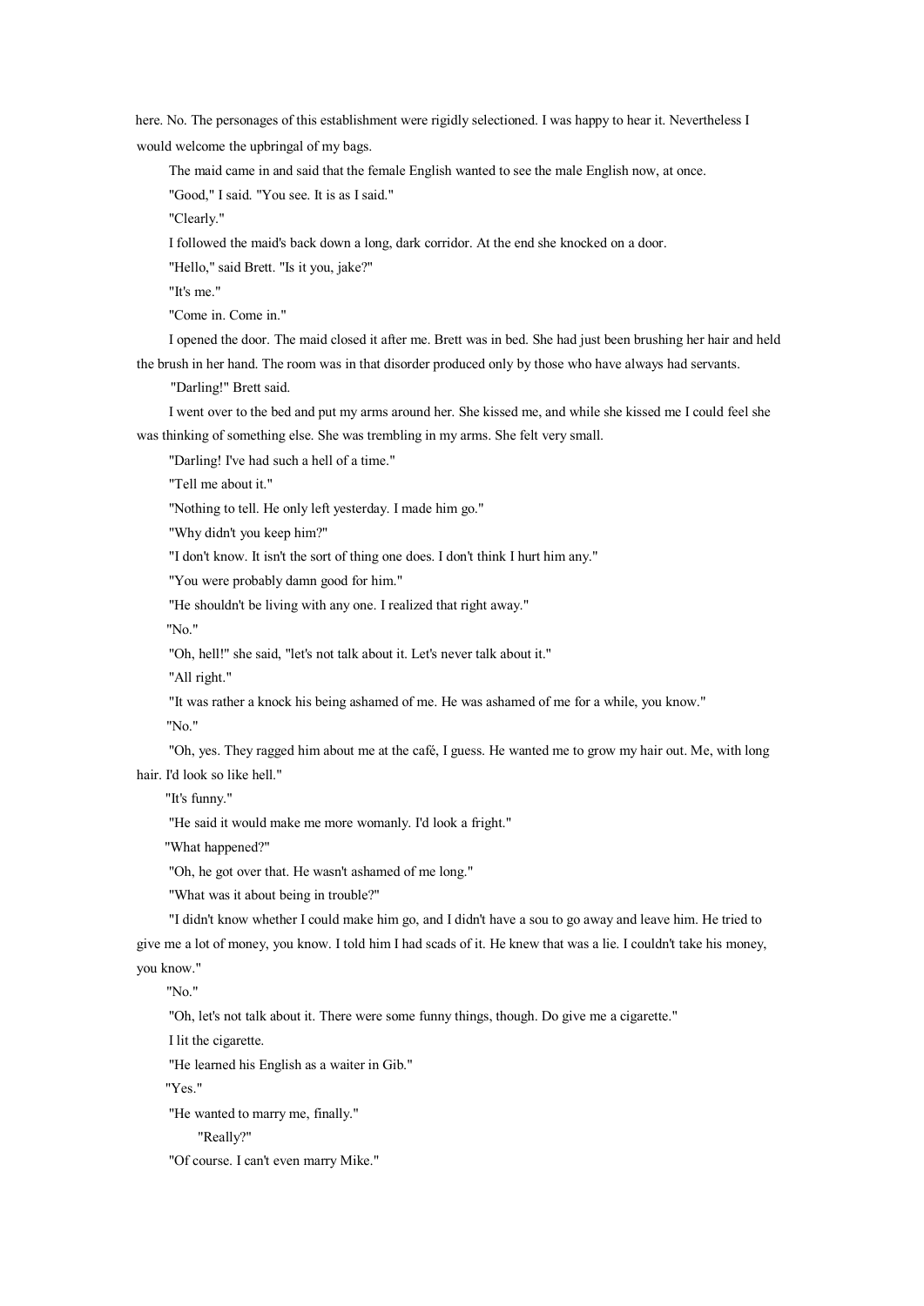here. No. The personages of this establishment were rigidly selectioned. I was happy to hear it. Nevertheless I would welcome the upbringal of my bags.

The maid came in and said that the female English wanted to see the male English now, at once.

"Good," I said. "You see. It is as I said."

"Clearly."

I followed the maid's back down a long, dark corridor. At the end she knocked on a door.

"Hello," said Brett. "Is it you, jake?"

"It's me."

"Come in. Come in."

I opened the door. The maid closed it after me. Brett was in bed. She had just been brushing her hair and held the brush in her hand. The room was in that disorder produced only by those who have always had servants.

"Darling!" Brett said.

I went over to the bed and put my arms around her. She kissed me, and while she kissed me I could feel she was thinking of something else. She was trembling in my arms. She felt very small.

"Darling! I've had such a hell of a time."

"Tell me about it."

"Nothing to tell. He only left yesterday. I made him go."

"Why didn't you keep him?"

"I don't know. It isn't the sort of thing one does. I don't think I hurt him any."

"You were probably damn good for him."

"He shouldn't be living with any one. I realized that right away."

"No."

"Oh, hell!" she said, "let's not talk about it. Let's never talk about it."

"All right."

"It was rather a knock his being ashamed of me. He was ashamed of me for a while, you know."

"No."

"Oh, yes. They ragged him about me at the café, I guess. He wanted me to grow my hair out. Me, with long hair. I'd look so like hell."

"It's funny."

"He said it would make me more womanly. I'd look a fright."

"What happened?"

"Oh, he got over that. He wasn't ashamed of me long."

"What was it about being in trouble?"

"I didn't know whether I could make him go, and I didn't have a sou to go away and leave him. He tried to give me a lot of money, you know. I told him I had scads of it. He knew that was a lie. I couldn't take his money, you know."

"No."

"Oh, let's not talk about it. There were some funny things, though. Do give me a cigarette."

I lit the cigarette.

"He learned his English as a waiter in Gib."

"Yes."

"He wanted to marry me, finally."

"Really?"

"Of course. I can't even marry Mike."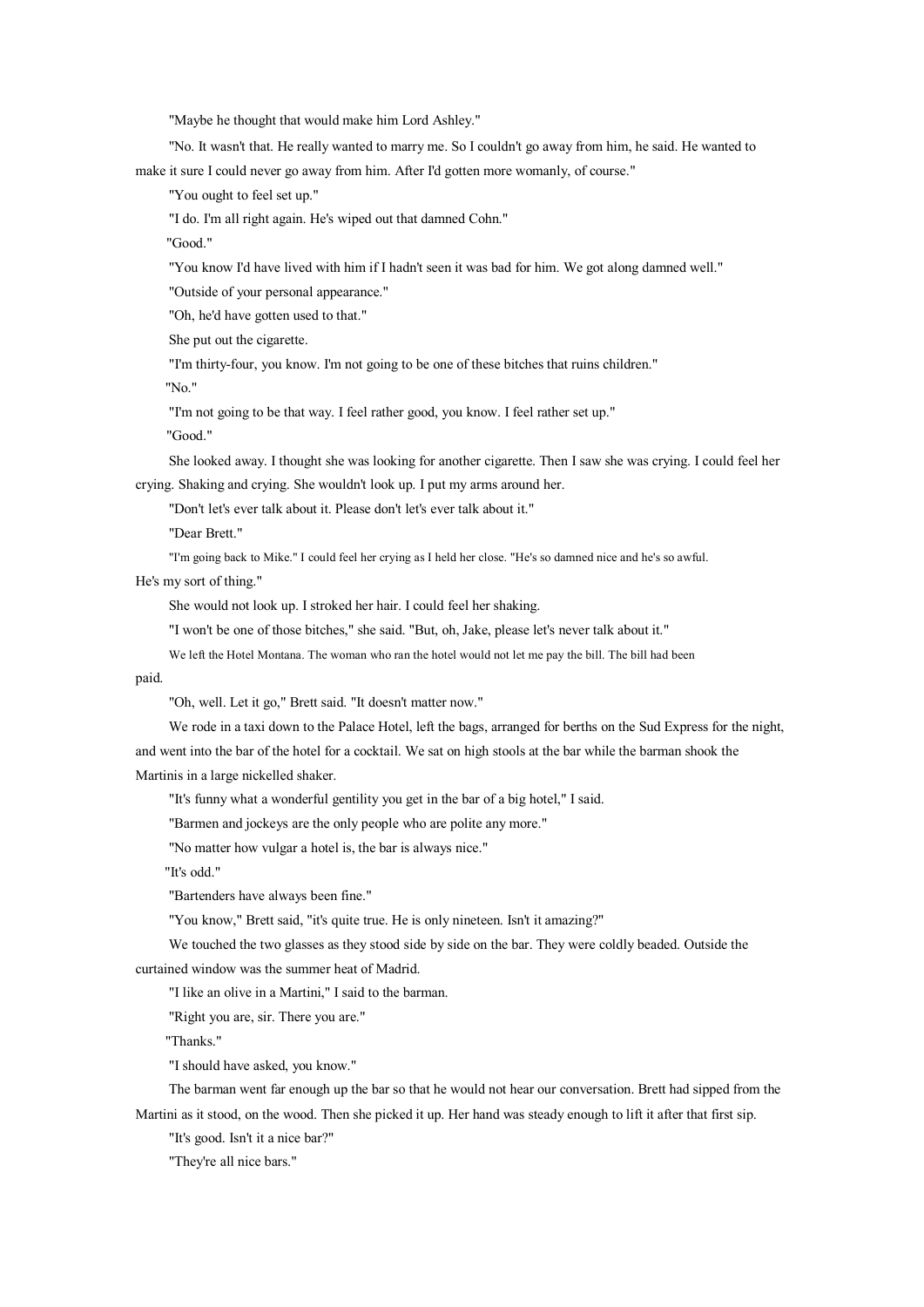"Maybe he thought that would make him Lord Ashley."

"No. It wasn't that. He really wanted to marry me. So I couldn't go away from him, he said. He wanted to make it sure I could never go away from him. After I'd gotten more womanly, of course."

"You ought to feel set up."

"I do. I'm all right again. He's wiped out that damned Cohn."

"Good."

"You know I'd have lived with him if I hadn't seen it was bad for him. We got along damned well."

"Outside of your personal appearance."

"Oh, he'd have gotten used to that."

She put out the cigarette.

"I'm thirty-four, you know. I'm not going to be one of these bitches that ruins children."

"No."

"I'm not going to be that way. I feel rather good, you know. I feel rather set up."

"Good."

She looked away. I thought she was looking for another cigarette. Then I saw she was crying. I could feel her crying. Shaking and crying. She wouldn't look up. I put my arms around her.

"Don't let's ever talk about it. Please don't let's ever talk about it."

"Dear Brett."

"I'm going back to Mike." I could feel her crying as I held her close. "He's so damned nice and he's so awful. He's my sort of thing."

She would not look up. I stroked her hair. I could feel her shaking.

"I won't be one of those bitches," she said. "But, oh, Jake, please let's never talk about it."

We left the Hotel Montana. The woman who ran the hotel would not let me pay the bill. The bill had been paid.

"Oh, well. Let it go," Brett said. "It doesn't matter now."

We rode in a taxi down to the Palace Hotel, left the bags, arranged for berths on the Sud Express for the night, and went into the bar of the hotel for a cocktail. We sat on high stools at the bar while the barman shook the Martinis in a large nickelled shaker.

"It's funny what a wonderful gentility you get in the bar of a big hotel," I said.

"Barmen and jockeys are the only people who are polite any more."

"No matter how vulgar a hotel is, the bar is always nice."

"It's odd."

"Bartenders have always been fine."

"You know," Brett said, "it's quite true. He is only nineteen. Isn't it amazing?"

We touched the two glasses as they stood side by side on the bar. They were coldly beaded. Outside the curtained window was the summer heat of Madrid.

"I like an olive in a Martini," I said to the barman.

"Right you are, sir. There you are."

"Thanks."

"I should have asked, you know."

The barman went far enough up the bar so that he would not hear our conversation. Brett had sipped from the Martini as it stood, on the wood. Then she picked it up. Her hand was steady enough to lift it after that first sip.

"It's good. Isn't it a nice bar?"

"They're all nice bars."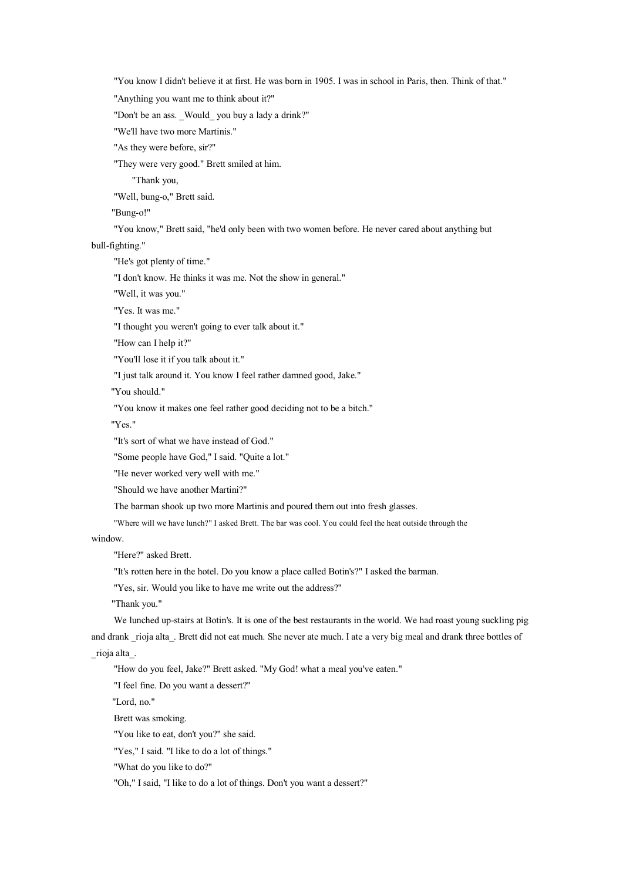"You know I didn't believe it at first. He was born in 1905. I was in school in Paris, then. Think of that."

"Anything you want me to think about it?"

"Don't be an ass. _Would_ you buy a lady a drink?"

"We'll have two more Martinis."

"As they were before, sir?"

"They were very good." Brett smiled at him.

"Thank you,

"Well, bung-o," Brett said.

"Bung-o!"

"You know," Brett said, "he'd only been with two women before. He never cared about anything but bull-fighting."

"He's got plenty of time."

"I don't know. He thinks it was me. Not the show in general."

"Well, it was you."

"Yes. It was me."

"I thought you weren't going to ever talk about it."

"How can I help it?"

"You'll lose it if you talk about it."

"I just talk around it. You know I feel rather damned good, Jake."

"You should."

"You know it makes one feel rather good deciding not to be a bitch."

"Yes."

"It's sort of what we have instead of God."

"Some people have God," I said. "Quite a lot."

"He never worked very well with me."

"Should we have another Martini?"

The barman shook up two more Martinis and poured them out into fresh glasses.

"Where will we have lunch?" I asked Brett. The bar was cool. You could feel the heat outside through the window.

"Here?" asked Brett.

"It's rotten here in the hotel. Do you know a place called Botin's?" I asked the barman.

"Yes, sir. Would you like to have me write out the address?"

"Thank you."

We lunched up-stairs at Botin's. It is one of the best restaurants in the world. We had roast young suckling pig and drank _rioja alta_. Brett did not eat much. She never ate much. I ate a very big meal and drank three bottles of _rioja alta_.

"How do you feel, Jake?" Brett asked. "My God! what a meal you've eaten."

"I feel fine. Do you want a dessert?"

"Lord, no."

Brett was smoking.

"You like to eat, don't you?" she said.

"Yes," I said. "I like to do a lot of things."

"What do you like to do?"

"Oh," I said, "I like to do a lot of things. Don't you want a dessert?"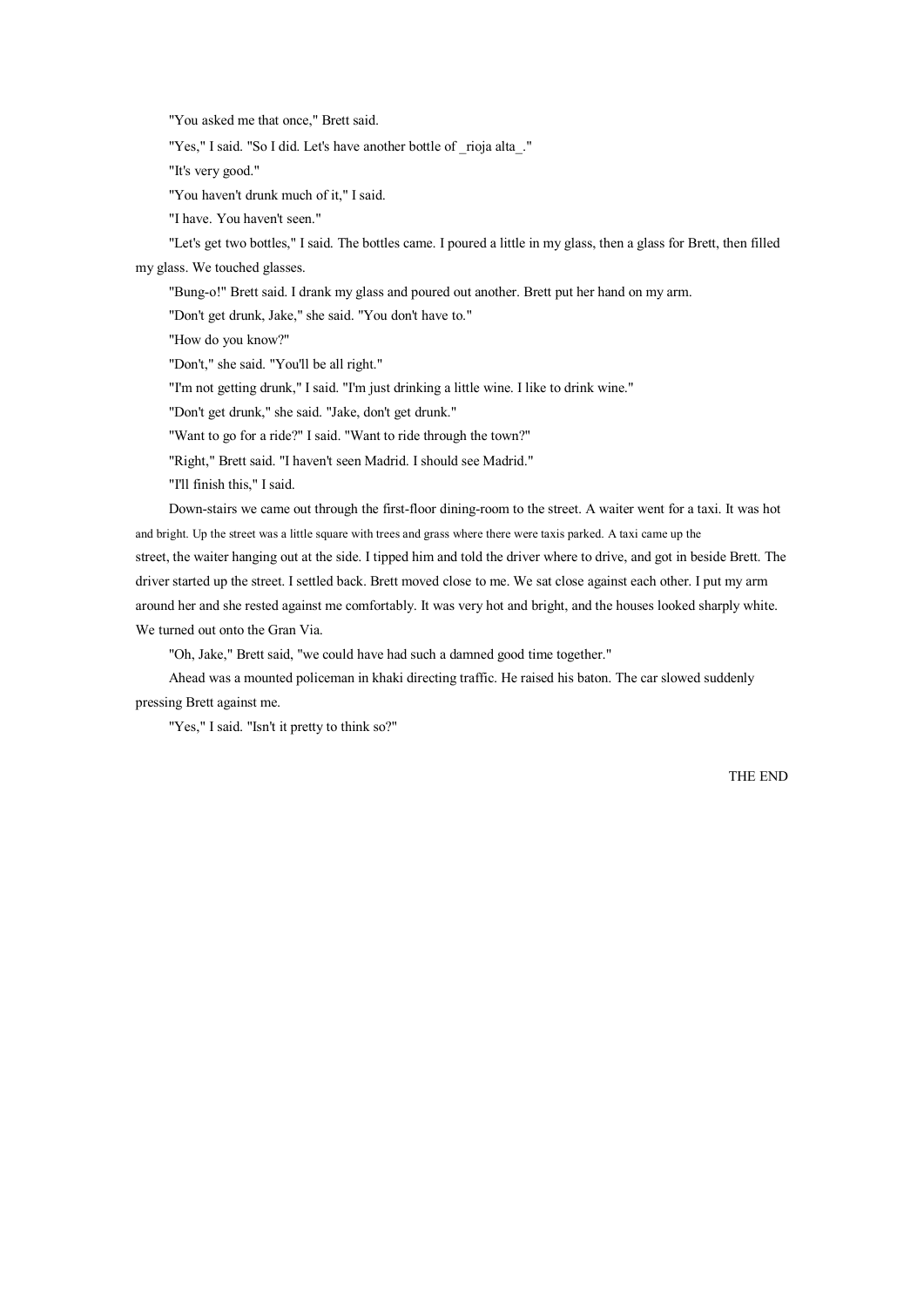"You asked me that once," Brett said.

"Yes," I said. "So I did. Let's have another bottle of _rioja alta_."

"It's very good."

"You haven't drunk much of it," I said.

"I have. You haven't seen."

"Let's get two bottles," I said. The bottles came. I poured a little in my glass, then a glass for Brett, then filled my glass. We touched glasses.

"Bung-o!" Brett said. I drank my glass and poured out another. Brett put her hand on my arm.

"Don't get drunk, Jake," she said. "You don't have to."

"How do you know?"

"Don't," she said. "You'll be all right."

"I'm not getting drunk," I said. "I'm just drinking a little wine. I like to drink wine."

"Don't get drunk," she said. "Jake, don't get drunk."

"Want to go for a ride?" I said. "Want to ride through the town?"

"Right," Brett said. "I haven't seen Madrid. I should see Madrid."

"I'll finish this," I said.

Down-stairs we came out through the first-floor dining-room to the street. A waiter went for a taxi. It was hot and bright. Up the street was a little square with trees and grass where there were taxis parked. A taxi came up the street, the waiter hanging out at the side. I tipped him and told the driver where to drive, and got in beside Brett. The driver started up the street. I settled back. Brett moved close to me. We sat close against each other. I put my arm around her and she rested against me comfortably. It was very hot and bright, and the houses looked sharply white. We turned out onto the Gran Via.

"Oh, Jake," Brett said, "we could have had such a damned good time together."

Ahead was a mounted policeman in khaki directing traffic. He raised his baton. The car slowed suddenly pressing Brett against me.

"Yes," I said. "Isn't it pretty to think so?"

THE END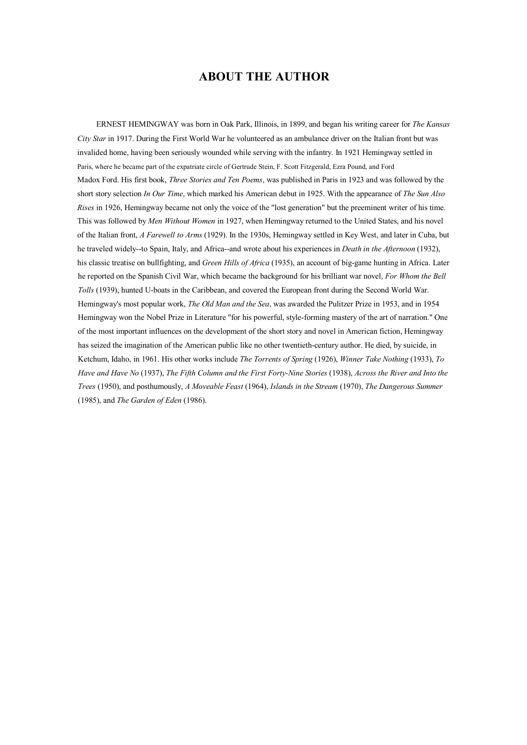# ABOUT THE AUTHOR

ERNEST HEMINGWAY was born in Oak Park, Illinois, in 1899, and began his writing career for *The Kansas City Star* in 1917. During the First World War he volunteered as an ambulance driver on the Italian front but was invalided home, having been seriously wounded while serving with the infantry. In 1921 Hemingway settled in Paris, where he became part of the expatriate circle of Gertrude Stein, F. Scott Fitzgerald, Ezra Pound, and Ford Madox Ford. His first book, *Three Stories and Ten Poems*, was published in Paris in 1923 and was followed by the short story selection *In Our Time*, which marked his American debut in 1925. With the appearance of *The Sun Also Rises* in 1926, Hemingway became not only the voice of the "lost generation" but the preeminent writer of his time. This was followed by *Men Without Women* in 1927, when Hemingway returned to the United States, and his novel of the Italian front, *A Farewell to Arms* (1929). In the 1930s, Hemingway settled in Key West, and later in Cuba, but he traveled widely--to Spain, Italy, and Africa--and wrote about his experiences in *Death in the Afternoon* (1932), his classic treatise on bullfighting, and *Green Hills of Africa* (1935), an account of big-game hunting in Africa. Later he reported on the Spanish Civil War, which became the background for his brilliant war novel, *For Whom the Bell Tolls* (1939), hunted U-boats in the Caribbean, and covered the European front during the Second World War. Hemingway's most popular work, *The Old Man and the Sea*, was awarded the Pulitzer Prize in 1953, and in 1954 Hemingway won the Nobel Prize in Literature "for his powerful, style-forming mastery of the art of narration." One of the most important influences on the development of the short story and novel in American fiction, Hemingway has seized the imagination of the American public like no other twentieth-century author. He died, by suicide, in Ketchum, Idaho, in 1961. His other works include *The Torrents of Spring* (1926), *Winner Take Nothing* (1933), *To Have and Have No* (1937), *The Fifth Column and the First Forty-Nine Stories* (1938), *Across the River and Into the Trees* (1950), and posthumously, *A Moveable Feast* (1964), *Islands in the Stream* (1970), *The Dangerous Summer* (1985), and *The Garden of Eden* (1986).